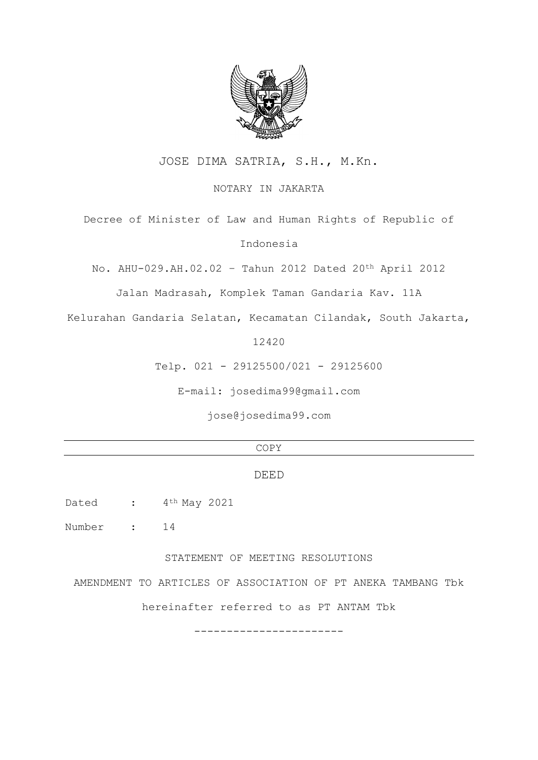JOSE DIMA SATRIA, S.H., M.Kn.

NOTARY IN JAKARTA

Decree of Minister of Law and Human Rights of Republic of Indonesia

No. AHU-029.AH.02.02 – Tahun 2012 Dated 20th April 2012

Jalan Madrasah, Komplek Taman Gandaria Kav. 11A

Kelurahan Gandaria Selatan, Kecamatan Cilandak, South Jakarta, 12420

Telp. 021 - 29125500/021 - 29125600

E-mail: josedima99@gmail.com

jose@josedima99.com

---

COPY

---

DEED

Dated : 4th May 2021

Number : 14

STATEMENT OF MEETING RESOLUTIONS

AMENDMENT TO ARTICLES OF ASSOCIATION OF PT ANEKA TAMBANG Tbk

hereinafter referred to as PT ANTAM Tbk

-----------------------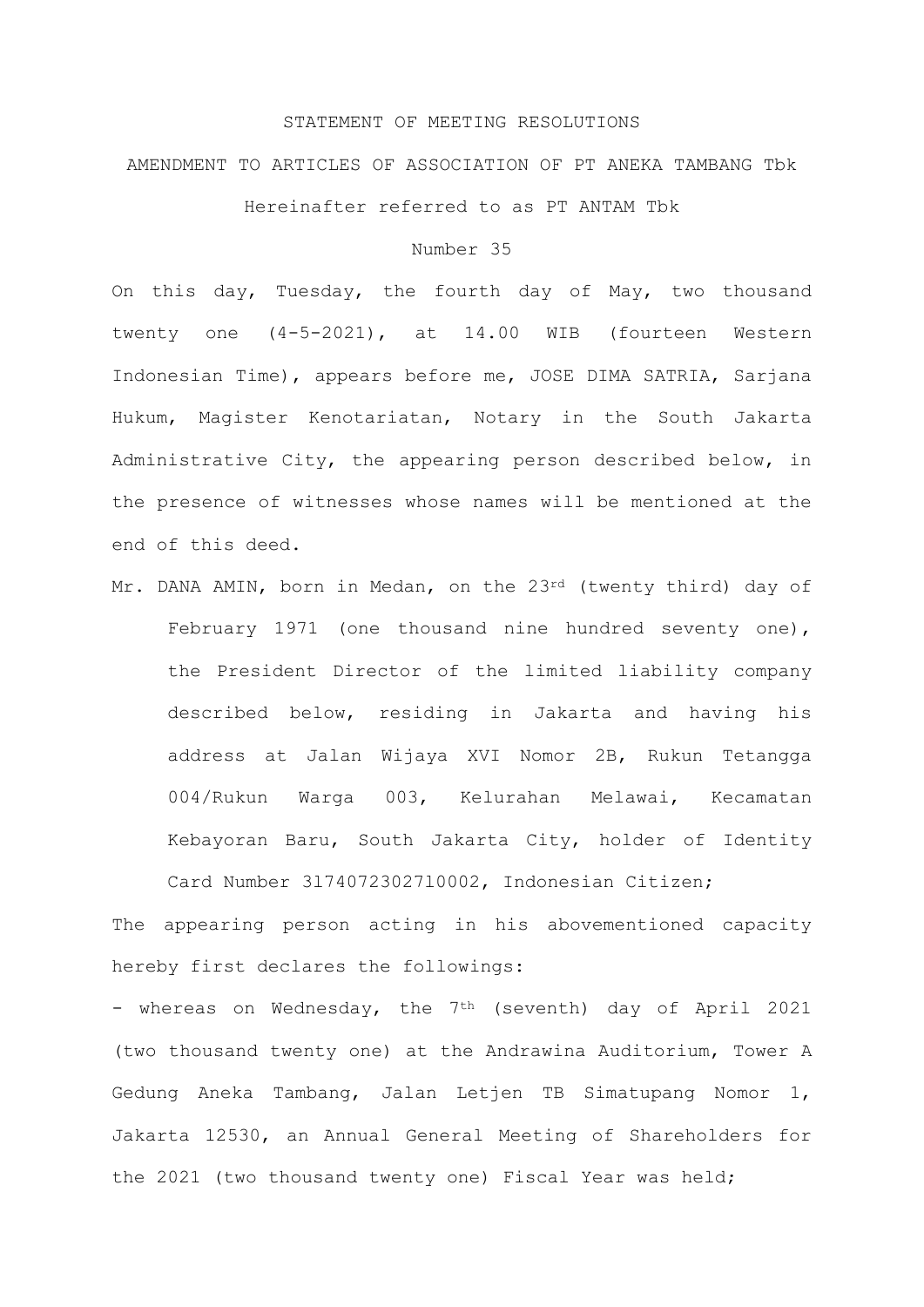STATEMENT OF MEETING RESOLUTIONS

AMENDMENT TO ARTICLES OF ASSOCIATION OF PT ANEKA TAMBANG Tbk

Hereinafter referred to as PT ANTAM Tbk

Number 35

On this day, Tuesday, the fourth day of May, two thousand twenty one (4-5-2021), at 14.00 WIB (fourteen Western Indonesian Time), appears before me, JOSE DIMA SATRIA, Sarjana Hukum, Magister Kenotariatan, Notary in the South Jakarta Administrative City, the appearing person described below, in the presence of witnesses whose names will be mentioned at the end of this deed.

Mr. DANA AMIN, born in Medan, on the 23rd (twenty third) day of February 1971 (one thousand nine hundred seventy one), the President Director of the limited liability company described below, residing in Jakarta and having his address at Jalan Wijaya XVI Nomor 2B, Rukun Tetangga 004/Rukun Warga 003, Kelurahan Melawai, Kecamatan Kebayoran Baru, South Jakarta City, holder of Identity Card Number 3174072302710002, Indonesian Citizen;

The appearing person acting in his abovementioned capacity hereby first declares the followings:

- whereas on Wednesday, the 7th (seventh) day of April 2021 (two thousand twenty one) at the Andrawina Auditorium, Tower A Gedung Aneka Tambang, Jalan Letjen TB Simatupang Nomor 1, Jakarta 12530, an Annual General Meeting of Shareholders for the 2021 (two thousand twenty one) Fiscal Year was held;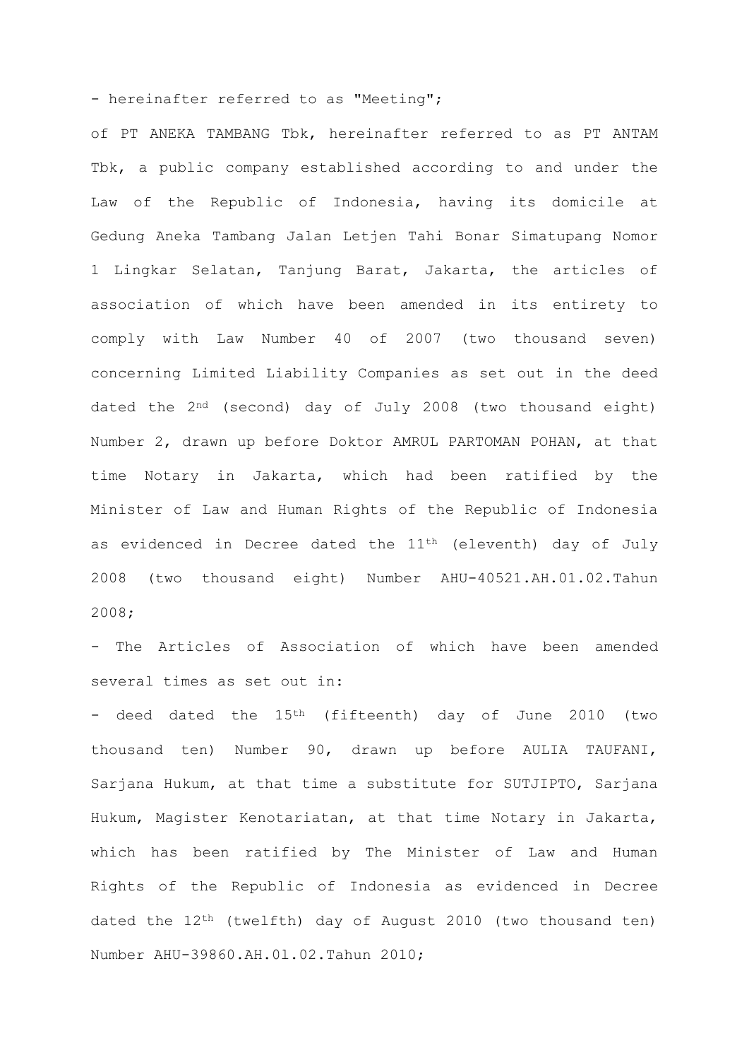- hereinafter referred to as "Meeting";

of PT ANEKA TAMBANG Tbk, hereinafter referred to as PT ANTAM Tbk, a public company established according to and under the Law of the Republic of Indonesia, having its domicile at Gedung Aneka Tambang Jalan Letjen Tahi Bonar Simatupang Nomor 1 Lingkar Selatan, Tanjung Barat, Jakarta, the articles of association of which have been amended in its entirety to comply with Law Number 40 of 2007 (two thousand seven) concerning Limited Liability Companies as set out in the deed dated the 2nd (second) day of July 2008 (two thousand eight) Number 2, drawn up before Doktor AMRUL PARTOMAN POHAN, at that time Notary in Jakarta, which had been ratified by the Minister of Law and Human Rights of the Republic of Indonesia as evidenced in Decree dated the 11th (eleventh) day of July 2008 (two thousand eight) Number AHU-40521.AH.01.02.Tahun 2008;

- The Articles of Association of which have been amended several times as set out in:

- deed dated the 15th (fifteenth) day of June 2010 (two thousand ten) Number 90, drawn up before AULIA TAUFANI, Sarjana Hukum, at that time a substitute for SUTJIPTO, Sarjana Hukum, Magister Kenotariatan, at that time Notary in Jakarta, which has been ratified by The Minister of Law and Human Rights of the Republic of Indonesia as evidenced in Decree dated the 12th (twelfth) day of August 2010 (two thousand ten) Number AHU-39860.AH.0l.02.Tahun 2010;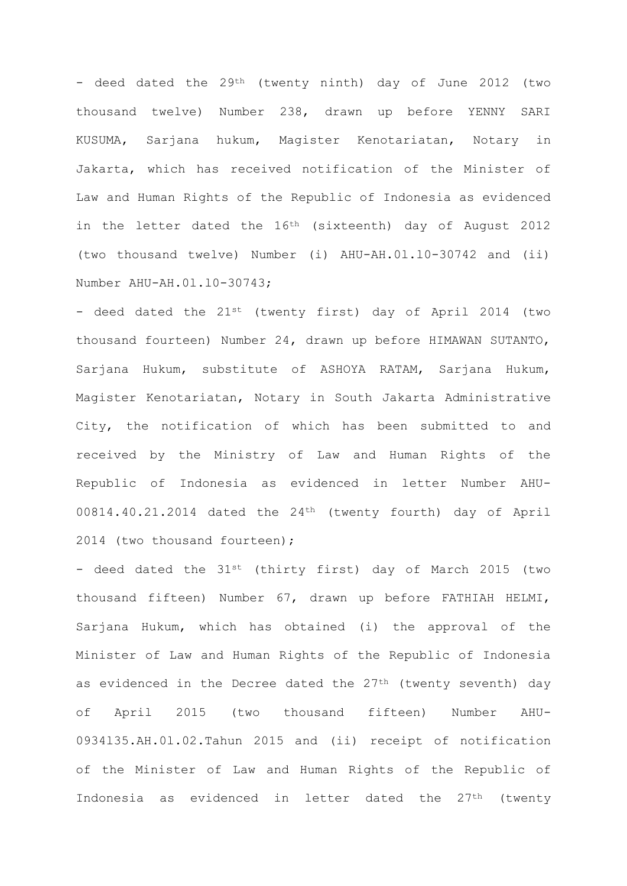- deed dated the 29th (twenty ninth) day of June 2012 (two thousand twelve) Number 238, drawn up before YENNY SARI KUSUMA, Sarjana hukum, Magister Kenotariatan, Notary in Jakarta, which has received notification of the Minister of Law and Human Rights of the Republic of Indonesia as evidenced in the letter dated the 16th (sixteenth) day of August 2012 (two thousand twelve) Number (i) AHU-AH.0l.l0-30742 and (ii) Number AHU-AH.0l.l0-30743;

- deed dated the 21st (twenty first) day of April 2014 (two thousand fourteen) Number 24, drawn up before HIMAWAN SUTANTO, Sarjana Hukum, substitute of ASHOYA RATAM, Sarjana Hukum, Magister Kenotariatan, Notary in South Jakarta Administrative City, the notification of which has been submitted to and received by the Ministry of Law and Human Rights of the Republic of Indonesia as evidenced in letter Number AHU-00814.40.21.2014 dated the 24th (twenty fourth) day of April 2014 (two thousand fourteen);

- deed dated the 31st (thirty first) day of March 2015 (two thousand fifteen) Number 67, drawn up before FATHIAH HELMI, Sarjana Hukum, which has obtained (i) the approval of the Minister of Law and Human Rights of the Republic of Indonesia as evidenced in the Decree dated the 27th (twenty seventh) day of April 2015 (two thousand fifteen) Number AHU-0934l35.AH.0l.02.Tahun 2015 and (ii) receipt of notification of the Minister of Law and Human Rights of the Republic of Indonesia as evidenced in letter dated the 27th (twenty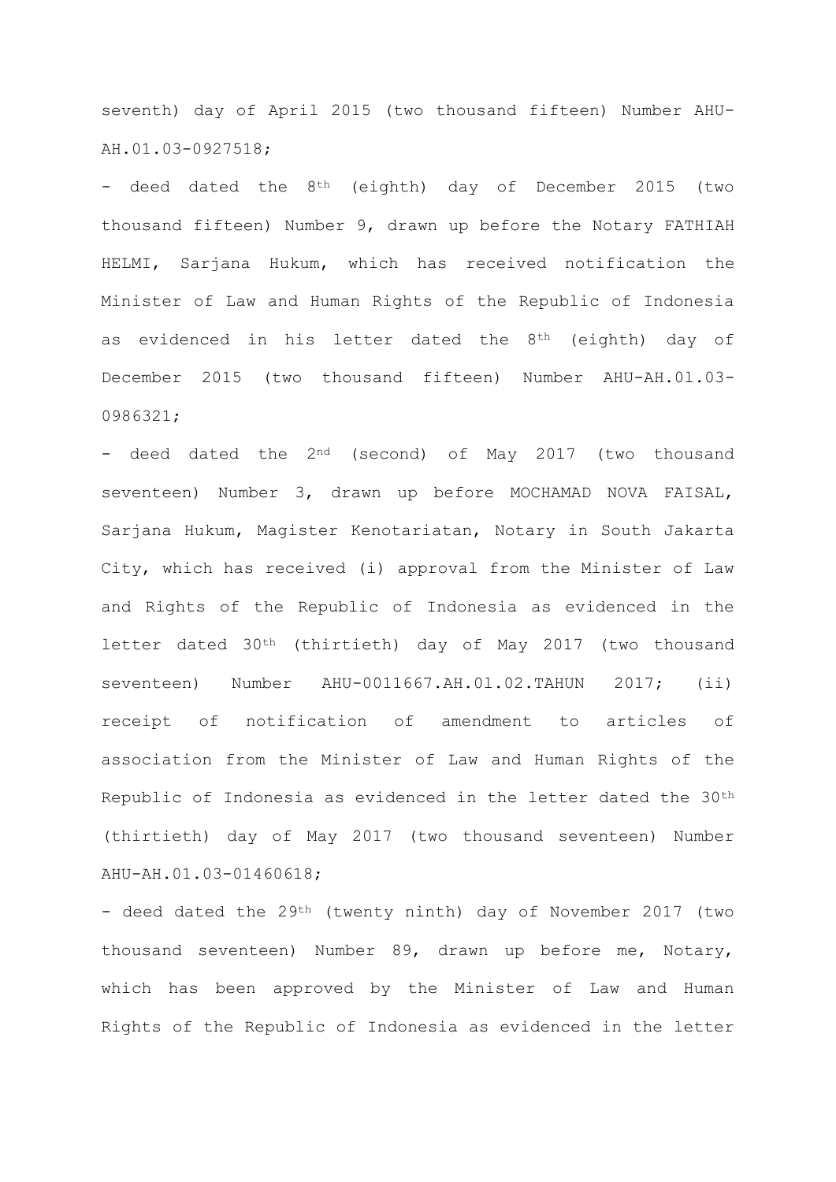seventh) day of April 2015 (two thousand fifteen) Number AHU-AH.01.03-0927518;

- deed dated the 8th (eighth) day of December 2015 (two thousand fifteen) Number 9, drawn up before the Notary FATHIAH HELMI, Sarjana Hukum, which has received notification the Minister of Law and Human Rights of the Republic of Indonesia as evidenced in his letter dated the 8th (eighth) day of December 2015 (two thousand fifteen) Number AHU-AH.0l.03-0986321;

- deed dated the 2nd (second) of May 2017 (two thousand seventeen) Number 3, drawn up before MOCHAMAD NOVA FAISAL, Sarjana Hukum, Magister Kenotariatan, Notary in South Jakarta City, which has received (i) approval from the Minister of Law and Rights of the Republic of Indonesia as evidenced in the letter dated 30th (thirtieth) day of May 2017 (two thousand seventeen) Number AHU-0011667.AH.0l.02.TAHUN 2017; (ii) receipt of notification of amendment to articles of association from the Minister of Law and Human Rights of the Republic of Indonesia as evidenced in the letter dated the 30th (thirtieth) day of May 2017 (two thousand seventeen) Number AHU-AH.01.03-01460618;

- deed dated the 29th (twenty ninth) day of November 2017 (two thousand seventeen) Number 89, drawn up before me, Notary, which has been approved by the Minister of Law and Human Rights of the Republic of Indonesia as evidenced in the letter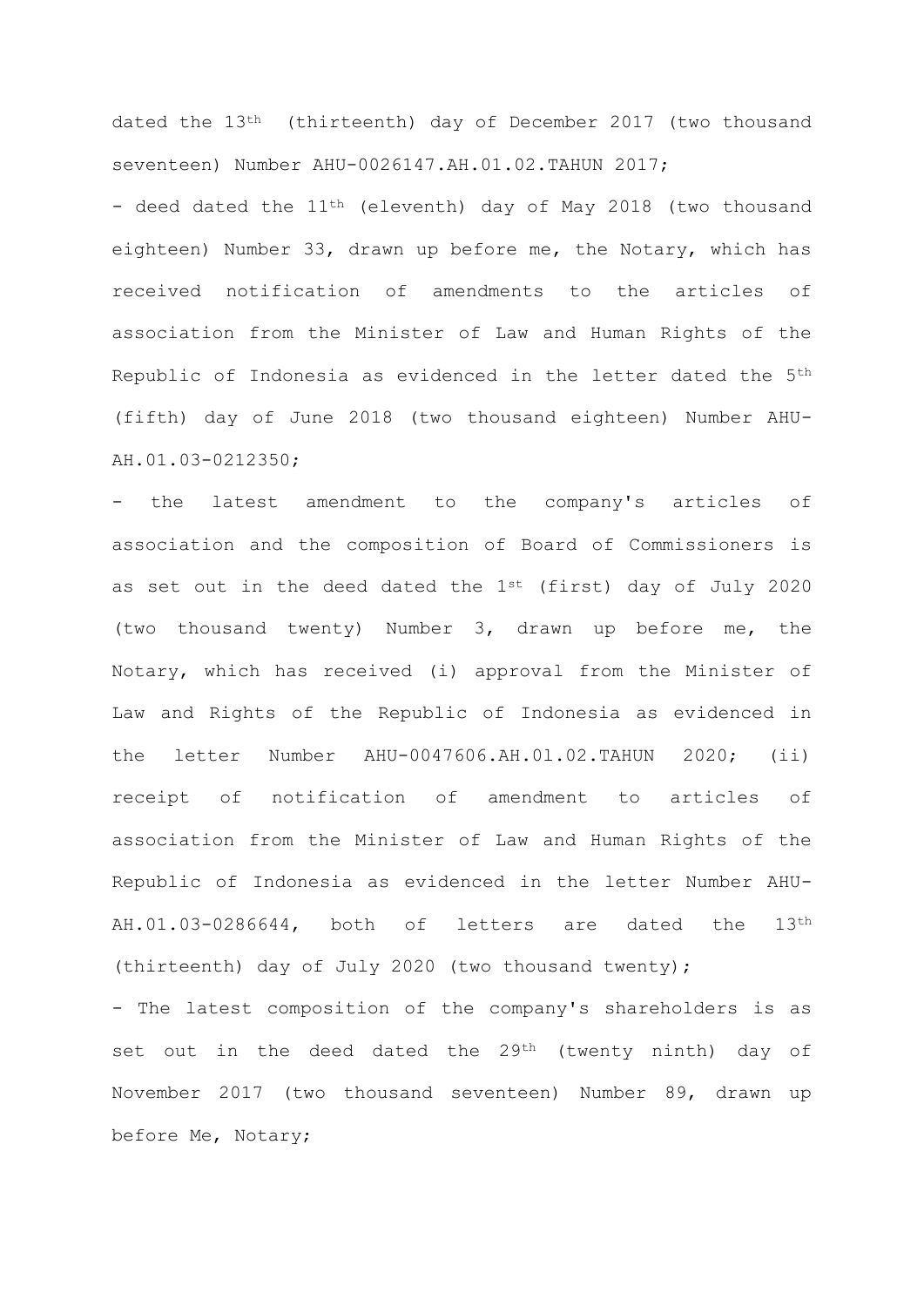dated the 13th (thirteenth) day of December 2017 (two thousand seventeen) Number AHU-0026147.AH.01.02.TAHUN 2017;

- deed dated the 11th (eleventh) day of May 2018 (two thousand eighteen) Number 33, drawn up before me, the Notary, which has received notification of amendments to the articles of association from the Minister of Law and Human Rights of the Republic of Indonesia as evidenced in the letter dated the 5th (fifth) day of June 2018 (two thousand eighteen) Number AHU-AH.01.03-0212350;

- the latest amendment to the company's articles of association and the composition of Board of Commissioners is as set out in the deed dated the 1st (first) day of July 2020 (two thousand twenty) Number 3, drawn up before me, the Notary, which has received (i) approval from the Minister of Law and Rights of the Republic of Indonesia as evidenced in the letter Number AHU-0047606.AH.0l.02.TAHUN 2020; (ii) receipt of notification of amendment to articles of association from the Minister of Law and Human Rights of the Republic of Indonesia as evidenced in the letter Number AHU-AH.01.03-0286644, both of letters are dated the 13th (thirteenth) day of July 2020 (two thousand twenty);

- The latest composition of the company's shareholders is as set out in the deed dated the 29th (twenty ninth) day of November 2017 (two thousand seventeen) Number 89, drawn up before Me, Notary;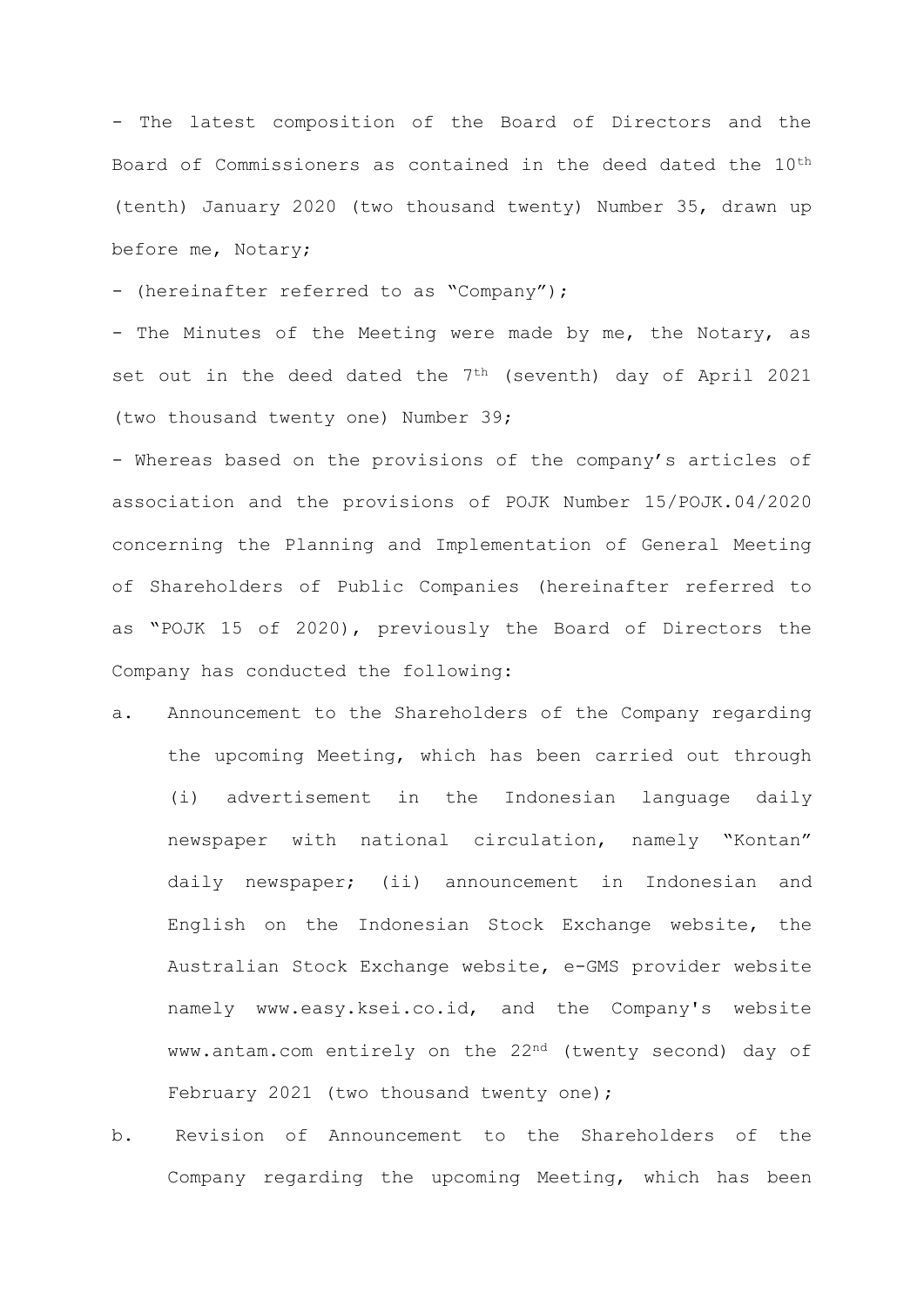- The latest composition of the Board of Directors and the Board of Commissioners as contained in the deed dated the 10th (tenth) January 2020 (two thousand twenty) Number 35, drawn up before me, Notary;

- (hereinafter referred to as "Company");

- The Minutes of the Meeting were made by me, the Notary, as set out in the deed dated the 7th (seventh) day of April 2021 (two thousand twenty one) Number 39;

- Whereas based on the provisions of the company's articles of association and the provisions of POJK Number 15/POJK.04/2020 concerning the Planning and Implementation of General Meeting of Shareholders of Public Companies (hereinafter referred to as "POJK 15 of 2020), previously the Board of Directors the Company has conducted the following:

a. Announcement to the Shareholders of the Company regarding the upcoming Meeting, which has been carried out through (i) advertisement in the Indonesian language daily newspaper with national circulation, namely "Kontan" daily newspaper; (ii) announcement in Indonesian and English on the Indonesian Stock Exchange website, the Australian Stock Exchange website, e-GMS provider website namely www.easy.ksei.co.id, and the Company's website www.antam.com entirely on the 22nd (twenty second) day of February 2021 (two thousand twenty one);

b. Revision of Announcement to the Shareholders of the Company regarding the upcoming Meeting, which has been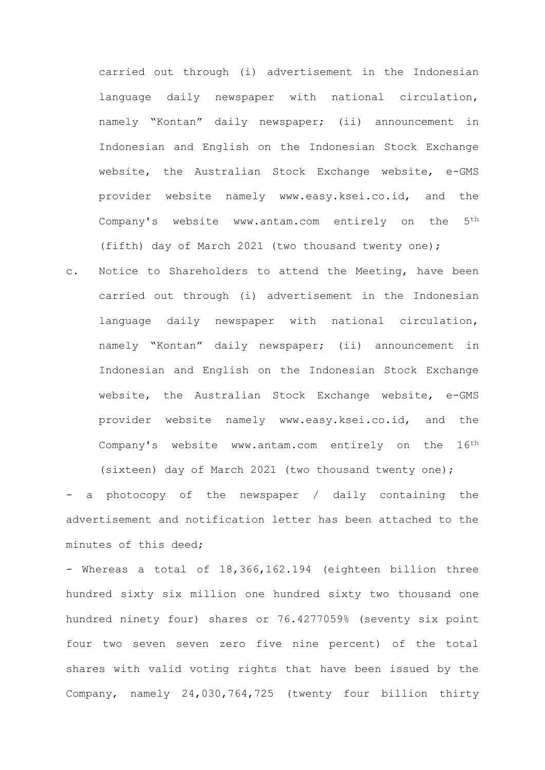carried out through (i) advertisement in the Indonesian language daily newspaper with national circulation, namely "Kontan" daily newspaper; (ii) announcement in Indonesian and English on the Indonesian Stock Exchange website, the Australian Stock Exchange website, e-GMS provider website namely www.easy.ksei.co.id, and the Company's website www.antam.com entirely on the 5th (fifth) day of March 2021 (two thousand twenty one);

c. Notice to Shareholders to attend the Meeting, have been carried out through (i) advertisement in the Indonesian language daily newspaper with national circulation, namely "Kontan" daily newspaper; (ii) announcement in Indonesian and English on the Indonesian Stock Exchange website, the Australian Stock Exchange website, e-GMS provider website namely www.easy.ksei.co.id, and the Company's website www.antam.com entirely on the 16th (sixteen) day of March 2021 (two thousand twenty one);

- a photocopy of the newspaper / daily containing the advertisement and notification letter has been attached to the minutes of this deed;

- Whereas a total of 18,366,162.194 (eighteen billion three hundred sixty six million one hundred sixty two thousand one hundred ninety four) shares or 76.4277059% (seventy six point four two seven seven zero five nine percent) of the total shares with valid voting rights that have been issued by the Company, namely 24,030,764,725 (twenty four billion thirty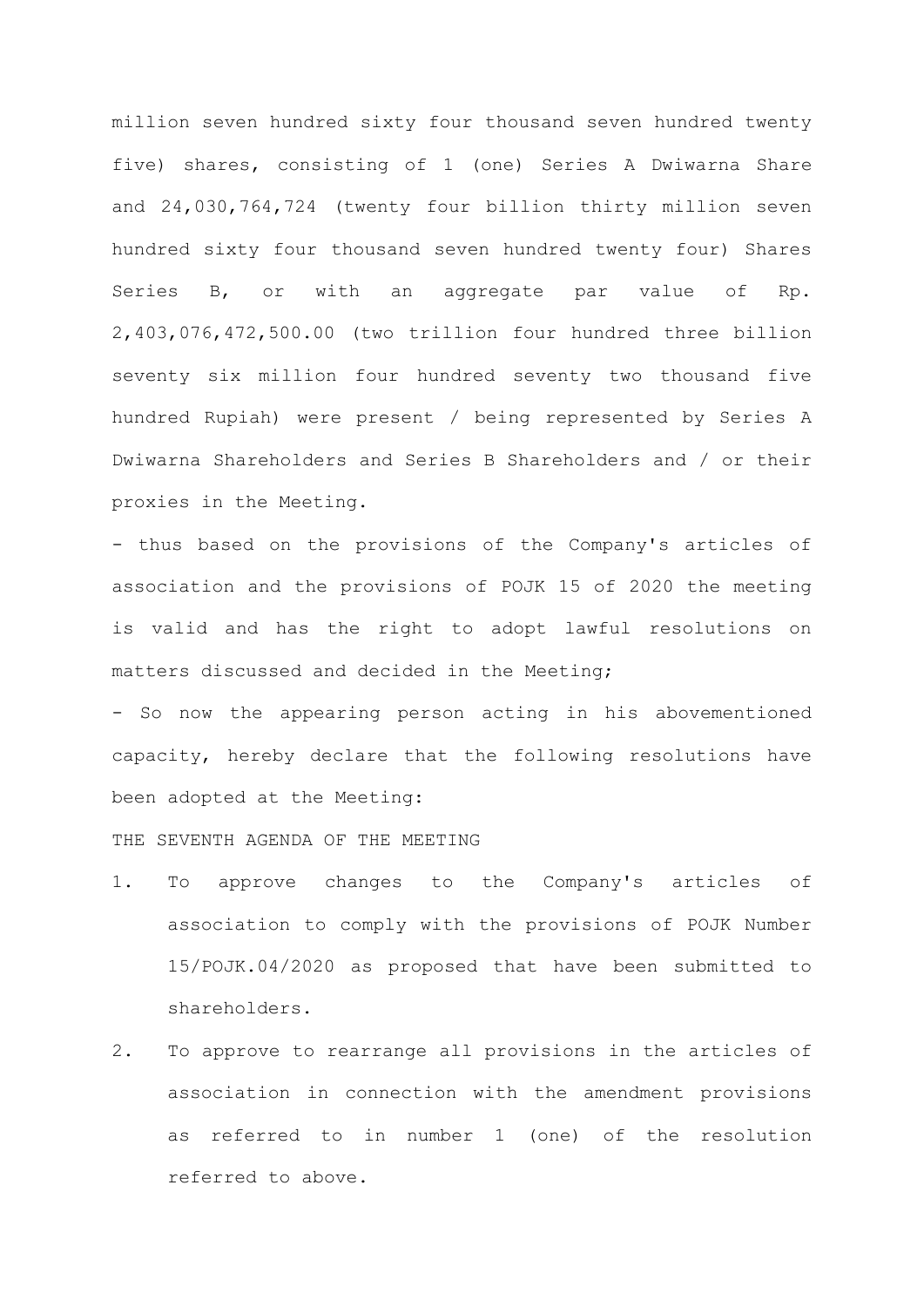million seven hundred sixty four thousand seven hundred twenty five) shares, consisting of 1 (one) Series A Dwiwarna Share and 24,030,764,724 (twenty four billion thirty million seven hundred sixty four thousand seven hundred twenty four) Shares Series B, or with an aggregate par value of Rp. 2,403,076,472,500.00 (two trillion four hundred three billion seventy six million four hundred seventy two thousand five hundred Rupiah) were present / being represented by Series A Dwiwarna Shareholders and Series B Shareholders and / or their proxies in the Meeting.

- thus based on the provisions of the Company's articles of association and the provisions of POJK 15 of 2020 the meeting is valid and has the right to adopt lawful resolutions on matters discussed and decided in the Meeting;

- So now the appearing person acting in his abovementioned capacity, hereby declare that the following resolutions have been adopted at the Meeting:

THE SEVENTH AGENDA OF THE MEETING

1. To approve changes to the Company's articles of association to comply with the provisions of POJK Number 15/POJK.04/2020 as proposed that have been submitted to shareholders.
2. To approve to rearrange all provisions in the articles of association in connection with the amendment provisions as referred to in number 1 (one) of the resolution referred to above.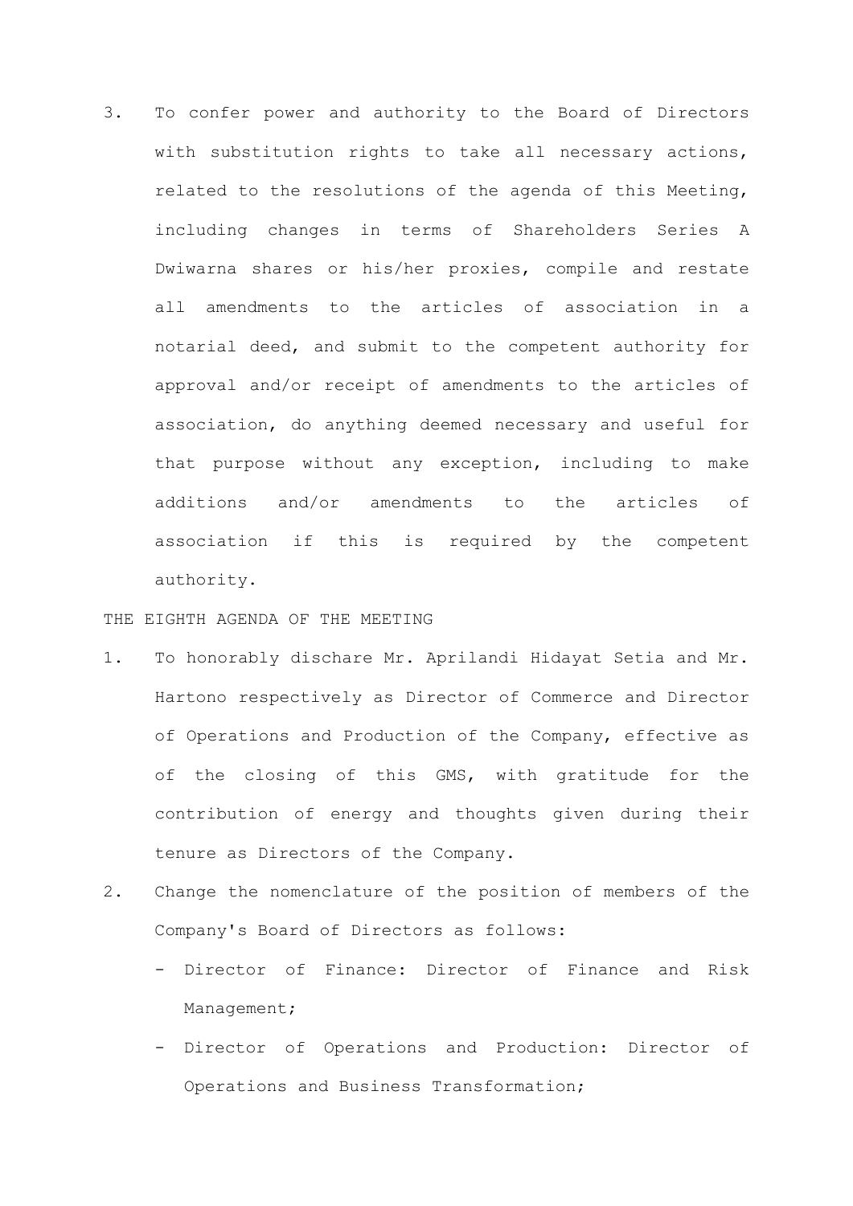3. To confer power and authority to the Board of Directors with substitution rights to take all necessary actions, related to the resolutions of the agenda of this Meeting, including changes in terms of Shareholders Series A Dwiwarna shares or his/her proxies, compile and restate all amendments to the articles of association in a notarial deed, and submit to the competent authority for approval and/or receipt of amendments to the articles of association, do anything deemed necessary and useful for that purpose without any exception, including to make additions and/or amendments to the articles of association if this is required by the competent authority.

THE EIGHTH AGENDA OF THE MEETING

1. To honorably dischare Mr. Aprilandi Hidayat Setia and Mr. Hartono respectively as Director of Commerce and Director of Operations and Production of the Company, effective as of the closing of this GMS, with gratitude for the contribution of energy and thoughts given during their tenure as Directors of the Company.
2. Change the nomenclature of the position of members of the Company's Board of Directors as follows:
   - Director of Finance: Director of Finance and Risk Management;
   - Director of Operations and Production: Director of Operations and Business Transformation;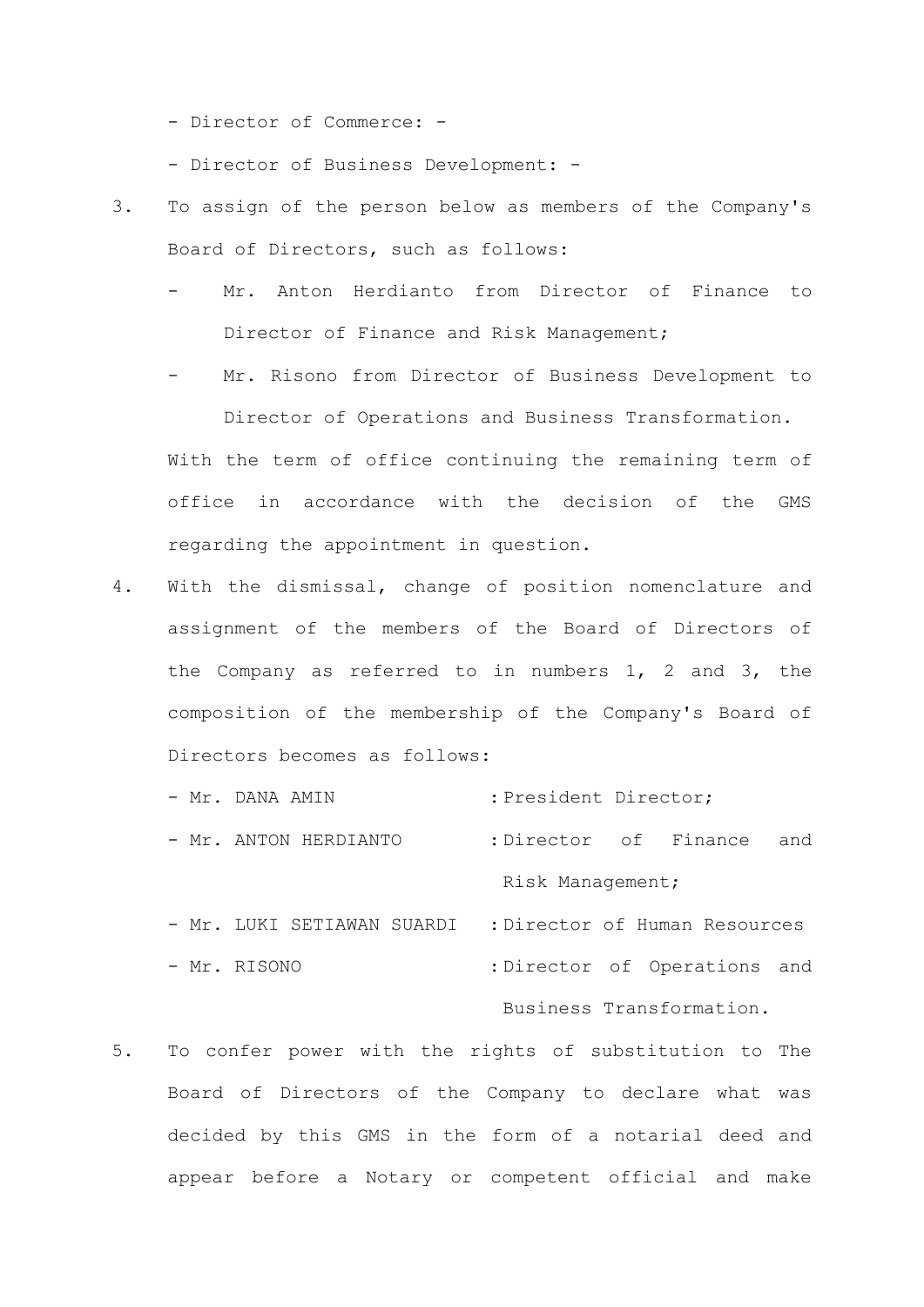- Director of Commerce: -
- Director of Business Development: -

3. To assign of the person below as members of the Company's Board of Directors, such as follows:
   - Mr. Anton Herdianto from Director of Finance to Director of Finance and Risk Management;
   - Mr. Risono from Director of Business Development to Director of Operations and Business Transformation.

   With the term of office continuing the remaining term of office in accordance with the decision of the GMS regarding the appointment in question.

4. With the dismissal, change of position nomenclature and assignment of the members of the Board of Directors of the Company as referred to in numbers 1, 2 and 3, the composition of the membership of the Company's Board of Directors becomes as follows:
   - Mr. DANA AMIN : President Director;
   - Mr. ANTON HERDIANTO : Director of Finance and Risk Management;
   - Mr. LUKI SETIAWAN SUARDI : Director of Human Resources
   - Mr. RISONO : Director of Operations and Business Transformation.

5. To confer power with the rights of substitution to The Board of Directors of the Company to declare what was decided by this GMS in the form of a notarial deed and appear before a Notary or competent official and make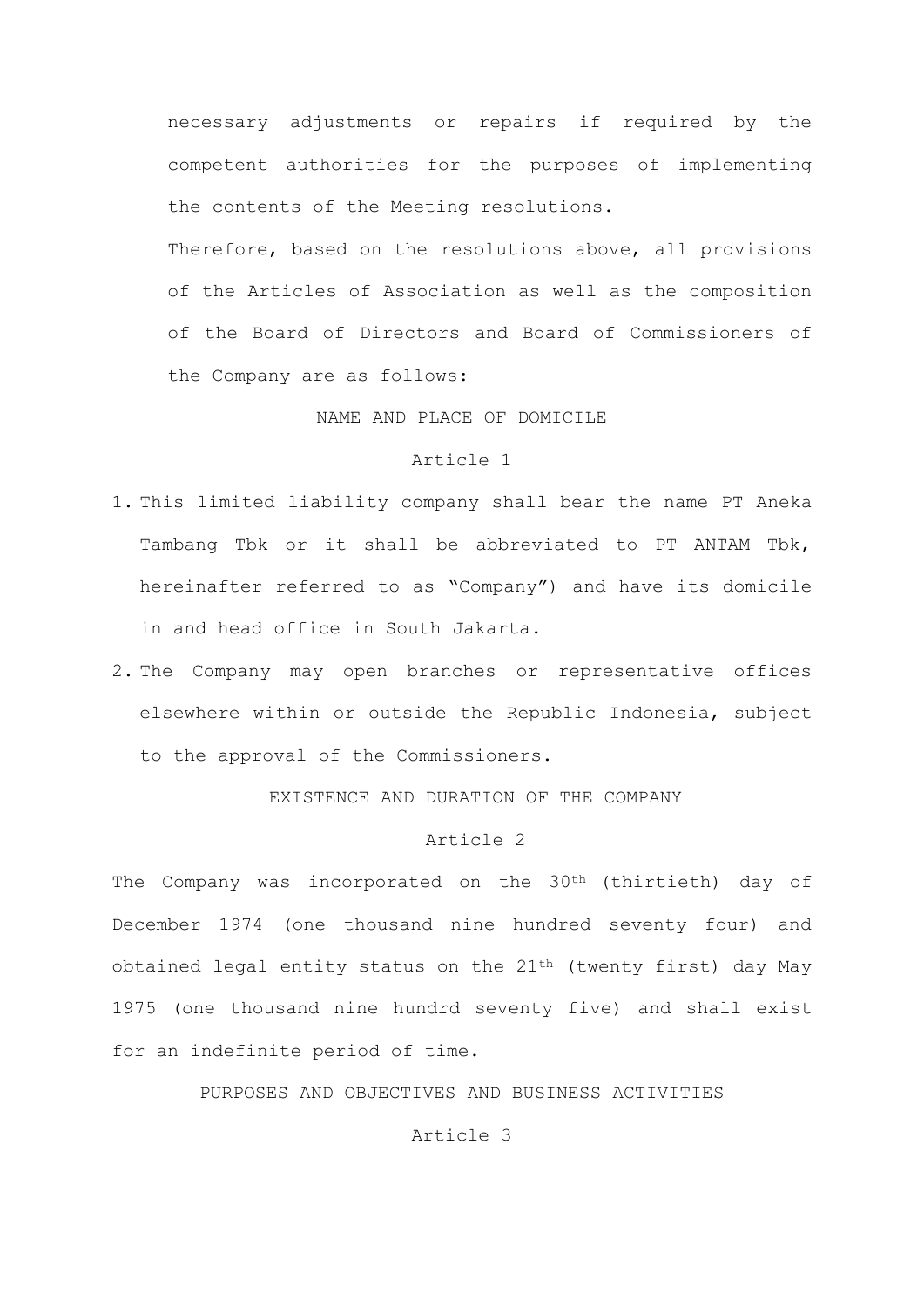necessary adjustments or repairs if required by the competent authorities for the purposes of implementing the contents of the Meeting resolutions.

Therefore, based on the resolutions above, all provisions of the Articles of Association as well as the composition of the Board of Directors and Board of Commissioners of the Company are as follows:

NAME AND PLACE OF DOMICILE

Article 1

1. This limited liability company shall bear the name PT Aneka Tambang Tbk or it shall be abbreviated to PT ANTAM Tbk, hereinafter referred to as "Company") and have its domicile in and head office in South Jakarta.
2. The Company may open branches or representative offices elsewhere within or outside the Republic Indonesia, subject to the approval of the Commissioners.

EXISTENCE AND DURATION OF THE COMPANY

Article 2

The Company was incorporated on the 30th (thirtieth) day of December 1974 (one thousand nine hundred seventy four) and obtained legal entity status on the 21st (twenty first) day May 1975 (one thousand nine hundrd seventy five) and shall exist for an indefinite period of time.

PURPOSES AND OBJECTIVES AND BUSINESS ACTIVITIES

Article 3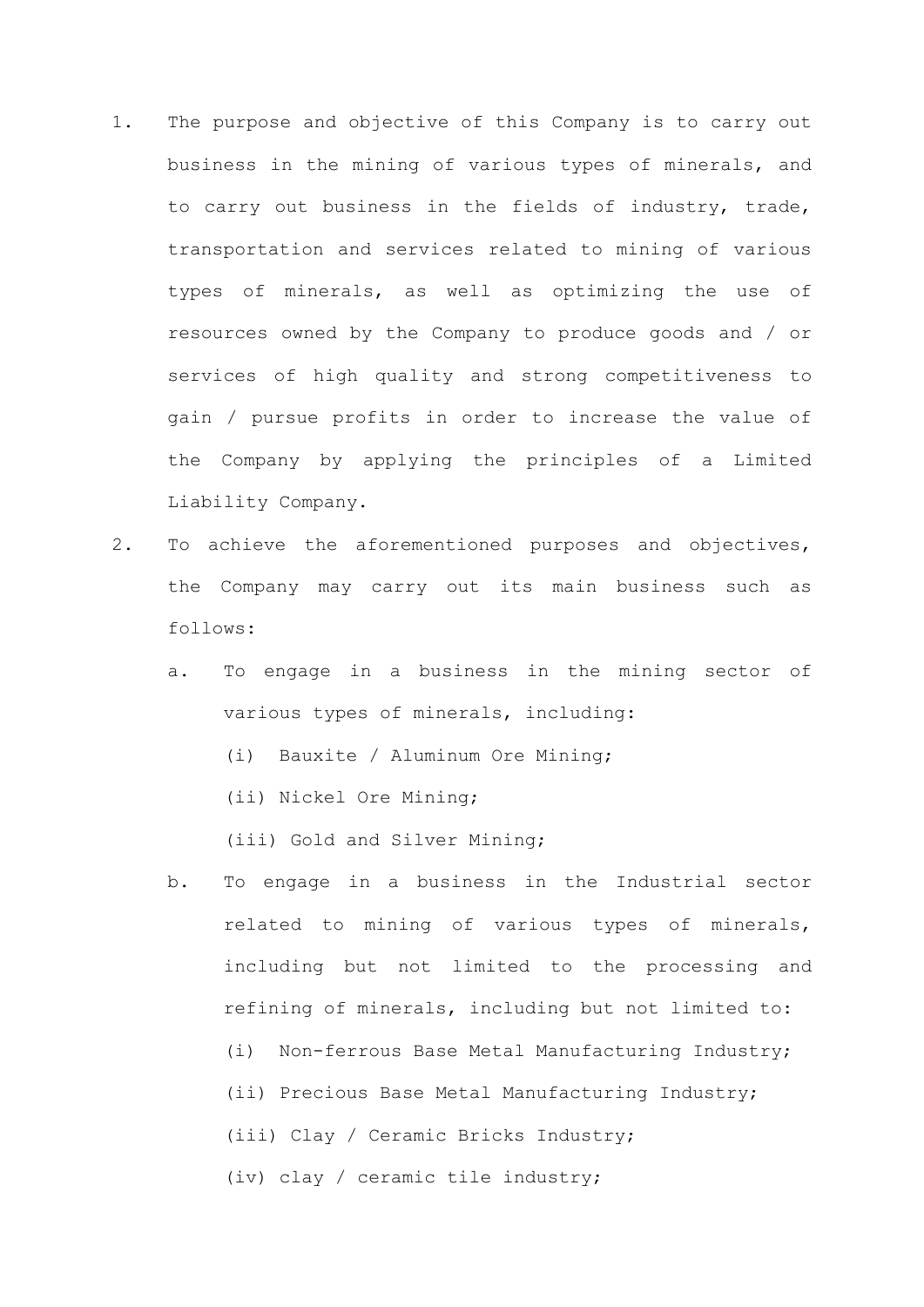1. The purpose and objective of this Company is to carry out business in the mining of various types of minerals, and to carry out business in the fields of industry, trade, transportation and services related to mining of various types of minerals, as well as optimizing the use of resources owned by the Company to produce goods and / or services of high quality and strong competitiveness to gain / pursue profits in order to increase the value of the Company by applying the principles of a Limited Liability Company.
2. To achieve the aforementioned purposes and objectives, the Company may carry out its main business such as follows:
   a. To engage in a business in the mining sector of various types of minerals, including:
      (i) Bauxite / Aluminum Ore Mining;
      (ii) Nickel Ore Mining;
      (iii) Gold and Silver Mining;
   b. To engage in a business in the Industrial sector related to mining of various types of minerals, including but not limited to the processing and refining of minerals, including but not limited to:
      (i) Non-ferrous Base Metal Manufacturing Industry;
      (ii) Precious Base Metal Manufacturing Industry;
      (iii) Clay / Ceramic Bricks Industry;
      (iv) clay / ceramic tile industry;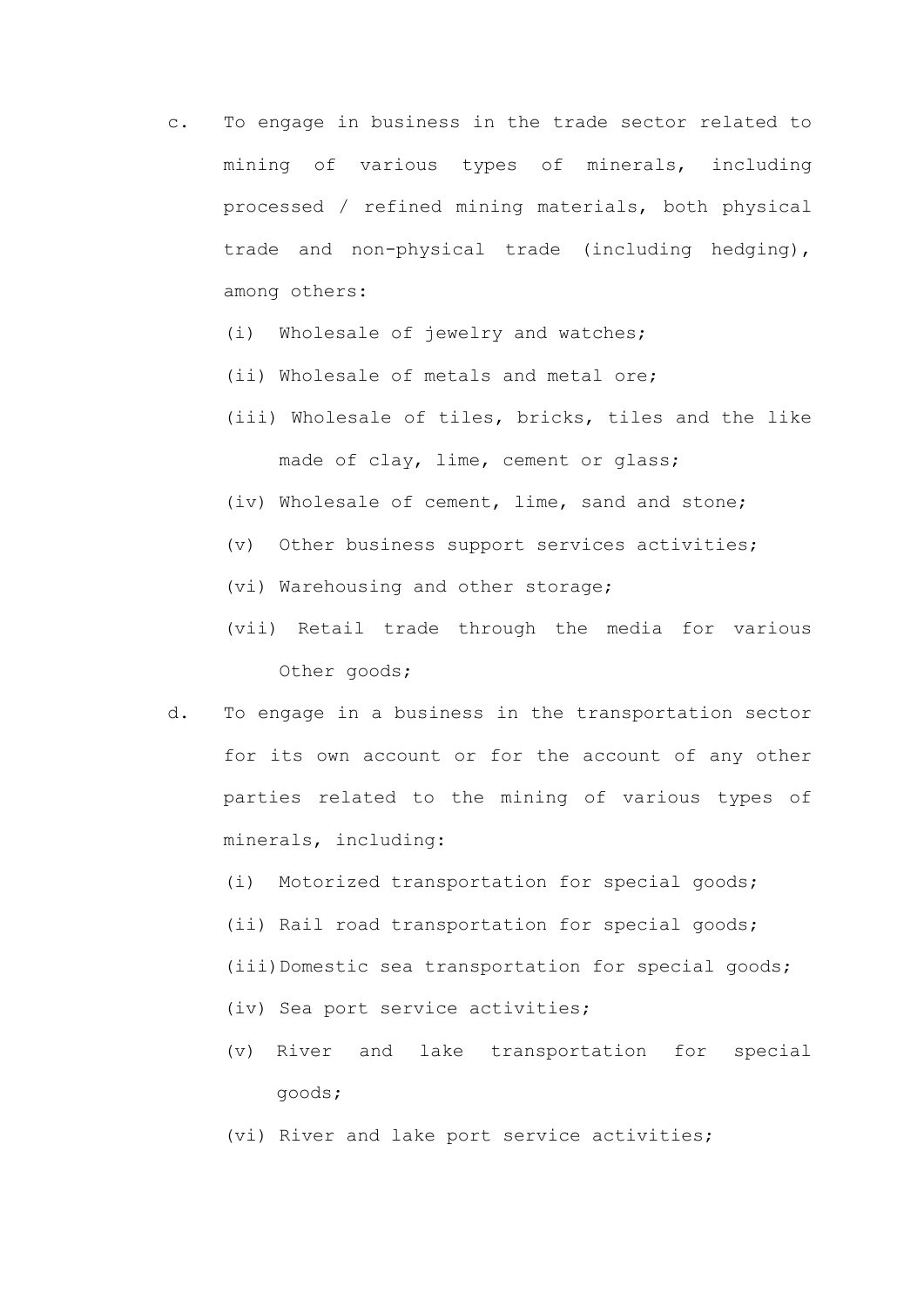c. To engage in business in the trade sector related to mining of various types of minerals, including processed / refined mining materials, both physical trade and non-physical trade (including hedging), among others:

   (i) Wholesale of jewelry and watches;

   (ii) Wholesale of metals and metal ore;

   (iii) Wholesale of tiles, bricks, tiles and the like made of clay, lime, cement or glass;

   (iv) Wholesale of cement, lime, sand and stone;

   (v) Other business support services activities;

   (vi) Warehousing and other storage;

   (vii) Retail trade through the media for various Other goods;

d. To engage in a business in the transportation sector for its own account or for the account of any other parties related to the mining of various types of minerals, including:

   (i) Motorized transportation for special goods;

   (ii) Rail road transportation for special goods;

   (iii) Domestic sea transportation for special goods;

   (iv) Sea port service activities;

   (v) River and lake transportation for special goods;

   (vi) River and lake port service activities;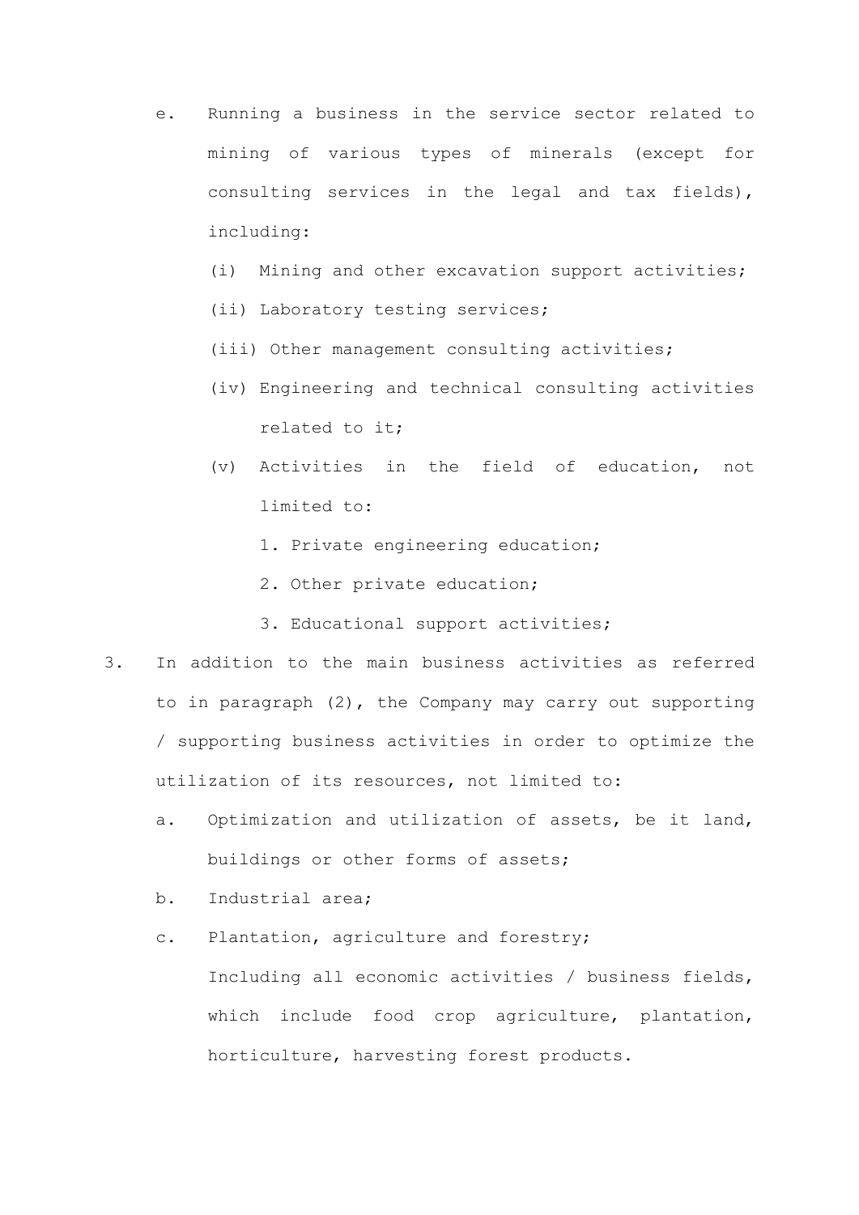e. Running a business in the service sector related to mining of various types of minerals (except for consulting services in the legal and tax fields), including:

   (i) Mining and other excavation support activities;

   (ii) Laboratory testing services;

   (iii) Other management consulting activities;

   (iv) Engineering and technical consulting activities related to it;

   (v) Activities in the field of education, not limited to:

      1. Private engineering education;

      2. Other private education;

      3. Educational support activities;

3. In addition to the main business activities as referred to in paragraph (2), the Company may carry out supporting / supporting business activities in order to optimize the utilization of its resources, not limited to:

   a. Optimization and utilization of assets, be it land, buildings or other forms of assets;

   b. Industrial area;

   c. Plantation, agriculture and forestry;
   Including all economic activities / business fields, which include food crop agriculture, plantation, horticulture, harvesting forest products.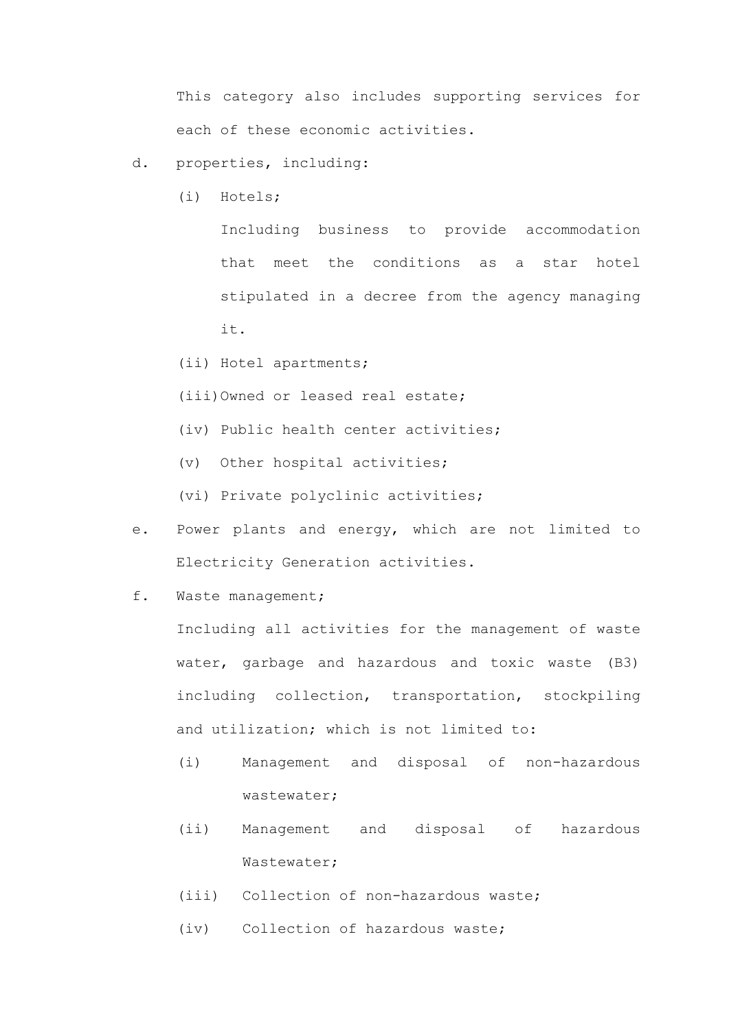This category also includes supporting services for each of these economic activities.

d. properties, including:

   (i) Hotels;

   Including business to provide accommodation that meet the conditions as a star hotel stipulated in a decree from the agency managing it.

   (ii) Hotel apartments;

   (iii) Owned or leased real estate;

   (iv) Public health center activities;

   (v) Other hospital activities;

   (vi) Private polyclinic activities;

e. Power plants and energy, which are not limited to Electricity Generation activities.

f. Waste management;

   Including all activities for the management of waste water, garbage and hazardous and toxic waste (B3) including collection, transportation, stockpiling and utilization; which is not limited to:

   (i) Management and disposal of non-hazardous wastewater;

   (ii) Management and disposal of hazardous Wastewater;

   (iii) Collection of non-hazardous waste;

   (iv) Collection of hazardous waste;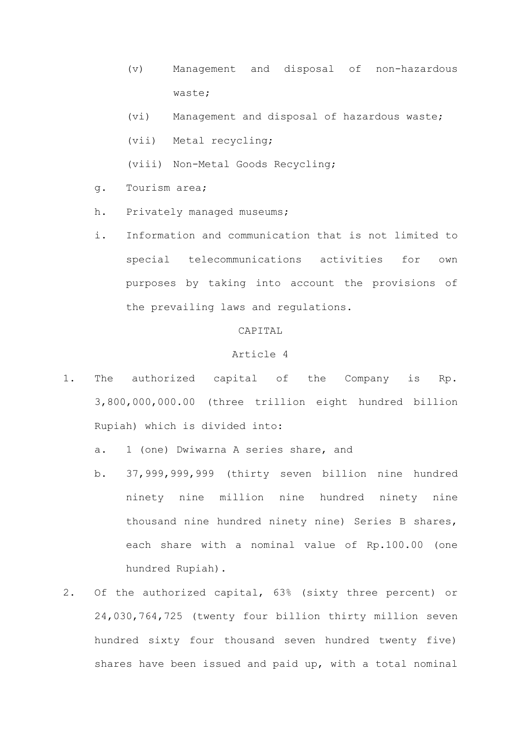(v) Management and disposal of non-hazardous waste;

(vi) Management and disposal of hazardous waste;

(vii) Metal recycling;

(viii) Non-Metal Goods Recycling;

g. Tourism area;

h. Privately managed museums;

i. Information and communication that is not limited to special telecommunications activities for own purposes by taking into account the provisions of the prevailing laws and regulations.

CAPITAL

Article 4

1. The authorized capital of the Company is Rp. 3,800,000,000.00 (three trillion eight hundred billion Rupiah) which is divided into:

   a. 1 (one) Dwiwarna A series share, and

   b. 37,999,999,999 (thirty seven billion nine hundred ninety nine million nine hundred ninety nine thousand nine hundred ninety nine) Series B shares, each share with a nominal value of Rp.100.00 (one hundred Rupiah).

2. Of the authorized capital, 63% (sixty three percent) or 24,030,764,725 (twenty four billion thirty million seven hundred sixty four thousand seven hundred twenty five) shares have been issued and paid up, with a total nominal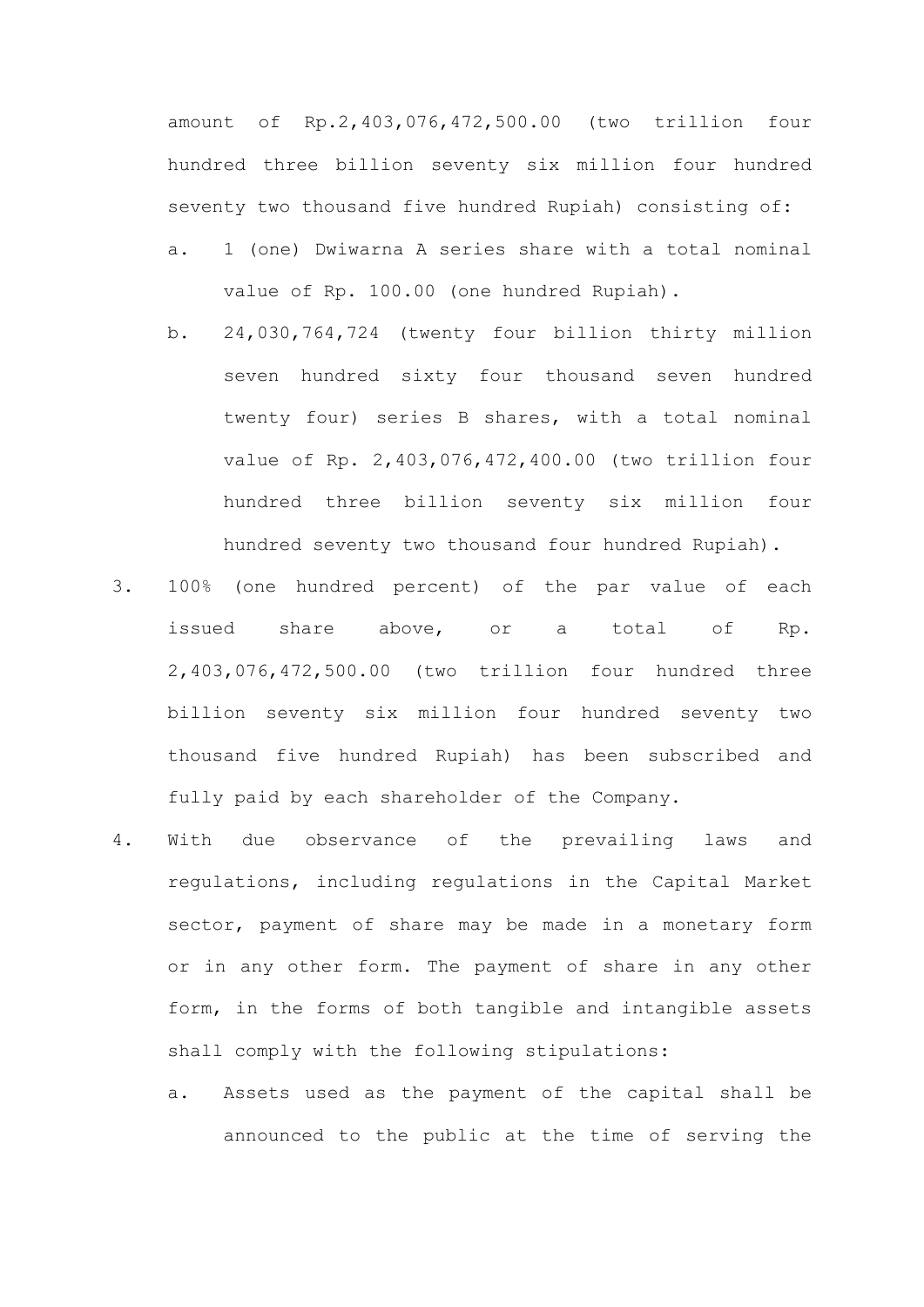amount of Rp.2,403,076,472,500.00 (two trillion four hundred three billion seventy six million four hundred seventy two thousand five hundred Rupiah) consisting of:

a. 1 (one) Dwiwarna A series share with a total nominal value of Rp. 100.00 (one hundred Rupiah).

b. 24,030,764,724 (twenty four billion thirty million seven hundred sixty four thousand seven hundred twenty four) series B shares, with a total nominal value of Rp. 2,403,076,472,400.00 (two trillion four hundred three billion seventy six million four hundred seventy two thousand four hundred Rupiah).

3. 100% (one hundred percent) of the par value of each issued share above, or a total of Rp. 2,403,076,472,500.00 (two trillion four hundred three billion seventy six million four hundred seventy two thousand five hundred Rupiah) has been subscribed and fully paid by each shareholder of the Company.

4. With due observance of the prevailing laws and regulations, including regulations in the Capital Market sector, payment of share may be made in a monetary form or in any other form. The payment of share in any other form, in the forms of both tangible and intangible assets shall comply with the following stipulations:

   a. Assets used as the payment of the capital shall be announced to the public at the time of serving the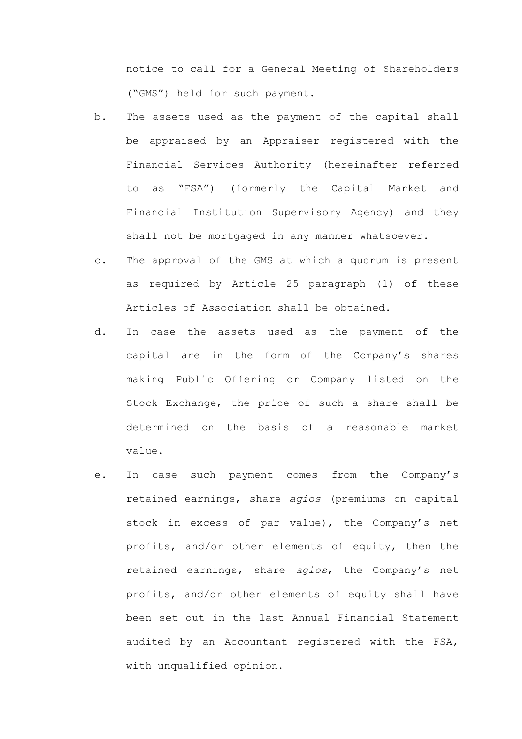notice to call for a General Meeting of Shareholders ("GMS") held for such payment.

b. The assets used as the payment of the capital shall be appraised by an Appraiser registered with the Financial Services Authority (hereinafter referred to as "FSA") (formerly the Capital Market and Financial Institution Supervisory Agency) and they shall not be mortgaged in any manner whatsoever.

c. The approval of the GMS at which a quorum is present as required by Article 25 paragraph (1) of these Articles of Association shall be obtained.

d. In case the assets used as the payment of the capital are in the form of the Company's shares making Public Offering or Company listed on the Stock Exchange, the price of such a share shall be determined on the basis of a reasonable market value.

e. In case such payment comes from the Company's retained earnings, share *agios* (premiums on capital stock in excess of par value), the Company's net profits, and/or other elements of equity, then the retained earnings, share *agios*, the Company's net profits, and/or other elements of equity shall have been set out in the last Annual Financial Statement audited by an Accountant registered with the FSA, with unqualified opinion.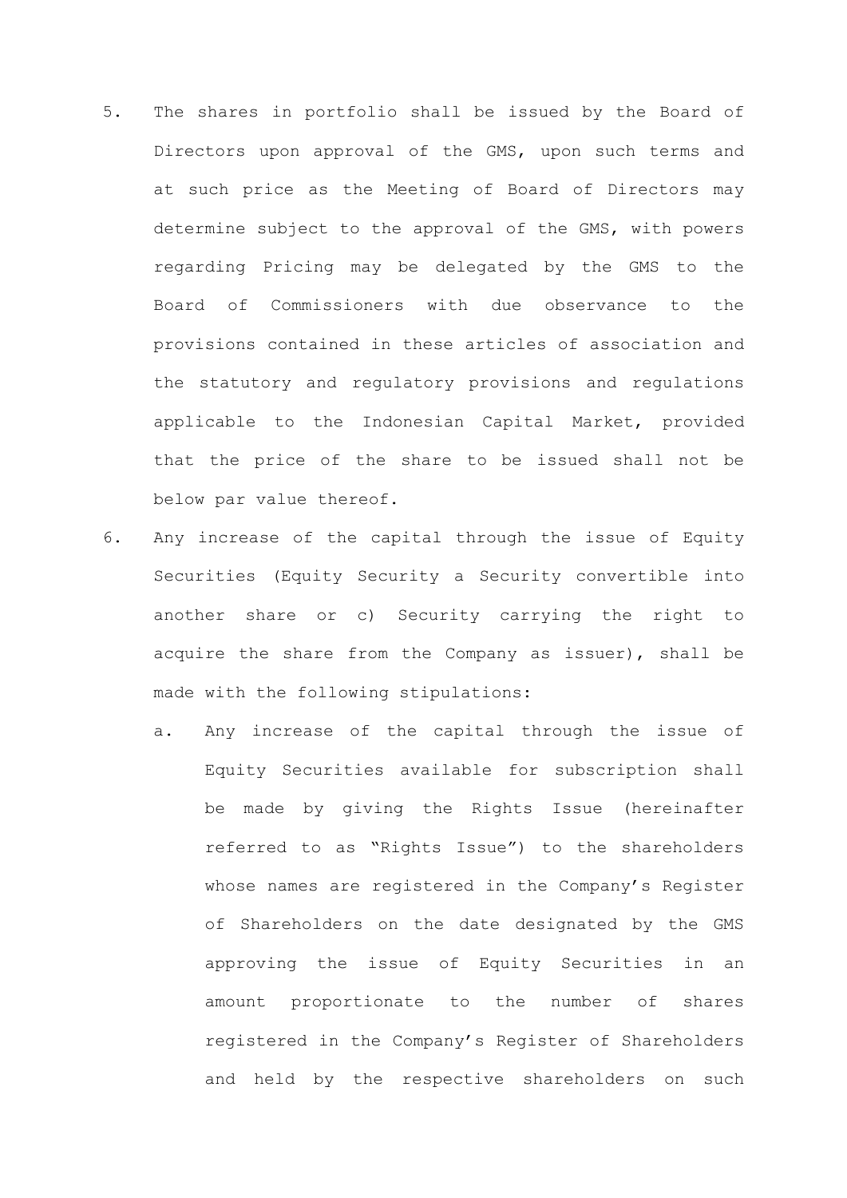5. The shares in portfolio shall be issued by the Board of Directors upon approval of the GMS, upon such terms and at such price as the Meeting of Board of Directors may determine subject to the approval of the GMS, with powers regarding Pricing may be delegated by the GMS to the Board of Commissioners with due observance to the provisions contained in these articles of association and the statutory and regulatory provisions and regulations applicable to the Indonesian Capital Market, provided that the price of the share to be issued shall not be below par value thereof.
6. Any increase of the capital through the issue of Equity Securities (Equity Security a Security convertible into another share or c) Security carrying the right to acquire the share from the Company as issuer), shall be made with the following stipulations:
   a. Any increase of the capital through the issue of Equity Securities available for subscription shall be made by giving the Rights Issue (hereinafter referred to as "Rights Issue") to the shareholders whose names are registered in the Company's Register of Shareholders on the date designated by the GMS approving the issue of Equity Securities in an amount proportionate to the number of shares registered in the Company's Register of Shareholders and held by the respective shareholders on such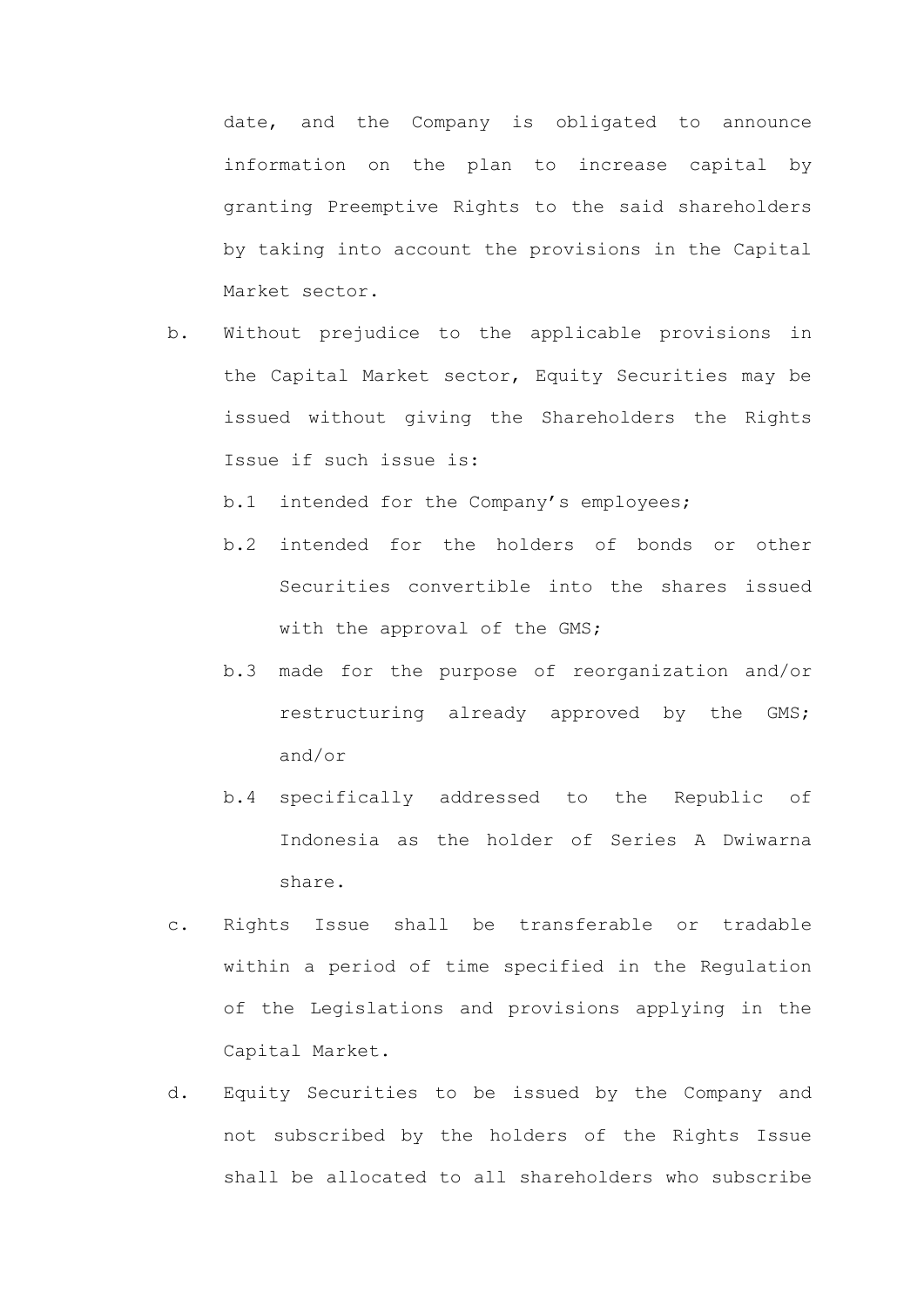date, and the Company is obligated to announce information on the plan to increase capital by granting Preemptive Rights to the said shareholders by taking into account the provisions in the Capital Market sector.

b. Without prejudice to the applicable provisions in the Capital Market sector, Equity Securities may be issued without giving the Shareholders the Rights Issue if such issue is:

   b.1 intended for the Company's employees;

   b.2 intended for the holders of bonds or other Securities convertible into the shares issued with the approval of the GMS;

   b.3 made for the purpose of reorganization and/or restructuring already approved by the GMS; and/or

   b.4 specifically addressed to the Republic of Indonesia as the holder of Series A Dwiwarna share.

c. Rights Issue shall be transferable or tradable within a period of time specified in the Regulation of the Legislations and provisions applying in the Capital Market.

d. Equity Securities to be issued by the Company and not subscribed by the holders of the Rights Issue shall be allocated to all shareholders who subscribe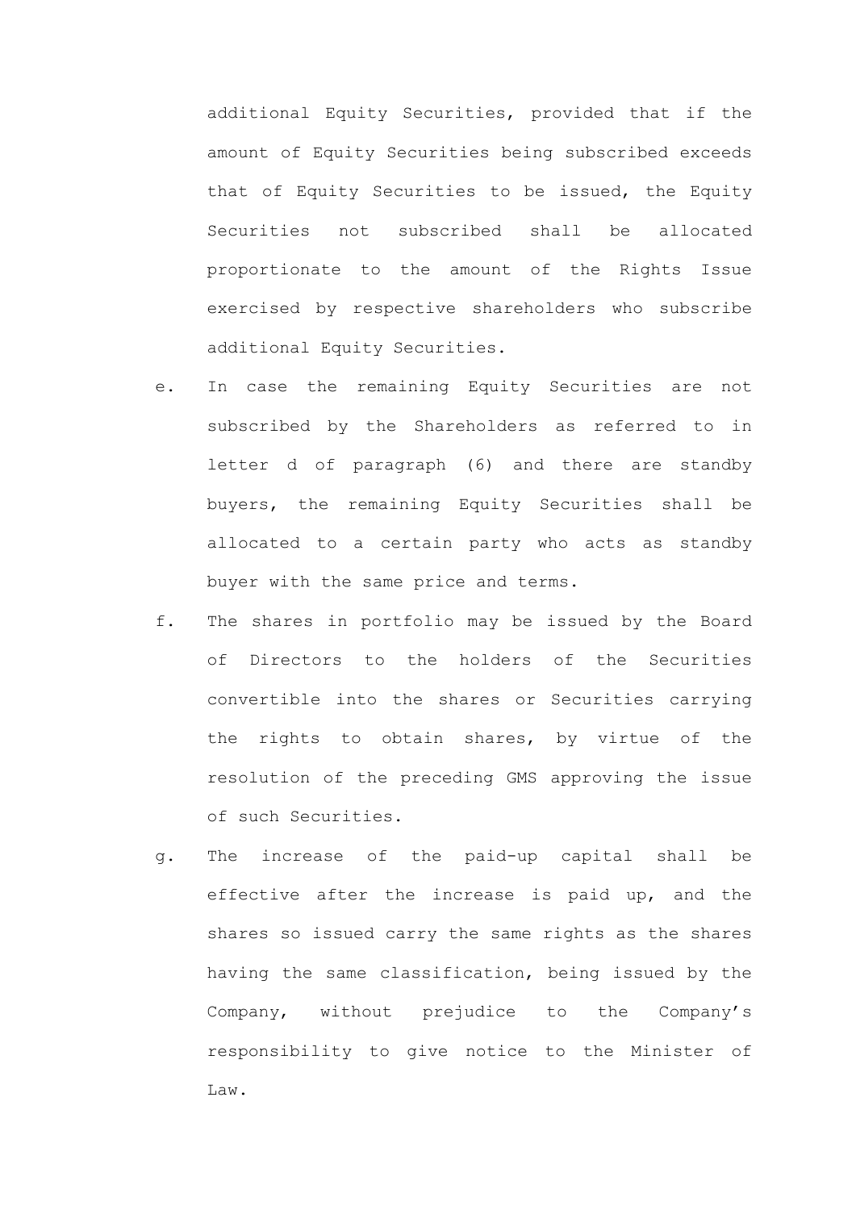additional Equity Securities, provided that if the amount of Equity Securities being subscribed exceeds that of Equity Securities to be issued, the Equity Securities not subscribed shall be allocated proportionate to the amount of the Rights Issue exercised by respective shareholders who subscribe additional Equity Securities.

e. In case the remaining Equity Securities are not subscribed by the Shareholders as referred to in letter d of paragraph (6) and there are standby buyers, the remaining Equity Securities shall be allocated to a certain party who acts as standby buyer with the same price and terms.

f. The shares in portfolio may be issued by the Board of Directors to the holders of the Securities convertible into the shares or Securities carrying the rights to obtain shares, by virtue of the resolution of the preceding GMS approving the issue of such Securities.

g. The increase of the paid-up capital shall be effective after the increase is paid up, and the shares so issued carry the same rights as the shares having the same classification, being issued by the Company, without prejudice to the Company's responsibility to give notice to the Minister of Law.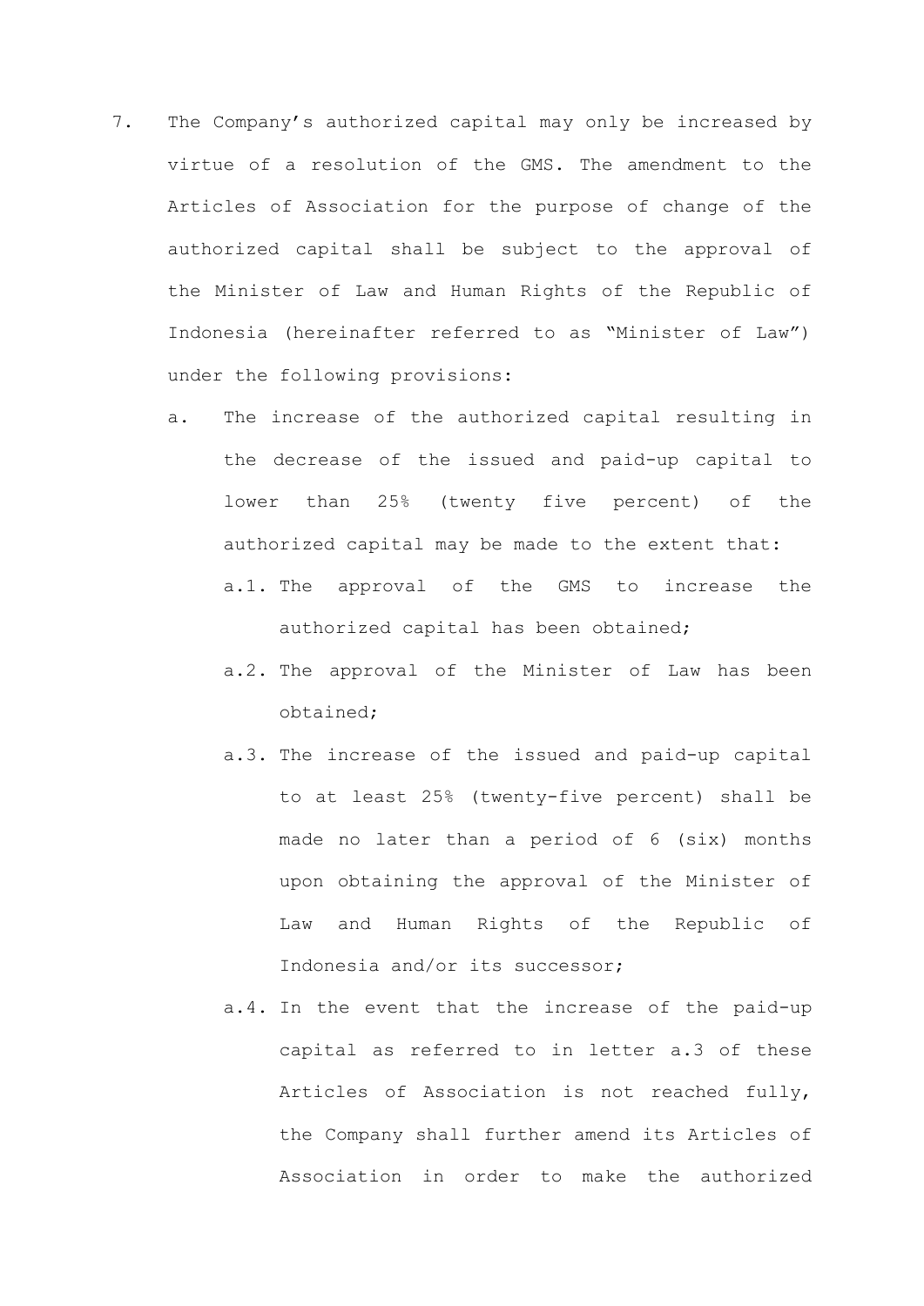7. The Company's authorized capital may only be increased by virtue of a resolution of the GMS. The amendment to the Articles of Association for the purpose of change of the authorized capital shall be subject to the approval of the Minister of Law and Human Rights of the Republic of Indonesia (hereinafter referred to as "Minister of Law") under the following provisions:

   a. The increase of the authorized capital resulting in the decrease of the issued and paid-up capital to lower than 25% (twenty five percent) of the authorized capital may be made to the extent that:

      a.1. The approval of the GMS to increase the authorized capital has been obtained;

      a.2. The approval of the Minister of Law has been obtained;

      a.3. The increase of the issued and paid-up capital to at least 25% (twenty-five percent) shall be made no later than a period of 6 (six) months upon obtaining the approval of the Minister of Law and Human Rights of the Republic of Indonesia and/or its successor;

      a.4. In the event that the increase of the paid-up capital as referred to in letter a.3 of these Articles of Association is not reached fully, the Company shall further amend its Articles of Association in order to make the authorized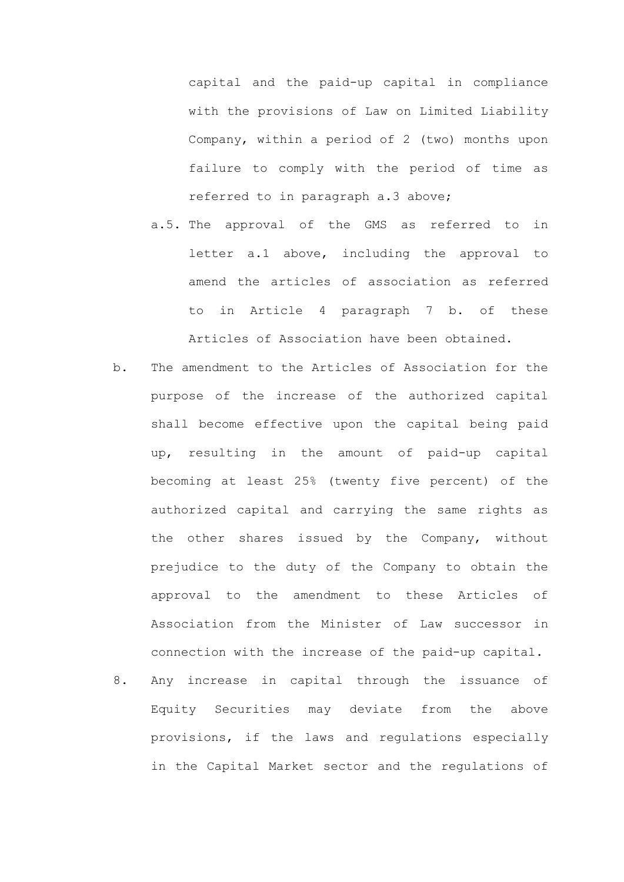capital and the paid-up capital in compliance with the provisions of Law on Limited Liability Company, within a period of 2 (two) months upon failure to comply with the period of time as referred to in paragraph a.3 above;

a.5. The approval of the GMS as referred to in letter a.1 above, including the approval to amend the articles of association as referred to in Article 4 paragraph 7 b. of these Articles of Association have been obtained.

b. The amendment to the Articles of Association for the purpose of the increase of the authorized capital shall become effective upon the capital being paid up, resulting in the amount of paid-up capital becoming at least 25% (twenty five percent) of the authorized capital and carrying the same rights as the other shares issued by the Company, without prejudice to the duty of the Company to obtain the approval to the amendment to these Articles of Association from the Minister of Law successor in connection with the increase of the paid-up capital.

8. Any increase in capital through the issuance of Equity Securities may deviate from the above provisions, if the laws and regulations especially in the Capital Market sector and the regulations of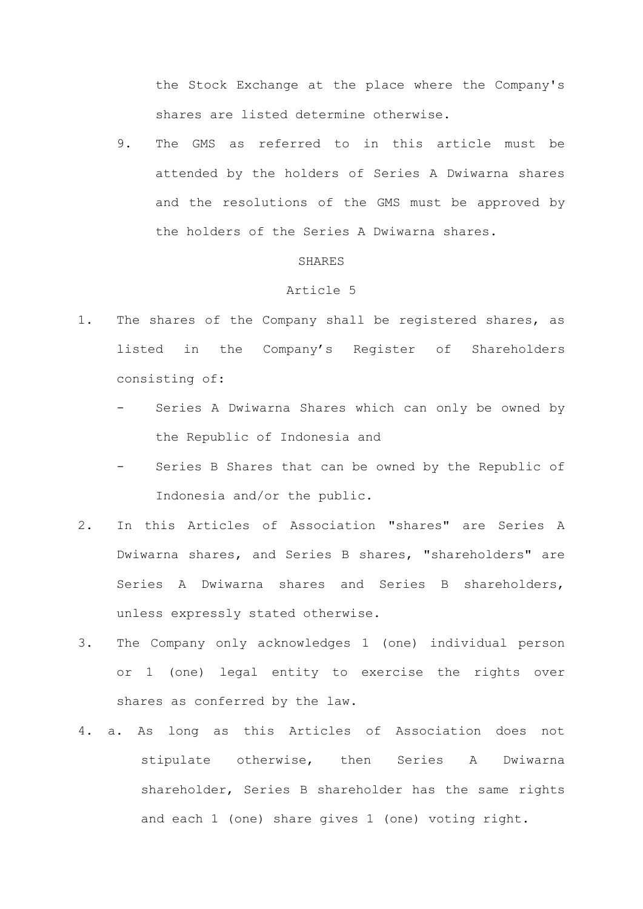the Stock Exchange at the place where the Company's shares are listed determine otherwise.

9. The GMS as referred to in this article must be attended by the holders of Series A Dwiwarna shares and the resolutions of the GMS must be approved by the holders of the Series A Dwiwarna shares.

## SHARES

## Article 5

1. The shares of the Company shall be registered shares, as listed in the Company’s Register of Shareholders consisting of:
   - Series A Dwiwarna Shares which can only be owned by the Republic of Indonesia and
   - Series B Shares that can be owned by the Republic of Indonesia and/or the public.
2. In this Articles of Association "shares" are Series A Dwiwarna shares, and Series B shares, "shareholders" are Series A Dwiwarna shares and Series B shareholders, unless expressly stated otherwise.
3. The Company only acknowledges 1 (one) individual person or 1 (one) legal entity to exercise the rights over shares as conferred by the law.
4. a. As long as this Articles of Association does not stipulate otherwise, then Series A Dwiwarna shareholder, Series B shareholder has the same rights and each 1 (one) share gives 1 (one) voting right.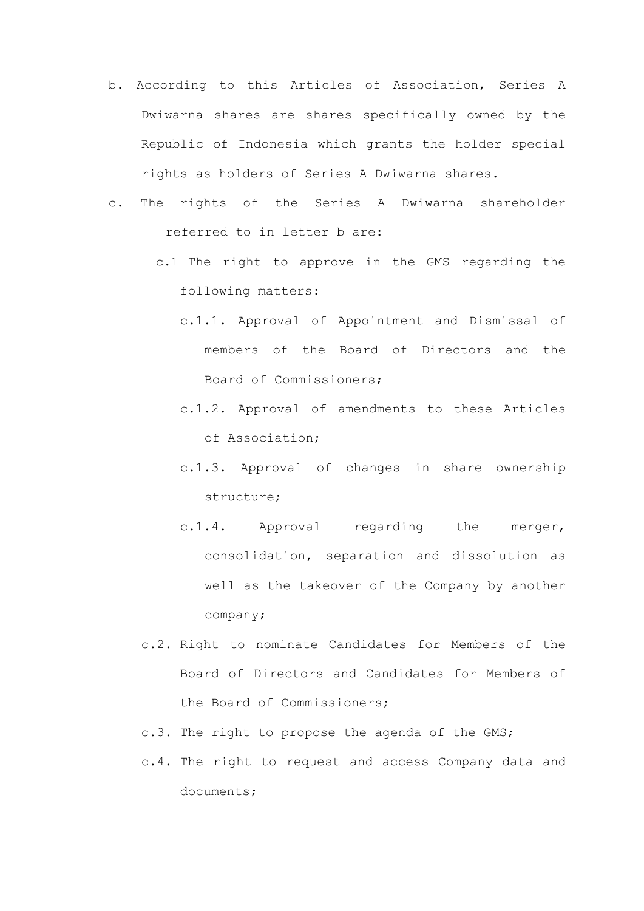b. According to this Articles of Association, Series A Dwiwarna shares are shares specifically owned by the Republic of Indonesia which grants the holder special rights as holders of Series A Dwiwarna shares.

c. The rights of the Series A Dwiwarna shareholder referred to in letter b are:

   c.1 The right to approve in the GMS regarding the following matters:

      c.1.1. Approval of Appointment and Dismissal of members of the Board of Directors and the Board of Commissioners;

      c.1.2. Approval of amendments to these Articles of Association;

      c.1.3. Approval of changes in share ownership structure;

      c.1.4. Approval regarding the merger, consolidation, separation and dissolution as well as the takeover of the Company by another company;

   c.2. Right to nominate Candidates for Members of the Board of Directors and Candidates for Members of the Board of Commissioners;

   c.3. The right to propose the agenda of the GMS;

   c.4. The right to request and access Company data and documents;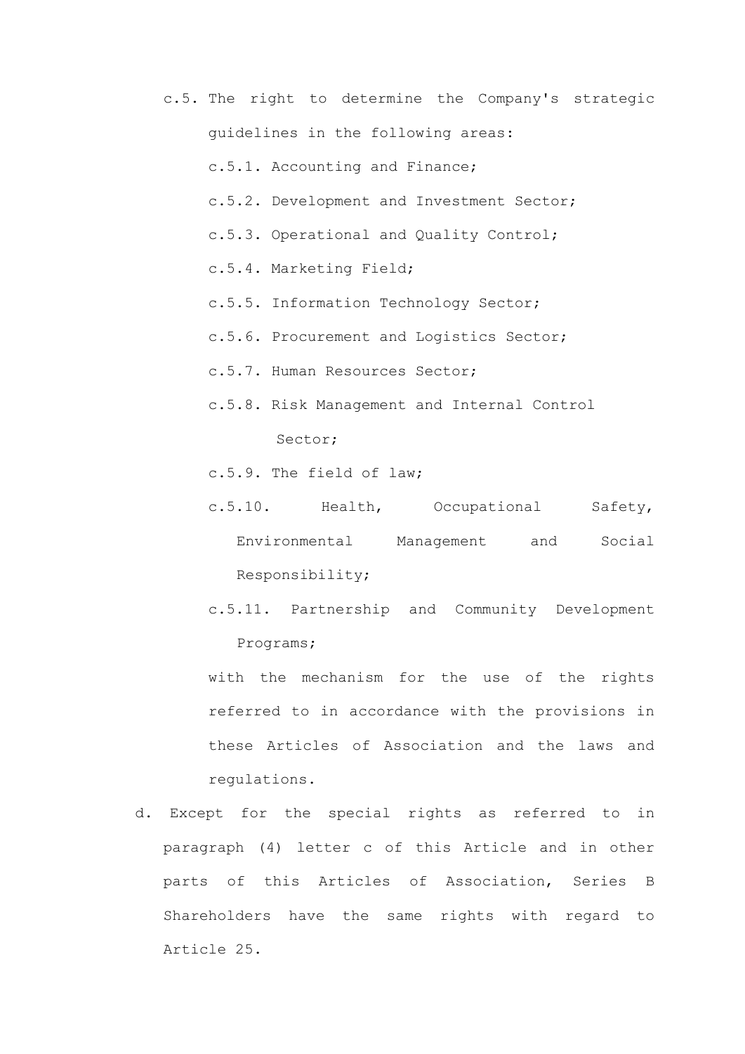c.5. The right to determine the Company's strategic guidelines in the following areas:

c.5.1. Accounting and Finance;

c.5.2. Development and Investment Sector;

c.5.3. Operational and Quality Control;

c.5.4. Marketing Field;

c.5.5. Information Technology Sector;

c.5.6. Procurement and Logistics Sector;

c.5.7. Human Resources Sector;

c.5.8. Risk Management and Internal Control Sector;

c.5.9. The field of law;

c.5.10. Health, Occupational Safety, Environmental Management and Social Responsibility;

c.5.11. Partnership and Community Development Programs;

with the mechanism for the use of the rights referred to in accordance with the provisions in these Articles of Association and the laws and regulations.

d. Except for the special rights as referred to in paragraph (4) letter c of this Article and in other parts of this Articles of Association, Series B Shareholders have the same rights with regard to Article 25.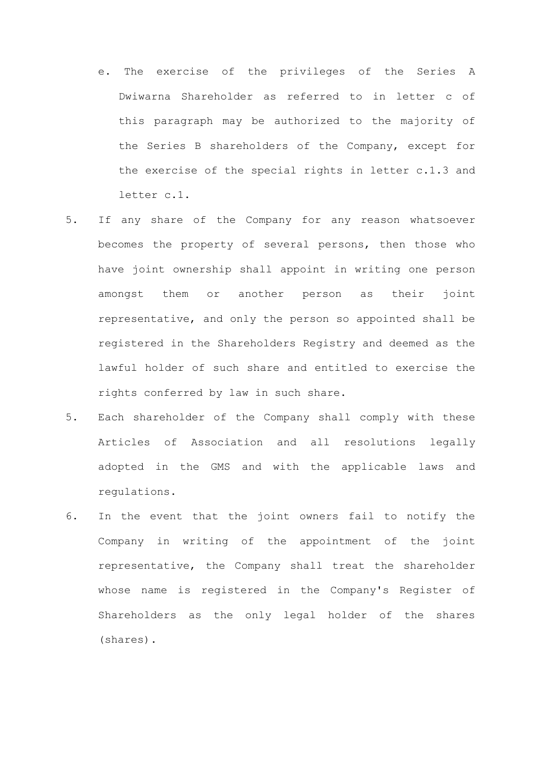e. The exercise of the privileges of the Series A Dwiwarna Shareholder as referred to in letter c of this paragraph may be authorized to the majority of the Series B shareholders of the Company, except for the exercise of the special rights in letter c.1.3 and letter c.1.

5. If any share of the Company for any reason whatsoever becomes the property of several persons, then those who have joint ownership shall appoint in writing one person amongst them or another person as their joint representative, and only the person so appointed shall be registered in the Shareholders Registry and deemed as the lawful holder of such share and entitled to exercise the rights conferred by law in such share.

5. Each shareholder of the Company shall comply with these Articles of Association and all resolutions legally adopted in the GMS and with the applicable laws and regulations.

6. In the event that the joint owners fail to notify the Company in writing of the appointment of the joint representative, the Company shall treat the shareholder whose name is registered in the Company's Register of Shareholders as the only legal holder of the shares (shares).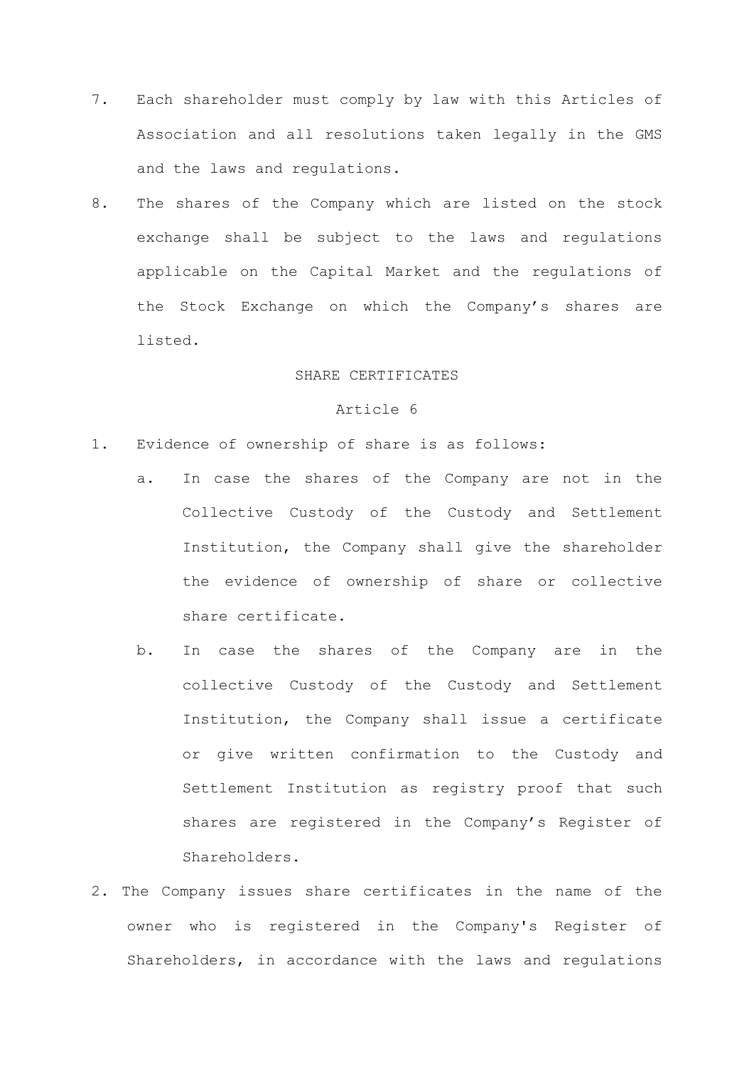7. Each shareholder must comply by law with this Articles of Association and all resolutions taken legally in the GMS and the laws and regulations.

8. The shares of the Company which are listed on the stock exchange shall be subject to the laws and regulations applicable on the Capital Market and the regulations of the Stock Exchange on which the Company's shares are listed.

## SHARE CERTIFICATES

### Article 6

1. Evidence of ownership of share is as follows:

   a. In case the shares of the Company are not in the Collective Custody of the Custody and Settlement Institution, the Company shall give the shareholder the evidence of ownership of share or collective share certificate.

   b. In case the shares of the Company are in the collective Custody of the Custody and Settlement Institution, the Company shall issue a certificate or give written confirmation to the Custody and Settlement Institution as registry proof that such shares are registered in the Company's Register of Shareholders.

2. The Company issues share certificates in the name of the owner who is registered in the Company's Register of Shareholders, in accordance with the laws and regulations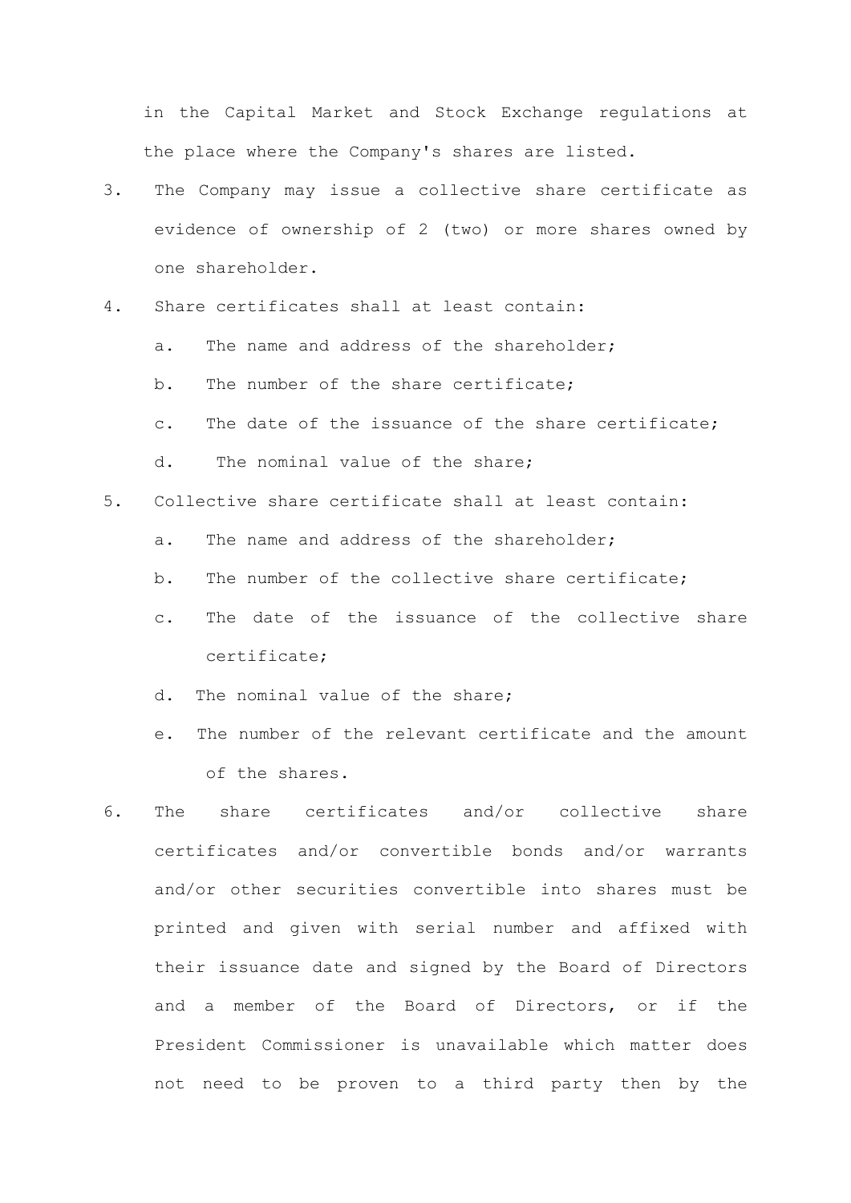in the Capital Market and Stock Exchange regulations at the place where the Company's shares are listed.

3. The Company may issue a collective share certificate as evidence of ownership of 2 (two) or more shares owned by one shareholder.
4. Share certificates shall at least contain:
   a. The name and address of the shareholder;
   b. The number of the share certificate;
   c. The date of the issuance of the share certificate;
   d. The nominal value of the share;
5. Collective share certificate shall at least contain:
   a. The name and address of the shareholder;
   b. The number of the collective share certificate;
   c. The date of the issuance of the collective share certificate;
   d. The nominal value of the share;
   e. The number of the relevant certificate and the amount of the shares.
6. The share certificates and/or collective share certificates and/or convertible bonds and/or warrants and/or other securities convertible into shares must be printed and given with serial number and affixed with their issuance date and signed by the Board of Directors and a member of the Board of Directors, or if the President Commissioner is unavailable which matter does not need to be proven to a third party then by the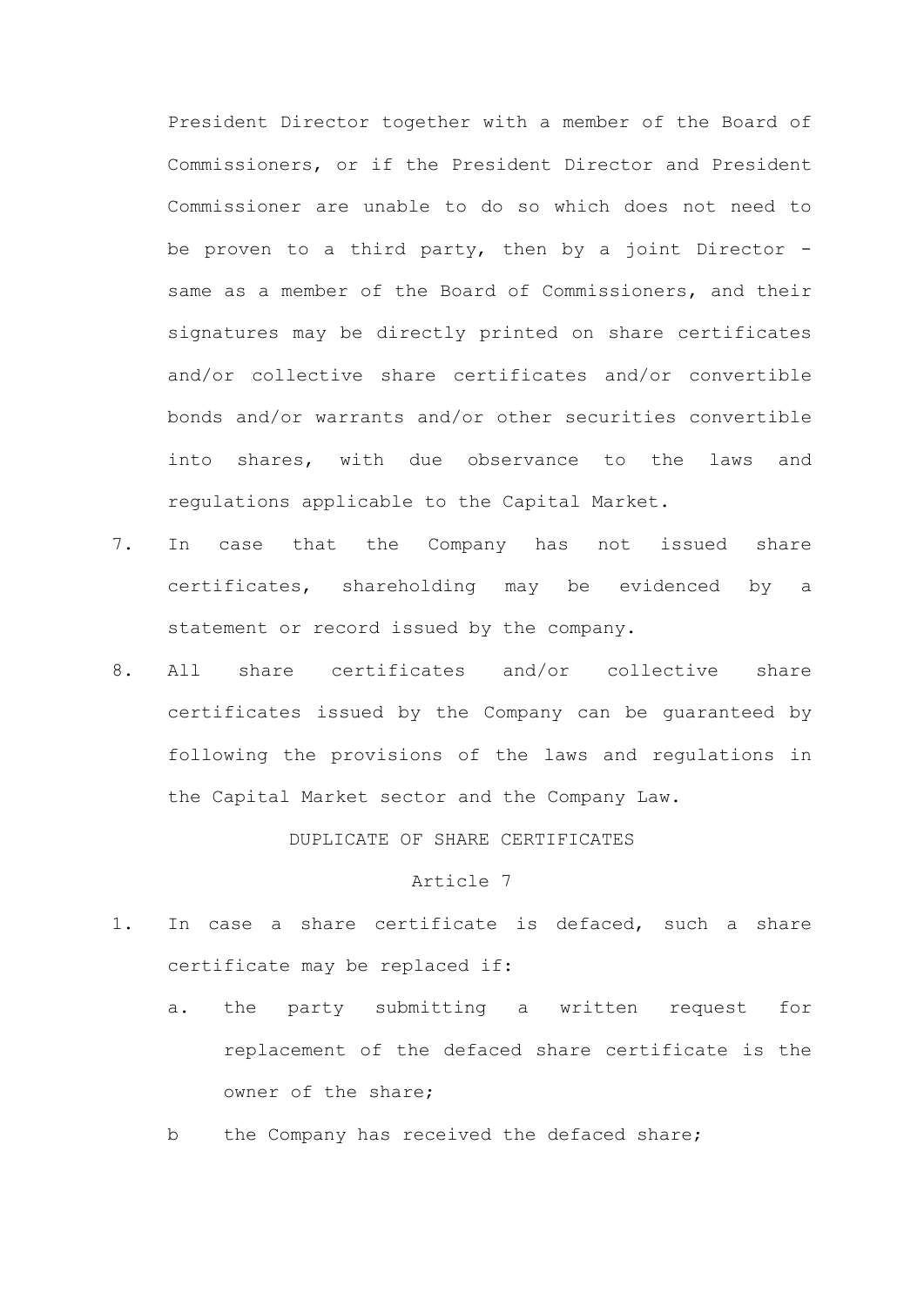President Director together with a member of the Board of Commissioners, or if the President Director and President Commissioner are unable to do so which does not need to be proven to a third party, then by a joint Director - same as a member of the Board of Commissioners, and their signatures may be directly printed on share certificates and/or collective share certificates and/or convertible bonds and/or warrants and/or other securities convertible into shares, with due observance to the laws and regulations applicable to the Capital Market.

7. In case that the Company has not issued share certificates, shareholding may be evidenced by a statement or record issued by the company.
8. All share certificates and/or collective share certificates issued by the Company can be guaranteed by following the provisions of the laws and regulations in the Capital Market sector and the Company Law.

DUPLICATE OF SHARE CERTIFICATES

Article 7

1. In case a share certificate is defaced, such a share certificate may be replaced if:
   a. the party submitting a written request for replacement of the defaced share certificate is the owner of the share;
   b the Company has received the defaced share;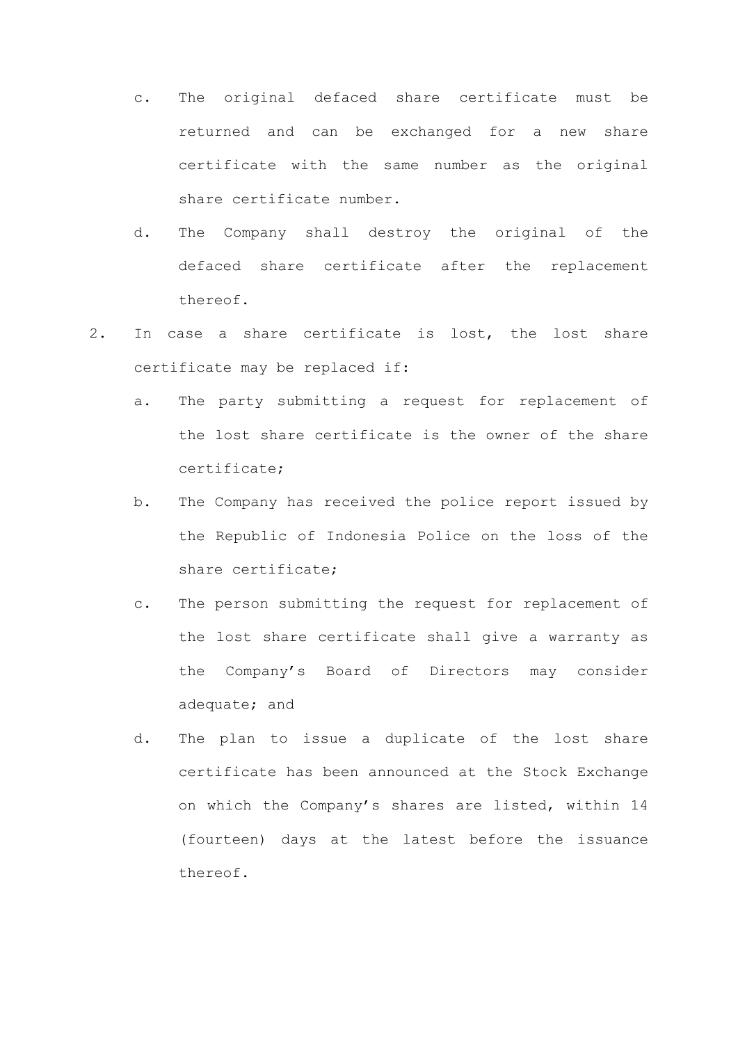c. The original defaced share certificate must be returned and can be exchanged for a new share certificate with the same number as the original share certificate number.

d. The Company shall destroy the original of the defaced share certificate after the replacement thereof.

2. In case a share certificate is lost, the lost share certificate may be replaced if:

   a. The party submitting a request for replacement of the lost share certificate is the owner of the share certificate;

   b. The Company has received the police report issued by the Republic of Indonesia Police on the loss of the share certificate;

   c. The person submitting the request for replacement of the lost share certificate shall give a warranty as the Company's Board of Directors may consider adequate; and

   d. The plan to issue a duplicate of the lost share certificate has been announced at the Stock Exchange on which the Company's shares are listed, within 14 (fourteen) days at the latest before the issuance thereof.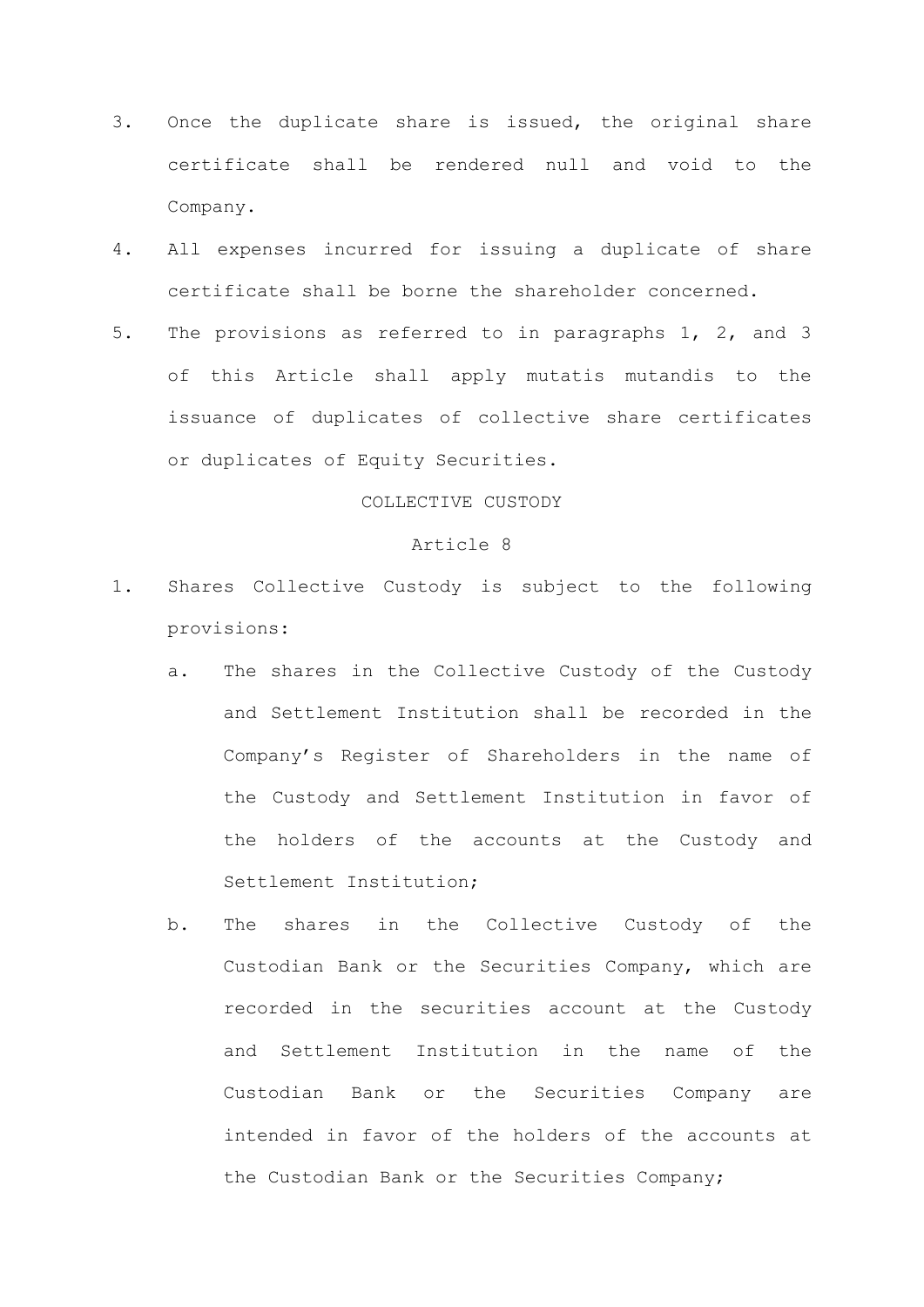3. Once the duplicate share is issued, the original share certificate shall be rendered null and void to the Company.
4. All expenses incurred for issuing a duplicate of share certificate shall be borne the shareholder concerned.
5. The provisions as referred to in paragraphs 1, 2, and 3 of this Article shall apply mutatis mutandis to the issuance of duplicates of collective share certificates or duplicates of Equity Securities.

COLLECTIVE CUSTODY

Article 8

1. Shares Collective Custody is subject to the following provisions:
   a. The shares in the Collective Custody of the Custody and Settlement Institution shall be recorded in the Company's Register of Shareholders in the name of the Custody and Settlement Institution in favor of the holders of the accounts at the Custody and Settlement Institution;
   b. The shares in the Collective Custody of the Custodian Bank or the Securities Company, which are recorded in the securities account at the Custody and Settlement Institution in the name of the Custodian Bank or the Securities Company are intended in favor of the holders of the accounts at the Custodian Bank or the Securities Company;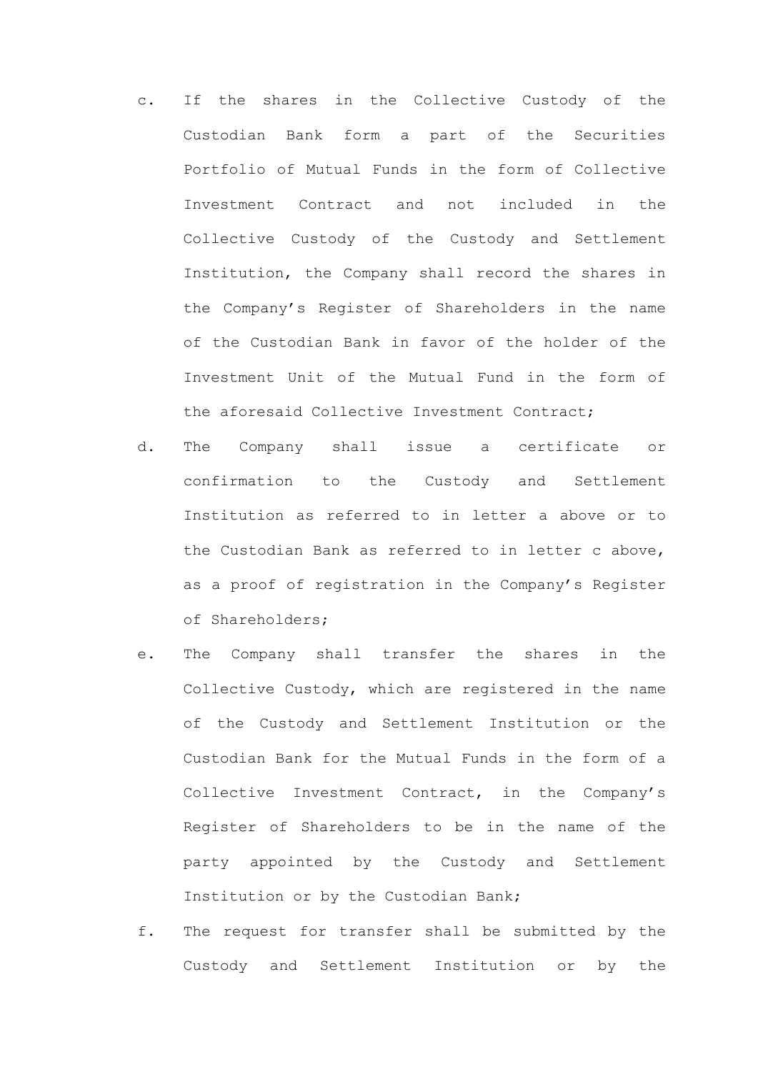c. If the shares in the Collective Custody of the Custodian Bank form a part of the Securities Portfolio of Mutual Funds in the form of Collective Investment Contract and not included in the Collective Custody of the Custody and Settlement Institution, the Company shall record the shares in the Company's Register of Shareholders in the name of the Custodian Bank in favor of the holder of the Investment Unit of the Mutual Fund in the form of the aforesaid Collective Investment Contract;

d. The Company shall issue a certificate or confirmation to the Custody and Settlement Institution as referred to in letter a above or to the Custodian Bank as referred to in letter c above, as a proof of registration in the Company's Register of Shareholders;

e. The Company shall transfer the shares in the Collective Custody, which are registered in the name of the Custody and Settlement Institution or the Custodian Bank for the Mutual Funds in the form of a Collective Investment Contract, in the Company's Register of Shareholders to be in the name of the party appointed by the Custody and Settlement Institution or by the Custodian Bank;

f. The request for transfer shall be submitted by the Custody and Settlement Institution or by the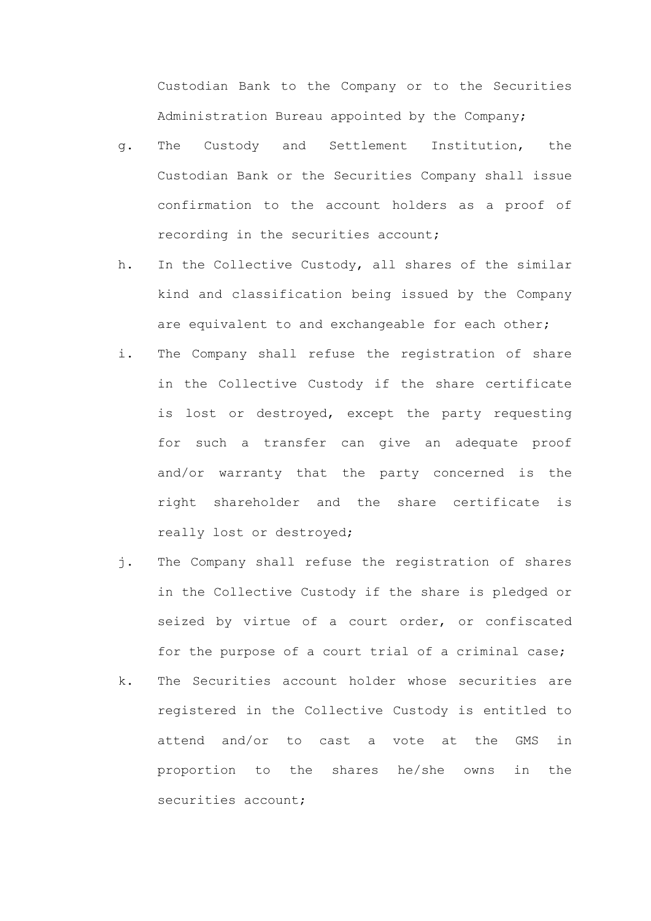Custodian Bank to the Company or to the Securities Administration Bureau appointed by the Company;

g. The Custody and Settlement Institution, the Custodian Bank or the Securities Company shall issue confirmation to the account holders as a proof of recording in the securities account;

h. In the Collective Custody, all shares of the similar kind and classification being issued by the Company are equivalent to and exchangeable for each other;

i. The Company shall refuse the registration of share in the Collective Custody if the share certificate is lost or destroyed, except the party requesting for such a transfer can give an adequate proof and/or warranty that the party concerned is the right shareholder and the share certificate is really lost or destroyed;

j. The Company shall refuse the registration of shares in the Collective Custody if the share is pledged or seized by virtue of a court order, or confiscated for the purpose of a court trial of a criminal case;

k. The Securities account holder whose securities are registered in the Collective Custody is entitled to attend and/or to cast a vote at the GMS in proportion to the shares he/she owns in the securities account;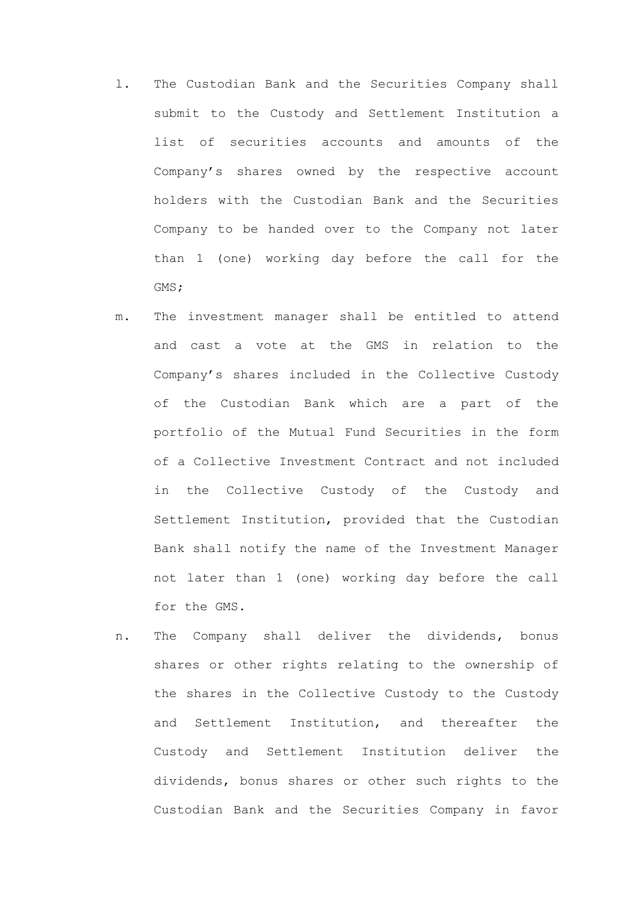l. The Custodian Bank and the Securities Company shall submit to the Custody and Settlement Institution a list of securities accounts and amounts of the Company's shares owned by the respective account holders with the Custodian Bank and the Securities Company to be handed over to the Company not later than 1 (one) working day before the call for the GMS;

m. The investment manager shall be entitled to attend and cast a vote at the GMS in relation to the Company's shares included in the Collective Custody of the Custodian Bank which are a part of the portfolio of the Mutual Fund Securities in the form of a Collective Investment Contract and not included in the Collective Custody of the Custody and Settlement Institution, provided that the Custodian Bank shall notify the name of the Investment Manager not later than 1 (one) working day before the call for the GMS.

n. The Company shall deliver the dividends, bonus shares or other rights relating to the ownership of the shares in the Collective Custody to the Custody and Settlement Institution, and thereafter the Custody and Settlement Institution deliver the dividends, bonus shares or other such rights to the Custodian Bank and the Securities Company in favor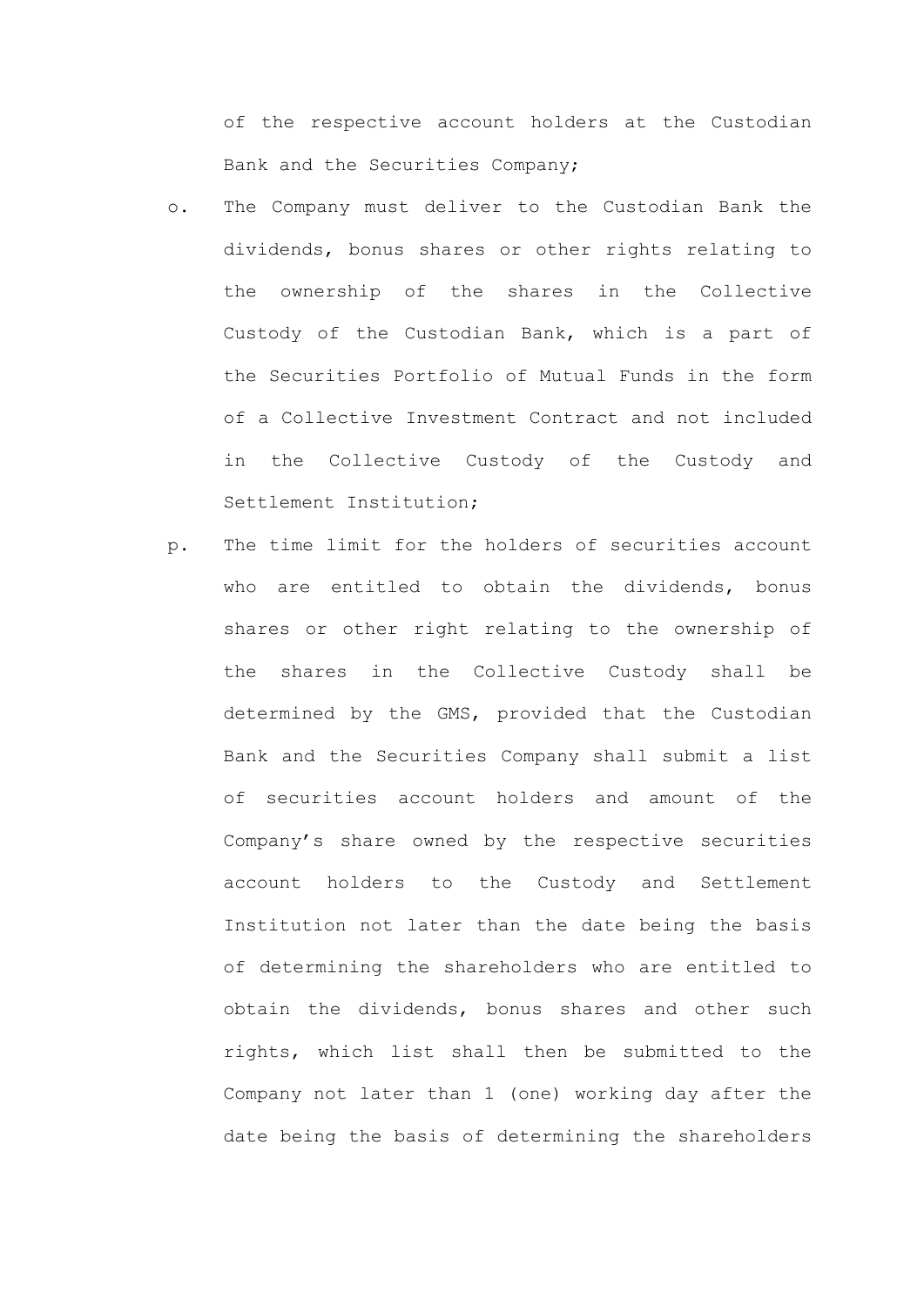of the respective account holders at the Custodian Bank and the Securities Company;

o. The Company must deliver to the Custodian Bank the dividends, bonus shares or other rights relating to the ownership of the shares in the Collective Custody of the Custodian Bank, which is a part of the Securities Portfolio of Mutual Funds in the form of a Collective Investment Contract and not included in the Collective Custody of the Custody and Settlement Institution;

p. The time limit for the holders of securities account who are entitled to obtain the dividends, bonus shares or other right relating to the ownership of the shares in the Collective Custody shall be determined by the GMS, provided that the Custodian Bank and the Securities Company shall submit a list of securities account holders and amount of the Company's share owned by the respective securities account holders to the Custody and Settlement Institution not later than the date being the basis of determining the shareholders who are entitled to obtain the dividends, bonus shares and other such rights, which list shall then be submitted to the Company not later than 1 (one) working day after the date being the basis of determining the shareholders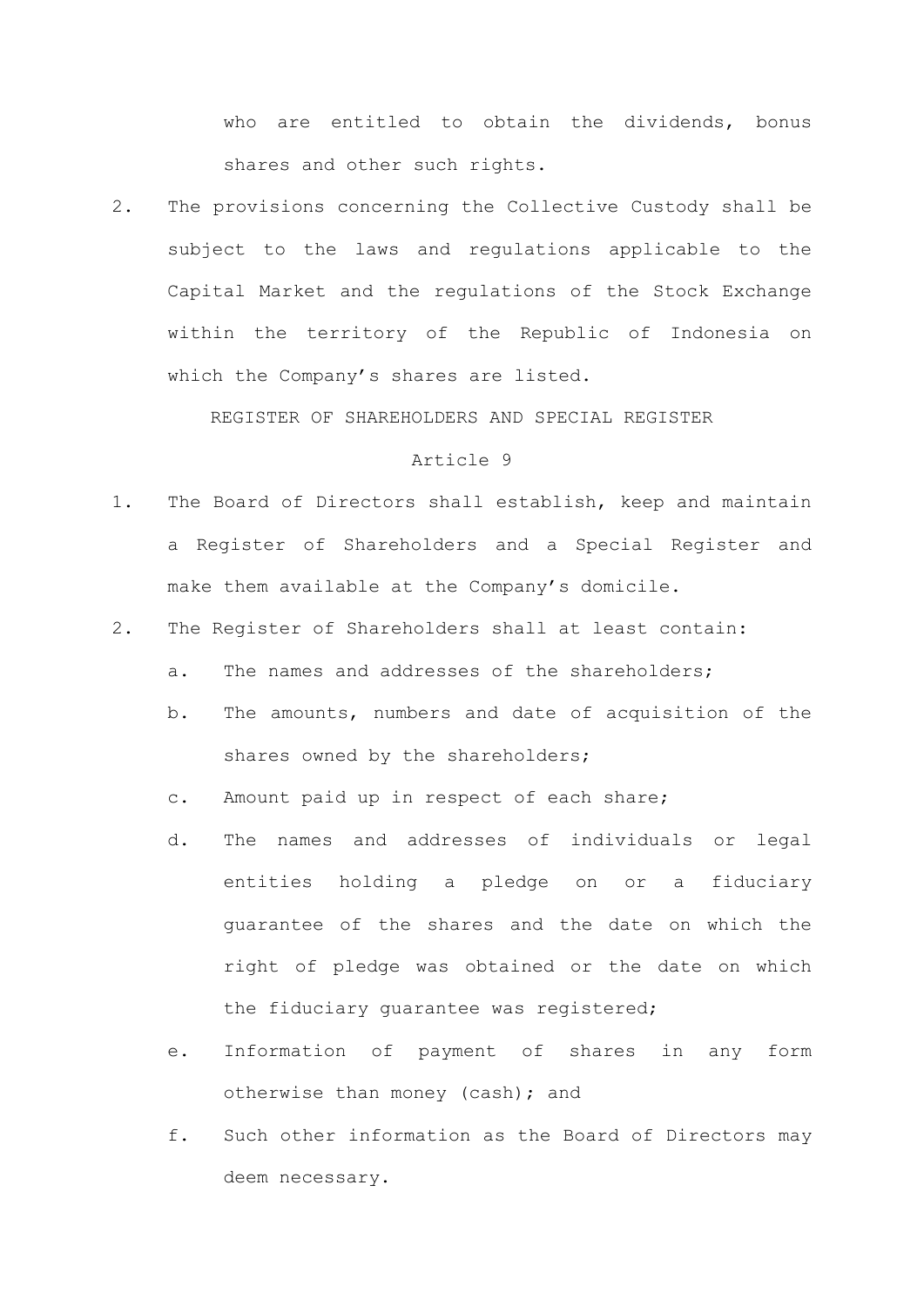who are entitled to obtain the dividends, bonus shares and other such rights.

2. The provisions concerning the Collective Custody shall be subject to the laws and regulations applicable to the Capital Market and the regulations of the Stock Exchange within the territory of the Republic of Indonesia on which the Company's shares are listed.

## REGISTER OF SHAREHOLDERS AND SPECIAL REGISTER

### Article 9

1. The Board of Directors shall establish, keep and maintain a Register of Shareholders and a Special Register and make them available at the Company's domicile.
2. The Register of Shareholders shall at least contain:
   a. The names and addresses of the shareholders;
   b. The amounts, numbers and date of acquisition of the shares owned by the shareholders;
   c. Amount paid up in respect of each share;
   d. The names and addresses of individuals or legal entities holding a pledge on or a fiduciary guarantee of the shares and the date on which the right of pledge was obtained or the date on which the fiduciary guarantee was registered;
   e. Information of payment of shares in any form otherwise than money (cash); and
   f. Such other information as the Board of Directors may deem necessary.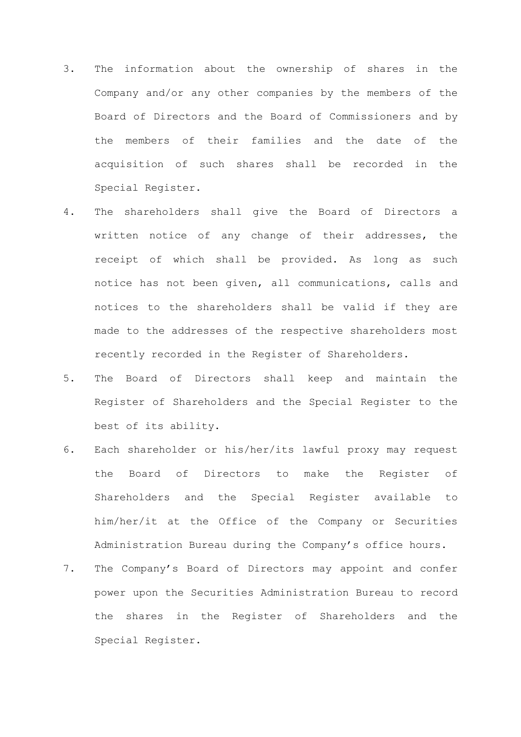3. The information about the ownership of shares in the Company and/or any other companies by the members of the Board of Directors and the Board of Commissioners and by the members of their families and the date of the acquisition of such shares shall be recorded in the Special Register.
4. The shareholders shall give the Board of Directors a written notice of any change of their addresses, the receipt of which shall be provided. As long as such notice has not been given, all communications, calls and notices to the shareholders shall be valid if they are made to the addresses of the respective shareholders most recently recorded in the Register of Shareholders.
5. The Board of Directors shall keep and maintain the Register of Shareholders and the Special Register to the best of its ability.
6. Each shareholder or his/her/its lawful proxy may request the Board of Directors to make the Register of Shareholders and the Special Register available to him/her/it at the Office of the Company or Securities Administration Bureau during the Company's office hours.
7. The Company's Board of Directors may appoint and confer power upon the Securities Administration Bureau to record the shares in the Register of Shareholders and the Special Register.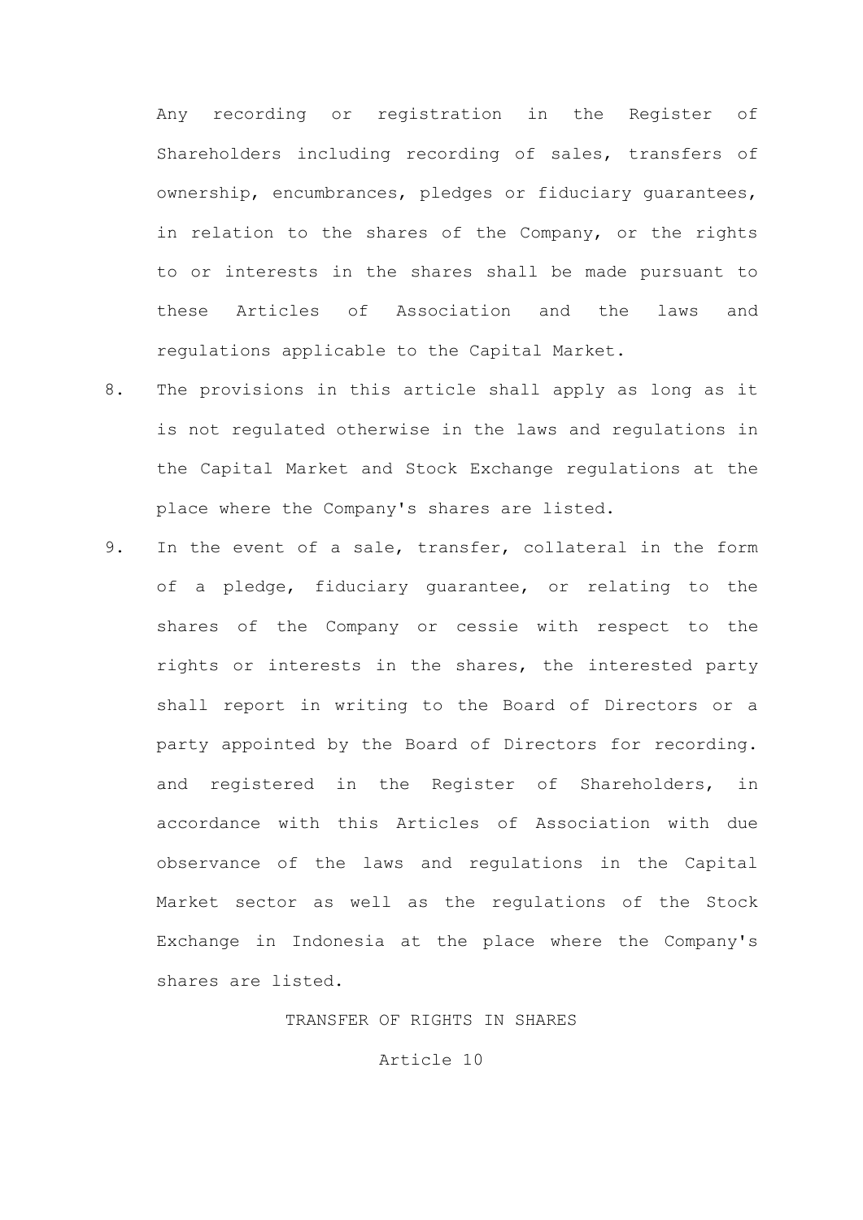Any recording or registration in the Register of Shareholders including recording of sales, transfers of ownership, encumbrances, pledges or fiduciary guarantees, in relation to the shares of the Company, or the rights to or interests in the shares shall be made pursuant to these Articles of Association and the laws and regulations applicable to the Capital Market.

8. The provisions in this article shall apply as long as it is not regulated otherwise in the laws and regulations in the Capital Market and Stock Exchange regulations at the place where the Company's shares are listed.
9. In the event of a sale, transfer, collateral in the form of a pledge, fiduciary guarantee, or relating to the shares of the Company or cessie with respect to the rights or interests in the shares, the interested party shall report in writing to the Board of Directors or a party appointed by the Board of Directors for recording. and registered in the Register of Shareholders, in accordance with this Articles of Association with due observance of the laws and regulations in the Capital Market sector as well as the regulations of the Stock Exchange in Indonesia at the place where the Company's shares are listed.

TRANSFER OF RIGHTS IN SHARES

Article 10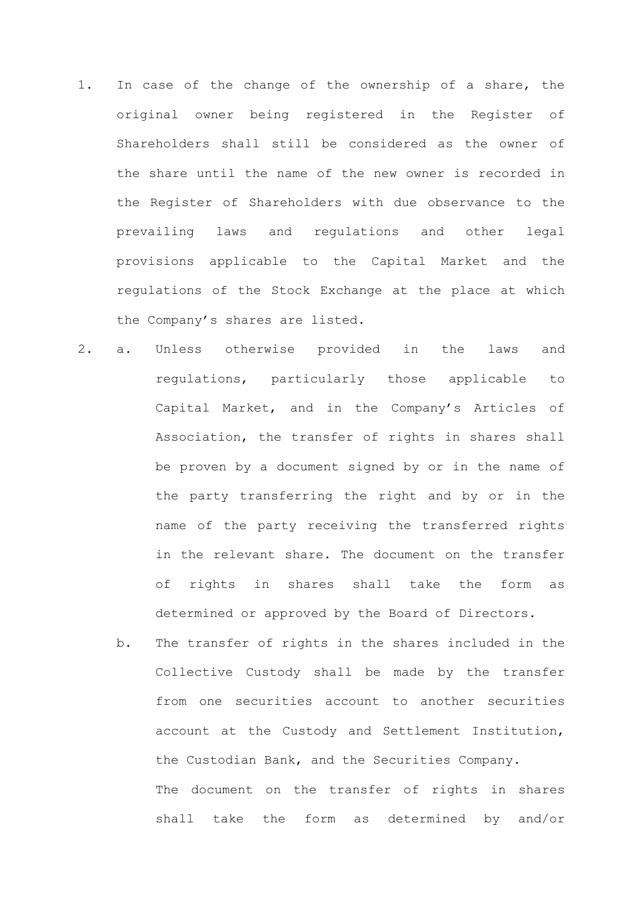1. In case of the change of the ownership of a share, the original owner being registered in the Register of Shareholders shall still be considered as the owner of the share until the name of the new owner is recorded in the Register of Shareholders with due observance to the prevailing laws and regulations and other legal provisions applicable to the Capital Market and the regulations of the Stock Exchange at the place at which the Company's shares are listed.

2. a. Unless otherwise provided in the laws and regulations, particularly those applicable to Capital Market, and in the Company's Articles of Association, the transfer of rights in shares shall be proven by a document signed by or in the name of the party transferring the right and by or in the name of the party receiving the transferred rights in the relevant share. The document on the transfer of rights in shares shall take the form as determined or approved by the Board of Directors.

   b. The transfer of rights in the shares included in the Collective Custody shall be made by the transfer from one securities account to another securities account at the Custody and Settlement Institution, the Custodian Bank, and the Securities Company.

      The document on the transfer of rights in shares shall take the form as determined by and/or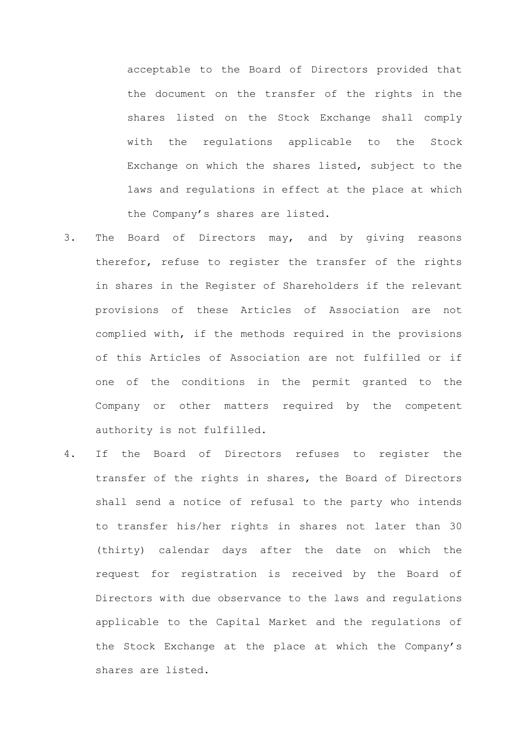acceptable to the Board of Directors provided that the document on the transfer of the rights in the shares listed on the Stock Exchange shall comply with the regulations applicable to the Stock Exchange on which the shares listed, subject to the laws and regulations in effect at the place at which the Company's shares are listed.

3. The Board of Directors may, and by giving reasons therefor, refuse to register the transfer of the rights in shares in the Register of Shareholders if the relevant provisions of these Articles of Association are not complied with, if the methods required in the provisions of this Articles of Association are not fulfilled or if one of the conditions in the permit granted to the Company or other matters required by the competent authority is not fulfilled.

4. If the Board of Directors refuses to register the transfer of the rights in shares, the Board of Directors shall send a notice of refusal to the party who intends to transfer his/her rights in shares not later than 30 (thirty) calendar days after the date on which the request for registration is received by the Board of Directors with due observance to the laws and regulations applicable to the Capital Market and the regulations of the Stock Exchange at the place at which the Company's shares are listed.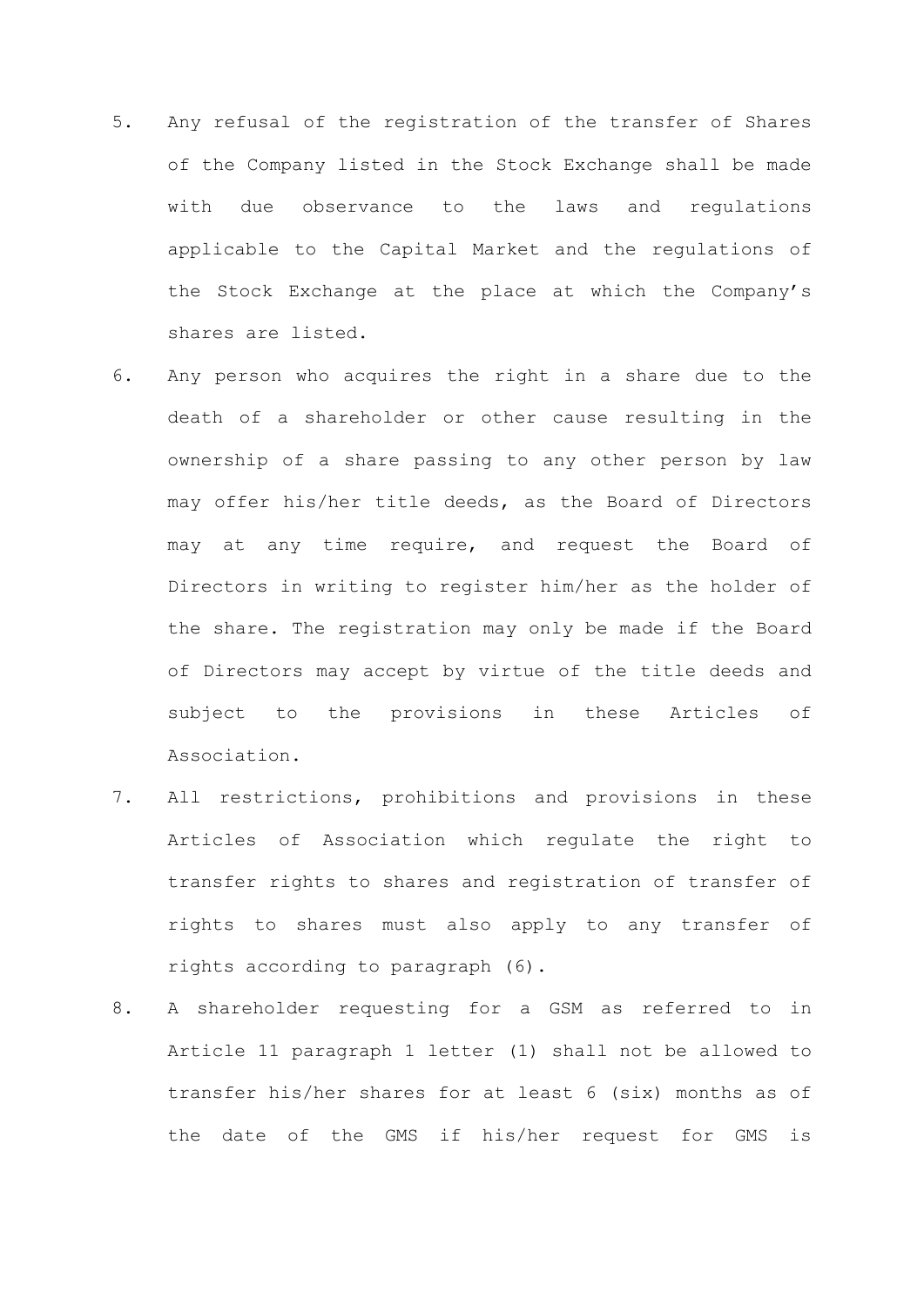5. Any refusal of the registration of the transfer of Shares of the Company listed in the Stock Exchange shall be made with due observance to the laws and regulations applicable to the Capital Market and the regulations of the Stock Exchange at the place at which the Company's shares are listed.
6. Any person who acquires the right in a share due to the death of a shareholder or other cause resulting in the ownership of a share passing to any other person by law may offer his/her title deeds, as the Board of Directors may at any time require, and request the Board of Directors in writing to register him/her as the holder of the share. The registration may only be made if the Board of Directors may accept by virtue of the title deeds and subject to the provisions in these Articles of Association.
7. All restrictions, prohibitions and provisions in these Articles of Association which regulate the right to transfer rights to shares and registration of transfer of rights to shares must also apply to any transfer of rights according to paragraph (6).
8. A shareholder requesting for a GSM as referred to in Article 11 paragraph 1 letter (1) shall not be allowed to transfer his/her shares for at least 6 (six) months as of the date of the GMS if his/her request for GMS is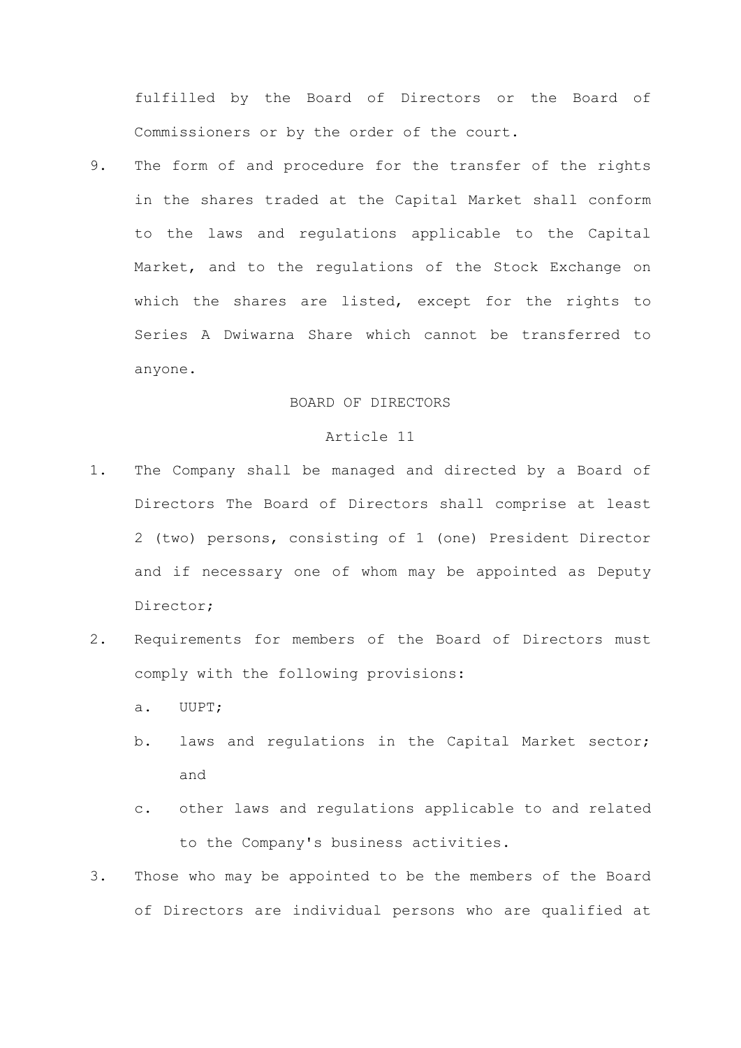fulfilled by the Board of Directors or the Board of Commissioners or by the order of the court.

9. The form of and procedure for the transfer of the rights in the shares traded at the Capital Market shall conform to the laws and regulations applicable to the Capital Market, and to the regulations of the Stock Exchange on which the shares are listed, except for the rights to Series A Dwiwarna Share which cannot be transferred to anyone.

## BOARD OF DIRECTORS

## Article 11

1. The Company shall be managed and directed by a Board of Directors The Board of Directors shall comprise at least 2 (two) persons, consisting of 1 (one) President Director and if necessary one of whom may be appointed as Deputy Director;
2. Requirements for members of the Board of Directors must comply with the following provisions:
   a. UUPT;
   b. laws and regulations in the Capital Market sector; and
   c. other laws and regulations applicable to and related to the Company's business activities.
3. Those who may be appointed to be the members of the Board of Directors are individual persons who are qualified at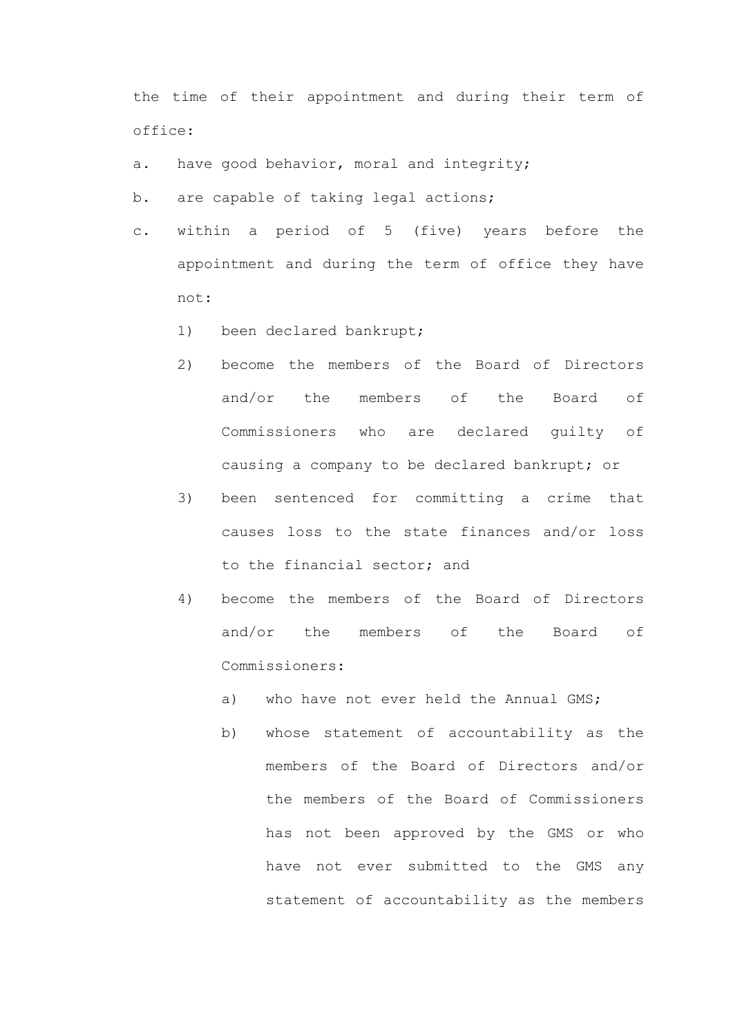the time of their appointment and during their term of office:

a. have good behavior, moral and integrity;

b. are capable of taking legal actions;

c. within a period of 5 (five) years before the appointment and during the term of office they have not:

    1) been declared bankrupt;

    2) become the members of the Board of Directors and/or the members of the Board of Commissioners who are declared guilty of causing a company to be declared bankrupt; or

    3) been sentenced for committing a crime that causes loss to the state finances and/or loss to the financial sector; and

    4) become the members of the Board of Directors and/or the members of the Board of Commissioners:

        a) who have not ever held the Annual GMS;

        b) whose statement of accountability as the members of the Board of Directors and/or the members of the Board of Commissioners has not been approved by the GMS or who have not ever submitted to the GMS any statement of accountability as the members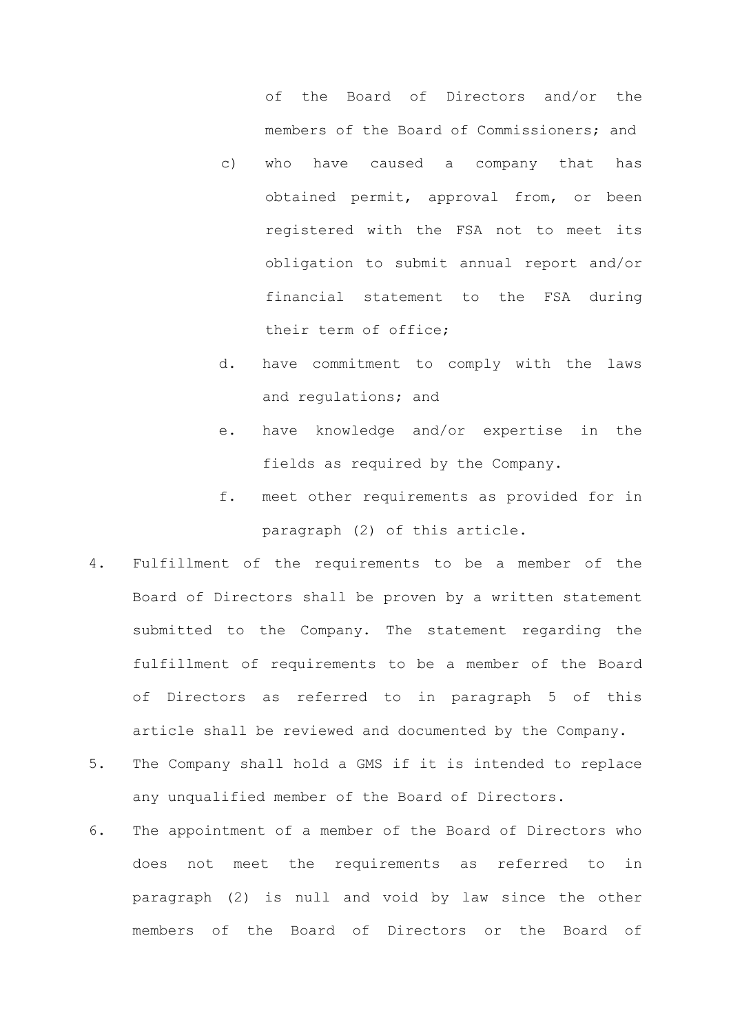of the Board of Directors and/or the members of the Board of Commissioners; and

c) who have caused a company that has obtained permit, approval from, or been registered with the FSA not to meet its obligation to submit annual report and/or financial statement to the FSA during their term of office;

d. have commitment to comply with the laws and regulations; and

e. have knowledge and/or expertise in the fields as required by the Company.

f. meet other requirements as provided for in paragraph (2) of this article.

4. Fulfillment of the requirements to be a member of the Board of Directors shall be proven by a written statement submitted to the Company. The statement regarding the fulfillment of requirements to be a member of the Board of Directors as referred to in paragraph 5 of this article shall be reviewed and documented by the Company.

5. The Company shall hold a GMS if it is intended to replace any unqualified member of the Board of Directors.

6. The appointment of a member of the Board of Directors who does not meet the requirements as referred to in paragraph (2) is null and void by law since the other members of the Board of Directors or the Board of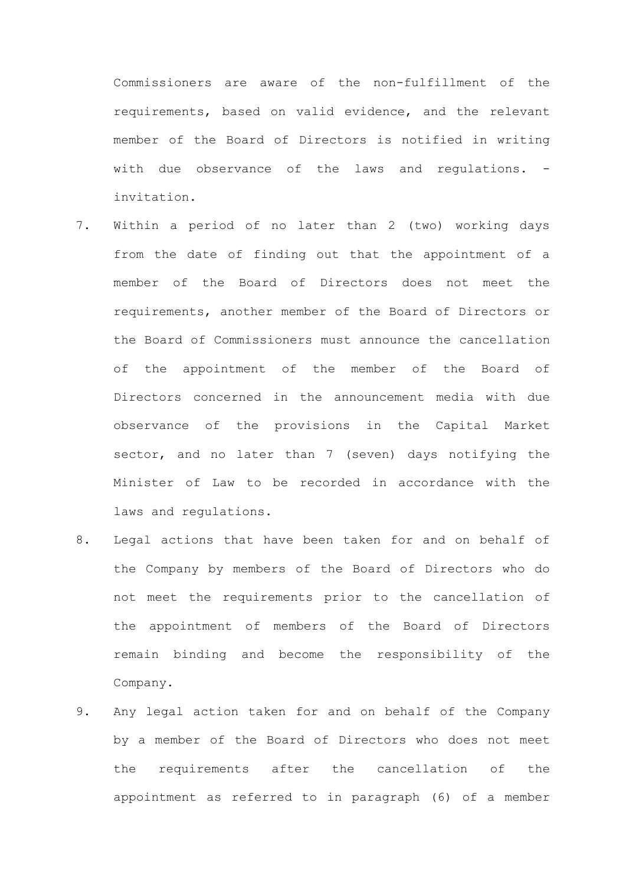Commissioners are aware of the non-fulfillment of the requirements, based on valid evidence, and the relevant member of the Board of Directors is notified in writing with due observance of the laws and regulations. -invitation.

7. Within a period of no later than 2 (two) working days from the date of finding out that the appointment of a member of the Board of Directors does not meet the requirements, another member of the Board of Directors or the Board of Commissioners must announce the cancellation of the appointment of the member of the Board of Directors concerned in the announcement media with due observance of the provisions in the Capital Market sector, and no later than 7 (seven) days notifying the Minister of Law to be recorded in accordance with the laws and regulations.
8. Legal actions that have been taken for and on behalf of the Company by members of the Board of Directors who do not meet the requirements prior to the cancellation of the appointment of members of the Board of Directors remain binding and become the responsibility of the Company.
9. Any legal action taken for and on behalf of the Company by a member of the Board of Directors who does not meet the requirements after the cancellation of the appointment as referred to in paragraph (6) of a member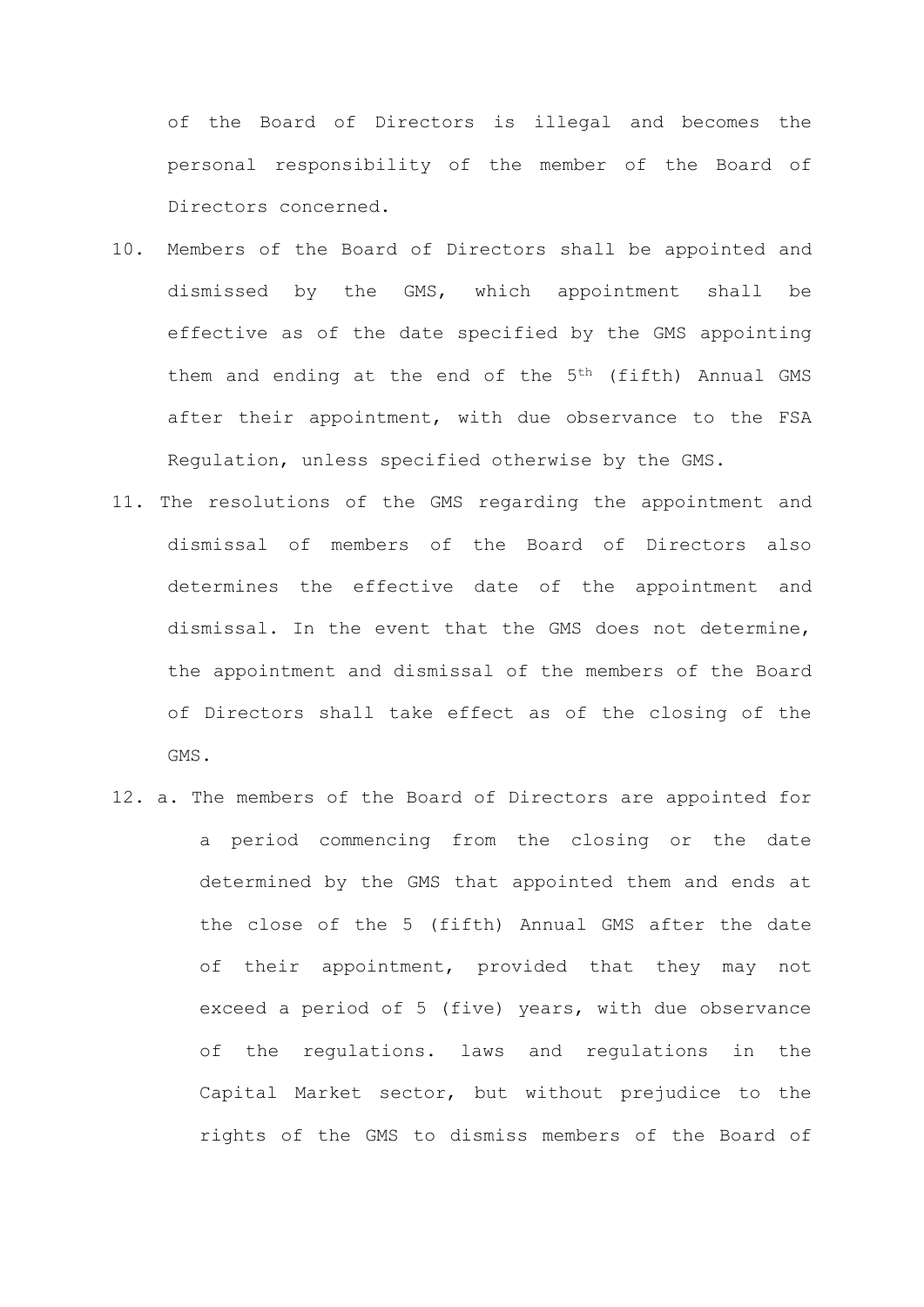of the Board of Directors is illegal and becomes the personal responsibility of the member of the Board of Directors concerned.

10. Members of the Board of Directors shall be appointed and dismissed by the GMS, which appointment shall be effective as of the date specified by the GMS appointing them and ending at the end of the 5th (fifth) Annual GMS after their appointment, with due observance to the FSA Regulation, unless specified otherwise by the GMS.

11. The resolutions of the GMS regarding the appointment and dismissal of members of the Board of Directors also determines the effective date of the appointment and dismissal. In the event that the GMS does not determine, the appointment and dismissal of the members of the Board of Directors shall take effect as of the closing of the GMS.

12. a. The members of the Board of Directors are appointed for a period commencing from the closing or the date determined by the GMS that appointed them and ends at the close of the 5 (fifth) Annual GMS after the date of their appointment, provided that they may not exceed a period of 5 (five) years, with due observance of the regulations. laws and regulations in the Capital Market sector, but without prejudice to the rights of the GMS to dismiss members of the Board of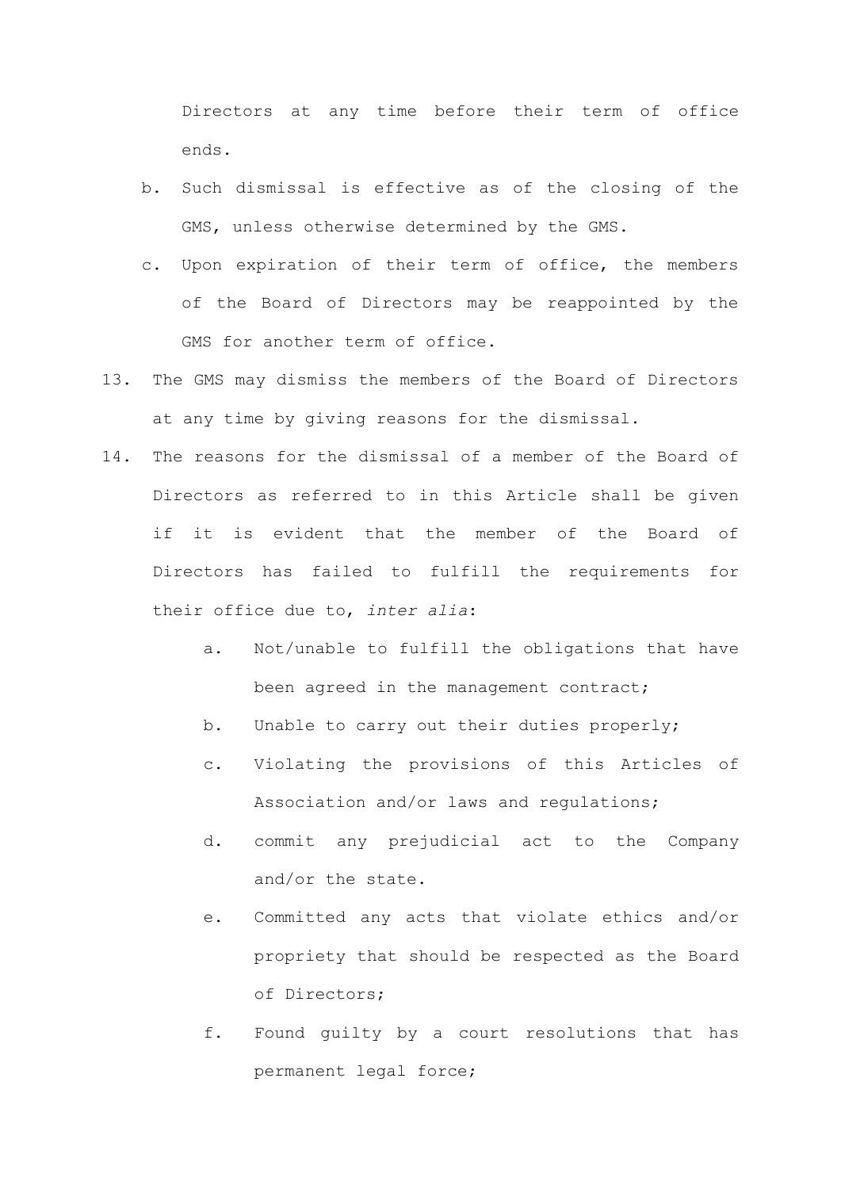Directors at any time before their term of office ends.

b. Such dismissal is effective as of the closing of the GMS, unless otherwise determined by the GMS.

c. Upon expiration of their term of office, the members of the Board of Directors may be reappointed by the GMS for another term of office.

13. The GMS may dismiss the members of the Board of Directors at any time by giving reasons for the dismissal.

14. The reasons for the dismissal of a member of the Board of Directors as referred to in this Article shall be given if it is evident that the member of the Board of Directors has failed to fulfill the requirements for their office due to, *inter alia*:

    a. Not/unable to fulfill the obligations that have been agreed in the management contract;

    b. Unable to carry out their duties properly;

    c. Violating the provisions of this Articles of Association and/or laws and regulations;

    d. commit any prejudicial act to the Company and/or the state.

    e. Committed any acts that violate ethics and/or propriety that should be respected as the Board of Directors;

    f. Found guilty by a court resolutions that has permanent legal force;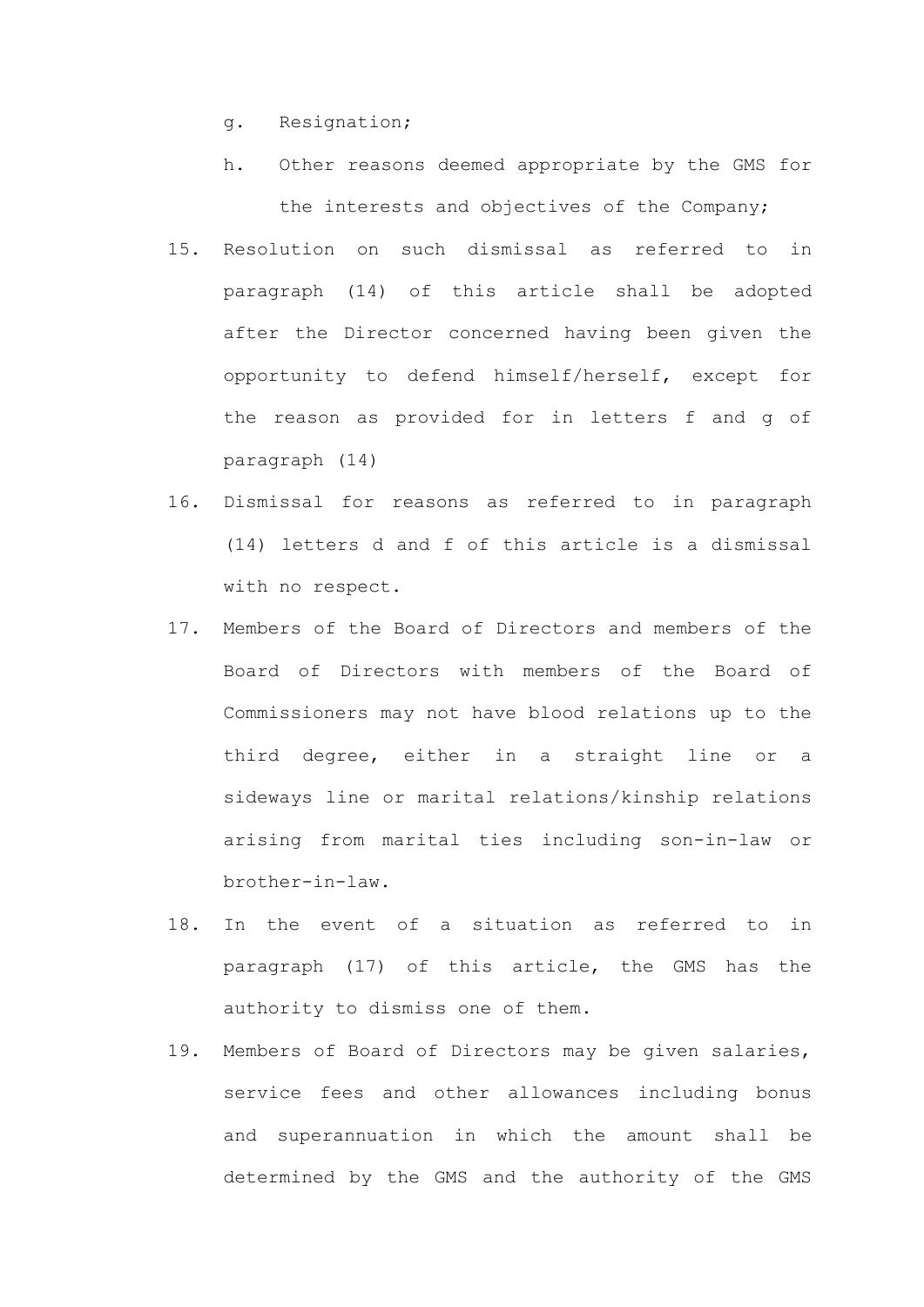g. Resignation;

h. Other reasons deemed appropriate by the GMS for the interests and objectives of the Company;

15. Resolution on such dismissal as referred to in paragraph (14) of this article shall be adopted after the Director concerned having been given the opportunity to defend himself/herself, except for the reason as provided for in letters f and g of paragraph (14)

16. Dismissal for reasons as referred to in paragraph (14) letters d and f of this article is a dismissal with no respect.

17. Members of the Board of Directors and members of the Board of Directors with members of the Board of Commissioners may not have blood relations up to the third degree, either in a straight line or a sideways line or marital relations/kinship relations arising from marital ties including son-in-law or brother-in-law.

18. In the event of a situation as referred to in paragraph (17) of this article, the GMS has the authority to dismiss one of them.

19. Members of Board of Directors may be given salaries, service fees and other allowances including bonus and superannuation in which the amount shall be determined by the GMS and the authority of the GMS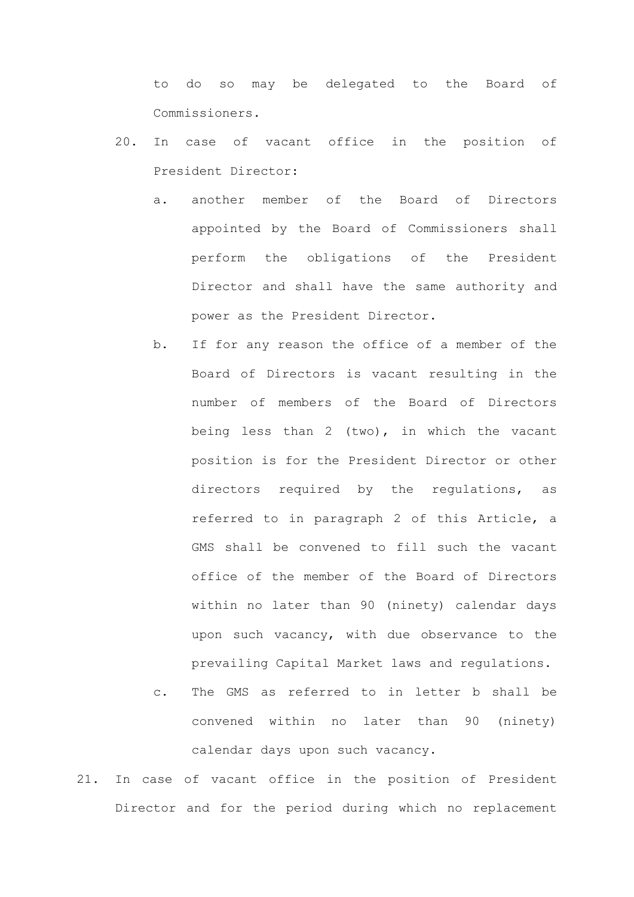to do so may be delegated to the Board of Commissioners.

20. In case of vacant office in the position of President Director:
    a. another member of the Board of Directors appointed by the Board of Commissioners shall perform the obligations of the President Director and shall have the same authority and power as the President Director.
    b. If for any reason the office of a member of the Board of Directors is vacant resulting in the number of members of the Board of Directors being less than 2 (two), in which the vacant position is for the President Director or other directors required by the regulations, as referred to in paragraph 2 of this Article, a GMS shall be convened to fill such the vacant office of the member of the Board of Directors within no later than 90 (ninety) calendar days upon such vacancy, with due observance to the prevailing Capital Market laws and regulations.
    c. The GMS as referred to in letter b shall be convened within no later than 90 (ninety) calendar days upon such vacancy.
21. In case of vacant office in the position of President Director and for the period during which no replacement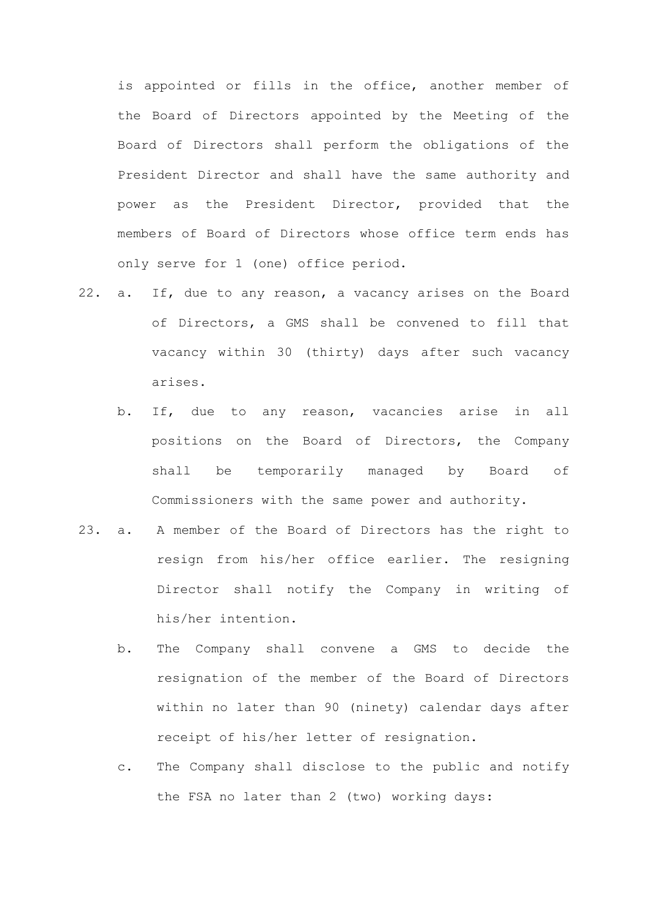is appointed or fills in the office, another member of the Board of Directors appointed by the Meeting of the Board of Directors shall perform the obligations of the President Director and shall have the same authority and power as the President Director, provided that the members of Board of Directors whose office term ends has only serve for 1 (one) office period.

22. a. If, due to any reason, a vacancy arises on the Board of Directors, a GMS shall be convened to fill that vacancy within 30 (thirty) days after such vacancy arises.

    b. If, due to any reason, vacancies arise in all positions on the Board of Directors, the Company shall be temporarily managed by Board of Commissioners with the same power and authority.

23. a. A member of the Board of Directors has the right to resign from his/her office earlier. The resigning Director shall notify the Company in writing of his/her intention.

    b. The Company shall convene a GMS to decide the resignation of the member of the Board of Directors within no later than 90 (ninety) calendar days after receipt of his/her letter of resignation.

    c. The Company shall disclose to the public and notify the FSA no later than 2 (two) working days: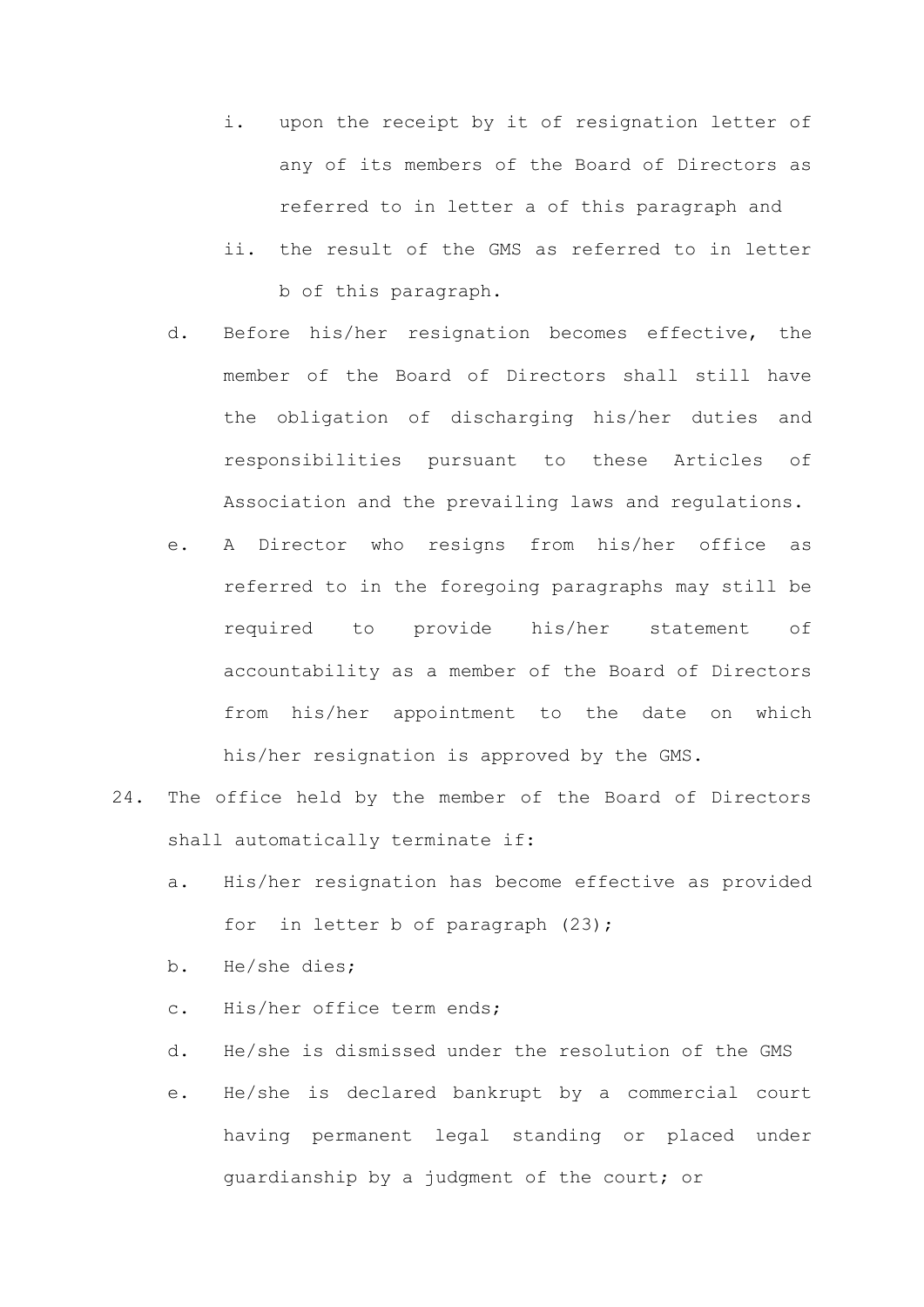i. upon the receipt by it of resignation letter of any of its members of the Board of Directors as referred to in letter a of this paragraph and
   ii. the result of the GMS as referred to in letter b of this paragraph.

d. Before his/her resignation becomes effective, the member of the Board of Directors shall still have the obligation of discharging his/her duties and responsibilities pursuant to these Articles of Association and the prevailing laws and regulations.

e. A Director who resigns from his/her office as referred to in the foregoing paragraphs may still be required to provide his/her statement of accountability as a member of the Board of Directors from his/her appointment to the date on which his/her resignation is approved by the GMS.

24. The office held by the member of the Board of Directors shall automatically terminate if:

   a. His/her resignation has become effective as provided for in letter b of paragraph (23);
   b. He/she dies;
   c. His/her office term ends;
   d. He/she is dismissed under the resolution of the GMS
   e. He/she is declared bankrupt by a commercial court having permanent legal standing or placed under guardianship by a judgment of the court; or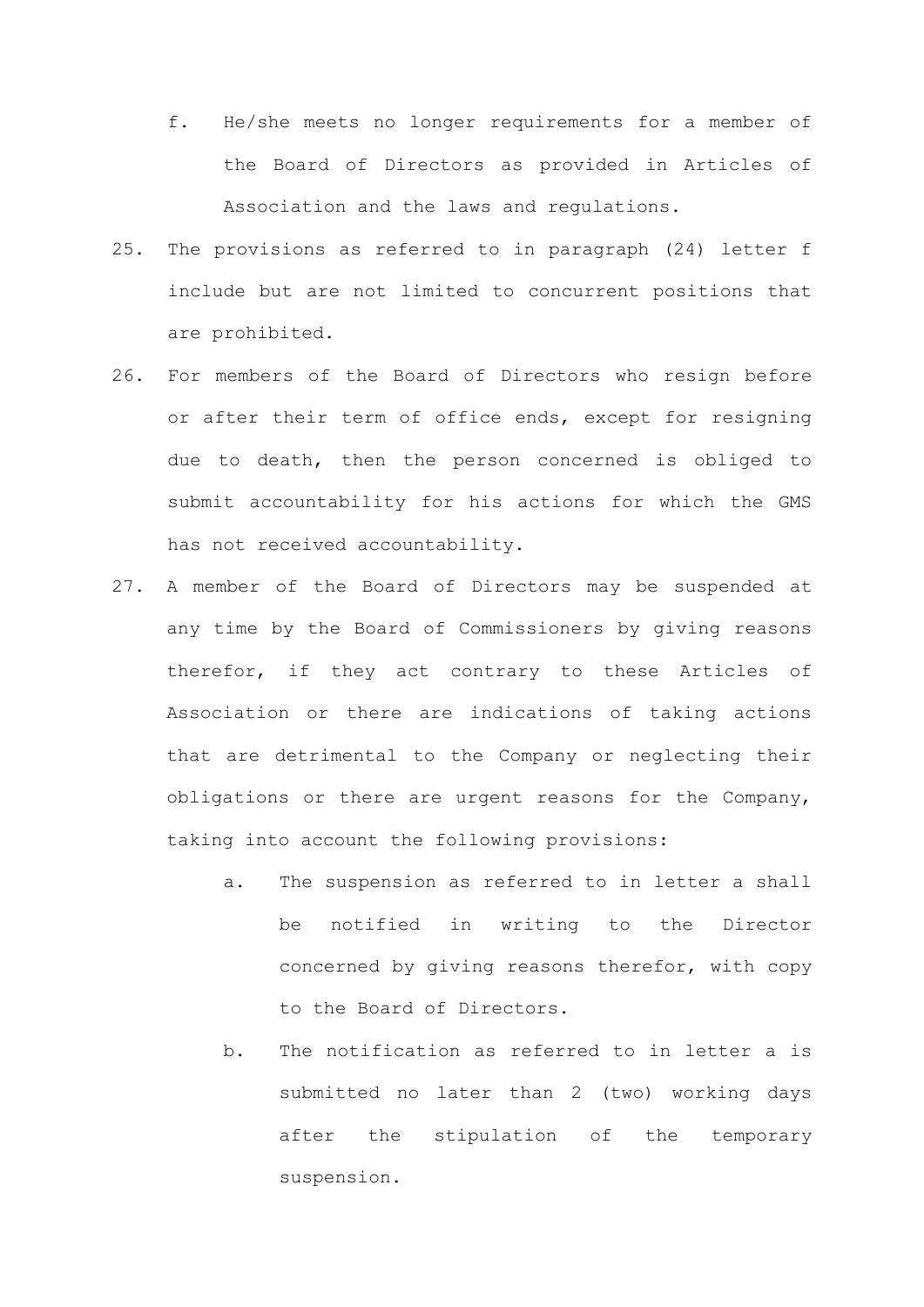f. He/she meets no longer requirements for a member of the Board of Directors as provided in Articles of Association and the laws and regulations.

25. The provisions as referred to in paragraph (24) letter f include but are not limited to concurrent positions that are prohibited.

26. For members of the Board of Directors who resign before or after their term of office ends, except for resigning due to death, then the person concerned is obliged to submit accountability for his actions for which the GMS has not received accountability.

27. A member of the Board of Directors may be suspended at any time by the Board of Commissioners by giving reasons therefor, if they act contrary to these Articles of Association or there are indications of taking actions that are detrimental to the Company or neglecting their obligations or there are urgent reasons for the Company, taking into account the following provisions:

    a. The suspension as referred to in letter a shall be notified in writing to the Director concerned by giving reasons therefor, with copy to the Board of Directors.

    b. The notification as referred to in letter a is submitted no later than 2 (two) working days after the stipulation of the temporary suspension.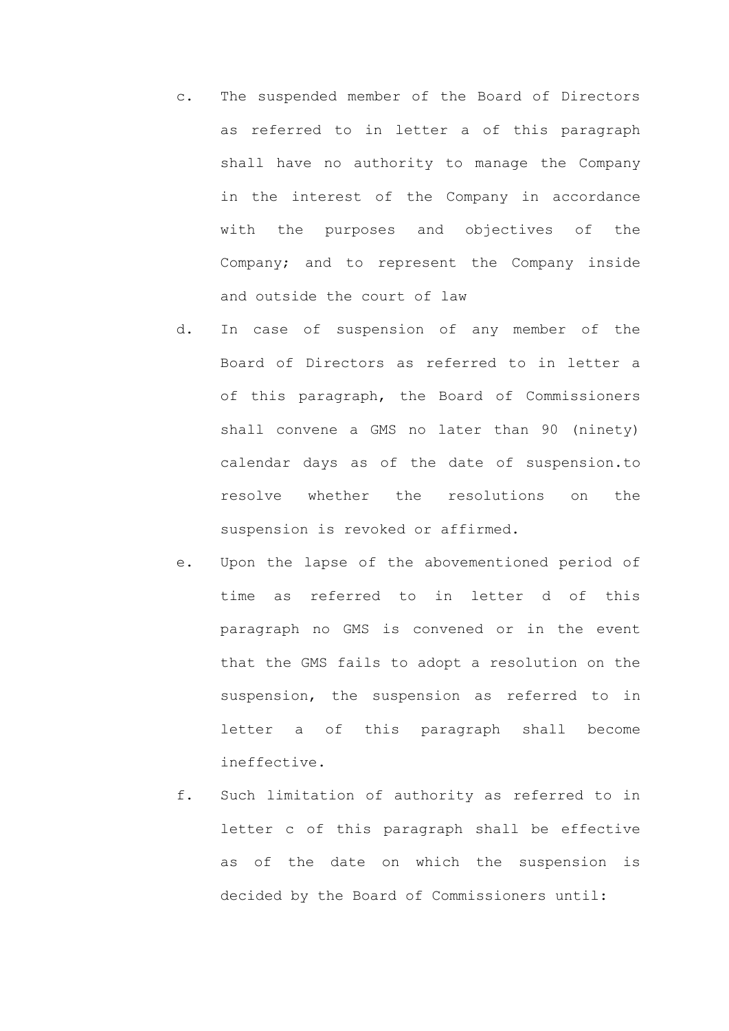c. The suspended member of the Board of Directors as referred to in letter a of this paragraph shall have no authority to manage the Company in the interest of the Company in accordance with the purposes and objectives of the Company; and to represent the Company inside and outside the court of law

d. In case of suspension of any member of the Board of Directors as referred to in letter a of this paragraph, the Board of Commissioners shall convene a GMS no later than 90 (ninety) calendar days as of the date of suspension.to resolve whether the resolutions on the suspension is revoked or affirmed.

e. Upon the lapse of the abovementioned period of time as referred to in letter d of this paragraph no GMS is convened or in the event that the GMS fails to adopt a resolution on the suspension, the suspension as referred to in letter a of this paragraph shall become ineffective.

f. Such limitation of authority as referred to in letter c of this paragraph shall be effective as of the date on which the suspension is decided by the Board of Commissioners until: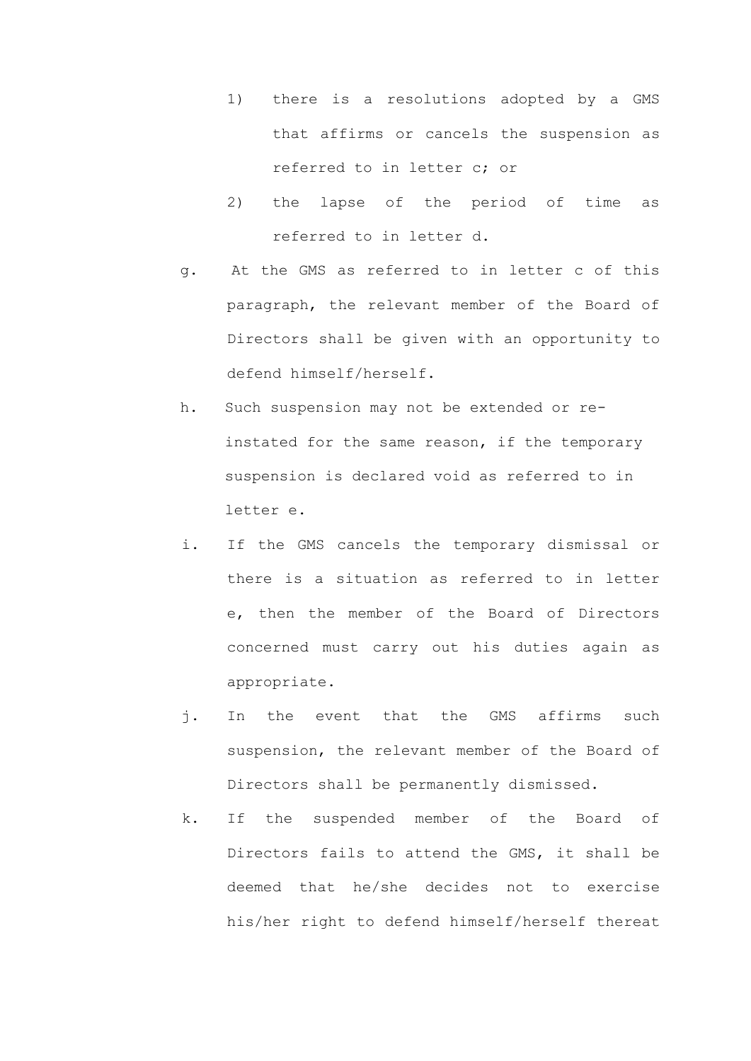1) there is a resolutions adopted by a GMS that affirms or cancels the suspension as referred to in letter c; or
2) the lapse of the period of time as referred to in letter d.

g. At the GMS as referred to in letter c of this paragraph, the relevant member of the Board of Directors shall be given with an opportunity to defend himself/herself.

h. Such suspension may not be extended or re-instated for the same reason, if the temporary suspension is declared void as referred to in letter e.

i. If the GMS cancels the temporary dismissal or there is a situation as referred to in letter e, then the member of the Board of Directors concerned must carry out his duties again as appropriate.

j. In the event that the GMS affirms such suspension, the relevant member of the Board of Directors shall be permanently dismissed.

k. If the suspended member of the Board of Directors fails to attend the GMS, it shall be deemed that he/she decides not to exercise his/her right to defend himself/herself thereat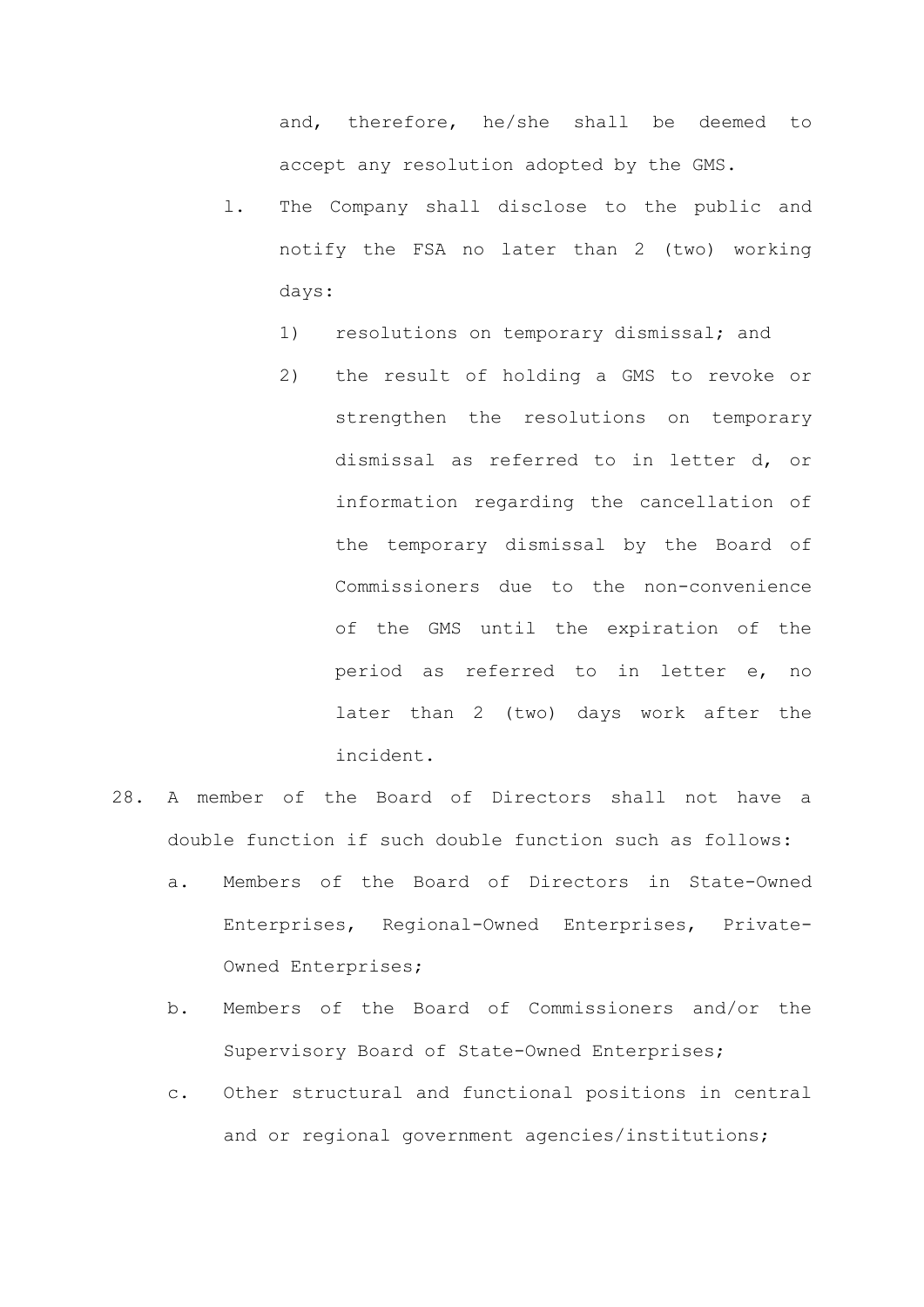and, therefore, he/she shall be deemed to accept any resolution adopted by the GMS.

l. The Company shall disclose to the public and notify the FSA no later than 2 (two) working days:

   1) resolutions on temporary dismissal; and

   2) the result of holding a GMS to revoke or strengthen the resolutions on temporary dismissal as referred to in letter d, or information regarding the cancellation of the temporary dismissal by the Board of Commissioners due to the non-convenience of the GMS until the expiration of the period as referred to in letter e, no later than 2 (two) days work after the incident.

28. A member of the Board of Directors shall not have a double function if such double function such as follows:

   a. Members of the Board of Directors in State-Owned Enterprises, Regional-Owned Enterprises, Private-Owned Enterprises;

   b. Members of the Board of Commissioners and/or the Supervisory Board of State-Owned Enterprises;

   c. Other structural and functional positions in central and or regional government agencies/institutions;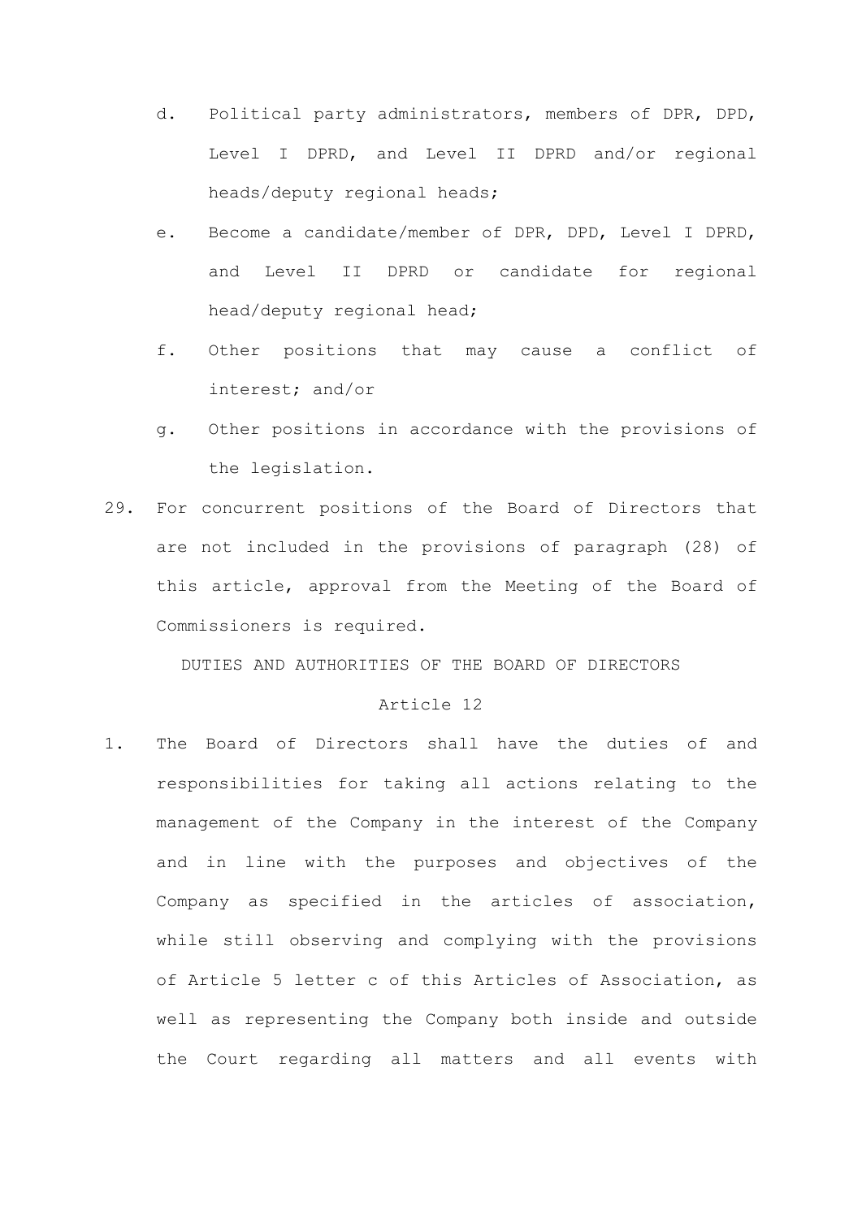d. Political party administrators, members of DPR, DPD, Level I DPRD, and Level II DPRD and/or regional heads/deputy regional heads;

e. Become a candidate/member of DPR, DPD, Level I DPRD, and Level II DPRD or candidate for regional head/deputy regional head;

f. Other positions that may cause a conflict of interest; and/or

g. Other positions in accordance with the provisions of the legislation.

29. For concurrent positions of the Board of Directors that are not included in the provisions of paragraph (28) of this article, approval from the Meeting of the Board of Commissioners is required.

DUTIES AND AUTHORITIES OF THE BOARD OF DIRECTORS

Article 12

1. The Board of Directors shall have the duties of and responsibilities for taking all actions relating to the management of the Company in the interest of the Company and in line with the purposes and objectives of the Company as specified in the articles of association, while still observing and complying with the provisions of Article 5 letter c of this Articles of Association, as well as representing the Company both inside and outside the Court regarding all matters and all events with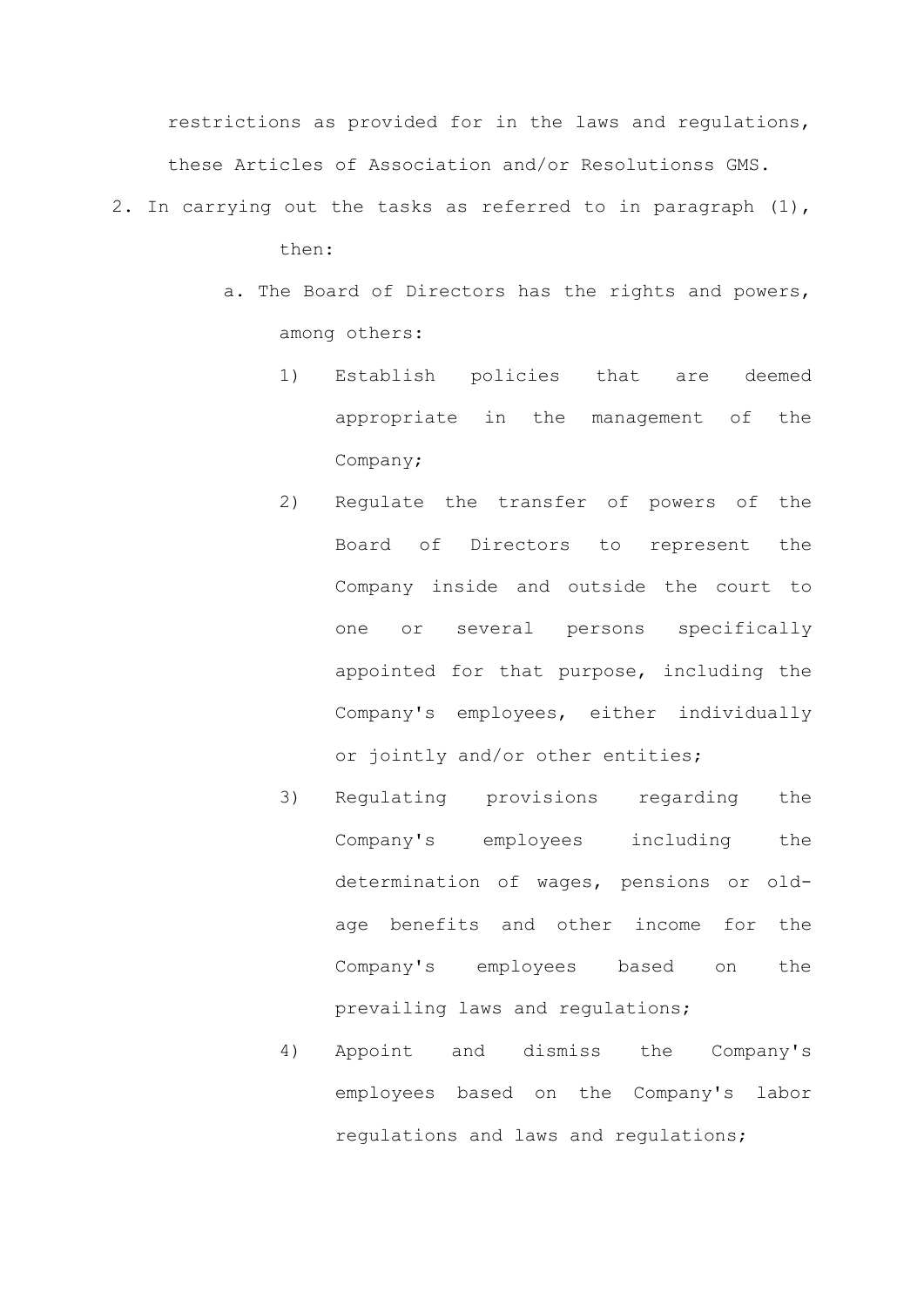restrictions as provided for in the laws and regulations, these Articles of Association and/or Resolutionss GMS.

2. In carrying out the tasks as referred to in paragraph (1), then:

   a. The Board of Directors has the rights and powers, among others:

      1) Establish policies that are deemed appropriate in the management of the Company;

      2) Regulate the transfer of powers of the Board of Directors to represent the Company inside and outside the court to one or several persons specifically appointed for that purpose, including the Company's employees, either individually or jointly and/or other entities;

      3) Regulating provisions regarding the Company's employees including the determination of wages, pensions or old-age benefits and other income for the Company's employees based on the prevailing laws and regulations;

      4) Appoint and dismiss the Company's employees based on the Company's labor regulations and laws and regulations;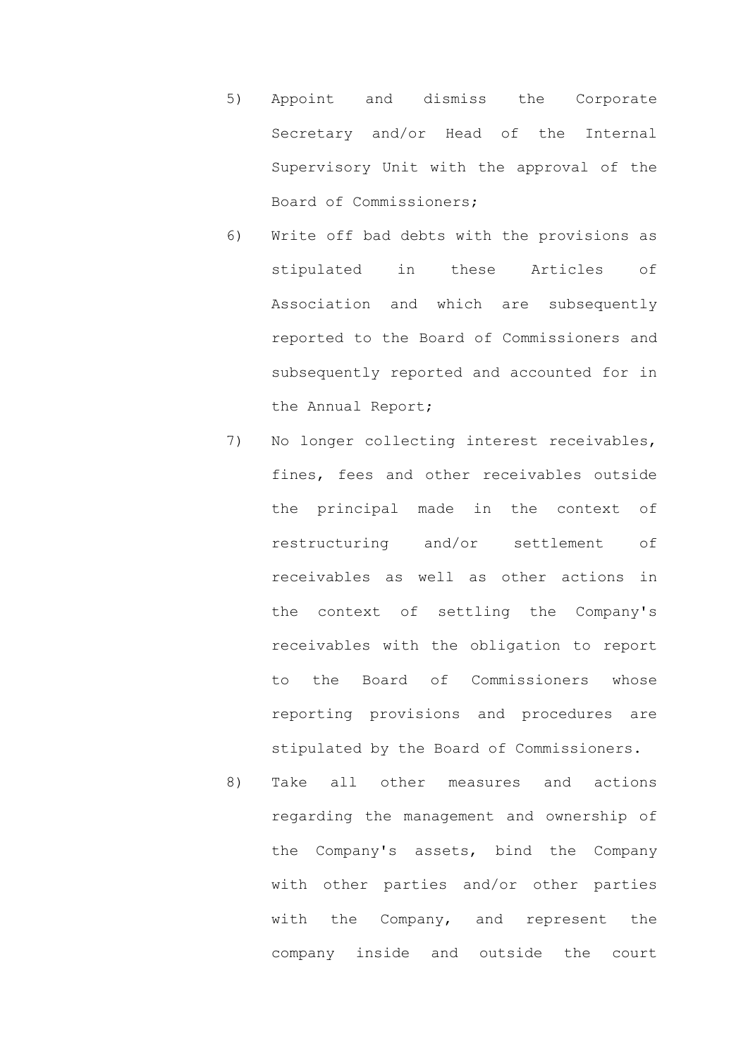5) Appoint and dismiss the Corporate Secretary and/or Head of the Internal Supervisory Unit with the approval of the Board of Commissioners;

6) Write off bad debts with the provisions as stipulated in these Articles of Association and which are subsequently reported to the Board of Commissioners and subsequently reported and accounted for in the Annual Report;

7) No longer collecting interest receivables, fines, fees and other receivables outside the principal made in the context of restructuring and/or settlement of receivables as well as other actions in the context of settling the Company's receivables with the obligation to report to the Board of Commissioners whose reporting provisions and procedures are stipulated by the Board of Commissioners.

8) Take all other measures and actions regarding the management and ownership of the Company's assets, bind the Company with other parties and/or other parties with the Company, and represent the company inside and outside the court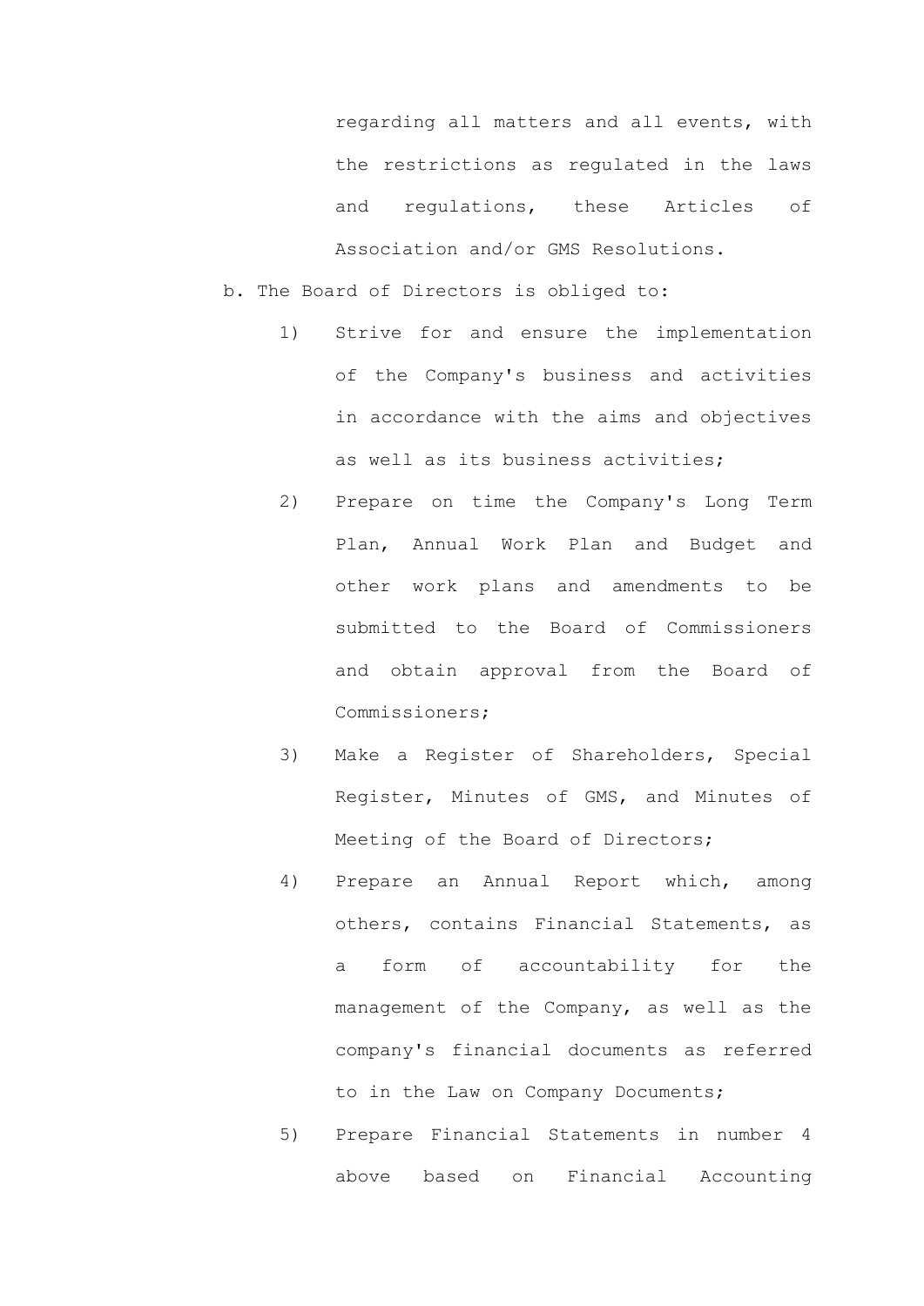regarding all matters and all events, with the restrictions as regulated in the laws and regulations, these Articles of Association and/or GMS Resolutions.

b. The Board of Directors is obliged to:

   1) Strive for and ensure the implementation of the Company's business and activities in accordance with the aims and objectives as well as its business activities;

   2) Prepare on time the Company's Long Term Plan, Annual Work Plan and Budget and other work plans and amendments to be submitted to the Board of Commissioners and obtain approval from the Board of Commissioners;

   3) Make a Register of Shareholders, Special Register, Minutes of GMS, and Minutes of Meeting of the Board of Directors;

   4) Prepare an Annual Report which, among others, contains Financial Statements, as a form of accountability for the management of the Company, as well as the company's financial documents as referred to in the Law on Company Documents;

   5) Prepare Financial Statements in number 4 above based on Financial Accounting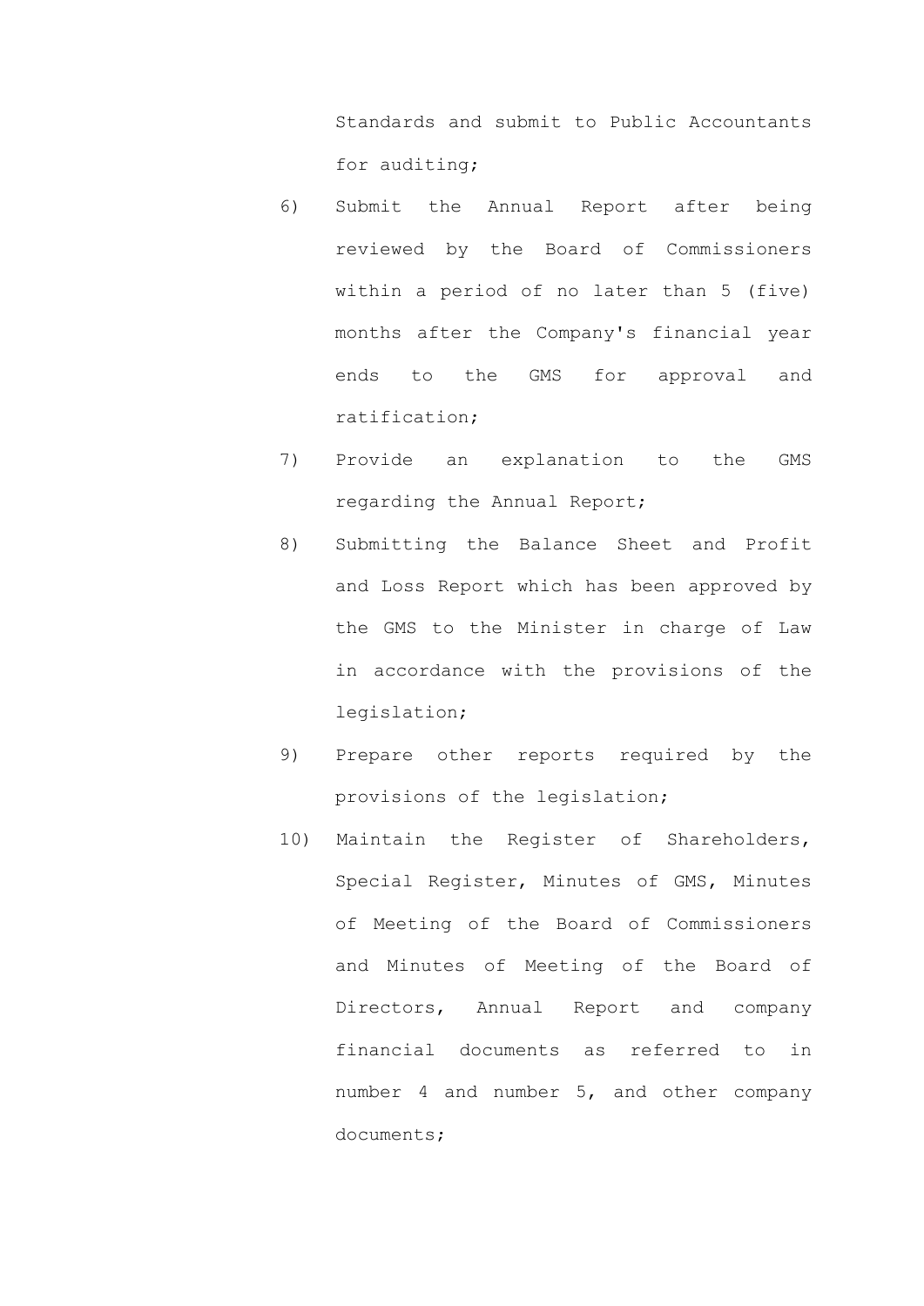Standards and submit to Public Accountants for auditing;

6) Submit the Annual Report after being reviewed by the Board of Commissioners within a period of no later than 5 (five) months after the Company's financial year ends to the GMS for approval and ratification;

7) Provide an explanation to the GMS regarding the Annual Report;

8) Submitting the Balance Sheet and Profit and Loss Report which has been approved by the GMS to the Minister in charge of Law in accordance with the provisions of the legislation;

9) Prepare other reports required by the provisions of the legislation;

10) Maintain the Register of Shareholders, Special Register, Minutes of GMS, Minutes of Meeting of the Board of Commissioners and Minutes of Meeting of the Board of Directors, Annual Report and company financial documents as referred to in number 4 and number 5, and other company documents;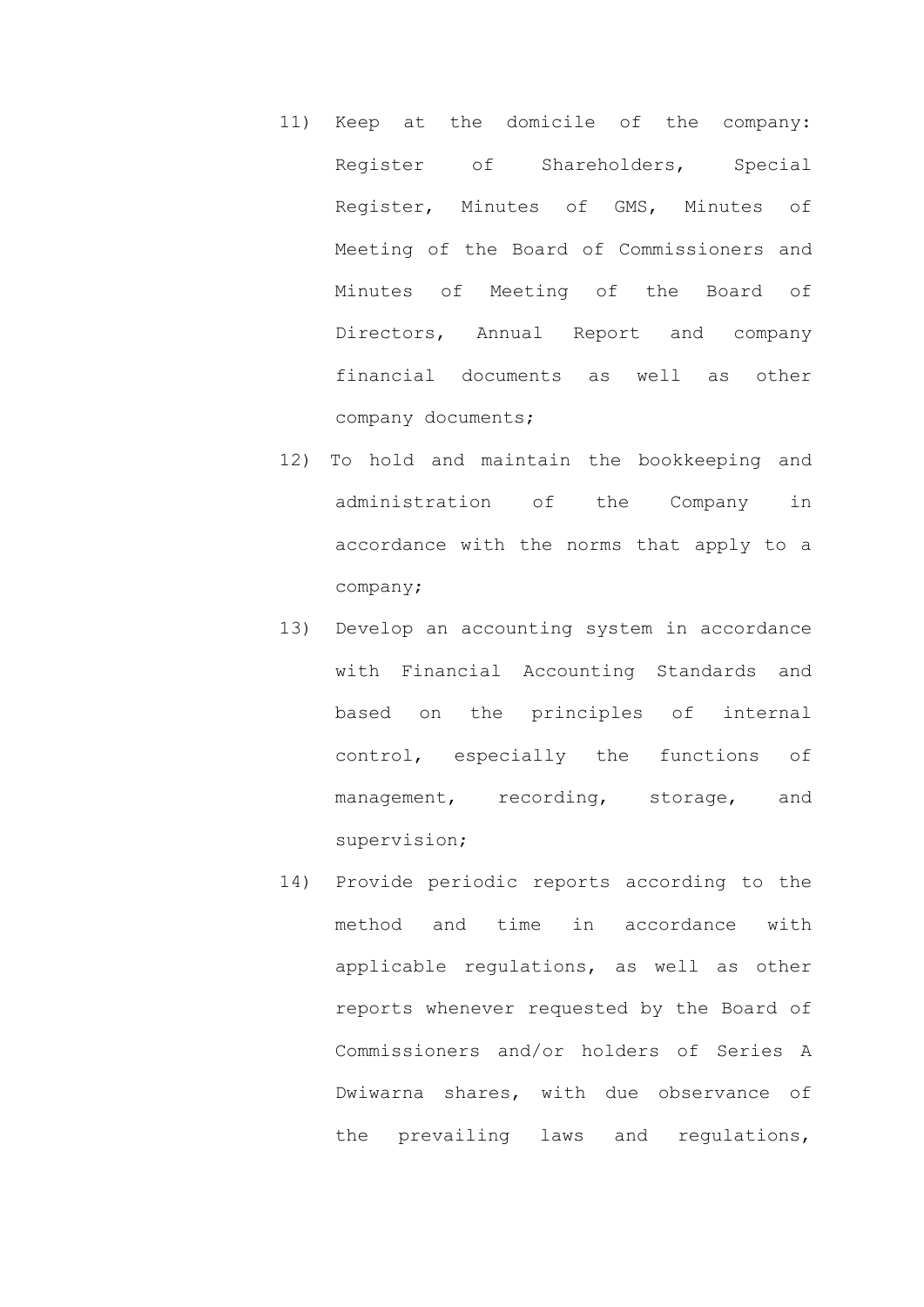11) Keep at the domicile of the company: Register of Shareholders, Special Register, Minutes of GMS, Minutes of Meeting of the Board of Commissioners and Minutes of Meeting of the Board of Directors, Annual Report and company financial documents as well as other company documents;
12) To hold and maintain the bookkeeping and administration of the Company in accordance with the norms that apply to a company;
13) Develop an accounting system in accordance with Financial Accounting Standards and based on the principles of internal control, especially the functions of management, recording, storage, and supervision;
14) Provide periodic reports according to the method and time in accordance with applicable regulations, as well as other reports whenever requested by the Board of Commissioners and/or holders of Series A Dwiwarna shares, with due observance of the prevailing laws and regulations,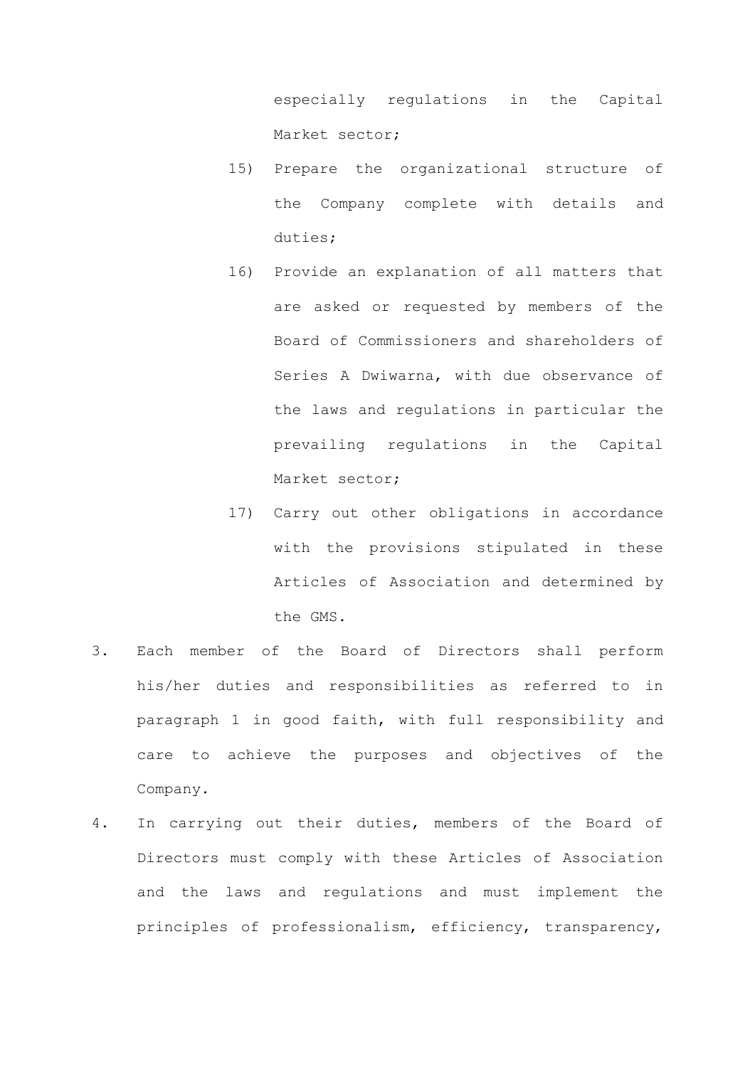especially regulations in the Capital Market sector;

15) Prepare the organizational structure of the Company complete with details and duties;

16) Provide an explanation of all matters that are asked or requested by members of the Board of Commissioners and shareholders of Series A Dwiwarna, with due observance of the laws and regulations in particular the prevailing regulations in the Capital Market sector;

17) Carry out other obligations in accordance with the provisions stipulated in these Articles of Association and determined by the GMS.

3. Each member of the Board of Directors shall perform his/her duties and responsibilities as referred to in paragraph 1 in good faith, with full responsibility and care to achieve the purposes and objectives of the Company.

4. In carrying out their duties, members of the Board of Directors must comply with these Articles of Association and the laws and regulations and must implement the principles of professionalism, efficiency, transparency,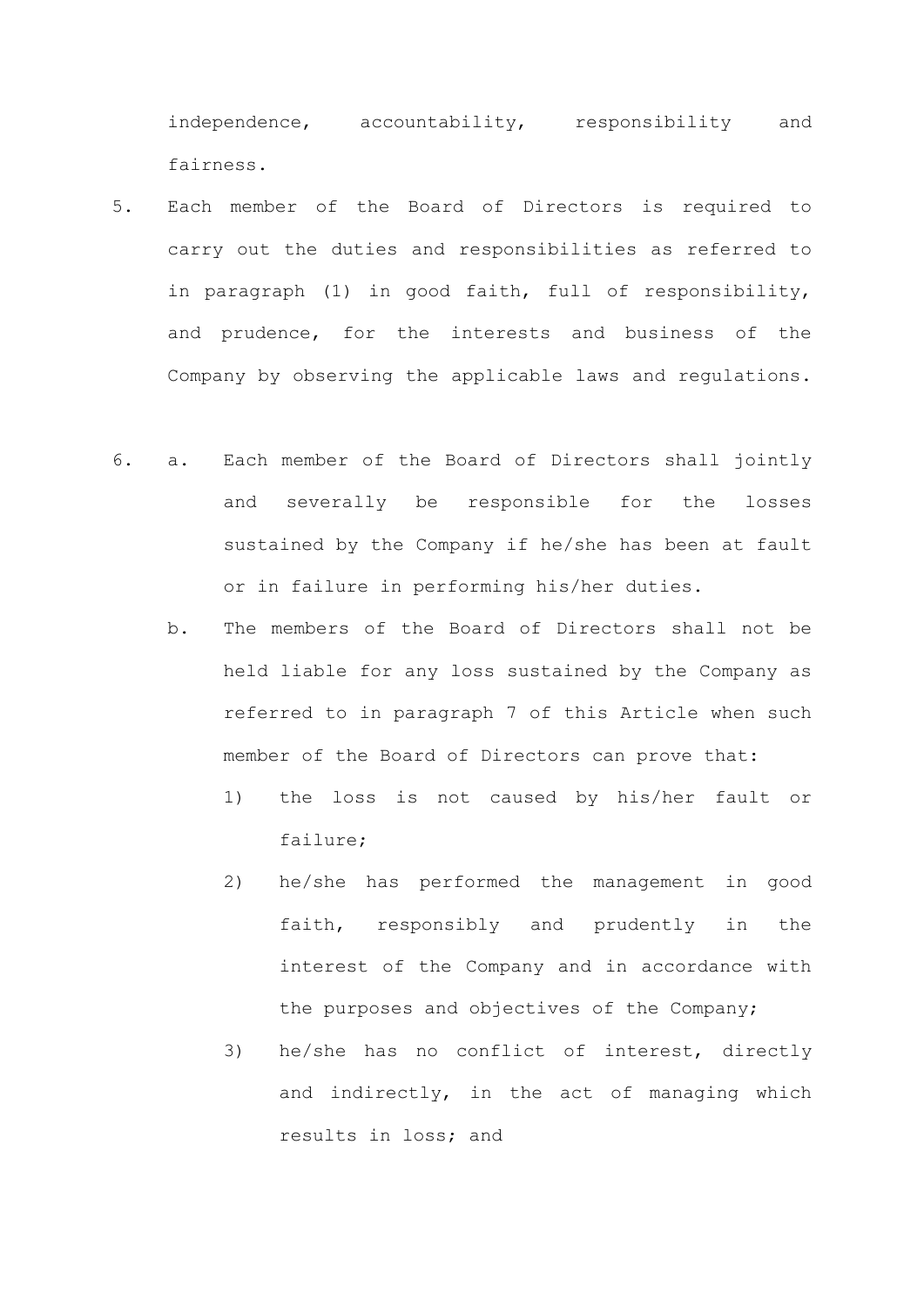independence, accountability, responsibility and fairness.

5. Each member of the Board of Directors is required to carry out the duties and responsibilities as referred to in paragraph (1) in good faith, full of responsibility, and prudence, for the interests and business of the Company by observing the applicable laws and regulations.

6. a. Each member of the Board of Directors shall jointly and severally be responsible for the losses sustained by the Company if he/she has been at fault or in failure in performing his/her duties.

   b. The members of the Board of Directors shall not be held liable for any loss sustained by the Company as referred to in paragraph 7 of this Article when such member of the Board of Directors can prove that:

      1) the loss is not caused by his/her fault or failure;

      2) he/she has performed the management in good faith, responsibly and prudently in the interest of the Company and in accordance with the purposes and objectives of the Company;

      3) he/she has no conflict of interest, directly and indirectly, in the act of managing which results in loss; and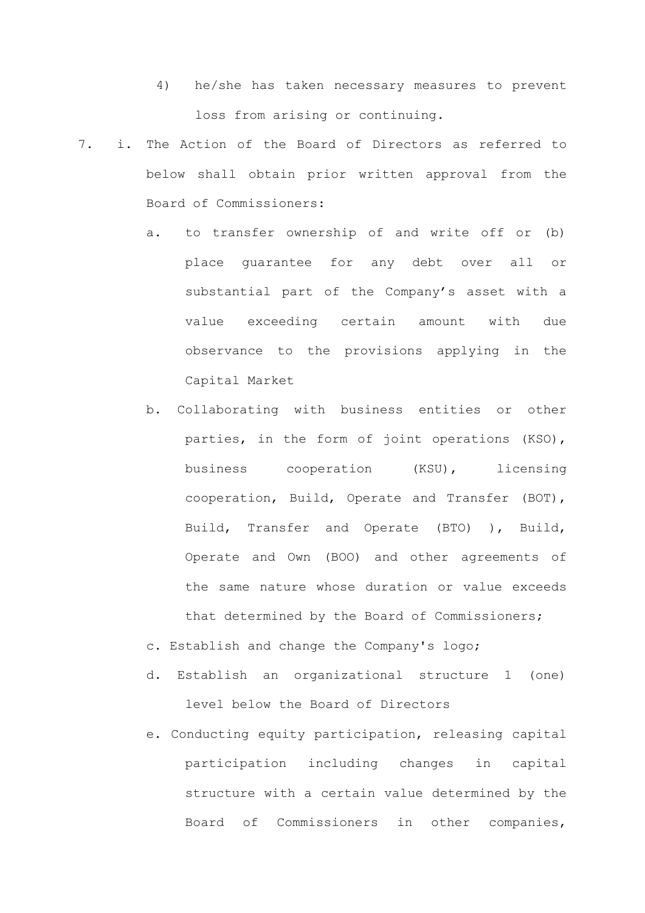4) he/she has taken necessary measures to prevent loss from arising or continuing.

7. i. The Action of the Board of Directors as referred to below shall obtain prior written approval from the Board of Commissioners:

   a. to transfer ownership of and write off or (b) place guarantee for any debt over all or substantial part of the Company's asset with a value exceeding certain amount with due observance to the provisions applying in the Capital Market

   b. Collaborating with business entities or other parties, in the form of joint operations (KSO), business cooperation (KSU), licensing cooperation, Build, Operate and Transfer (BOT), Build, Transfer and Operate (BTO) ), Build, Operate and Own (BOO) and other agreements of the same nature whose duration or value exceeds that determined by the Board of Commissioners;

   c. Establish and change the Company's logo;

   d. Establish an organizational structure 1 (one) level below the Board of Directors

   e. Conducting equity participation, releasing capital participation including changes in capital structure with a certain value determined by the Board of Commissioners in other companies,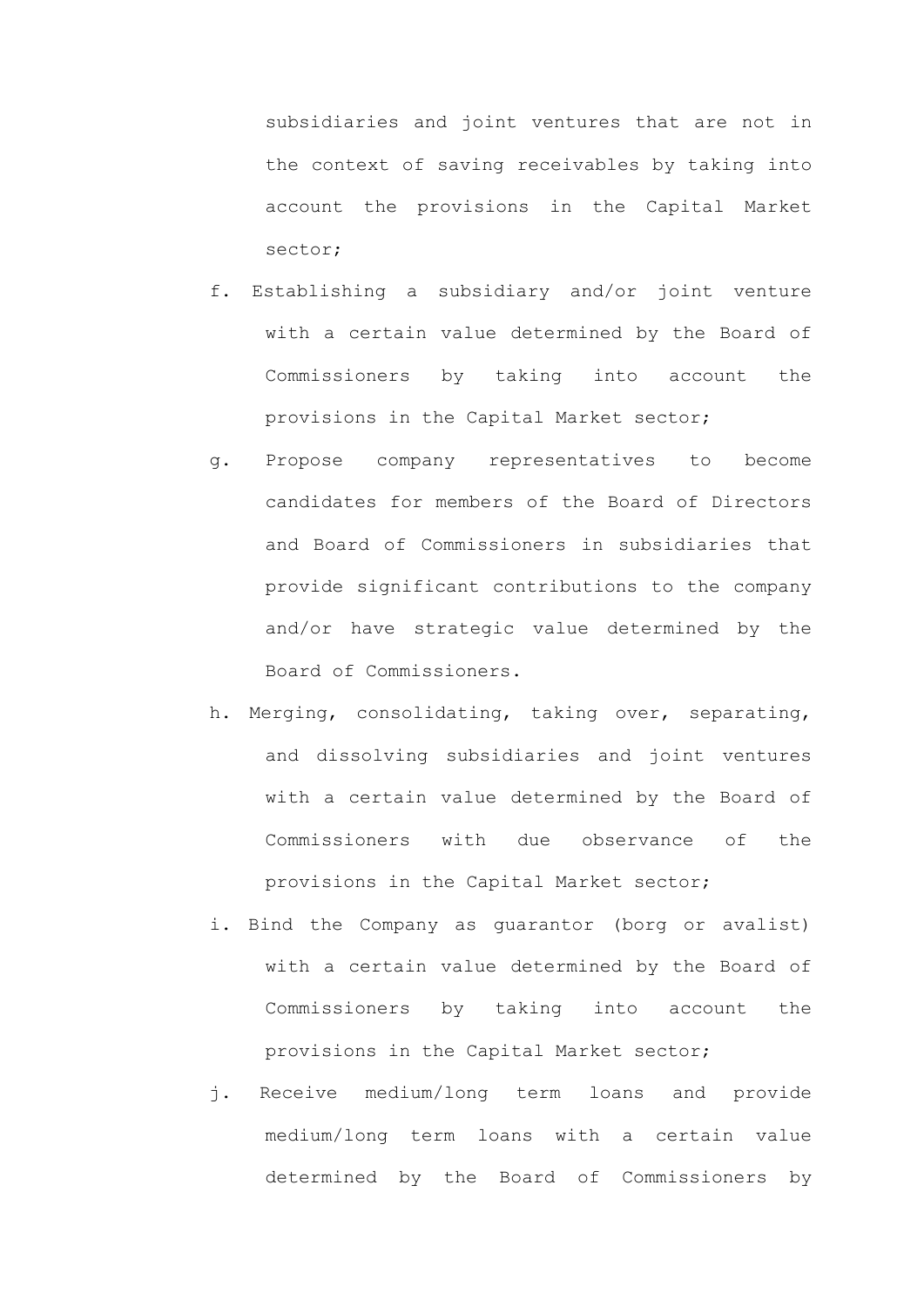subsidiaries and joint ventures that are not in the context of saving receivables by taking into account the provisions in the Capital Market sector;

f. Establishing a subsidiary and/or joint venture with a certain value determined by the Board of Commissioners by taking into account the provisions in the Capital Market sector;

g. Propose company representatives to become candidates for members of the Board of Directors and Board of Commissioners in subsidiaries that provide significant contributions to the company and/or have strategic value determined by the Board of Commissioners.

h. Merging, consolidating, taking over, separating, and dissolving subsidiaries and joint ventures with a certain value determined by the Board of Commissioners with due observance of the provisions in the Capital Market sector;

i. Bind the Company as guarantor (borg or avalist) with a certain value determined by the Board of Commissioners by taking into account the provisions in the Capital Market sector;

j. Receive medium/long term loans and provide medium/long term loans with a certain value determined by the Board of Commissioners by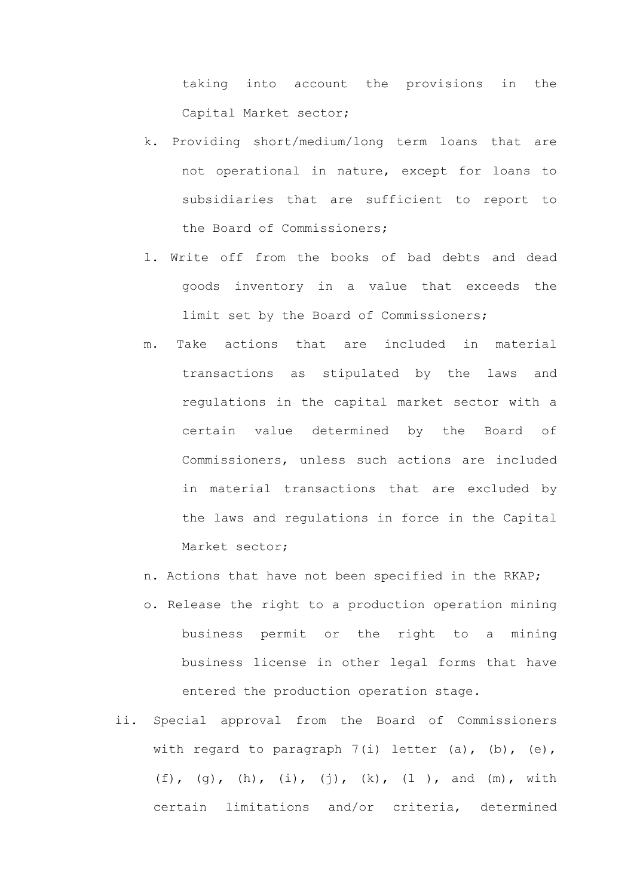taking into account the provisions in the Capital Market sector;

k. Providing short/medium/long term loans that are not operational in nature, except for loans to subsidiaries that are sufficient to report to the Board of Commissioners;

l. Write off from the books of bad debts and dead goods inventory in a value that exceeds the limit set by the Board of Commissioners;

m. Take actions that are included in material transactions as stipulated by the laws and regulations in the capital market sector with a certain value determined by the Board of Commissioners, unless such actions are included in material transactions that are excluded by the laws and regulations in force in the Capital Market sector;

n. Actions that have not been specified in the RKAP;

o. Release the right to a production operation mining business permit or the right to a mining business license in other legal forms that have entered the production operation stage.

ii. Special approval from the Board of Commissioners with regard to paragraph 7(i) letter (a), (b), (e), (f), (g), (h), (i), (j), (k), (l ), and (m), with certain limitations and/or criteria, determined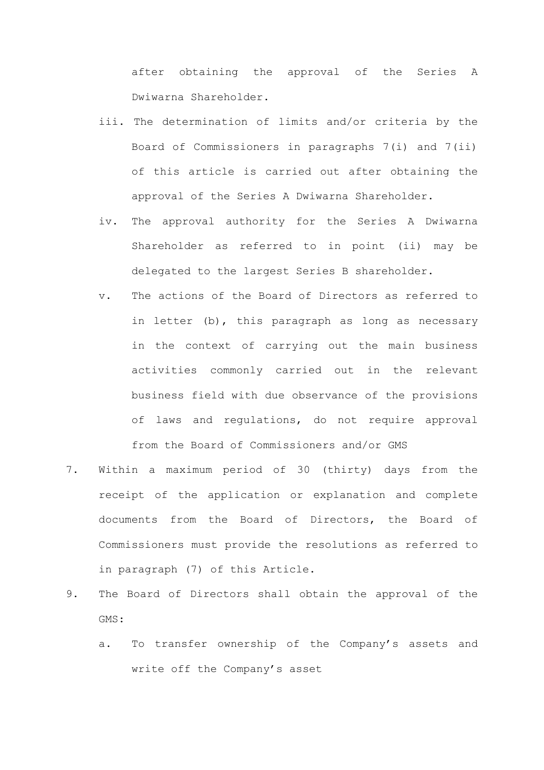after obtaining the approval of the Series A Dwiwarna Shareholder.

iii. The determination of limits and/or criteria by the Board of Commissioners in paragraphs 7(i) and 7(ii) of this article is carried out after obtaining the approval of the Series A Dwiwarna Shareholder.

iv. The approval authority for the Series A Dwiwarna Shareholder as referred to in point (ii) may be delegated to the largest Series B shareholder.

v. The actions of the Board of Directors as referred to in letter (b), this paragraph as long as necessary in the context of carrying out the main business activities commonly carried out in the relevant business field with due observance of the provisions of laws and regulations, do not require approval from the Board of Commissioners and/or GMS

7. Within a maximum period of 30 (thirty) days from the receipt of the application or explanation and complete documents from the Board of Directors, the Board of Commissioners must provide the resolutions as referred to in paragraph (7) of this Article.

9. The Board of Directors shall obtain the approval of the GMS:

   a. To transfer ownership of the Company's assets and write off the Company's asset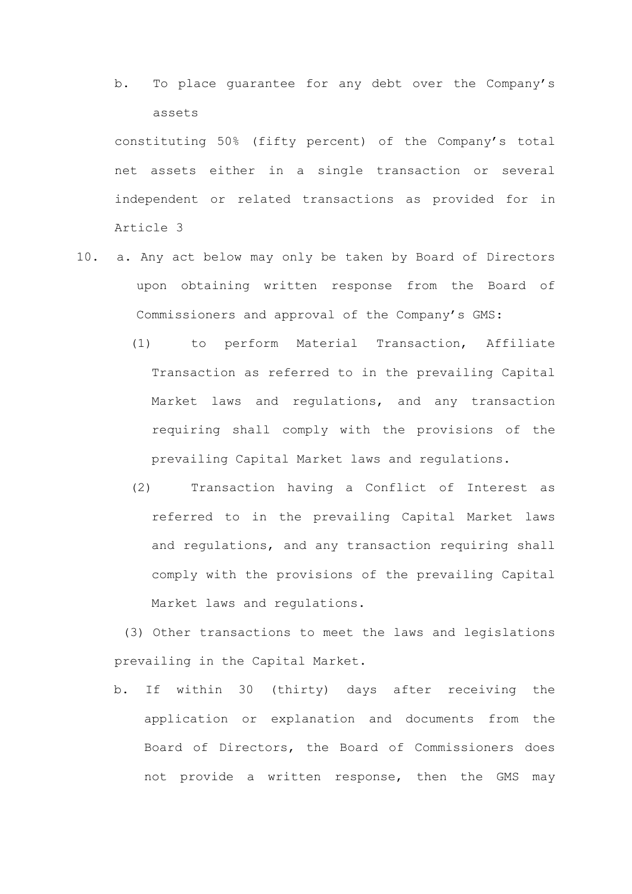b. To place guarantee for any debt over the Company's assets

constituting 50% (fifty percent) of the Company's total net assets either in a single transaction or several independent or related transactions as provided for in Article 3

10. a. Any act below may only be taken by Board of Directors upon obtaining written response from the Board of Commissioners and approval of the Company's GMS:

    (1) to perform Material Transaction, Affiliate Transaction as referred to in the prevailing Capital Market laws and regulations, and any transaction requiring shall comply with the provisions of the prevailing Capital Market laws and regulations.

    (2) Transaction having a Conflict of Interest as referred to in the prevailing Capital Market laws and regulations, and any transaction requiring shall comply with the provisions of the prevailing Capital Market laws and regulations.

    (3) Other transactions to meet the laws and legislations prevailing in the Capital Market.

    b. If within 30 (thirty) days after receiving the application or explanation and documents from the Board of Directors, the Board of Commissioners does not provide a written response, then the GMS may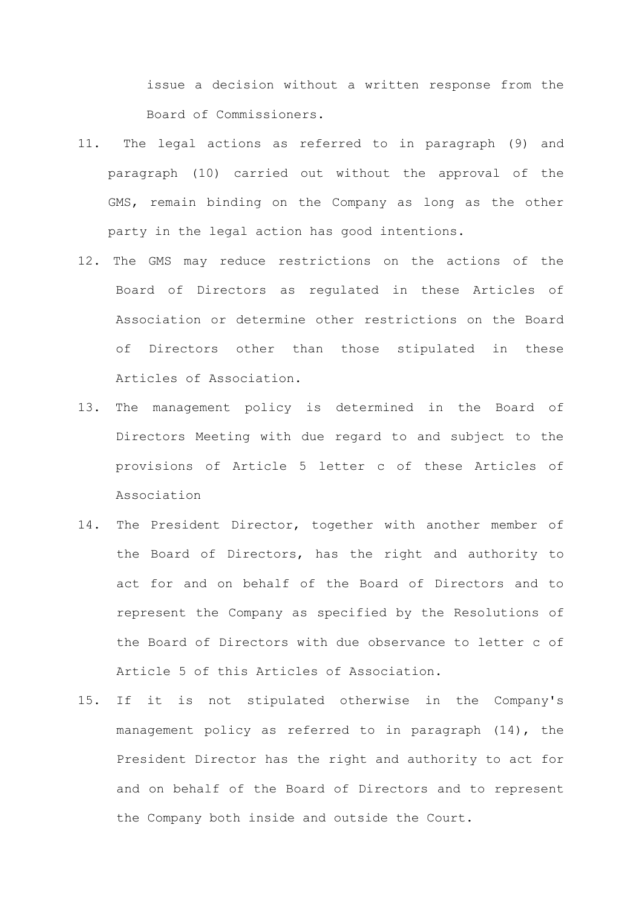issue a decision without a written response from the Board of Commissioners.

11. The legal actions as referred to in paragraph (9) and paragraph (10) carried out without the approval of the GMS, remain binding on the Company as long as the other party in the legal action has good intentions.
12. The GMS may reduce restrictions on the actions of the Board of Directors as regulated in these Articles of Association or determine other restrictions on the Board of Directors other than those stipulated in these Articles of Association.
13. The management policy is determined in the Board of Directors Meeting with due regard to and subject to the provisions of Article 5 letter c of these Articles of Association
14. The President Director, together with another member of the Board of Directors, has the right and authority to act for and on behalf of the Board of Directors and to represent the Company as specified by the Resolutions of the Board of Directors with due observance to letter c of Article 5 of this Articles of Association.
15. If it is not stipulated otherwise in the Company's management policy as referred to in paragraph (14), the President Director has the right and authority to act for and on behalf of the Board of Directors and to represent the Company both inside and outside the Court.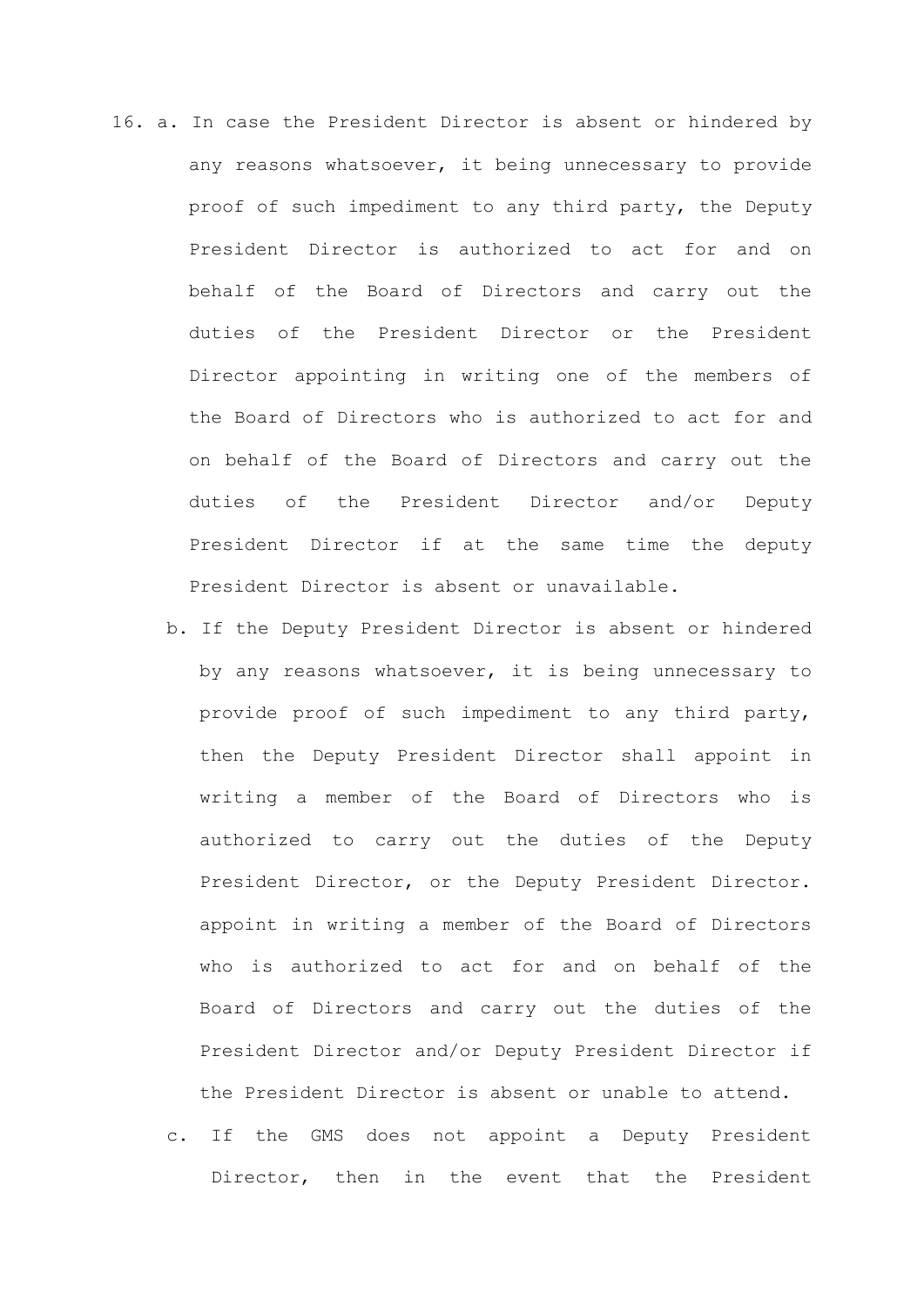16. a. In case the President Director is absent or hindered by any reasons whatsoever, it being unnecessary to provide proof of such impediment to any third party, the Deputy President Director is authorized to act for and on behalf of the Board of Directors and carry out the duties of the President Director or the President Director appointing in writing one of the members of the Board of Directors who is authorized to act for and on behalf of the Board of Directors and carry out the duties of the President Director and/or Deputy President Director if at the same time the deputy President Director is absent or unavailable.

    b. If the Deputy President Director is absent or hindered by any reasons whatsoever, it is being unnecessary to provide proof of such impediment to any third party, then the Deputy President Director shall appoint in writing a member of the Board of Directors who is authorized to carry out the duties of the Deputy President Director, or the Deputy President Director. appoint in writing a member of the Board of Directors who is authorized to act for and on behalf of the Board of Directors and carry out the duties of the President Director and/or Deputy President Director if the President Director is absent or unable to attend.

    c. If the GMS does not appoint a Deputy President Director, then in the event that the President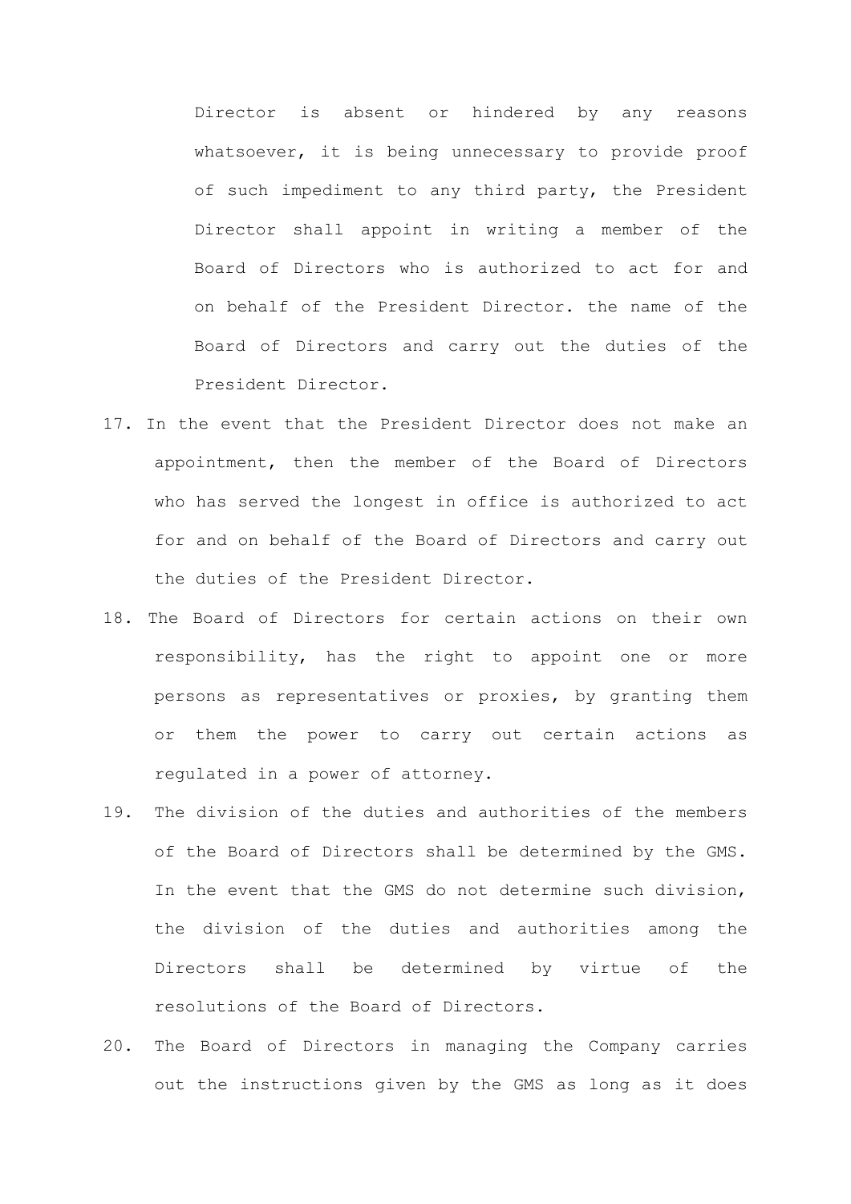Director is absent or hindered by any reasons whatsoever, it is being unnecessary to provide proof of such impediment to any third party, the President Director shall appoint in writing a member of the Board of Directors who is authorized to act for and on behalf of the President Director. the name of the Board of Directors and carry out the duties of the President Director.

17. In the event that the President Director does not make an appointment, then the member of the Board of Directors who has served the longest in office is authorized to act for and on behalf of the Board of Directors and carry out the duties of the President Director.
18. The Board of Directors for certain actions on their own responsibility, has the right to appoint one or more persons as representatives or proxies, by granting them or them the power to carry out certain actions as regulated in a power of attorney.
19. The division of the duties and authorities of the members of the Board of Directors shall be determined by the GMS. In the event that the GMS do not determine such division, the division of the duties and authorities among the Directors shall be determined by virtue of the resolutions of the Board of Directors.
20. The Board of Directors in managing the Company carries out the instructions given by the GMS as long as it does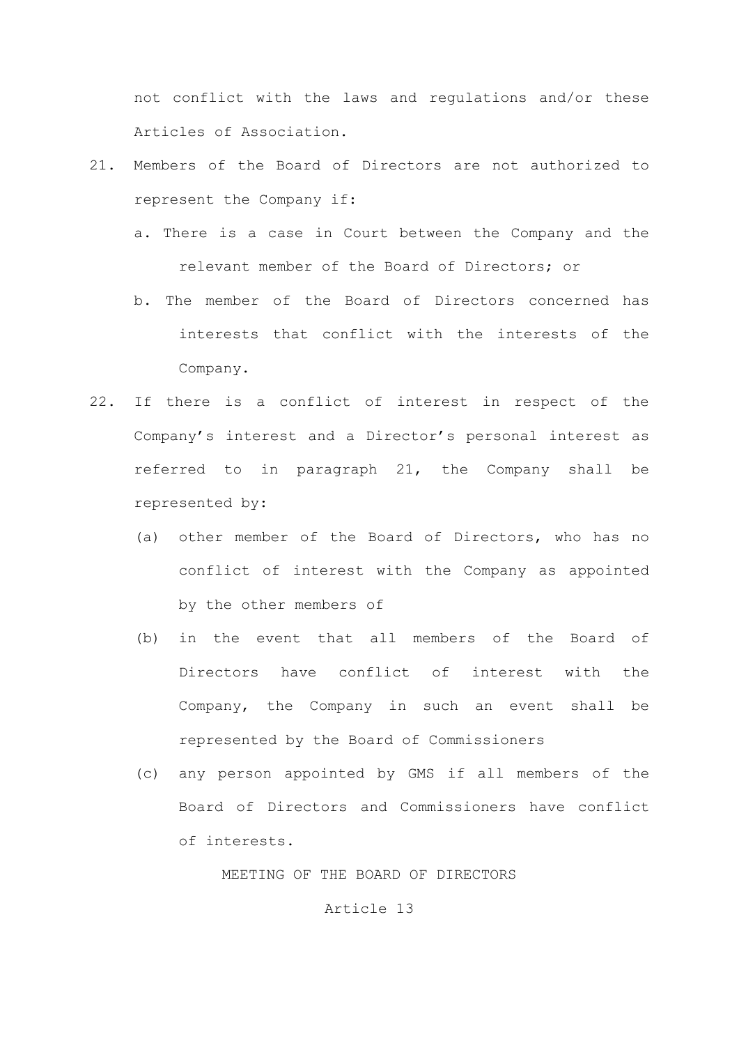not conflict with the laws and regulations and/or these Articles of Association.

21. Members of the Board of Directors are not authorized to represent the Company if:
    a. There is a case in Court between the Company and the relevant member of the Board of Directors; or
    b. The member of the Board of Directors concerned has interests that conflict with the interests of the Company.

22. If there is a conflict of interest in respect of the Company's interest and a Director's personal interest as referred to in paragraph 21, the Company shall be represented by:
    (a) other member of the Board of Directors, who has no conflict of interest with the Company as appointed by the other members of
    (b) in the event that all members of the Board of Directors have conflict of interest with the Company, the Company in such an event shall be represented by the Board of Commissioners
    (c) any person appointed by GMS if all members of the Board of Directors and Commissioners have conflict of interests.

## MEETING OF THE BOARD OF DIRECTORS

### Article 13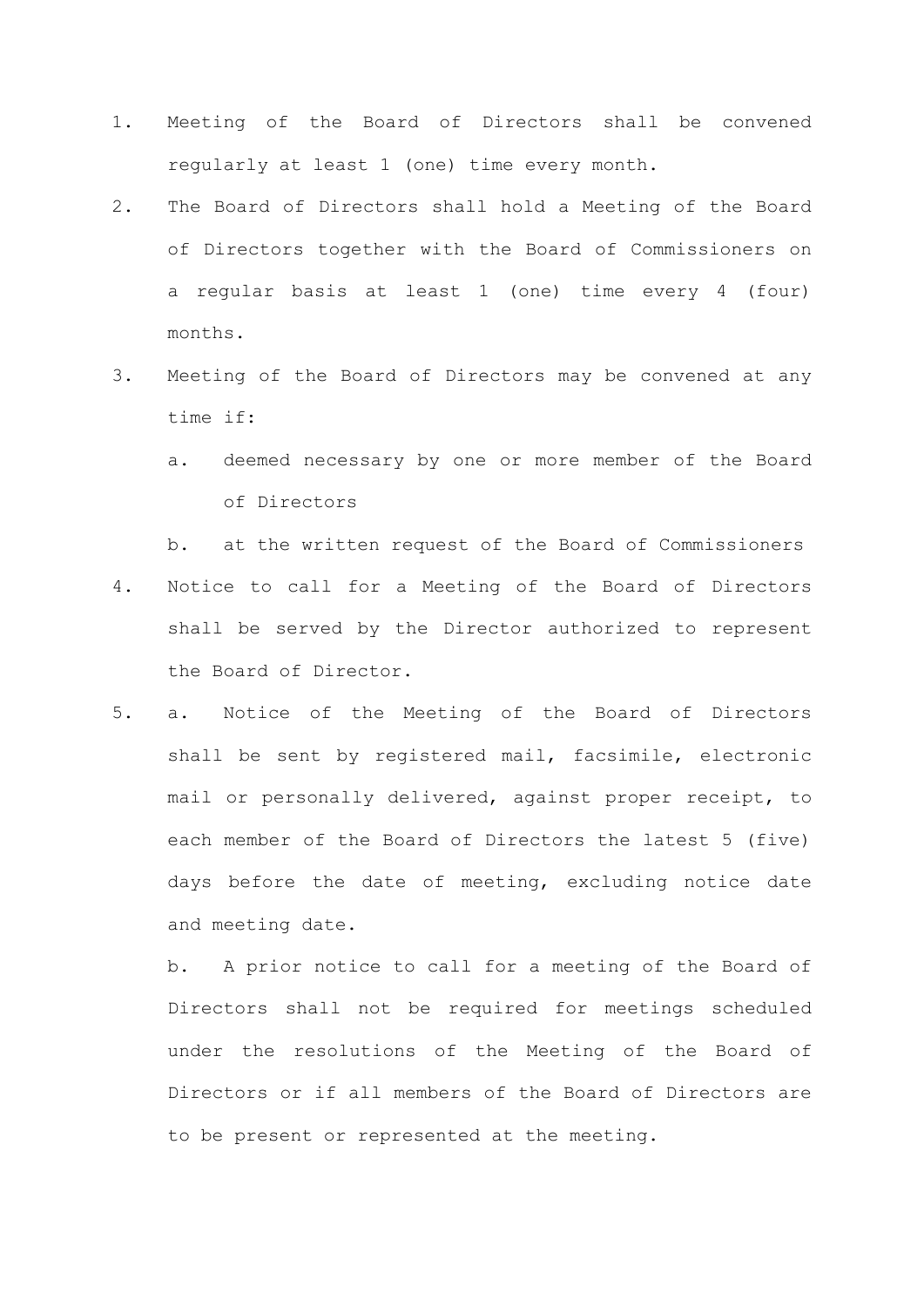1. Meeting of the Board of Directors shall be convened regularly at least 1 (one) time every month.
2. The Board of Directors shall hold a Meeting of the Board of Directors together with the Board of Commissioners on a regular basis at least 1 (one) time every 4 (four) months.
3. Meeting of the Board of Directors may be convened at any time if:
   a. deemed necessary by one or more member of the Board of Directors
   b. at the written request of the Board of Commissioners
4. Notice to call for a Meeting of the Board of Directors shall be served by the Director authorized to represent the Board of Director.
5. a. Notice of the Meeting of the Board of Directors shall be sent by registered mail, facsimile, electronic mail or personally delivered, against proper receipt, to each member of the Board of Directors the latest 5 (five) days before the date of meeting, excluding notice date and meeting date.

   b. A prior notice to call for a meeting of the Board of Directors shall not be required for meetings scheduled under the resolutions of the Meeting of the Board of Directors or if all members of the Board of Directors are to be present or represented at the meeting.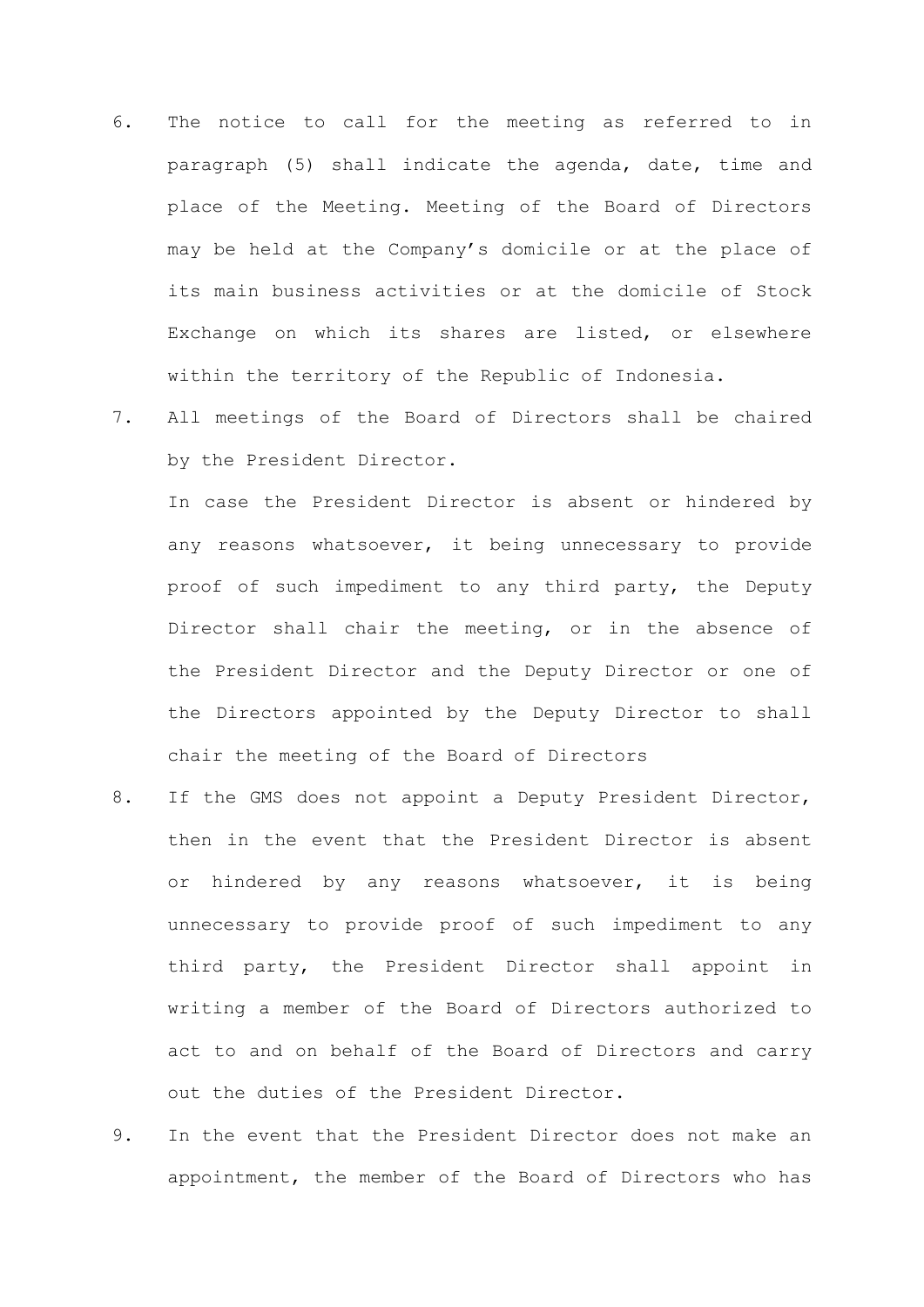6. The notice to call for the meeting as referred to in paragraph (5) shall indicate the agenda, date, time and place of the Meeting. Meeting of the Board of Directors may be held at the Company's domicile or at the place of its main business activities or at the domicile of Stock Exchange on which its shares are listed, or elsewhere within the territory of the Republic of Indonesia.
7. All meetings of the Board of Directors shall be chaired by the President Director.

   In case the President Director is absent or hindered by any reasons whatsoever, it being unnecessary to provide proof of such impediment to any third party, the Deputy Director shall chair the meeting, or in the absence of the President Director and the Deputy Director or one of the Directors appointed by the Deputy Director to shall chair the meeting of the Board of Directors
8. If the GMS does not appoint a Deputy President Director, then in the event that the President Director is absent or hindered by any reasons whatsoever, it is being unnecessary to provide proof of such impediment to any third party, the President Director shall appoint in writing a member of the Board of Directors authorized to act to and on behalf of the Board of Directors and carry out the duties of the President Director.
9. In the event that the President Director does not make an appointment, the member of the Board of Directors who has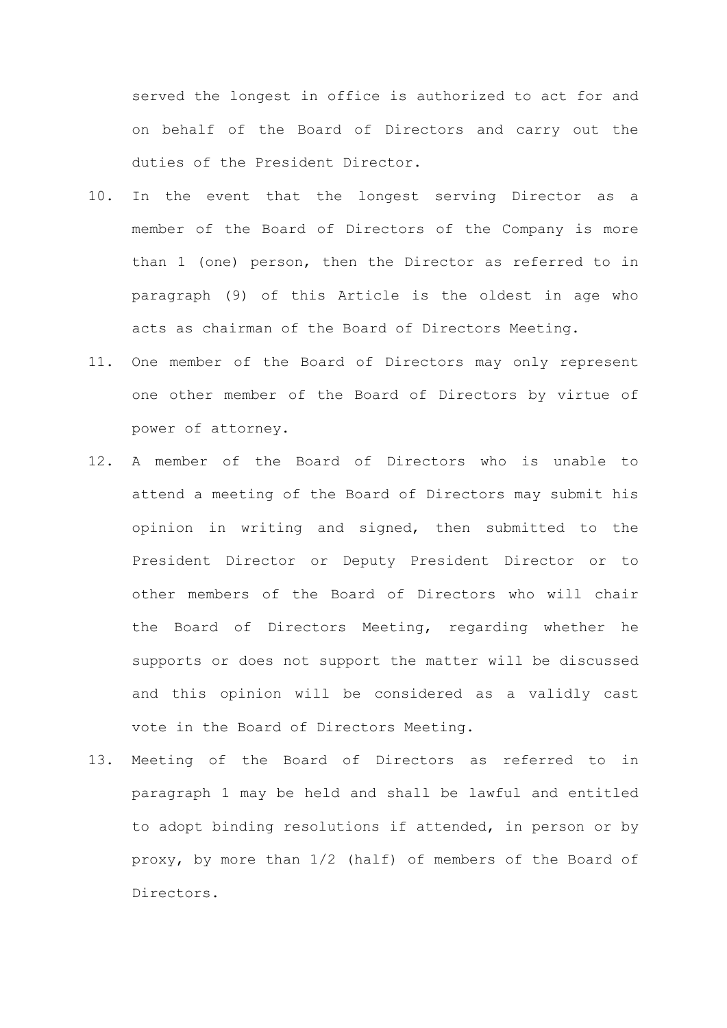served the longest in office is authorized to act for and on behalf of the Board of Directors and carry out the duties of the President Director.

10. In the event that the longest serving Director as a member of the Board of Directors of the Company is more than 1 (one) person, then the Director as referred to in paragraph (9) of this Article is the oldest in age who acts as chairman of the Board of Directors Meeting.
11. One member of the Board of Directors may only represent one other member of the Board of Directors by virtue of power of attorney.
12. A member of the Board of Directors who is unable to attend a meeting of the Board of Directors may submit his opinion in writing and signed, then submitted to the President Director or Deputy President Director or to other members of the Board of Directors who will chair the Board of Directors Meeting, regarding whether he supports or does not support the matter will be discussed and this opinion will be considered as a validly cast vote in the Board of Directors Meeting.
13. Meeting of the Board of Directors as referred to in paragraph 1 may be held and shall be lawful and entitled to adopt binding resolutions if attended, in person or by proxy, by more than 1/2 (half) of members of the Board of Directors.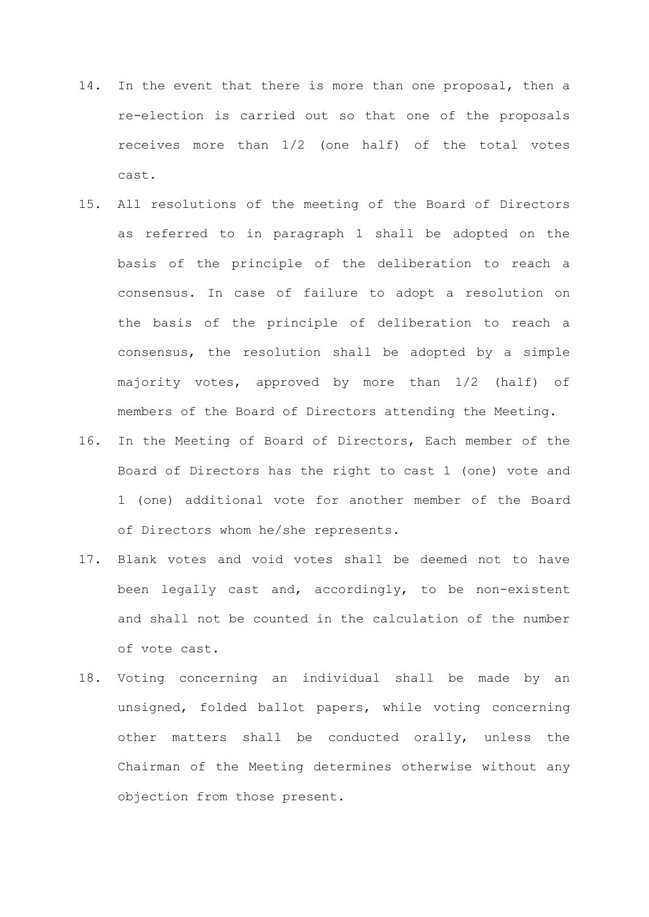14. In the event that there is more than one proposal, then a re-election is carried out so that one of the proposals receives more than 1/2 (one half) of the total votes cast.
15. All resolutions of the meeting of the Board of Directors as referred to in paragraph 1 shall be adopted on the basis of the principle of the deliberation to reach a consensus. In case of failure to adopt a resolution on the basis of the principle of deliberation to reach a consensus, the resolution shall be adopted by a simple majority votes, approved by more than 1/2 (half) of members of the Board of Directors attending the Meeting.
16. In the Meeting of Board of Directors, Each member of the Board of Directors has the right to cast 1 (one) vote and 1 (one) additional vote for another member of the Board of Directors whom he/she represents.
17. Blank votes and void votes shall be deemed not to have been legally cast and, accordingly, to be non-existent and shall not be counted in the calculation of the number of vote cast.
18. Voting concerning an individual shall be made by an unsigned, folded ballot papers, while voting concerning other matters shall be conducted orally, unless the Chairman of the Meeting determines otherwise without any objection from those present.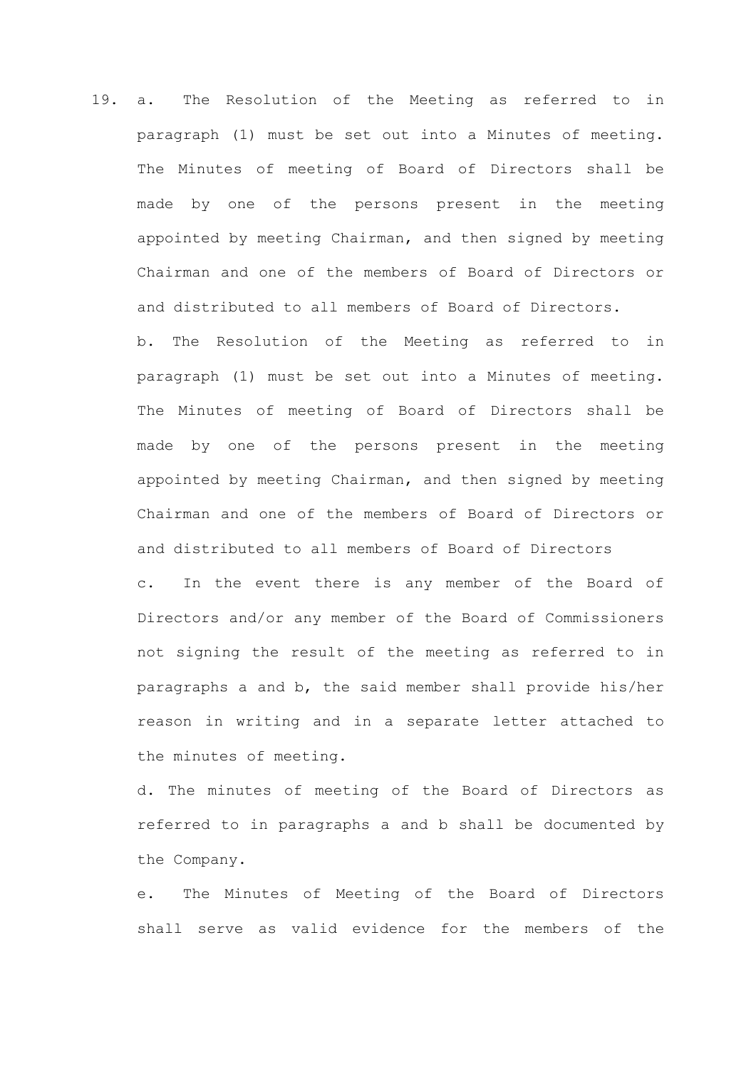19. a. The Resolution of the Meeting as referred to in paragraph (1) must be set out into a Minutes of meeting. The Minutes of meeting of Board of Directors shall be made by one of the persons present in the meeting appointed by meeting Chairman, and then signed by meeting Chairman and one of the members of Board of Directors or and distributed to all members of Board of Directors.

    b. The Resolution of the Meeting as referred to in paragraph (1) must be set out into a Minutes of meeting. The Minutes of meeting of Board of Directors shall be made by one of the persons present in the meeting appointed by meeting Chairman, and then signed by meeting Chairman and one of the members of Board of Directors or and distributed to all members of Board of Directors

    c. In the event there is any member of the Board of Directors and/or any member of the Board of Commissioners not signing the result of the meeting as referred to in paragraphs a and b, the said member shall provide his/her reason in writing and in a separate letter attached to the minutes of meeting.

    d. The minutes of meeting of the Board of Directors as referred to in paragraphs a and b shall be documented by the Company.

    e. The Minutes of Meeting of the Board of Directors shall serve as valid evidence for the members of the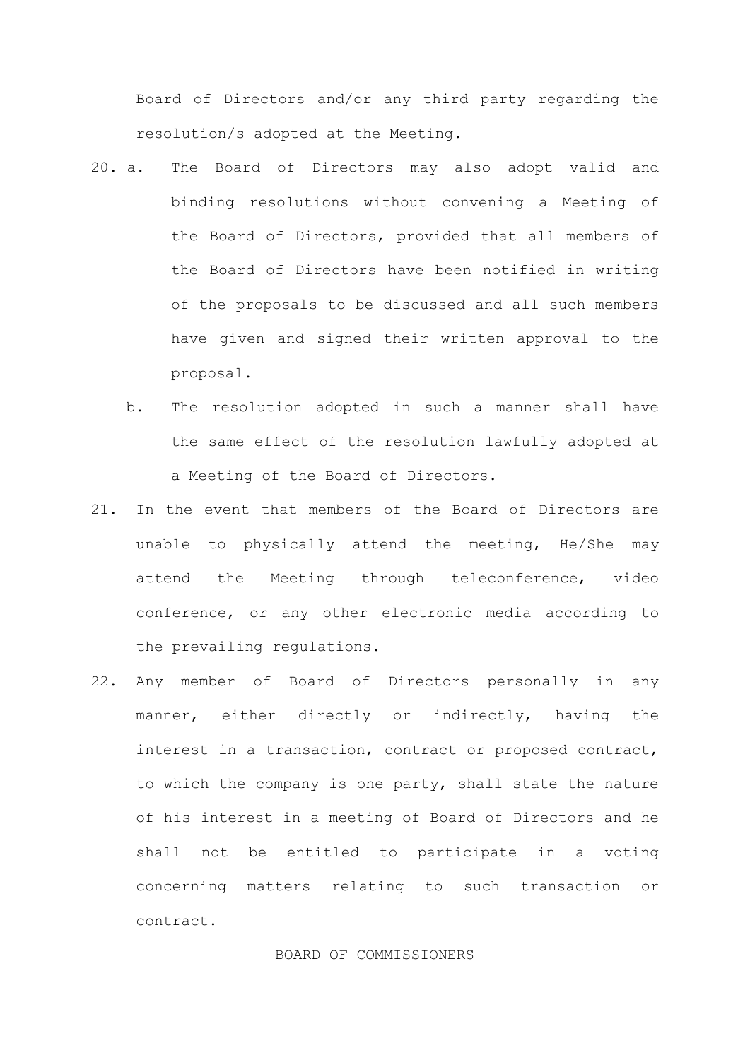Board of Directors and/or any third party regarding the resolution/s adopted at the Meeting.

20. a. The Board of Directors may also adopt valid and binding resolutions without convening a Meeting of the Board of Directors, provided that all members of the Board of Directors have been notified in writing of the proposals to be discussed and all such members have given and signed their written approval to the proposal.

    b. The resolution adopted in such a manner shall have the same effect of the resolution lawfully adopted at a Meeting of the Board of Directors.

21. In the event that members of the Board of Directors are unable to physically attend the meeting, He/She may attend the Meeting through teleconference, video conference, or any other electronic media according to the prevailing regulations.

22. Any member of Board of Directors personally in any manner, either directly or indirectly, having the interest in a transaction, contract or proposed contract, to which the company is one party, shall state the nature of his interest in a meeting of Board of Directors and he shall not be entitled to participate in a voting concerning matters relating to such transaction or contract.

## BOARD OF COMMISSIONERS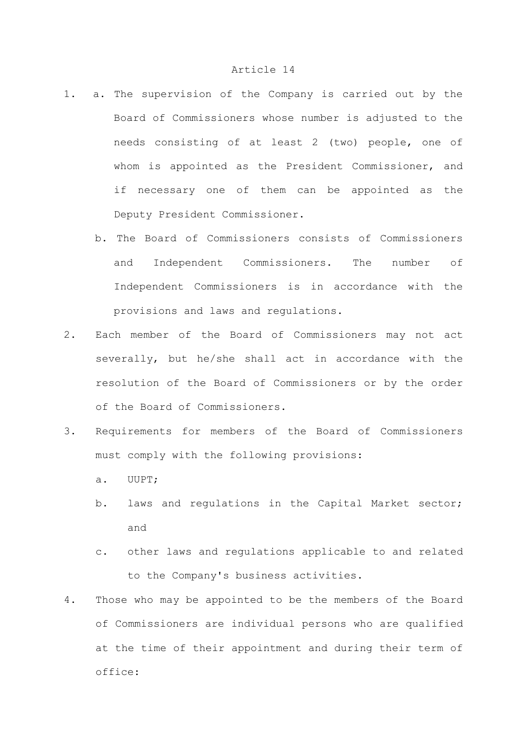# Article 14

1. a. The supervision of the Company is carried out by the Board of Commissioners whose number is adjusted to the needs consisting of at least 2 (two) people, one of whom is appointed as the President Commissioner, and if necessary one of them can be appointed as the Deputy President Commissioner.

   b. The Board of Commissioners consists of Commissioners and Independent Commissioners. The number of Independent Commissioners is in accordance with the provisions and laws and regulations.

2. Each member of the Board of Commissioners may not act severally, but he/she shall act in accordance with the resolution of the Board of Commissioners or by the order of the Board of Commissioners.

3. Requirements for members of the Board of Commissioners must comply with the following provisions:

   a. UUPT;

   b. laws and regulations in the Capital Market sector; and

   c. other laws and regulations applicable to and related to the Company's business activities.

4. Those who may be appointed to be the members of the Board of Commissioners are individual persons who are qualified at the time of their appointment and during their term of office: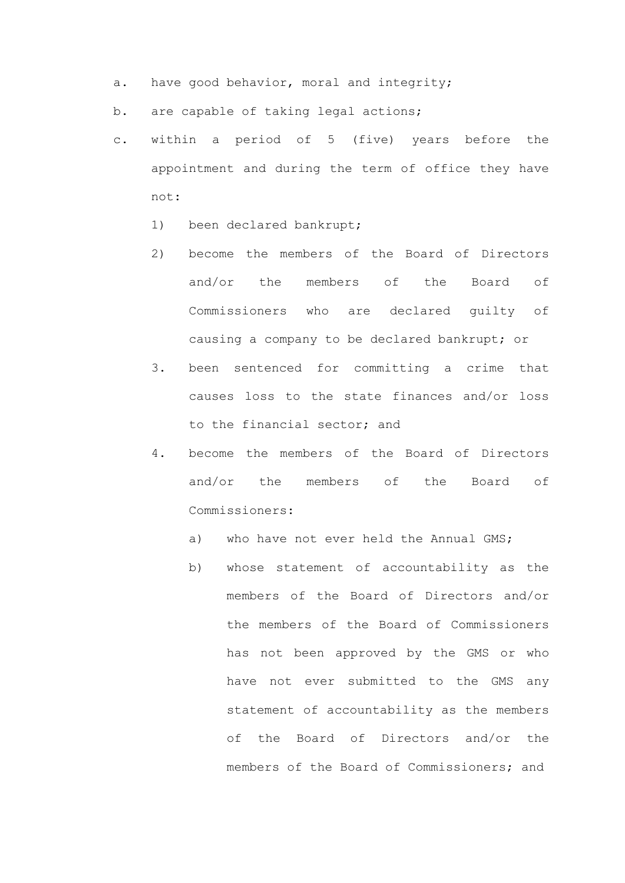a. have good behavior, moral and integrity;

b. are capable of taking legal actions;

c. within a period of 5 (five) years before the appointment and during the term of office they have not:

   1) been declared bankrupt;

   2) become the members of the Board of Directors and/or the members of the Board of Commissioners who are declared guilty of causing a company to be declared bankrupt; or

   3. been sentenced for committing a crime that causes loss to the state finances and/or loss to the financial sector; and

   4. become the members of the Board of Directors and/or the members of the Board of Commissioners:

      a) who have not ever held the Annual GMS;

      b) whose statement of accountability as the members of the Board of Directors and/or the members of the Board of Commissioners has not been approved by the GMS or who have not ever submitted to the GMS any statement of accountability as the members of the Board of Directors and/or the members of the Board of Commissioners; and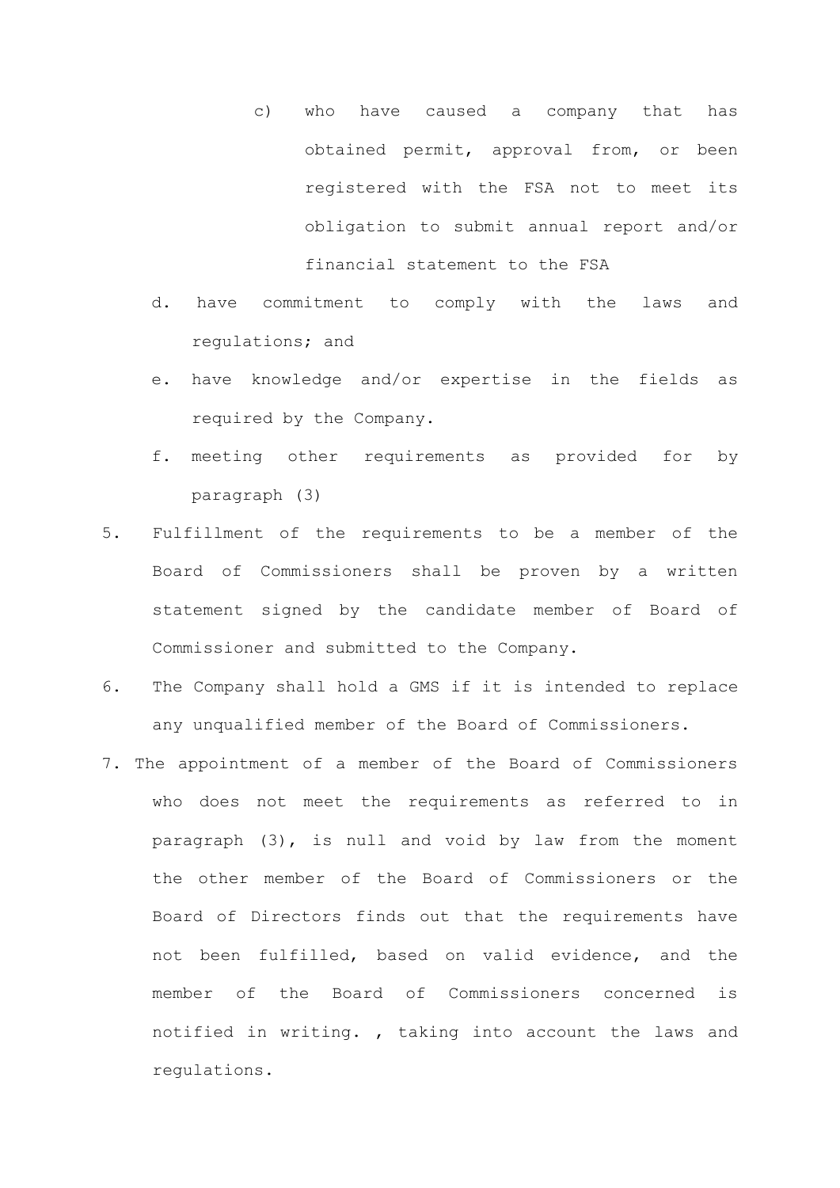c) who have caused a company that has obtained permit, approval from, or been registered with the FSA not to meet its obligation to submit annual report and/or financial statement to the FSA

d. have commitment to comply with the laws and regulations; and

e. have knowledge and/or expertise in the fields as required by the Company.

f. meeting other requirements as provided for by paragraph (3)

5. Fulfillment of the requirements to be a member of the Board of Commissioners shall be proven by a written statement signed by the candidate member of Board of Commissioner and submitted to the Company.

6. The Company shall hold a GMS if it is intended to replace any unqualified member of the Board of Commissioners.

7. The appointment of a member of the Board of Commissioners who does not meet the requirements as referred to in paragraph (3), is null and void by law from the moment the other member of the Board of Commissioners or the Board of Directors finds out that the requirements have not been fulfilled, based on valid evidence, and the member of the Board of Commissioners concerned is notified in writing. , taking into account the laws and regulations.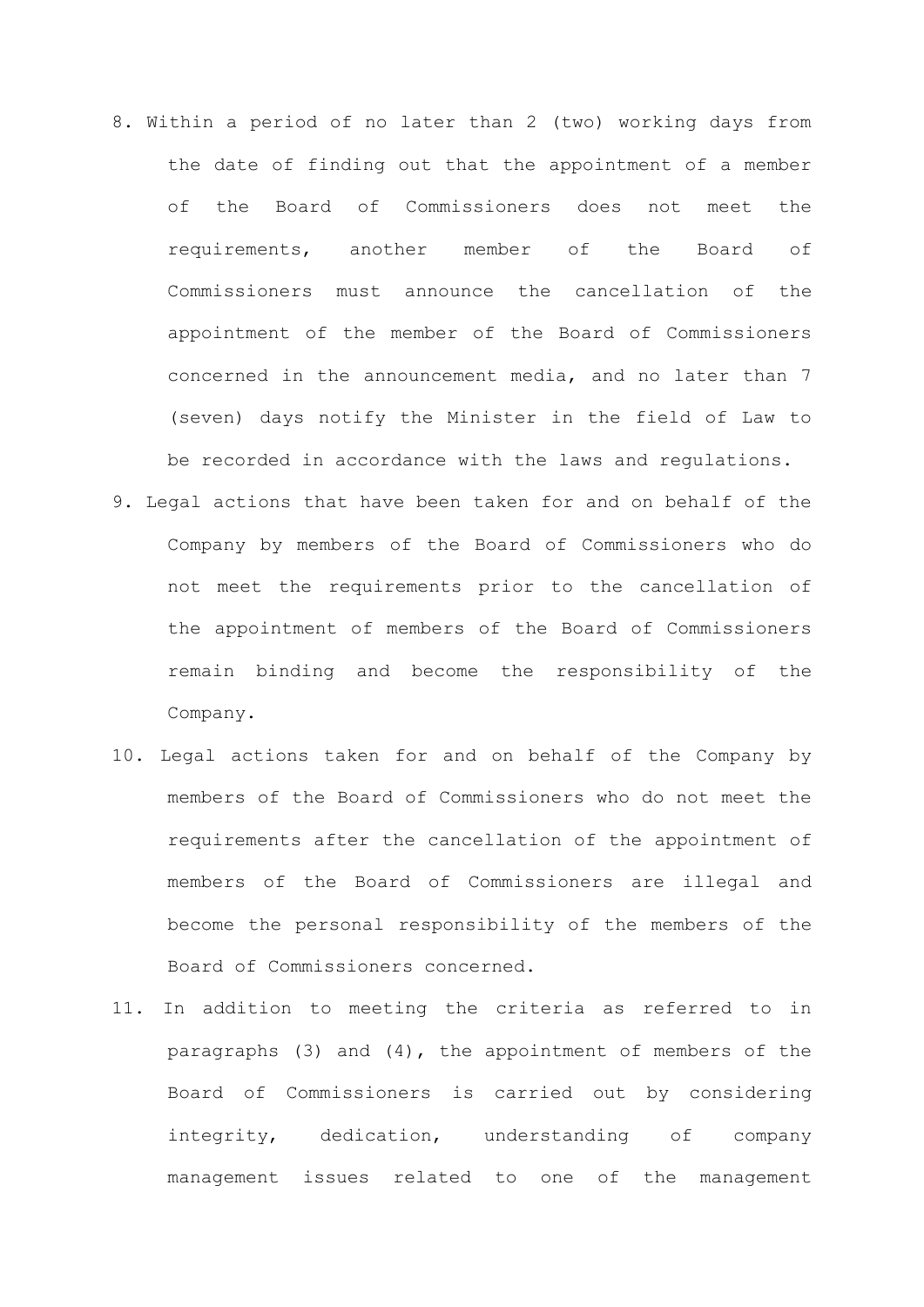8. Within a period of no later than 2 (two) working days from the date of finding out that the appointment of a member of the Board of Commissioners does not meet the requirements, another member of the Board of Commissioners must announce the cancellation of the appointment of the member of the Board of Commissioners concerned in the announcement media, and no later than 7 (seven) days notify the Minister in the field of Law to be recorded in accordance with the laws and regulations.
9. Legal actions that have been taken for and on behalf of the Company by members of the Board of Commissioners who do not meet the requirements prior to the cancellation of the appointment of members of the Board of Commissioners remain binding and become the responsibility of the Company.
10. Legal actions taken for and on behalf of the Company by members of the Board of Commissioners who do not meet the requirements after the cancellation of the appointment of members of the Board of Commissioners are illegal and become the personal responsibility of the members of the Board of Commissioners concerned.
11. In addition to meeting the criteria as referred to in paragraphs (3) and (4), the appointment of members of the Board of Commissioners is carried out by considering integrity, dedication, understanding of company management issues related to one of the management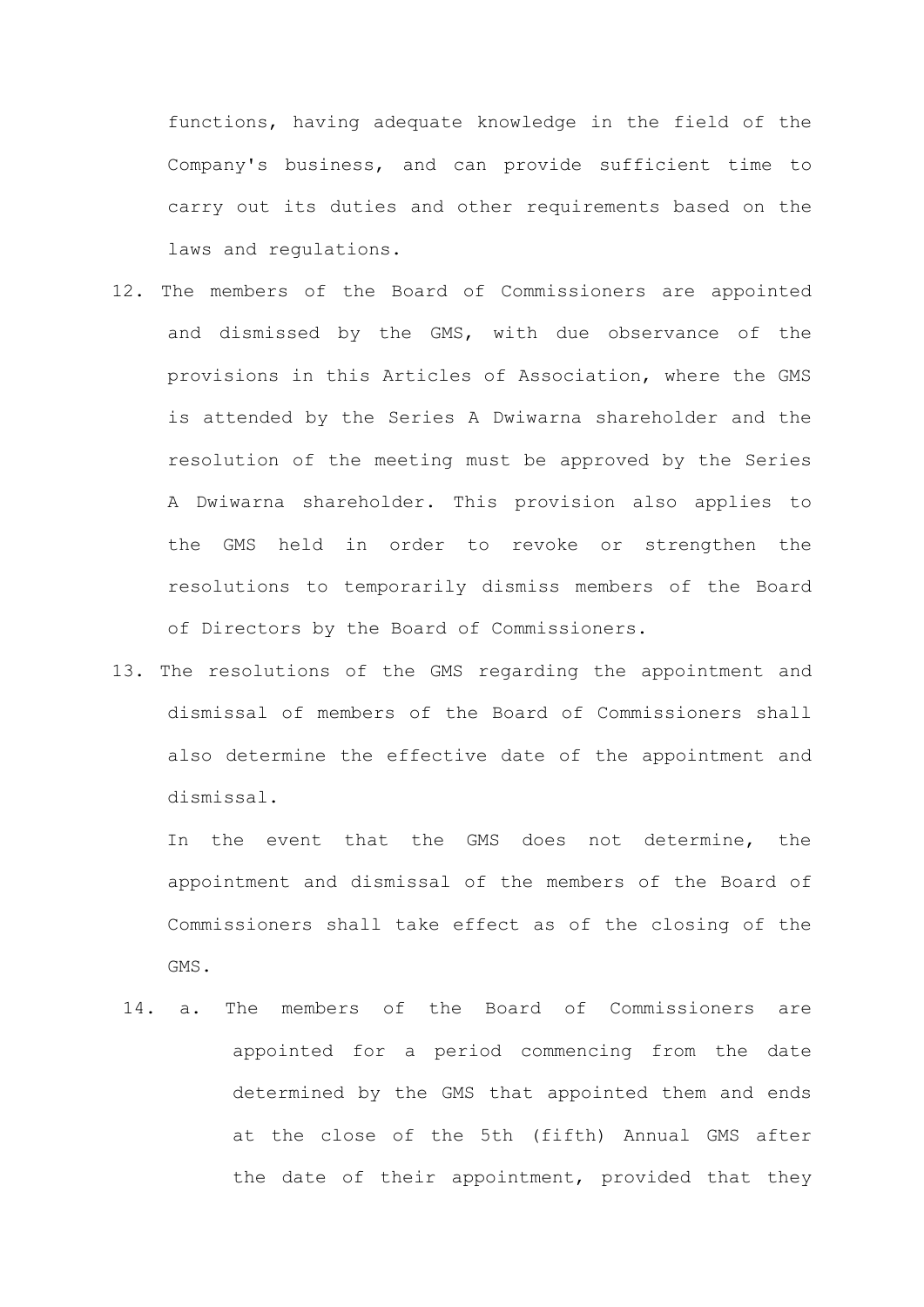functions, having adequate knowledge in the field of the Company's business, and can provide sufficient time to carry out its duties and other requirements based on the laws and regulations.

12. The members of the Board of Commissioners are appointed and dismissed by the GMS, with due observance of the provisions in this Articles of Association, where the GMS is attended by the Series A Dwiwarna shareholder and the resolution of the meeting must be approved by the Series A Dwiwarna shareholder. This provision also applies to the GMS held in order to revoke or strengthen the resolutions to temporarily dismiss members of the Board of Directors by the Board of Commissioners.

13. The resolutions of the GMS regarding the appointment and dismissal of members of the Board of Commissioners shall also determine the effective date of the appointment and dismissal.

    In the event that the GMS does not determine, the appointment and dismissal of the members of the Board of Commissioners shall take effect as of the closing of the GMS.

14. a. The members of the Board of Commissioners are appointed for a period commencing from the date determined by the GMS that appointed them and ends at the close of the 5th (fifth) Annual GMS after the date of their appointment, provided that they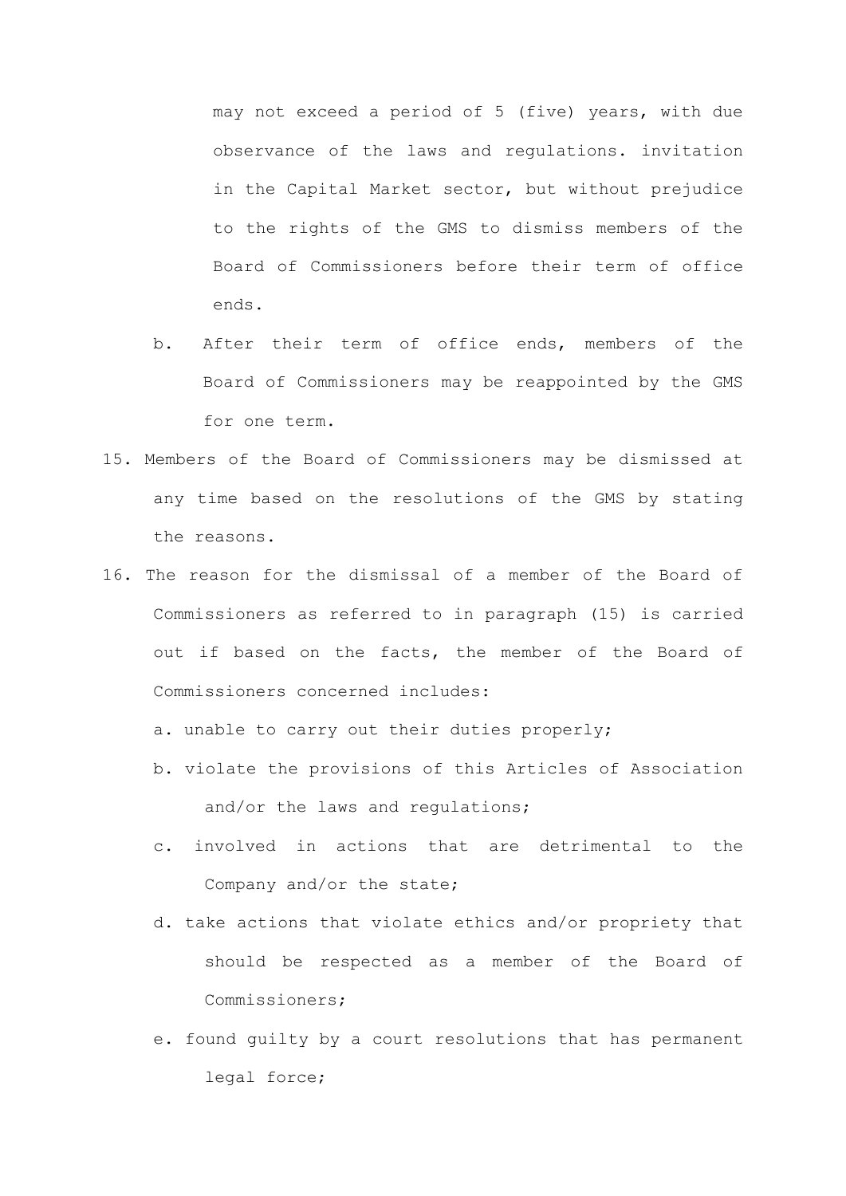may not exceed a period of 5 (five) years, with due observance of the laws and regulations. invitation in the Capital Market sector, but without prejudice to the rights of the GMS to dismiss members of the Board of Commissioners before their term of office ends.

b. After their term of office ends, members of the Board of Commissioners may be reappointed by the GMS for one term.

15. Members of the Board of Commissioners may be dismissed at any time based on the resolutions of the GMS by stating the reasons.

16. The reason for the dismissal of a member of the Board of Commissioners as referred to in paragraph (15) is carried out if based on the facts, the member of the Board of Commissioners concerned includes:

    a. unable to carry out their duties properly;

    b. violate the provisions of this Articles of Association and/or the laws and regulations;

    c. involved in actions that are detrimental to the Company and/or the state;

    d. take actions that violate ethics and/or propriety that should be respected as a member of the Board of Commissioners;

    e. found guilty by a court resolutions that has permanent legal force;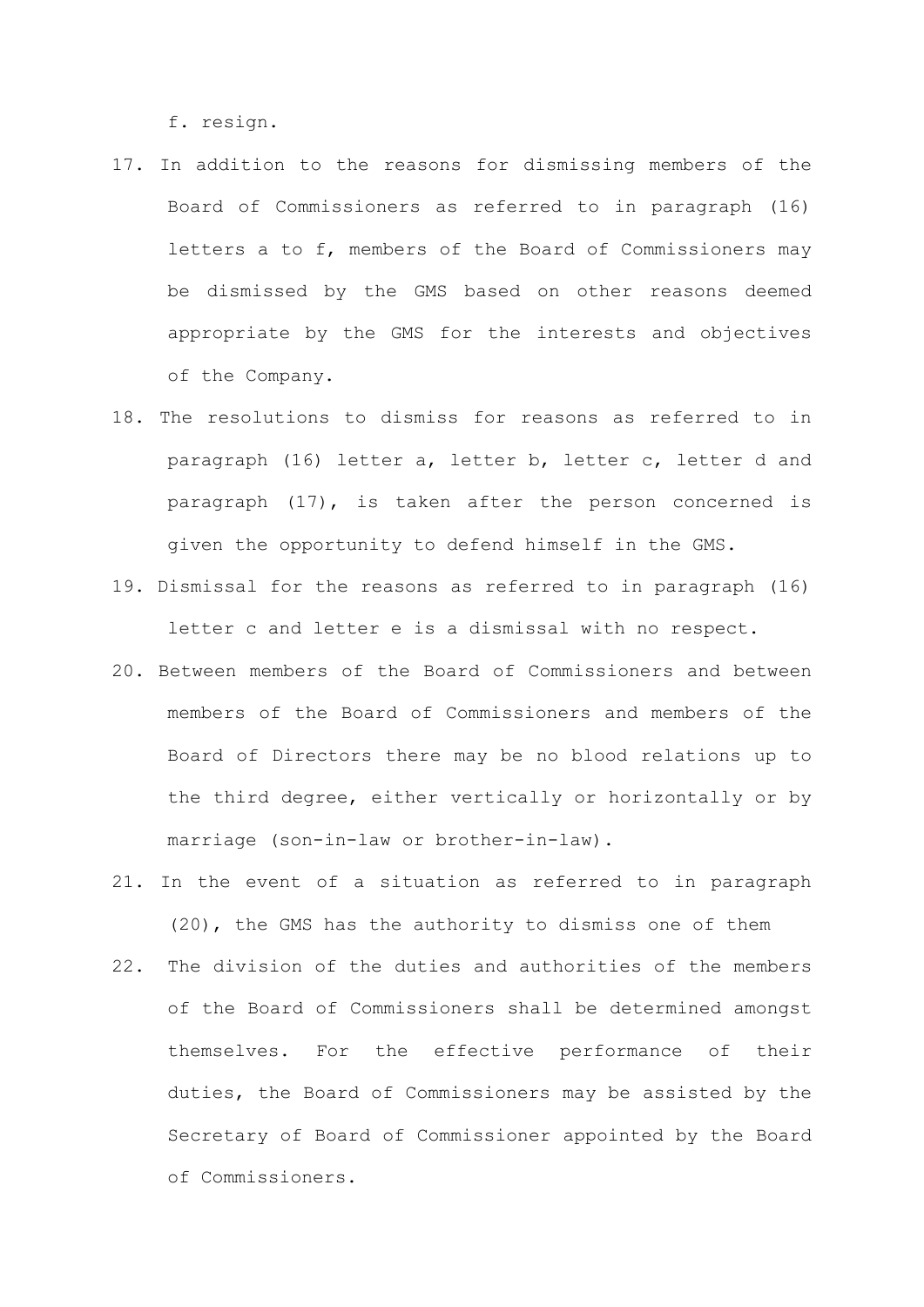f. resign.

17. In addition to the reasons for dismissing members of the Board of Commissioners as referred to in paragraph (16) letters a to f, members of the Board of Commissioners may be dismissed by the GMS based on other reasons deemed appropriate by the GMS for the interests and objectives of the Company.
18. The resolutions to dismiss for reasons as referred to in paragraph (16) letter a, letter b, letter c, letter d and paragraph (17), is taken after the person concerned is given the opportunity to defend himself in the GMS.
19. Dismissal for the reasons as referred to in paragraph (16) letter c and letter e is a dismissal with no respect.
20. Between members of the Board of Commissioners and between members of the Board of Commissioners and members of the Board of Directors there may be no blood relations up to the third degree, either vertically or horizontally or by marriage (son-in-law or brother-in-law).
21. In the event of a situation as referred to in paragraph (20), the GMS has the authority to dismiss one of them
22. The division of the duties and authorities of the members of the Board of Commissioners shall be determined amongst themselves. For the effective performance of their duties, the Board of Commissioners may be assisted by the Secretary of Board of Commissioner appointed by the Board of Commissioners.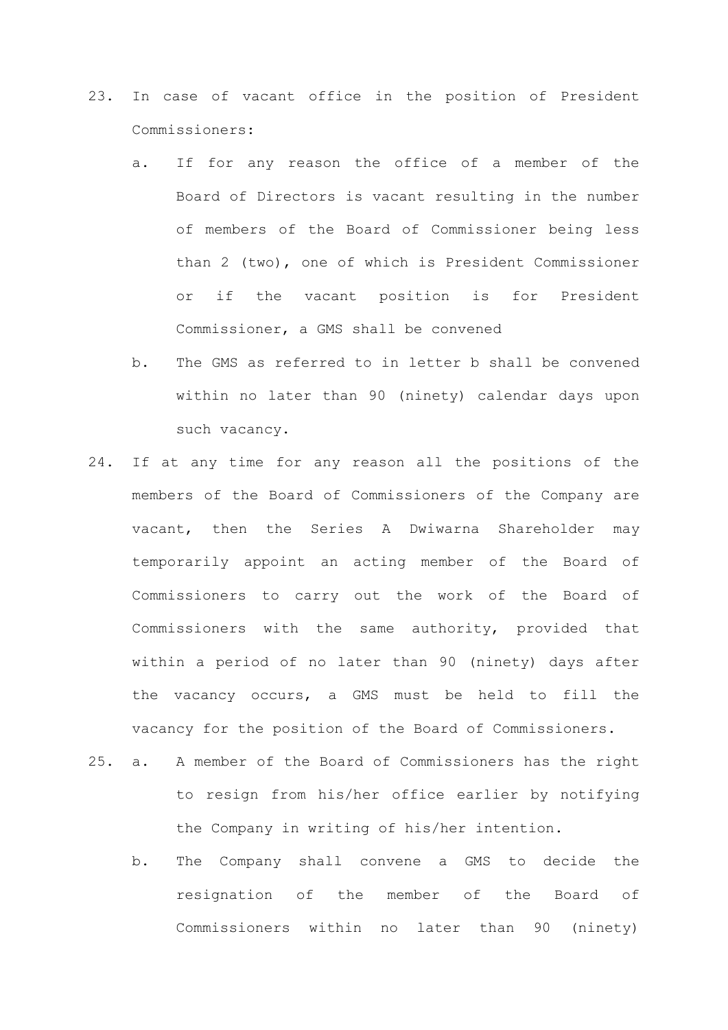23. In case of vacant office in the position of President Commissioners:

    a. If for any reason the office of a member of the Board of Directors is vacant resulting in the number of members of the Board of Commissioner being less than 2 (two), one of which is President Commissioner or if the vacant position is for President Commissioner, a GMS shall be convened

    b. The GMS as referred to in letter b shall be convened within no later than 90 (ninety) calendar days upon such vacancy.

24. If at any time for any reason all the positions of the members of the Board of Commissioners of the Company are vacant, then the Series A Dwiwarna Shareholder may temporarily appoint an acting member of the Board of Commissioners to carry out the work of the Board of Commissioners with the same authority, provided that within a period of no later than 90 (ninety) days after the vacancy occurs, a GMS must be held to fill the vacancy for the position of the Board of Commissioners.

25. a. A member of the Board of Commissioners has the right to resign from his/her office earlier by notifying the Company in writing of his/her intention.

    b. The Company shall convene a GMS to decide the resignation of the member of the Board of Commissioners within no later than 90 (ninety)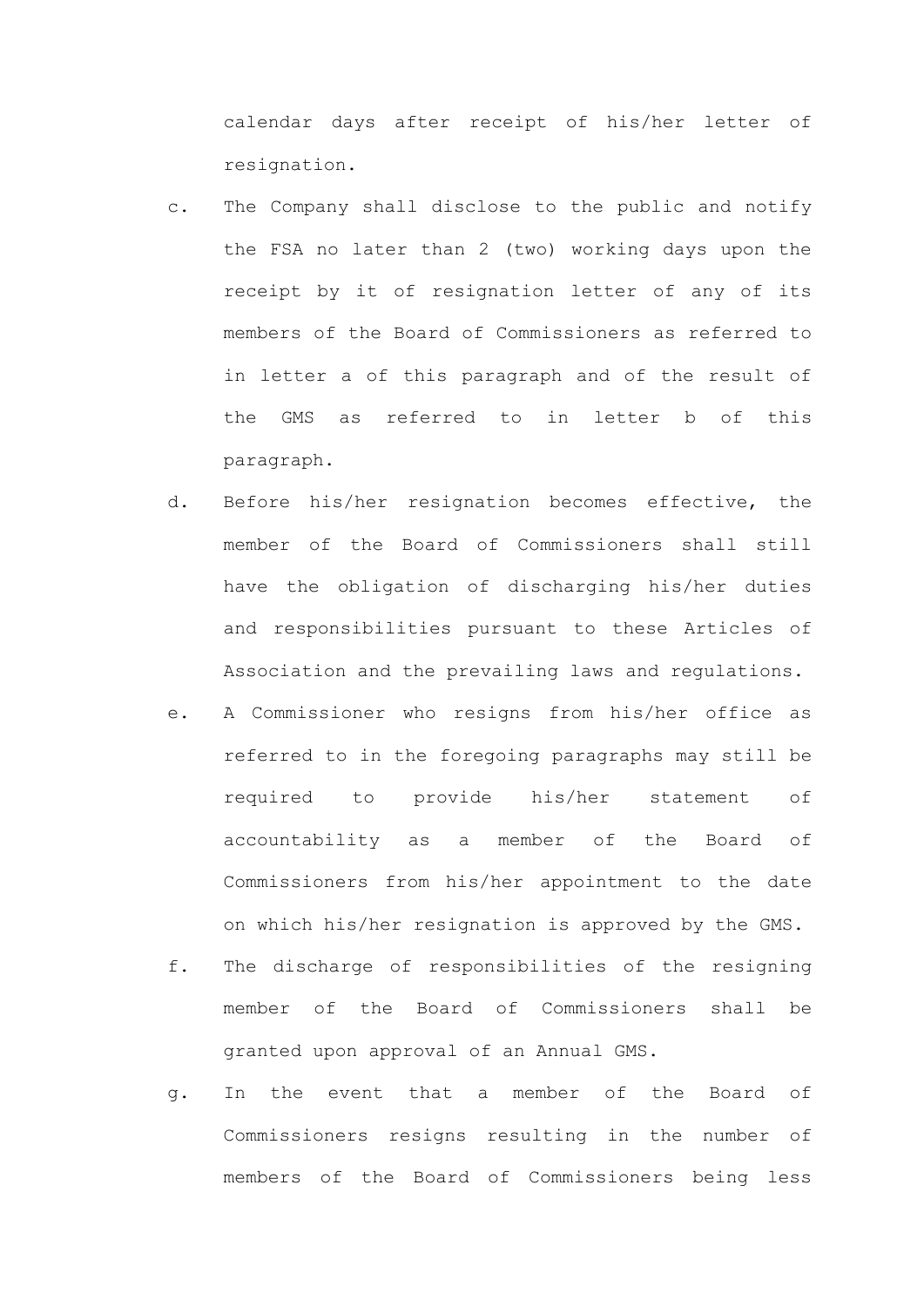calendar days after receipt of his/her letter of resignation.

c. The Company shall disclose to the public and notify the FSA no later than 2 (two) working days upon the receipt by it of resignation letter of any of its members of the Board of Commissioners as referred to in letter a of this paragraph and of the result of the GMS as referred to in letter b of this paragraph.

d. Before his/her resignation becomes effective, the member of the Board of Commissioners shall still have the obligation of discharging his/her duties and responsibilities pursuant to these Articles of Association and the prevailing laws and regulations.

e. A Commissioner who resigns from his/her office as referred to in the foregoing paragraphs may still be required to provide his/her statement of accountability as a member of the Board of Commissioners from his/her appointment to the date on which his/her resignation is approved by the GMS.

f. The discharge of responsibilities of the resigning member of the Board of Commissioners shall be granted upon approval of an Annual GMS.

g. In the event that a member of the Board of Commissioners resigns resulting in the number of members of the Board of Commissioners being less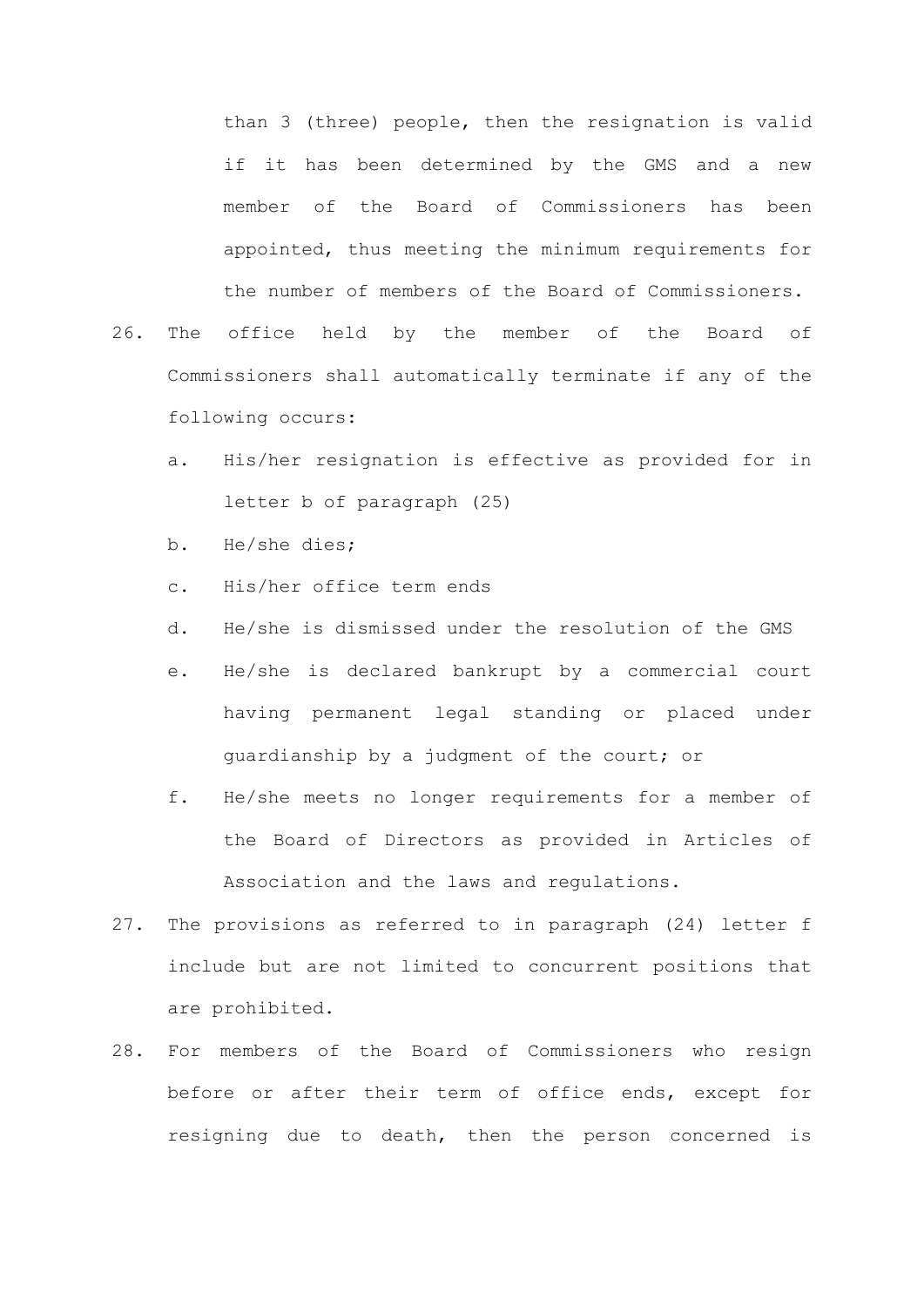than 3 (three) people, then the resignation is valid if it has been determined by the GMS and a new member of the Board of Commissioners has been appointed, thus meeting the minimum requirements for the number of members of the Board of Commissioners.

26. The office held by the member of the Board of Commissioners shall automatically terminate if any of the following occurs:
    a. His/her resignation is effective as provided for in letter b of paragraph (25)
    b. He/she dies;
    c. His/her office term ends
    d. He/she is dismissed under the resolution of the GMS
    e. He/she is declared bankrupt by a commercial court having permanent legal standing or placed under guardianship by a judgment of the court; or
    f. He/she meets no longer requirements for a member of the Board of Directors as provided in Articles of Association and the laws and regulations.
27. The provisions as referred to in paragraph (24) letter f include but are not limited to concurrent positions that are prohibited.
28. For members of the Board of Commissioners who resign before or after their term of office ends, except for resigning due to death, then the person concerned is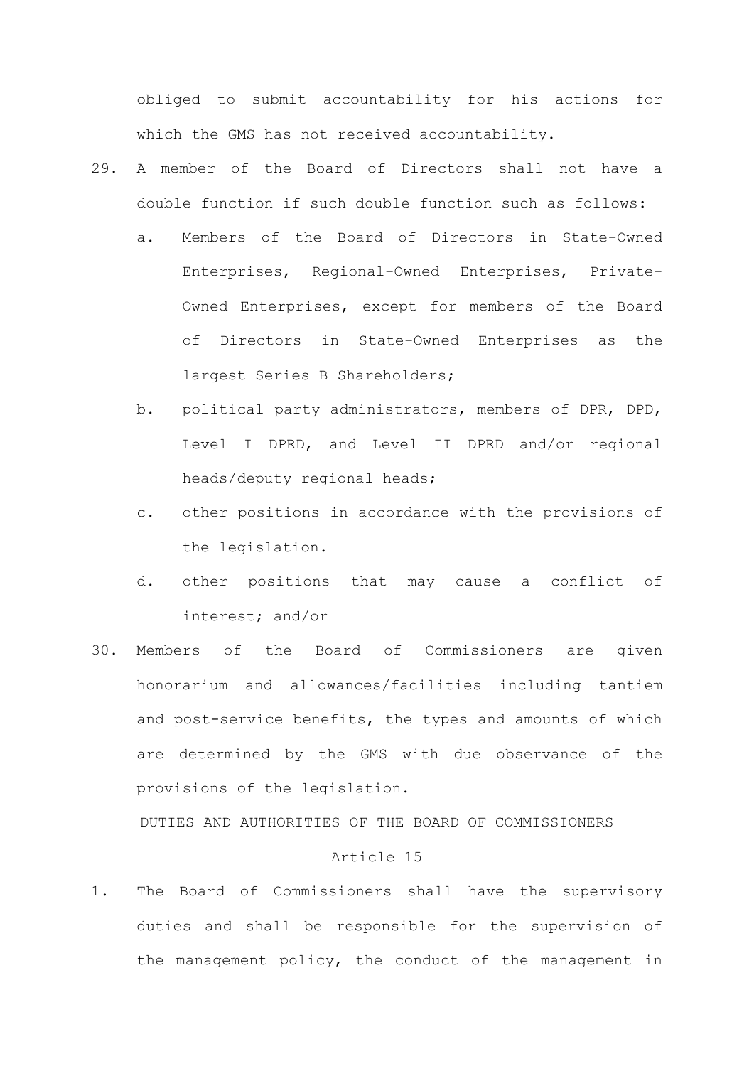obliged to submit accountability for his actions for which the GMS has not received accountability.

29. A member of the Board of Directors shall not have a double function if such double function such as follows:
    a. Members of the Board of Directors in State-Owned Enterprises, Regional-Owned Enterprises, Private-Owned Enterprises, except for members of the Board of Directors in State-Owned Enterprises as the largest Series B Shareholders;
    b. political party administrators, members of DPR, DPD, Level I DPRD, and Level II DPRD and/or regional heads/deputy regional heads;
    c. other positions in accordance with the provisions of the legislation.
    d. other positions that may cause a conflict of interest; and/or
30. Members of the Board of Commissioners are given honorarium and allowances/facilities including tantiem and post-service benefits, the types and amounts of which are determined by the GMS with due observance of the provisions of the legislation.

## DUTIES AND AUTHORITIES OF THE BOARD OF COMMISSIONERS

### Article 15

1. The Board of Commissioners shall have the supervisory duties and shall be responsible for the supervision of the management policy, the conduct of the management in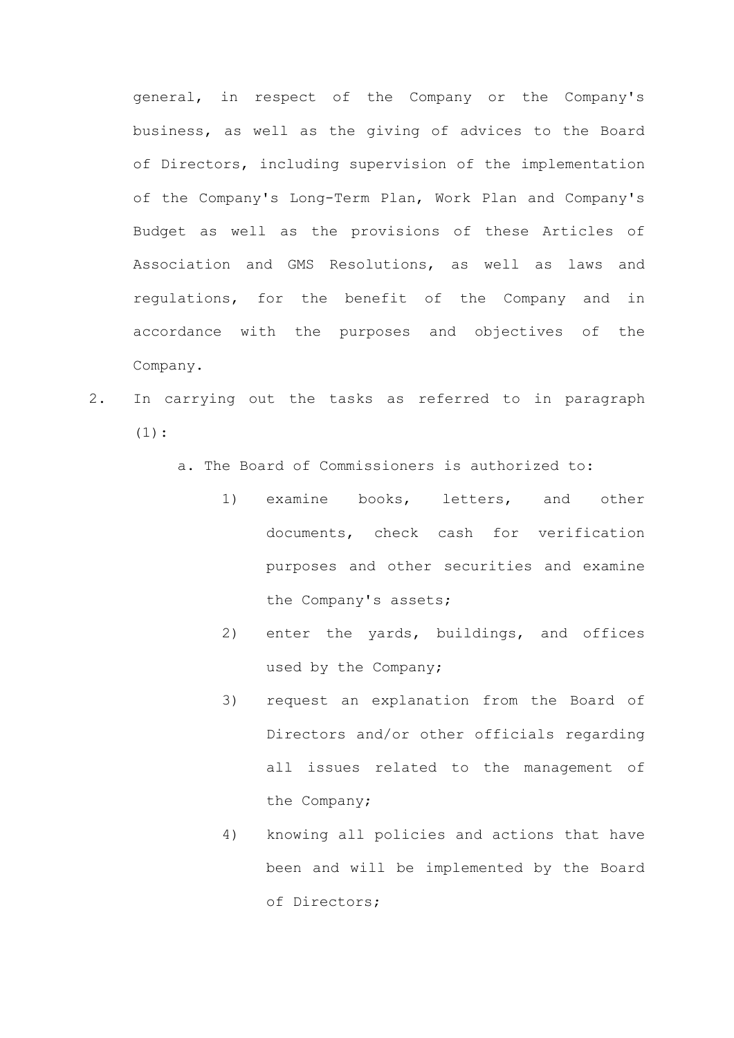general, in respect of the Company or the Company's business, as well as the giving of advices to the Board of Directors, including supervision of the implementation of the Company's Long-Term Plan, Work Plan and Company's Budget as well as the provisions of these Articles of Association and GMS Resolutions, as well as laws and regulations, for the benefit of the Company and in accordance with the purposes and objectives of the Company.

2. In carrying out the tasks as referred to in paragraph (1):

   a. The Board of Commissioners is authorized to:

      1) examine books, letters, and other documents, check cash for verification purposes and other securities and examine the Company's assets;

      2) enter the yards, buildings, and offices used by the Company;

      3) request an explanation from the Board of Directors and/or other officials regarding all issues related to the management of the Company;

      4) knowing all policies and actions that have been and will be implemented by the Board of Directors;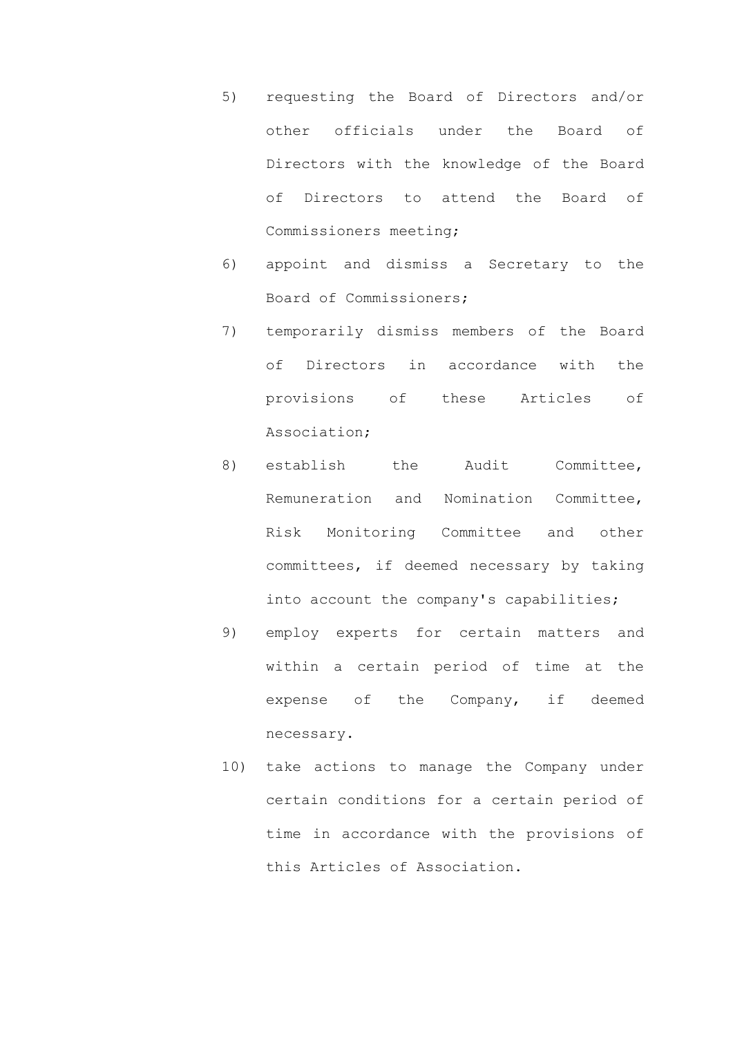5) requesting the Board of Directors and/or other officials under the Board of Directors with the knowledge of the Board of Directors to attend the Board of Commissioners meeting;
6) appoint and dismiss a Secretary to the Board of Commissioners;
7) temporarily dismiss members of the Board of Directors in accordance with the provisions of these Articles of Association;
8) establish the Audit Committee, Remuneration and Nomination Committee, Risk Monitoring Committee and other committees, if deemed necessary by taking into account the company's capabilities;
9) employ experts for certain matters and within a certain period of time at the expense of the Company, if deemed necessary.
10) take actions to manage the Company under certain conditions for a certain period of time in accordance with the provisions of this Articles of Association.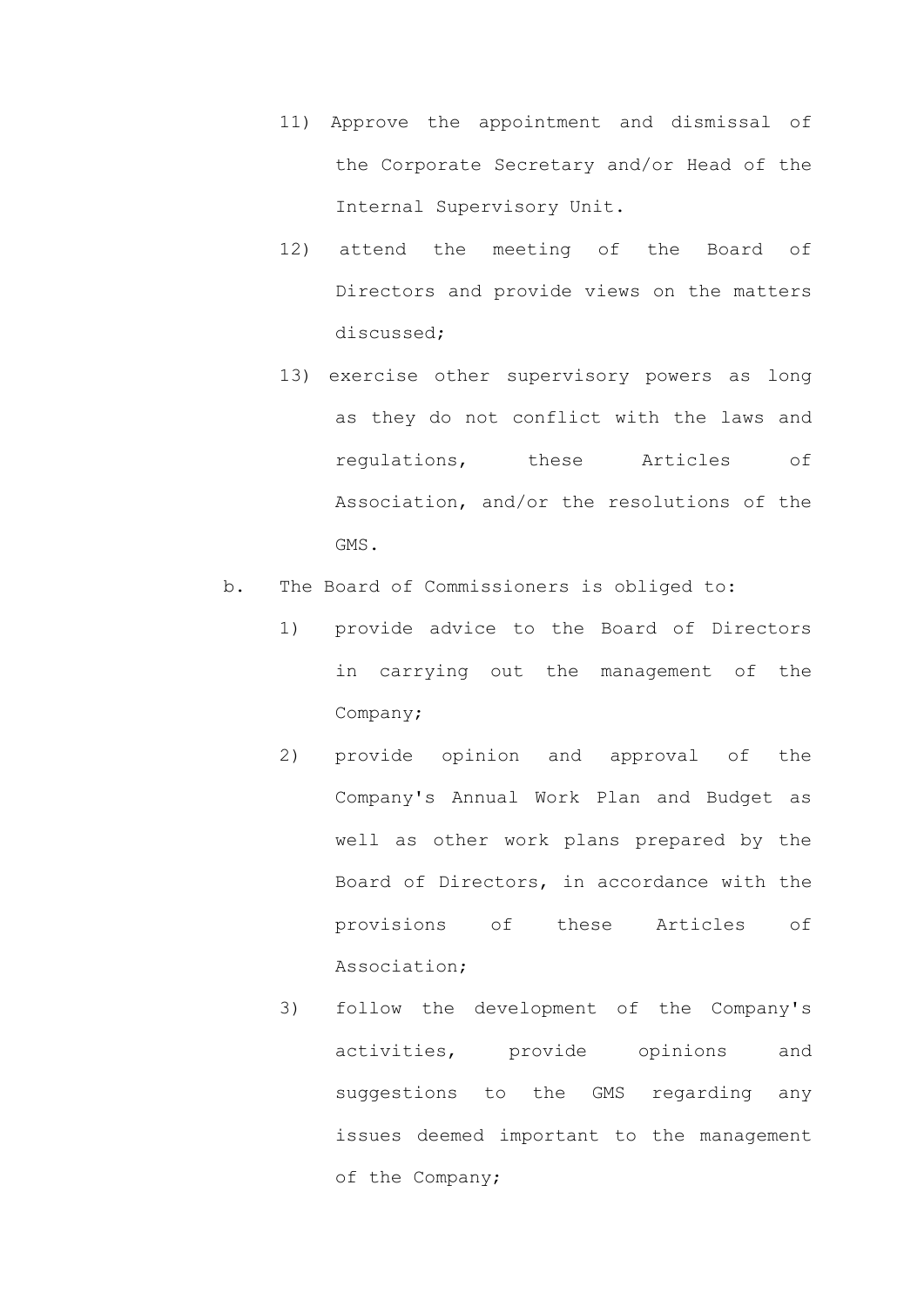11) Approve the appointment and dismissal of the Corporate Secretary and/or Head of the Internal Supervisory Unit.

12) attend the meeting of the Board of Directors and provide views on the matters discussed;

13) exercise other supervisory powers as long as they do not conflict with the laws and regulations, these Articles of Association, and/or the resolutions of the GMS.

b. The Board of Commissioners is obliged to:

   1) provide advice to the Board of Directors in carrying out the management of the Company;

   2) provide opinion and approval of the Company's Annual Work Plan and Budget as well as other work plans prepared by the Board of Directors, in accordance with the provisions of these Articles of Association;

   3) follow the development of the Company's activities, provide opinions and suggestions to the GMS regarding any issues deemed important to the management of the Company;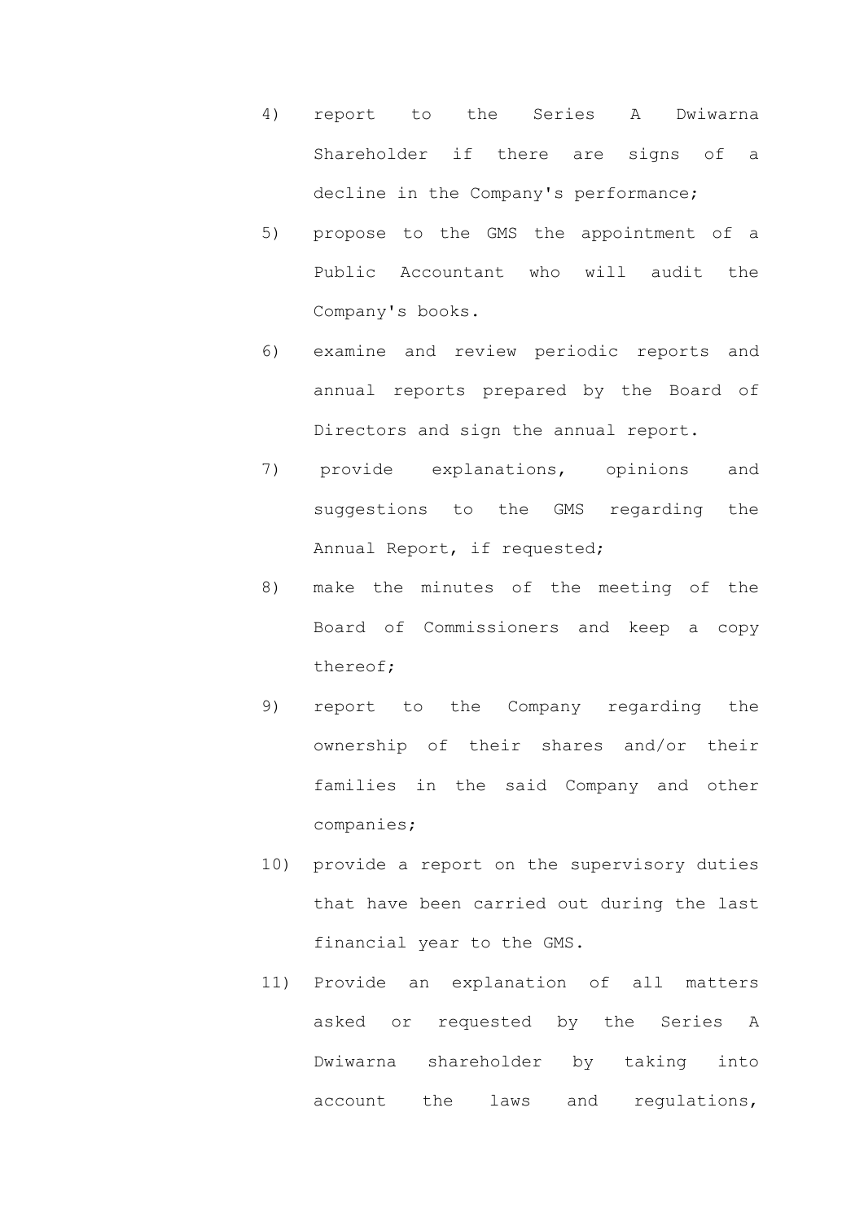4) report to the Series A Dwiwarna Shareholder if there are signs of a decline in the Company's performance;
5) propose to the GMS the appointment of a Public Accountant who will audit the Company's books.
6) examine and review periodic reports and annual reports prepared by the Board of Directors and sign the annual report.
7) provide explanations, opinions and suggestions to the GMS regarding the Annual Report, if requested;
8) make the minutes of the meeting of the Board of Commissioners and keep a copy thereof;
9) report to the Company regarding the ownership of their shares and/or their families in the said Company and other companies;
10) provide a report on the supervisory duties that have been carried out during the last financial year to the GMS.
11) Provide an explanation of all matters asked or requested by the Series A Dwiwarna shareholder by taking into account the laws and regulations,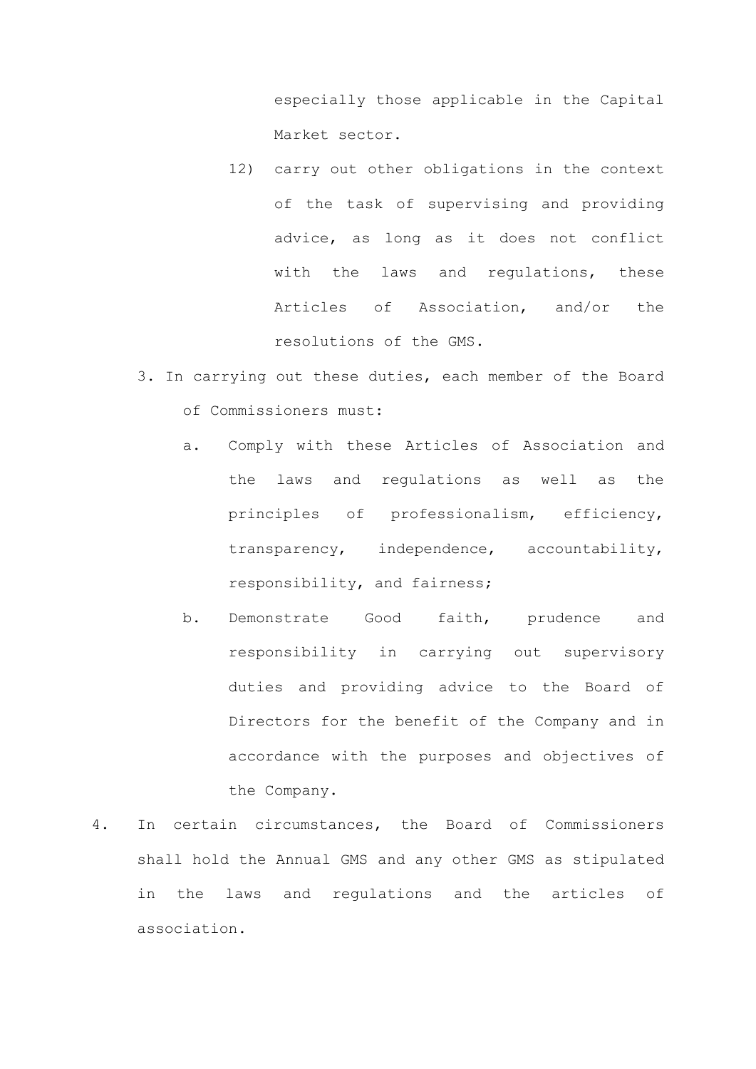especially those applicable in the Capital Market sector.

12) carry out other obligations in the context of the task of supervising and providing advice, as long as it does not conflict with the laws and regulations, these Articles of Association, and/or the resolutions of the GMS.

3. In carrying out these duties, each member of the Board of Commissioners must:
   a. Comply with these Articles of Association and the laws and regulations as well as the principles of professionalism, efficiency, transparency, independence, accountability, responsibility, and fairness;
   b. Demonstrate Good faith, prudence and responsibility in carrying out supervisory duties and providing advice to the Board of Directors for the benefit of the Company and in accordance with the purposes and objectives of the Company.

4. In certain circumstances, the Board of Commissioners shall hold the Annual GMS and any other GMS as stipulated in the laws and regulations and the articles of association.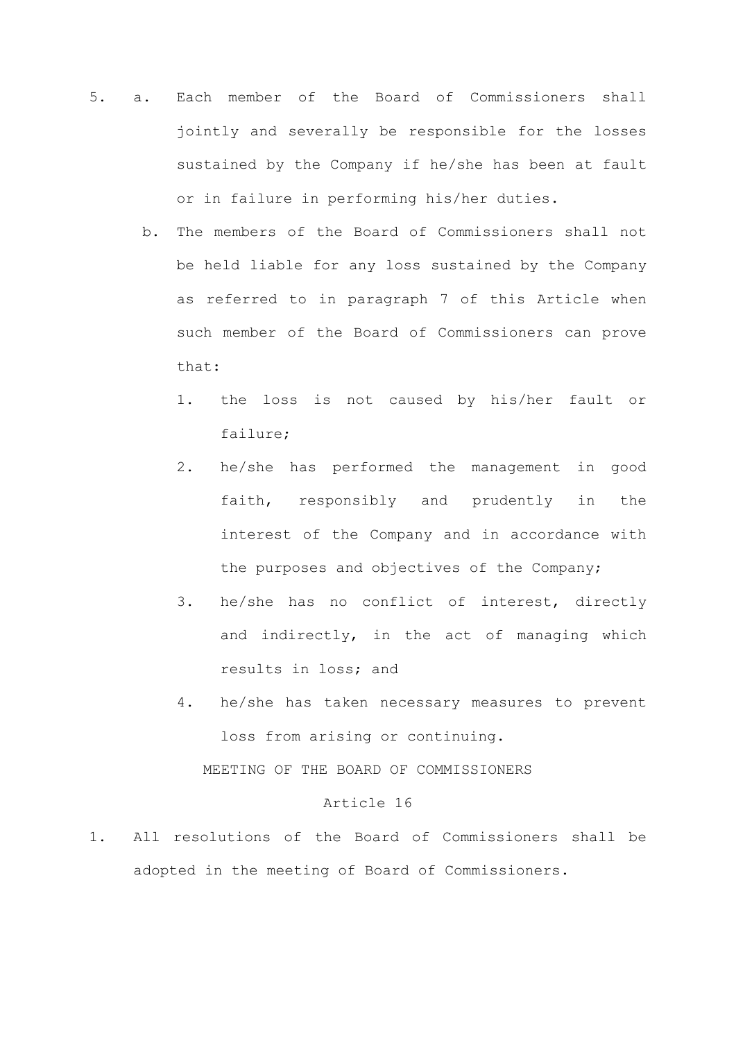5. a. Each member of the Board of Commissioners shall jointly and severally be responsible for the losses sustained by the Company if he/she has been at fault or in failure in performing his/her duties.

   b. The members of the Board of Commissioners shall not be held liable for any loss sustained by the Company as referred to in paragraph 7 of this Article when such member of the Board of Commissioners can prove that:

      1. the loss is not caused by his/her fault or failure;
      2. he/she has performed the management in good faith, responsibly and prudently in the interest of the Company and in accordance with the purposes and objectives of the Company;
      3. he/she has no conflict of interest, directly and indirectly, in the act of managing which results in loss; and
      4. he/she has taken necessary measures to prevent loss from arising or continuing.

## MEETING OF THE BOARD OF COMMISSIONERS

### Article 16

1. All resolutions of the Board of Commissioners shall be adopted in the meeting of Board of Commissioners.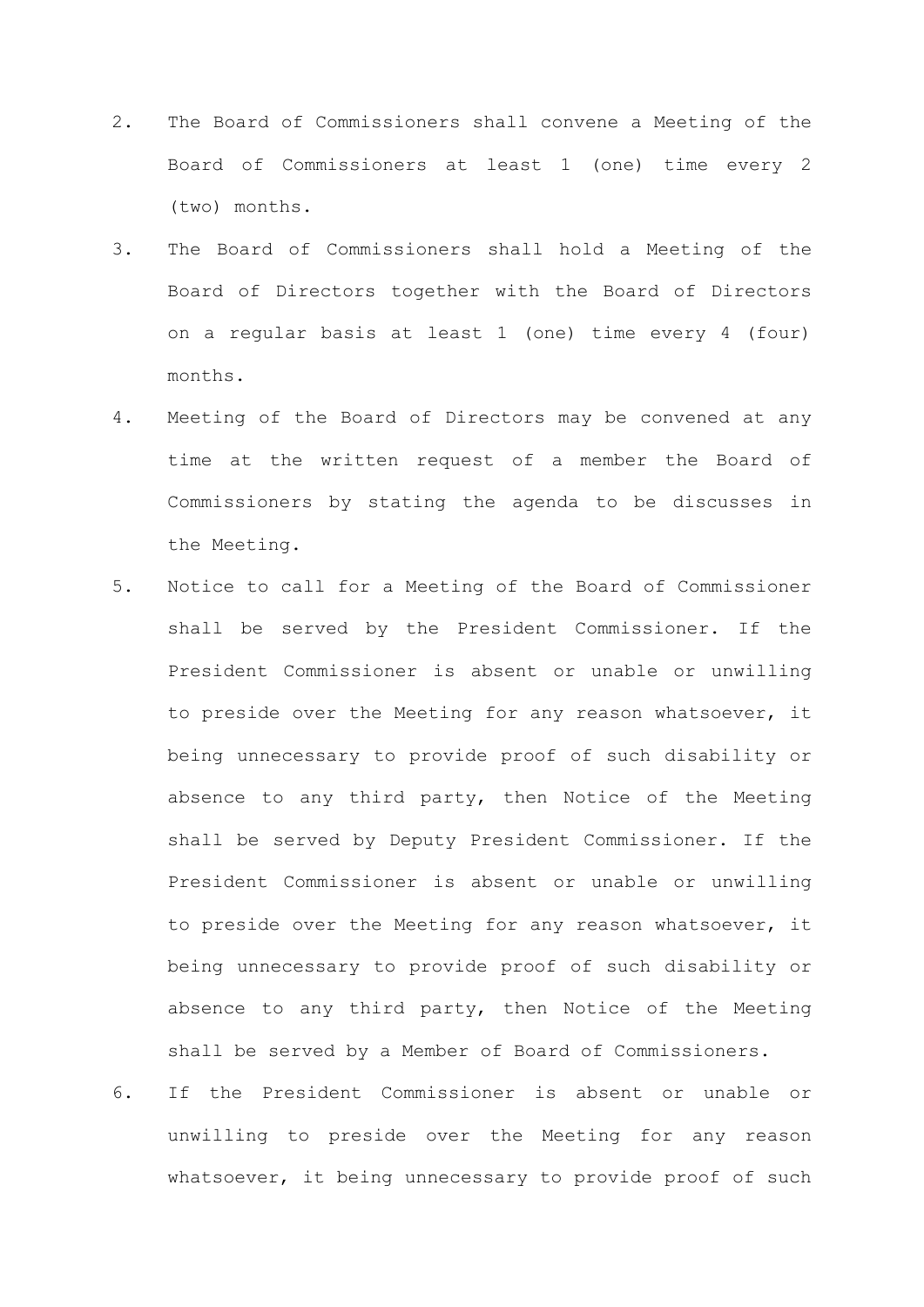2. The Board of Commissioners shall convene a Meeting of the Board of Commissioners at least 1 (one) time every 2 (two) months.
3. The Board of Commissioners shall hold a Meeting of the Board of Directors together with the Board of Directors on a regular basis at least 1 (one) time every 4 (four) months.
4. Meeting of the Board of Directors may be convened at any time at the written request of a member the Board of Commissioners by stating the agenda to be discusses in the Meeting.
5. Notice to call for a Meeting of the Board of Commissioner shall be served by the President Commissioner. If the President Commissioner is absent or unable or unwilling to preside over the Meeting for any reason whatsoever, it being unnecessary to provide proof of such disability or absence to any third party, then Notice of the Meeting shall be served by Deputy President Commissioner. If the President Commissioner is absent or unable or unwilling to preside over the Meeting for any reason whatsoever, it being unnecessary to provide proof of such disability or absence to any third party, then Notice of the Meeting shall be served by a Member of Board of Commissioners.
6. If the President Commissioner is absent or unable or unwilling to preside over the Meeting for any reason whatsoever, it being unnecessary to provide proof of such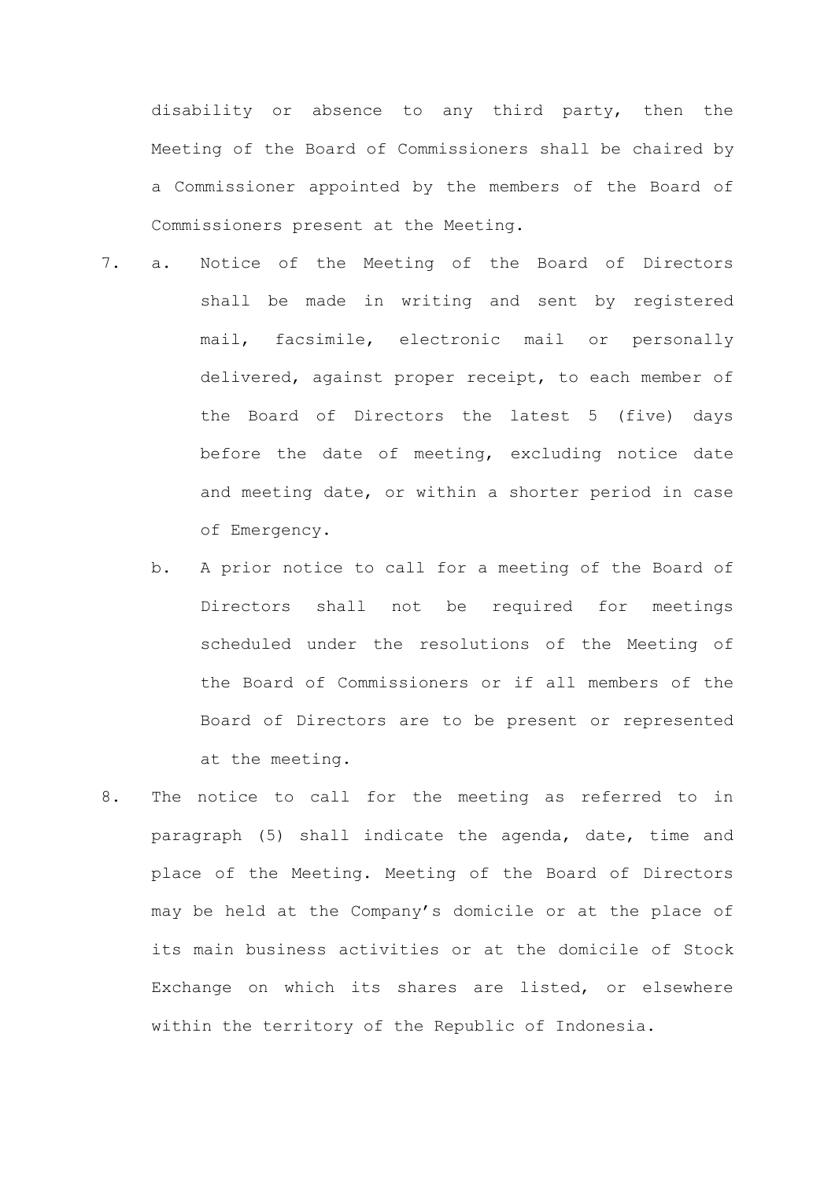disability or absence to any third party, then the Meeting of the Board of Commissioners shall be chaired by a Commissioner appointed by the members of the Board of Commissioners present at the Meeting.

7. a. Notice of the Meeting of the Board of Directors shall be made in writing and sent by registered mail, facsimile, electronic mail or personally delivered, against proper receipt, to each member of the Board of Directors the latest 5 (five) days before the date of meeting, excluding notice date and meeting date, or within a shorter period in case of Emergency.

   b. A prior notice to call for a meeting of the Board of Directors shall not be required for meetings scheduled under the resolutions of the Meeting of the Board of Commissioners or if all members of the Board of Directors are to be present or represented at the meeting.

8. The notice to call for the meeting as referred to in paragraph (5) shall indicate the agenda, date, time and place of the Meeting. Meeting of the Board of Directors may be held at the Company's domicile or at the place of its main business activities or at the domicile of Stock Exchange on which its shares are listed, or elsewhere within the territory of the Republic of Indonesia.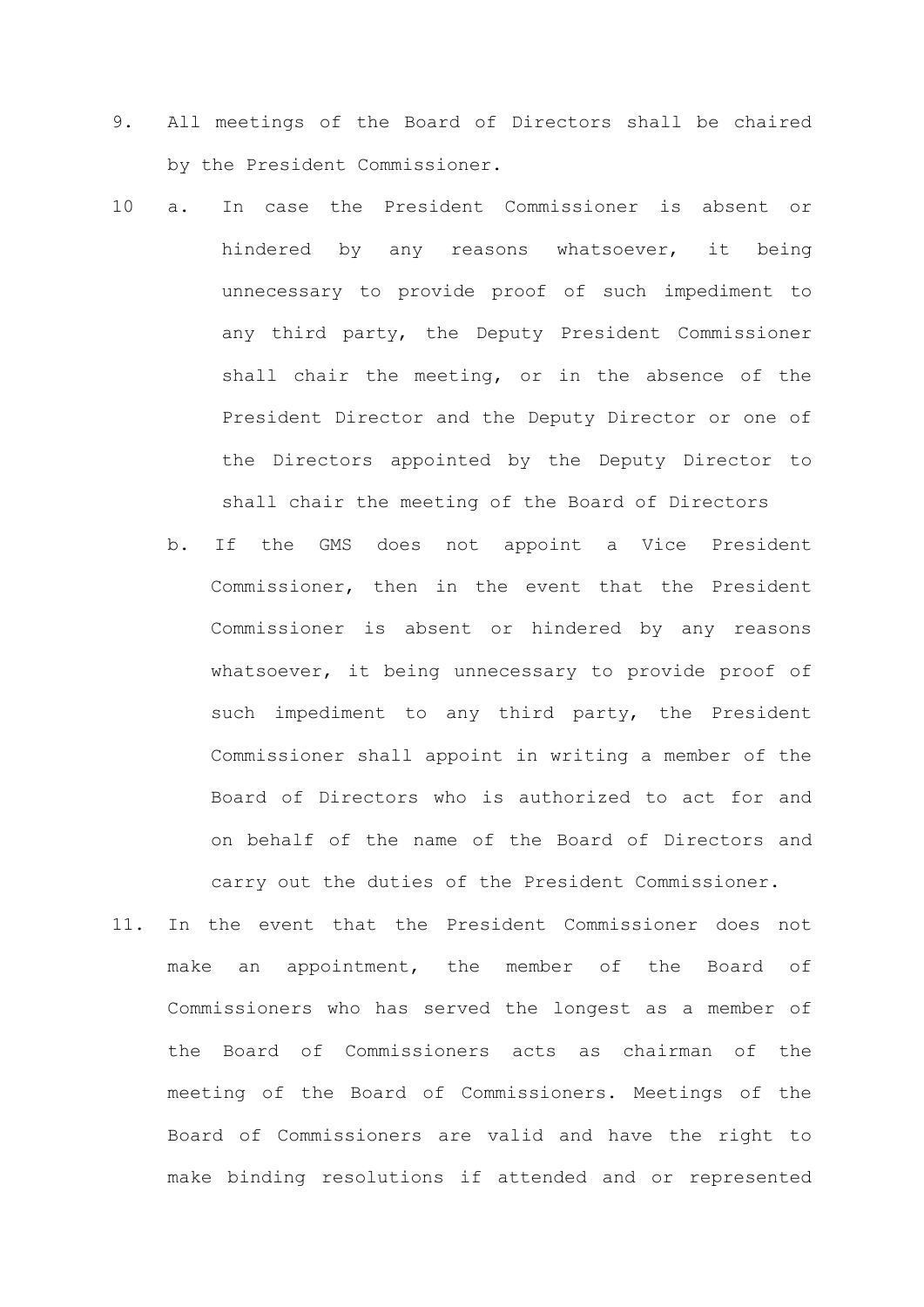9. All meetings of the Board of Directors shall be chaired by the President Commissioner.

10 a. In case the President Commissioner is absent or hindered by any reasons whatsoever, it being unnecessary to provide proof of such impediment to any third party, the Deputy President Commissioner shall chair the meeting, or in the absence of the President Director and the Deputy Director or one of the Directors appointed by the Deputy Director to shall chair the meeting of the Board of Directors

   b. If the GMS does not appoint a Vice President Commissioner, then in the event that the President Commissioner is absent or hindered by any reasons whatsoever, it being unnecessary to provide proof of such impediment to any third party, the President Commissioner shall appoint in writing a member of the Board of Directors who is authorized to act for and on behalf of the name of the Board of Directors and carry out the duties of the President Commissioner.

11. In the event that the President Commissioner does not make an appointment, the member of the Board of Commissioners who has served the longest as a member of the Board of Commissioners acts as chairman of the meeting of the Board of Commissioners. Meetings of the Board of Commissioners are valid and have the right to make binding resolutions if attended and or represented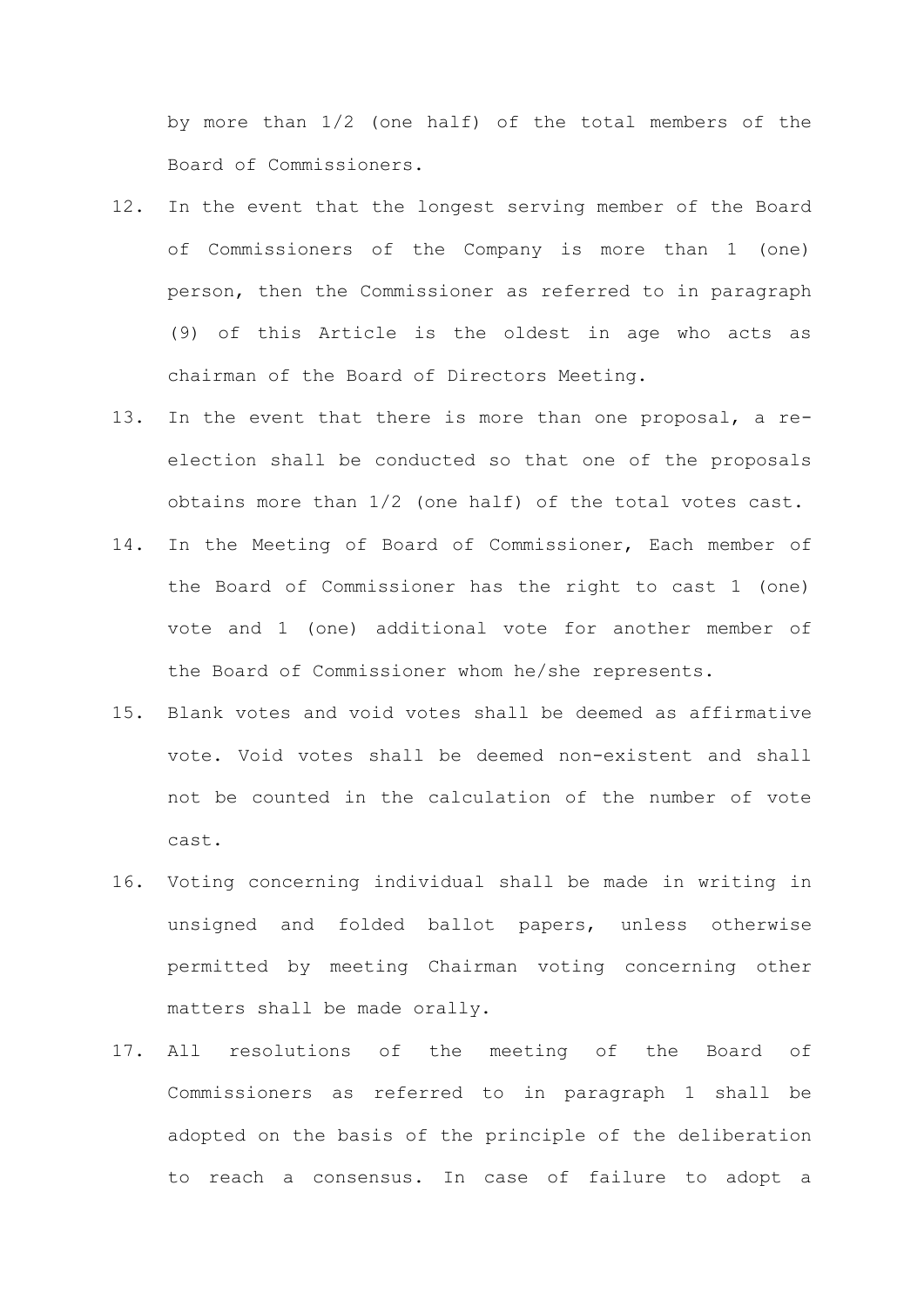by more than 1/2 (one half) of the total members of the Board of Commissioners.

12. In the event that the longest serving member of the Board of Commissioners of the Company is more than 1 (one) person, then the Commissioner as referred to in paragraph (9) of this Article is the oldest in age who acts as chairman of the Board of Directors Meeting.
13. In the event that there is more than one proposal, a re-election shall be conducted so that one of the proposals obtains more than 1/2 (one half) of the total votes cast.
14. In the Meeting of Board of Commissioner, Each member of the Board of Commissioner has the right to cast 1 (one) vote and 1 (one) additional vote for another member of the Board of Commissioner whom he/she represents.
15. Blank votes and void votes shall be deemed as affirmative vote. Void votes shall be deemed non-existent and shall not be counted in the calculation of the number of vote cast.
16. Voting concerning individual shall be made in writing in unsigned and folded ballot papers, unless otherwise permitted by meeting Chairman voting concerning other matters shall be made orally.
17. All resolutions of the meeting of the Board of Commissioners as referred to in paragraph 1 shall be adopted on the basis of the principle of the deliberation to reach a consensus. In case of failure to adopt a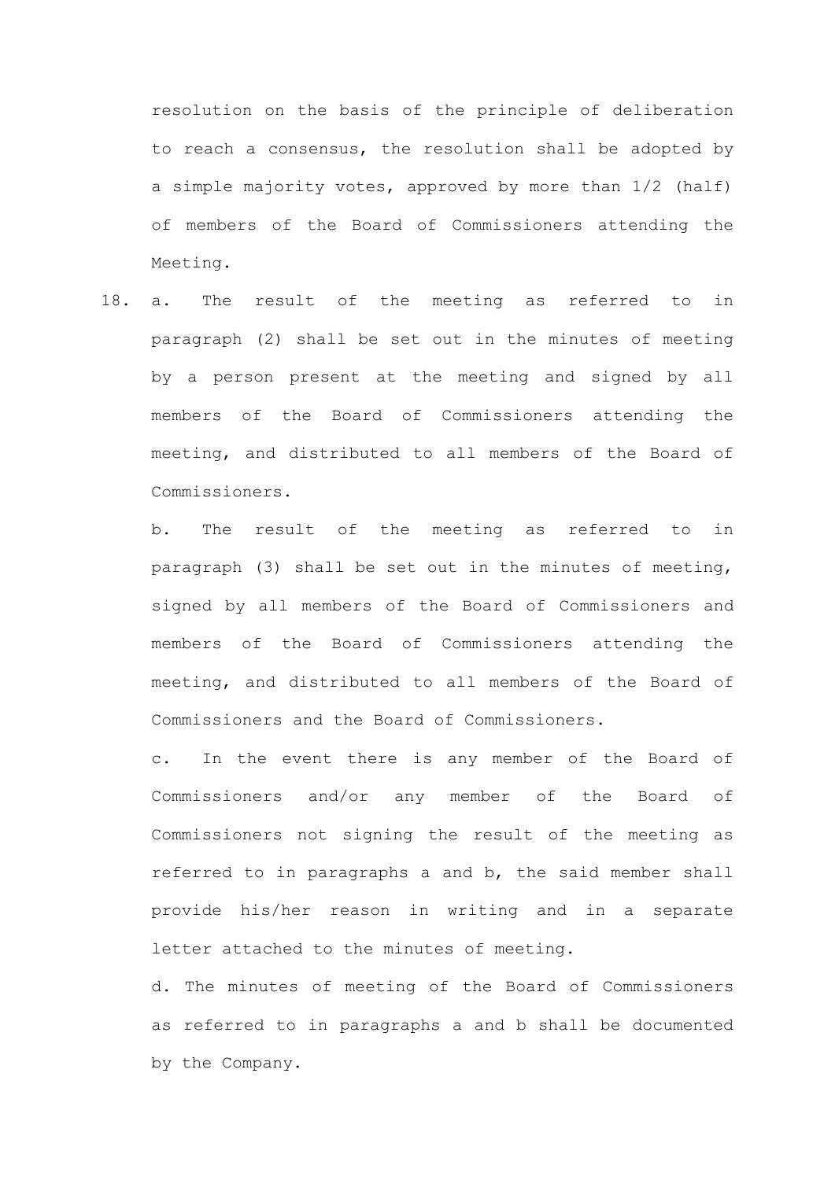resolution on the basis of the principle of deliberation to reach a consensus, the resolution shall be adopted by a simple majority votes, approved by more than 1/2 (half) of members of the Board of Commissioners attending the Meeting.

18. a. The result of the meeting as referred to in paragraph (2) shall be set out in the minutes of meeting by a person present at the meeting and signed by all members of the Board of Commissioners attending the meeting, and distributed to all members of the Board of Commissioners.

    b. The result of the meeting as referred to in paragraph (3) shall be set out in the minutes of meeting, signed by all members of the Board of Commissioners and members of the Board of Commissioners attending the meeting, and distributed to all members of the Board of Commissioners and the Board of Commissioners.

    c. In the event there is any member of the Board of Commissioners and/or any member of the Board of Commissioners not signing the result of the meeting as referred to in paragraphs a and b, the said member shall provide his/her reason in writing and in a separate letter attached to the minutes of meeting.

    d. The minutes of meeting of the Board of Commissioners as referred to in paragraphs a and b shall be documented by the Company.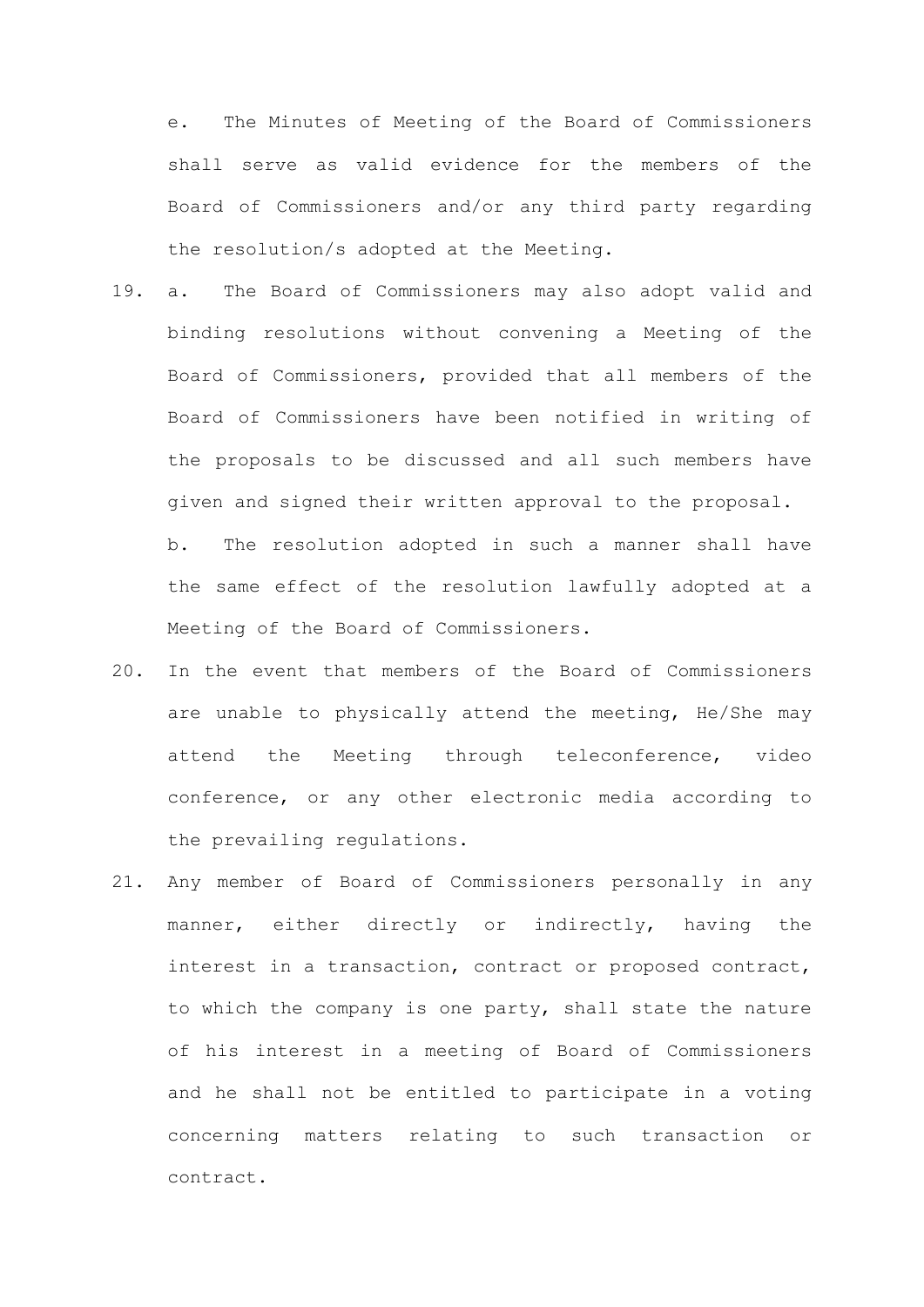e. The Minutes of Meeting of the Board of Commissioners shall serve as valid evidence for the members of the Board of Commissioners and/or any third party regarding the resolution/s adopted at the Meeting.

19. a. The Board of Commissioners may also adopt valid and binding resolutions without convening a Meeting of the Board of Commissioners, provided that all members of the Board of Commissioners have been notified in writing of the proposals to be discussed and all such members have given and signed their written approval to the proposal.

    b. The resolution adopted in such a manner shall have the same effect of the resolution lawfully adopted at a Meeting of the Board of Commissioners.

20. In the event that members of the Board of Commissioners are unable to physically attend the meeting, He/She may attend the Meeting through teleconference, video conference, or any other electronic media according to the prevailing regulations.

21. Any member of Board of Commissioners personally in any manner, either directly or indirectly, having the interest in a transaction, contract or proposed contract, to which the company is one party, shall state the nature of his interest in a meeting of Board of Commissioners and he shall not be entitled to participate in a voting concerning matters relating to such transaction or contract.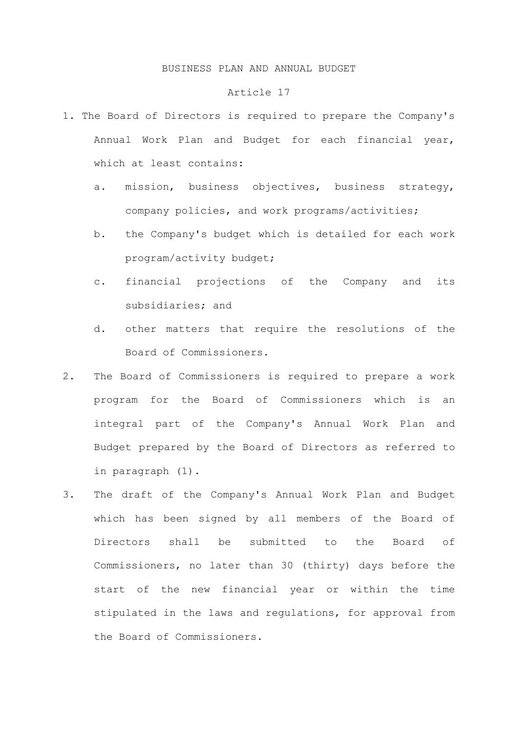## BUSINESS PLAN AND ANNUAL BUDGET

### Article 17

1. The Board of Directors is required to prepare the Company's Annual Work Plan and Budget for each financial year, which at least contains:
   a. mission, business objectives, business strategy, company policies, and work programs/activities;
   b. the Company's budget which is detailed for each work program/activity budget;
   c. financial projections of the Company and its subsidiaries; and
   d. other matters that require the resolutions of the Board of Commissioners.
2. The Board of Commissioners is required to prepare a work program for the Board of Commissioners which is an integral part of the Company's Annual Work Plan and Budget prepared by the Board of Directors as referred to in paragraph (1).
3. The draft of the Company's Annual Work Plan and Budget which has been signed by all members of the Board of Directors shall be submitted to the Board of Commissioners, no later than 30 (thirty) days before the start of the new financial year or within the time stipulated in the laws and regulations, for approval from the Board of Commissioners.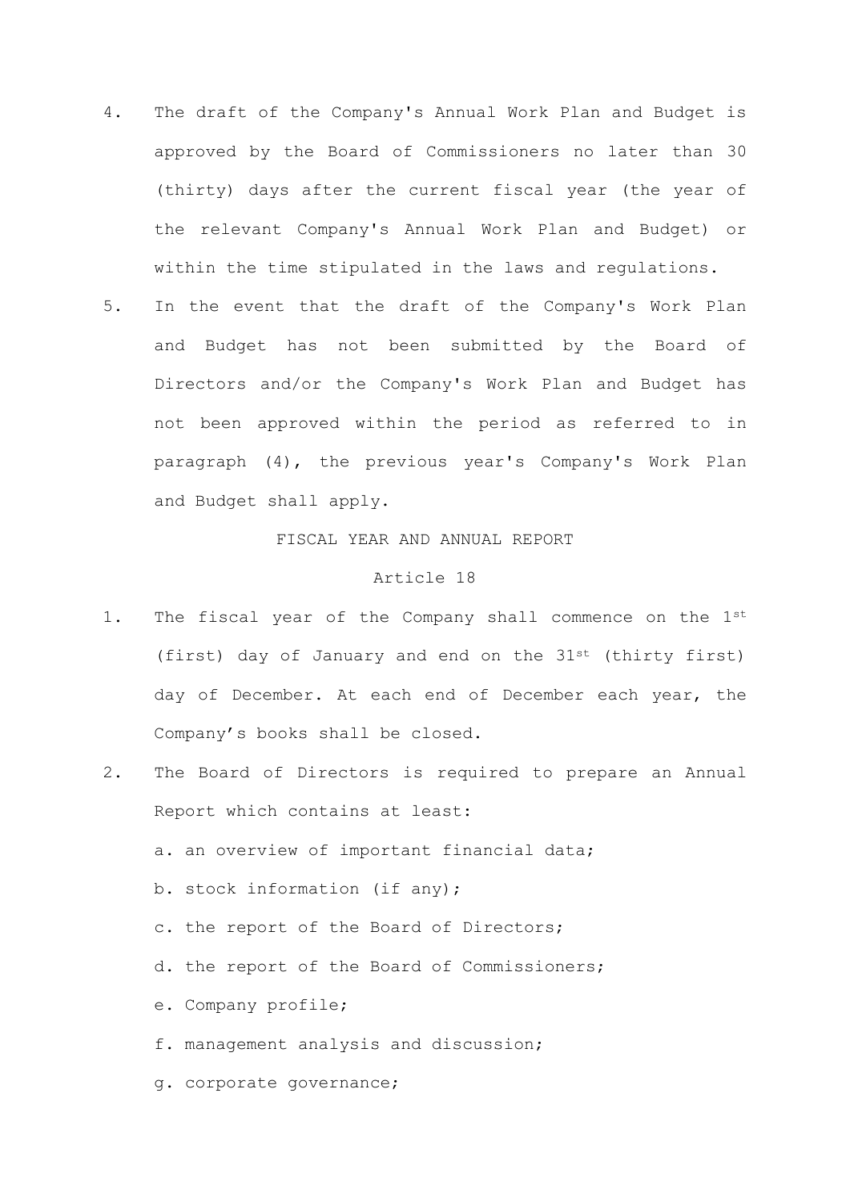4. The draft of the Company's Annual Work Plan and Budget is approved by the Board of Commissioners no later than 30 (thirty) days after the current fiscal year (the year of the relevant Company's Annual Work Plan and Budget) or within the time stipulated in the laws and regulations.
5. In the event that the draft of the Company's Work Plan and Budget has not been submitted by the Board of Directors and/or the Company's Work Plan and Budget has not been approved within the period as referred to in paragraph (4), the previous year's Company's Work Plan and Budget shall apply.

FISCAL YEAR AND ANNUAL REPORT

Article 18

1. The fiscal year of the Company shall commence on the 1st (first) day of January and end on the 31st (thirty first) day of December. At each end of December each year, the Company's books shall be closed.
2. The Board of Directors is required to prepare an Annual Report which contains at least:
   a. an overview of important financial data;
   b. stock information (if any);
   c. the report of the Board of Directors;
   d. the report of the Board of Commissioners;
   e. Company profile;
   f. management analysis and discussion;
   g. corporate governance;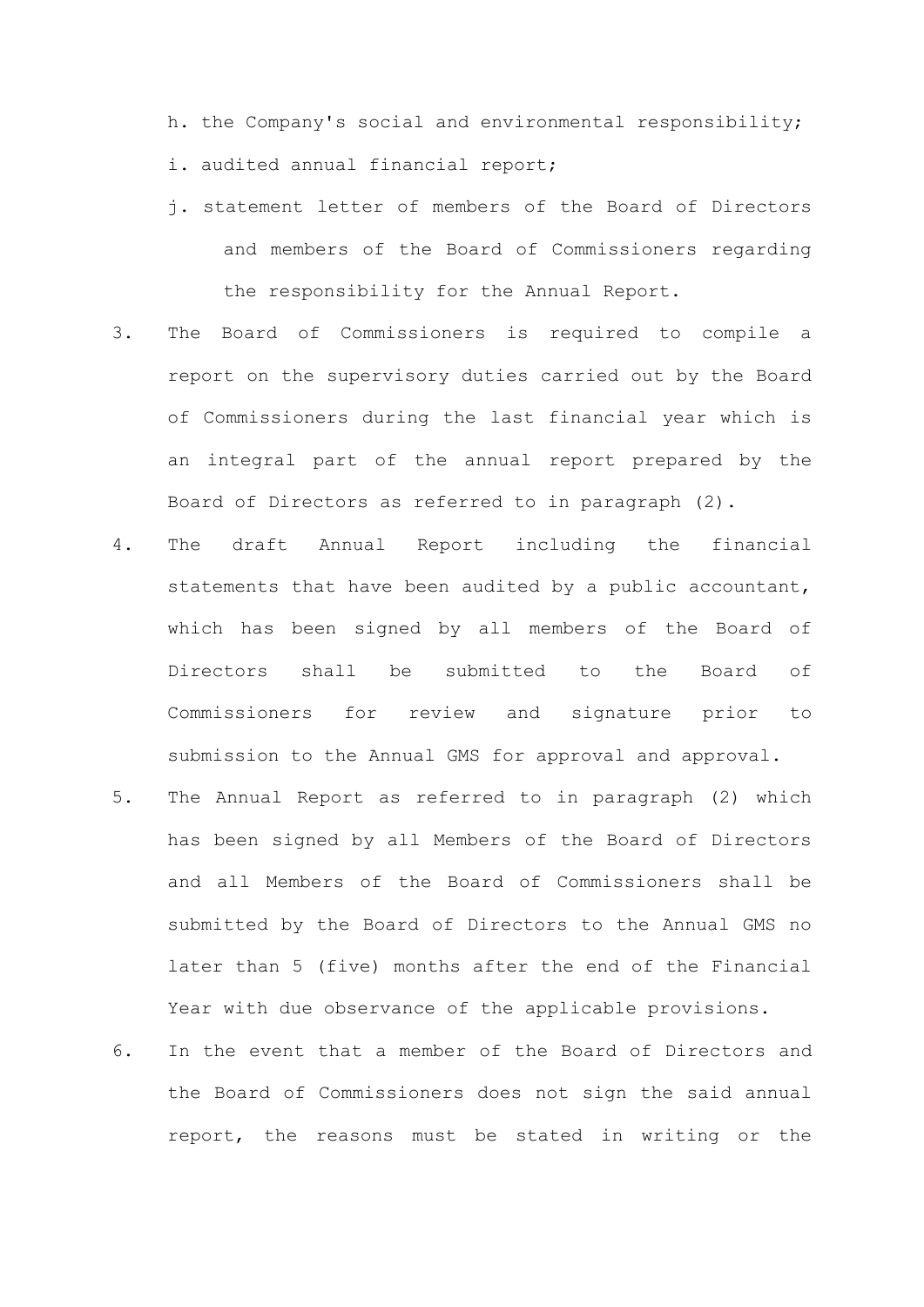h. the Company's social and environmental responsibility;

i. audited annual financial report;

j. statement letter of members of the Board of Directors and members of the Board of Commissioners regarding the responsibility for the Annual Report.

3. The Board of Commissioners is required to compile a report on the supervisory duties carried out by the Board of Commissioners during the last financial year which is an integral part of the annual report prepared by the Board of Directors as referred to in paragraph (2).
4. The draft Annual Report including the financial statements that have been audited by a public accountant, which has been signed by all members of the Board of Directors shall be submitted to the Board of Commissioners for review and signature prior to submission to the Annual GMS for approval and approval.
5. The Annual Report as referred to in paragraph (2) which has been signed by all Members of the Board of Directors and all Members of the Board of Commissioners shall be submitted by the Board of Directors to the Annual GMS no later than 5 (five) months after the end of the Financial Year with due observance of the applicable provisions.
6. In the event that a member of the Board of Directors and the Board of Commissioners does not sign the said annual report, the reasons must be stated in writing or the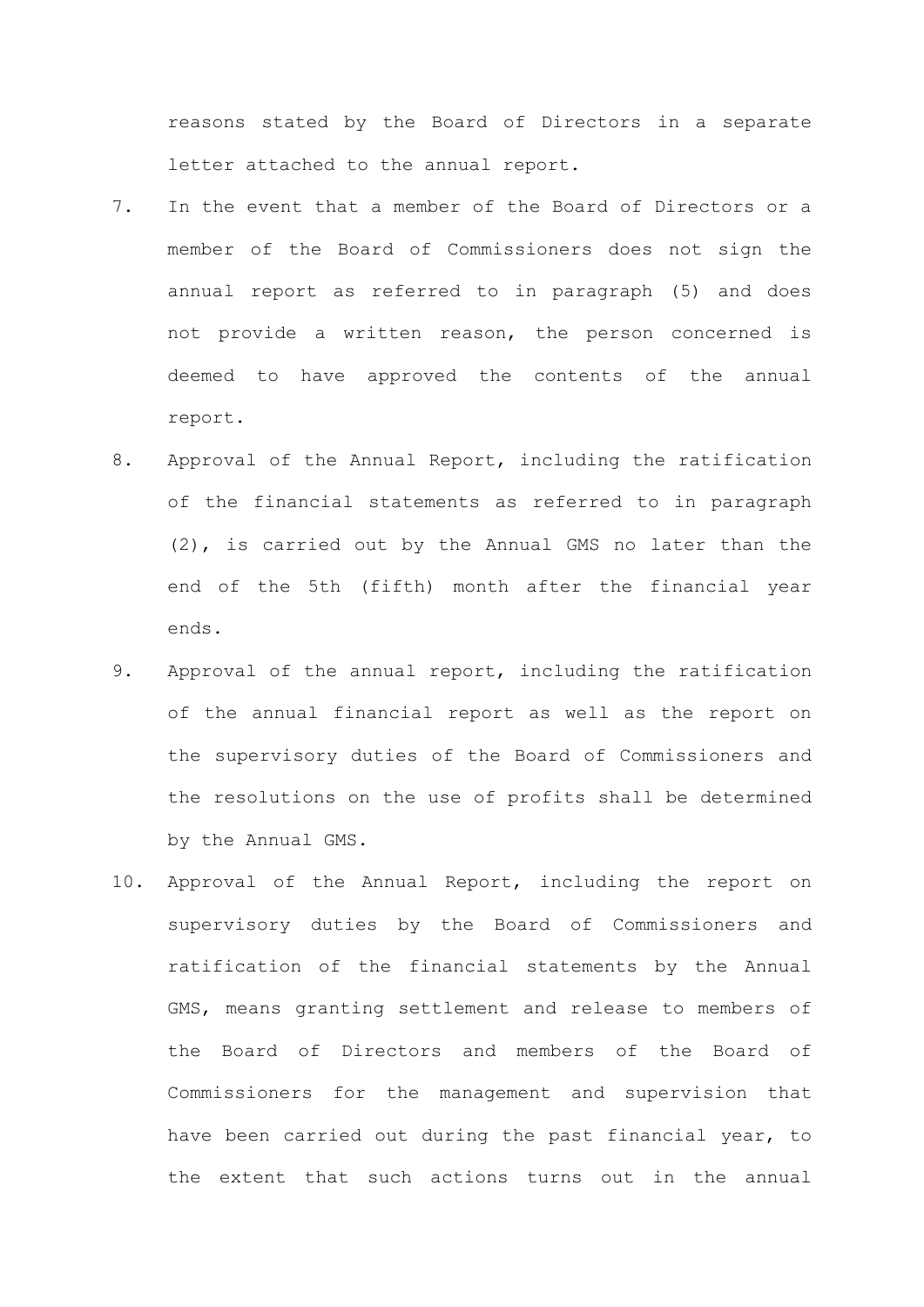reasons stated by the Board of Directors in a separate letter attached to the annual report.

7. In the event that a member of the Board of Directors or a member of the Board of Commissioners does not sign the annual report as referred to in paragraph (5) and does not provide a written reason, the person concerned is deemed to have approved the contents of the annual report.
8. Approval of the Annual Report, including the ratification of the financial statements as referred to in paragraph (2), is carried out by the Annual GMS no later than the end of the 5th (fifth) month after the financial year ends.
9. Approval of the annual report, including the ratification of the annual financial report as well as the report on the supervisory duties of the Board of Commissioners and the resolutions on the use of profits shall be determined by the Annual GMS.
10. Approval of the Annual Report, including the report on supervisory duties by the Board of Commissioners and ratification of the financial statements by the Annual GMS, means granting settlement and release to members of the Board of Directors and members of the Board of Commissioners for the management and supervision that have been carried out during the past financial year, to the extent that such actions turns out in the annual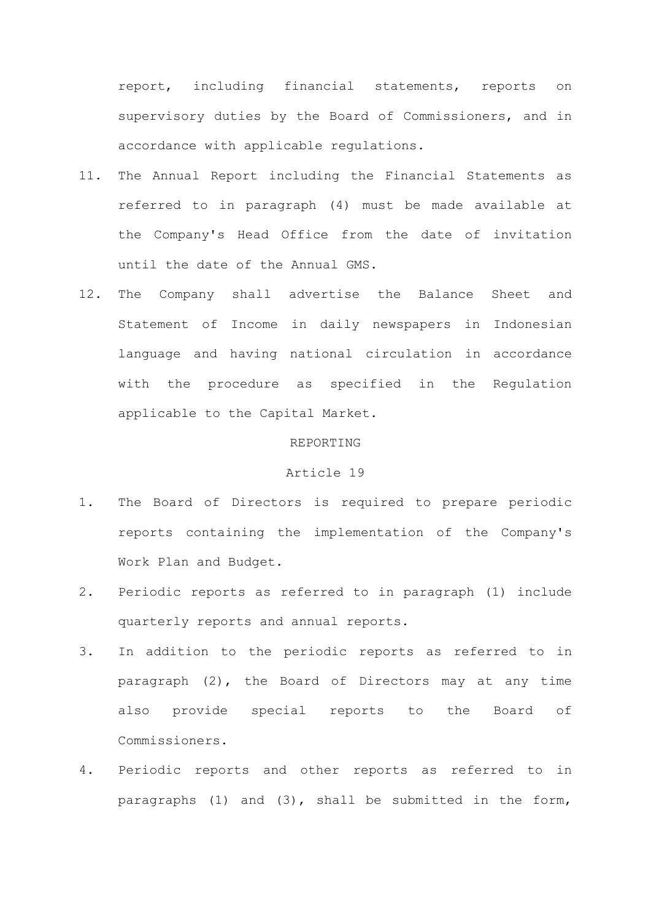report, including financial statements, reports on supervisory duties by the Board of Commissioners, and in accordance with applicable regulations.

11. The Annual Report including the Financial Statements as referred to in paragraph (4) must be made available at the Company's Head Office from the date of invitation until the date of the Annual GMS.
12. The Company shall advertise the Balance Sheet and Statement of Income in daily newspapers in Indonesian language and having national circulation in accordance with the procedure as specified in the Regulation applicable to the Capital Market.

## REPORTING

### Article 19

1. The Board of Directors is required to prepare periodic reports containing the implementation of the Company's Work Plan and Budget.
2. Periodic reports as referred to in paragraph (1) include quarterly reports and annual reports.
3. In addition to the periodic reports as referred to in paragraph (2), the Board of Directors may at any time also provide special reports to the Board of Commissioners.
4. Periodic reports and other reports as referred to in paragraphs (1) and (3), shall be submitted in the form,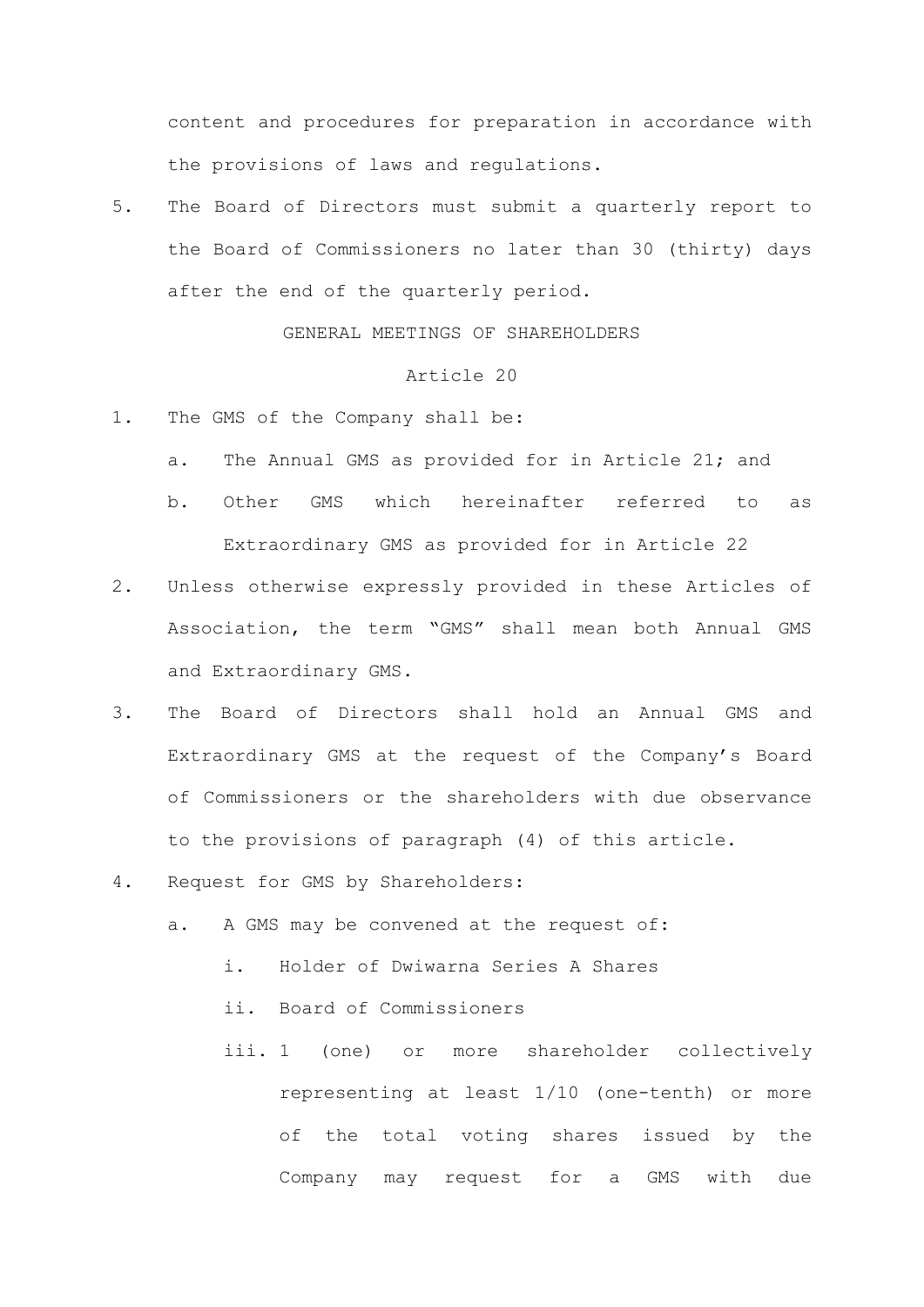content and procedures for preparation in accordance with the provisions of laws and regulations.

5. The Board of Directors must submit a quarterly report to the Board of Commissioners no later than 30 (thirty) days after the end of the quarterly period.

GENERAL MEETINGS OF SHAREHOLDERS

Article 20

1. The GMS of the Company shall be:
   a. The Annual GMS as provided for in Article 21; and
   b. Other GMS which hereinafter referred to as Extraordinary GMS as provided for in Article 22
2. Unless otherwise expressly provided in these Articles of Association, the term "GMS" shall mean both Annual GMS and Extraordinary GMS.
3. The Board of Directors shall hold an Annual GMS and Extraordinary GMS at the request of the Company's Board of Commissioners or the shareholders with due observance to the provisions of paragraph (4) of this article.
4. Request for GMS by Shareholders:
   a. A GMS may be convened at the request of:
      i. Holder of Dwiwarna Series A Shares
      ii. Board of Commissioners
      iii. 1 (one) or more shareholder collectively representing at least 1/10 (one-tenth) or more of the total voting shares issued by the Company may request for a GMS with due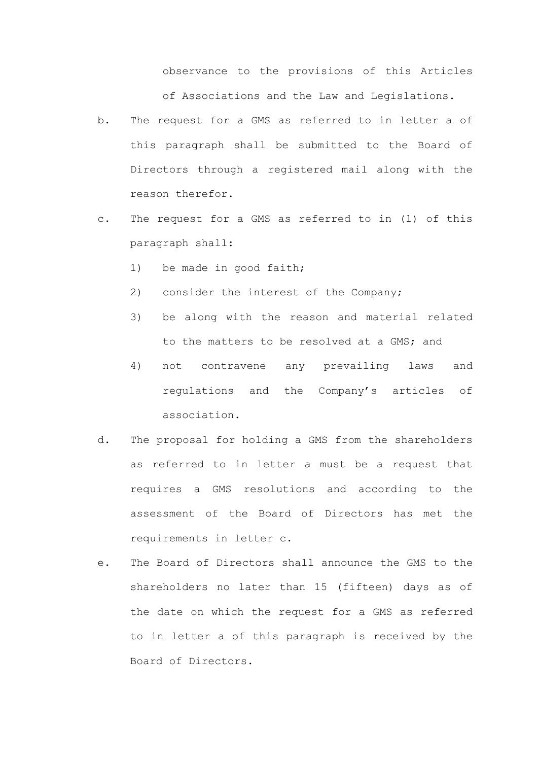observance to the provisions of this Articles of Associations and the Law and Legislations.

b. The request for a GMS as referred to in letter a of this paragraph shall be submitted to the Board of Directors through a registered mail along with the reason therefor.

c. The request for a GMS as referred to in (1) of this paragraph shall:

    1) be made in good faith;

    2) consider the interest of the Company;

    3) be along with the reason and material related to the matters to be resolved at a GMS; and

    4) not contravene any prevailing laws and regulations and the Company's articles of association.

d. The proposal for holding a GMS from the shareholders as referred to in letter a must be a request that requires a GMS resolutions and according to the assessment of the Board of Directors has met the requirements in letter c.

e. The Board of Directors shall announce the GMS to the shareholders no later than 15 (fifteen) days as of the date on which the request for a GMS as referred to in letter a of this paragraph is received by the Board of Directors.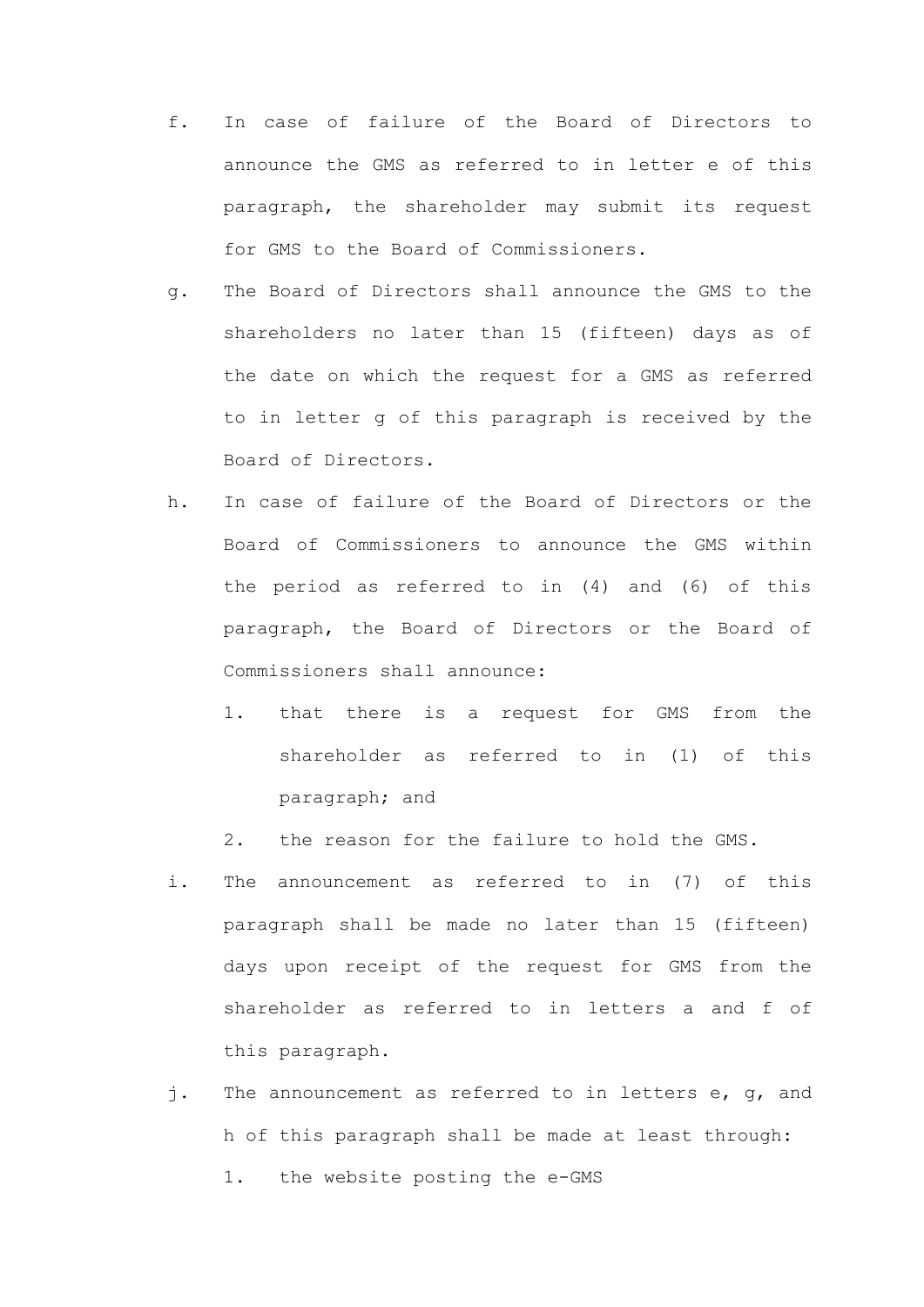f. In case of failure of the Board of Directors to announce the GMS as referred to in letter e of this paragraph, the shareholder may submit its request for GMS to the Board of Commissioners.

g. The Board of Directors shall announce the GMS to the shareholders no later than 15 (fifteen) days as of the date on which the request for a GMS as referred to in letter g of this paragraph is received by the Board of Directors.

h. In case of failure of the Board of Directors or the Board of Commissioners to announce the GMS within the period as referred to in (4) and (6) of this paragraph, the Board of Directors or the Board of Commissioners shall announce:

   1. that there is a request for GMS from the shareholder as referred to in (1) of this paragraph; and
   2. the reason for the failure to hold the GMS.

i. The announcement as referred to in (7) of this paragraph shall be made no later than 15 (fifteen) days upon receipt of the request for GMS from the shareholder as referred to in letters a and f of this paragraph.

j. The announcement as referred to in letters e, g, and h of this paragraph shall be made at least through:

   1. the website posting the e-GMS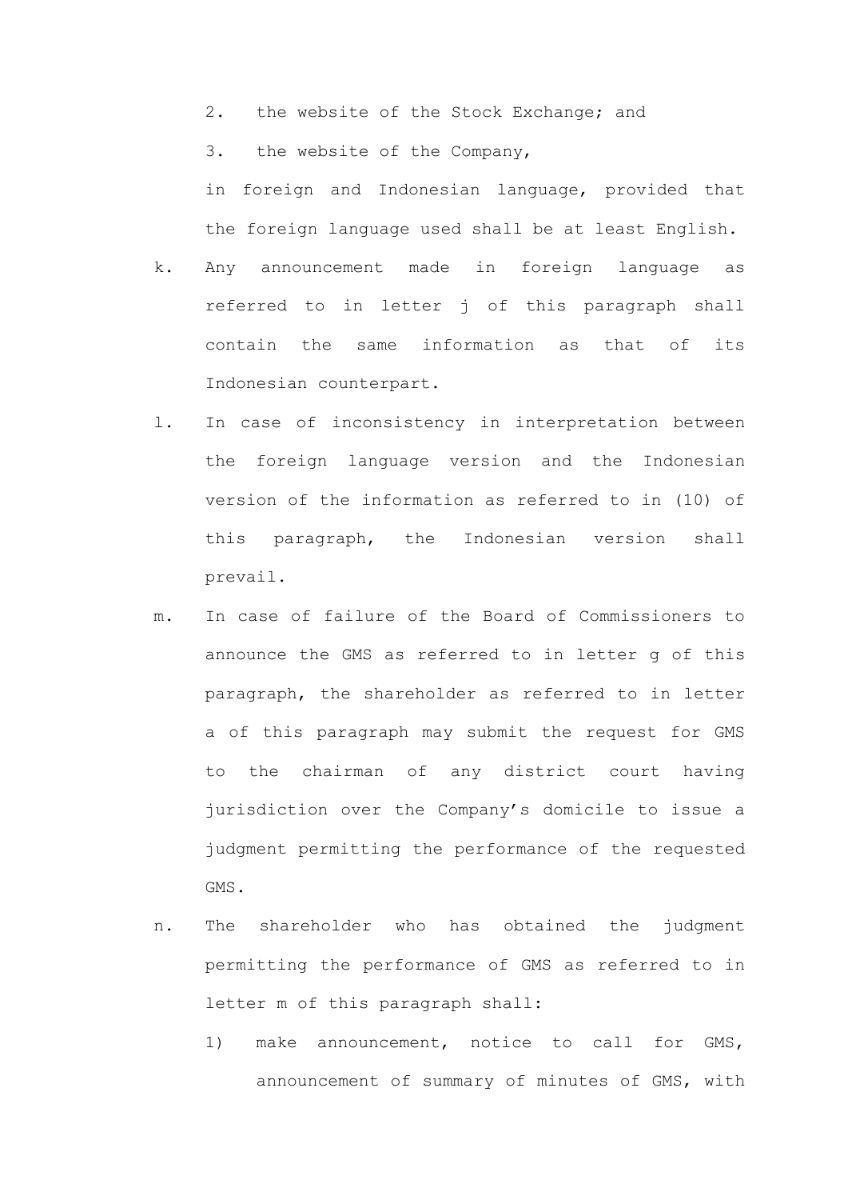2. the website of the Stock Exchange; and

3. the website of the Company,

in foreign and Indonesian language, provided that the foreign language used shall be at least English.

k. Any announcement made in foreign language as referred to in letter j of this paragraph shall contain the same information as that of its Indonesian counterpart.

l. In case of inconsistency in interpretation between the foreign language version and the Indonesian version of the information as referred to in (10) of this paragraph, the Indonesian version shall prevail.

m. In case of failure of the Board of Commissioners to announce the GMS as referred to in letter g of this paragraph, the shareholder as referred to in letter a of this paragraph may submit the request for GMS to the chairman of any district court having jurisdiction over the Company's domicile to issue a judgment permitting the performance of the requested GMS.

n. The shareholder who has obtained the judgment permitting the performance of GMS as referred to in letter m of this paragraph shall:

   1) make announcement, notice to call for GMS, announcement of summary of minutes of GMS, with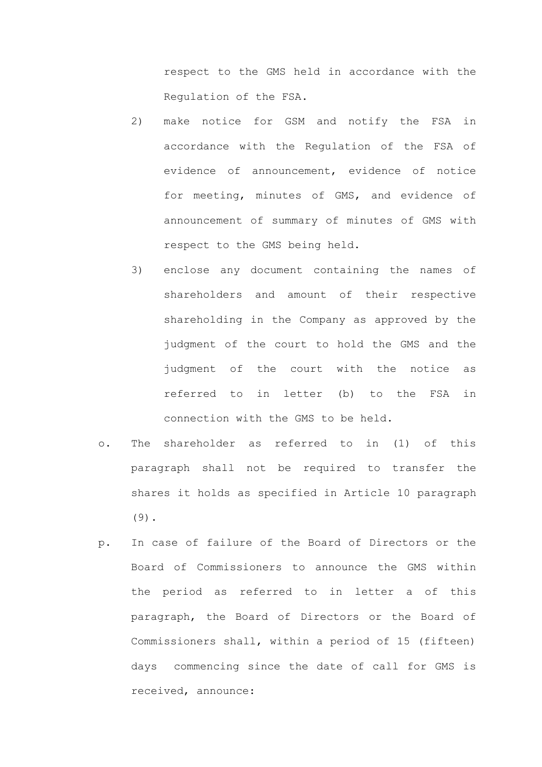respect to the GMS held in accordance with the Regulation of the FSA.

2) make notice for GSM and notify the FSA in accordance with the Regulation of the FSA of evidence of announcement, evidence of notice for meeting, minutes of GMS, and evidence of announcement of summary of minutes of GMS with respect to the GMS being held.

3) enclose any document containing the names of shareholders and amount of their respective shareholding in the Company as approved by the judgment of the court to hold the GMS and the judgment of the court with the notice as referred to in letter (b) to the FSA in connection with the GMS to be held.

o. The shareholder as referred to in (1) of this paragraph shall not be required to transfer the shares it holds as specified in Article 10 paragraph (9).

p. In case of failure of the Board of Directors or the Board of Commissioners to announce the GMS within the period as referred to in letter a of this paragraph, the Board of Directors or the Board of Commissioners shall, within a period of 15 (fifteen) days commencing since the date of call for GMS is received, announce: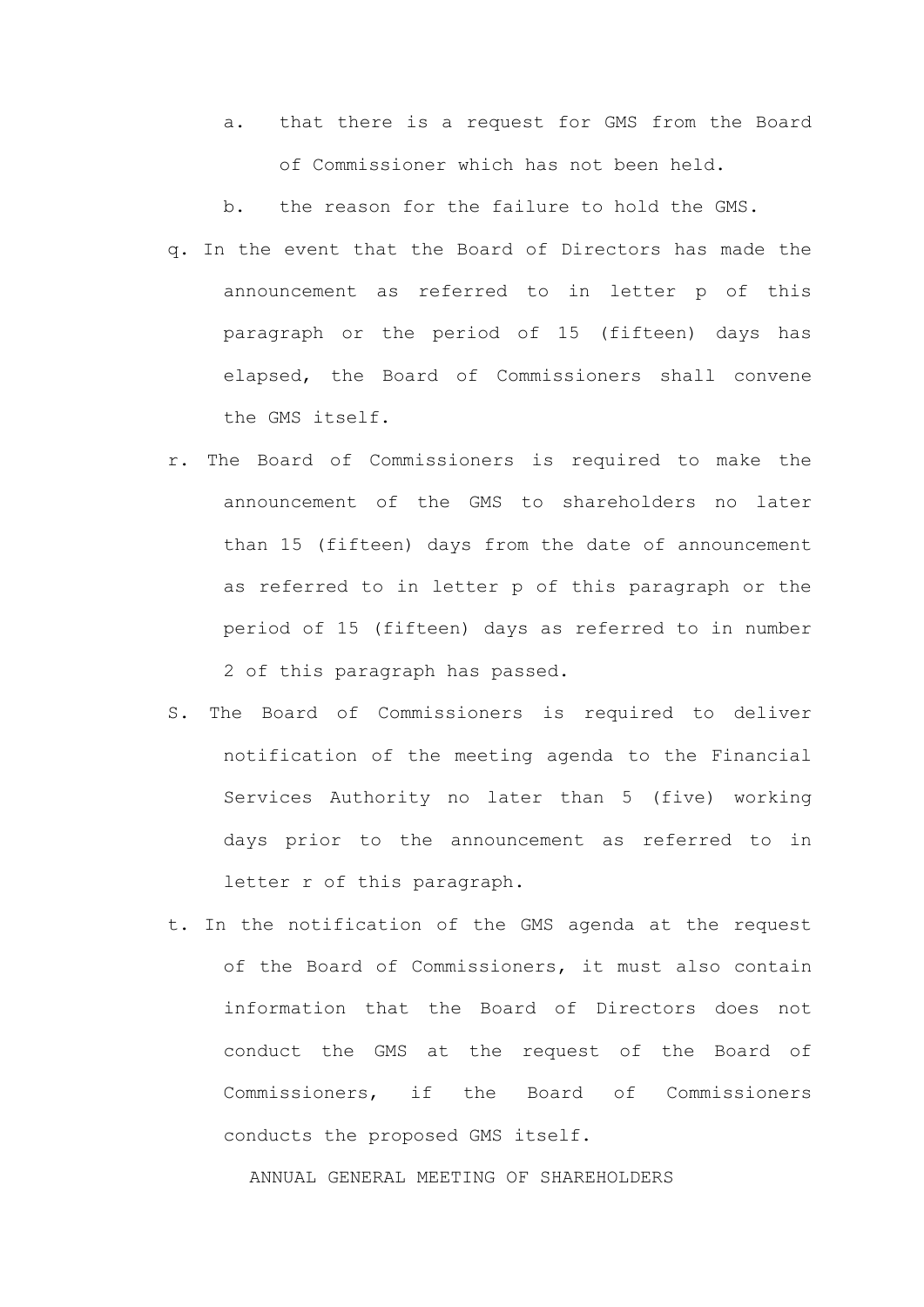a. that there is a request for GMS from the Board of Commissioner which has not been held.

b. the reason for the failure to hold the GMS.

q. In the event that the Board of Directors has made the announcement as referred to in letter p of this paragraph or the period of 15 (fifteen) days has elapsed, the Board of Commissioners shall convene the GMS itself.

r. The Board of Commissioners is required to make the announcement of the GMS to shareholders no later than 15 (fifteen) days from the date of announcement as referred to in letter p of this paragraph or the period of 15 (fifteen) days as referred to in number 2 of this paragraph has passed.

S. The Board of Commissioners is required to deliver notification of the meeting agenda to the Financial Services Authority no later than 5 (five) working days prior to the announcement as referred to in letter r of this paragraph.

t. In the notification of the GMS agenda at the request of the Board of Commissioners, it must also contain information that the Board of Directors does not conduct the GMS at the request of the Board of Commissioners, if the Board of Commissioners conducts the proposed GMS itself.

ANNUAL GENERAL MEETING OF SHAREHOLDERS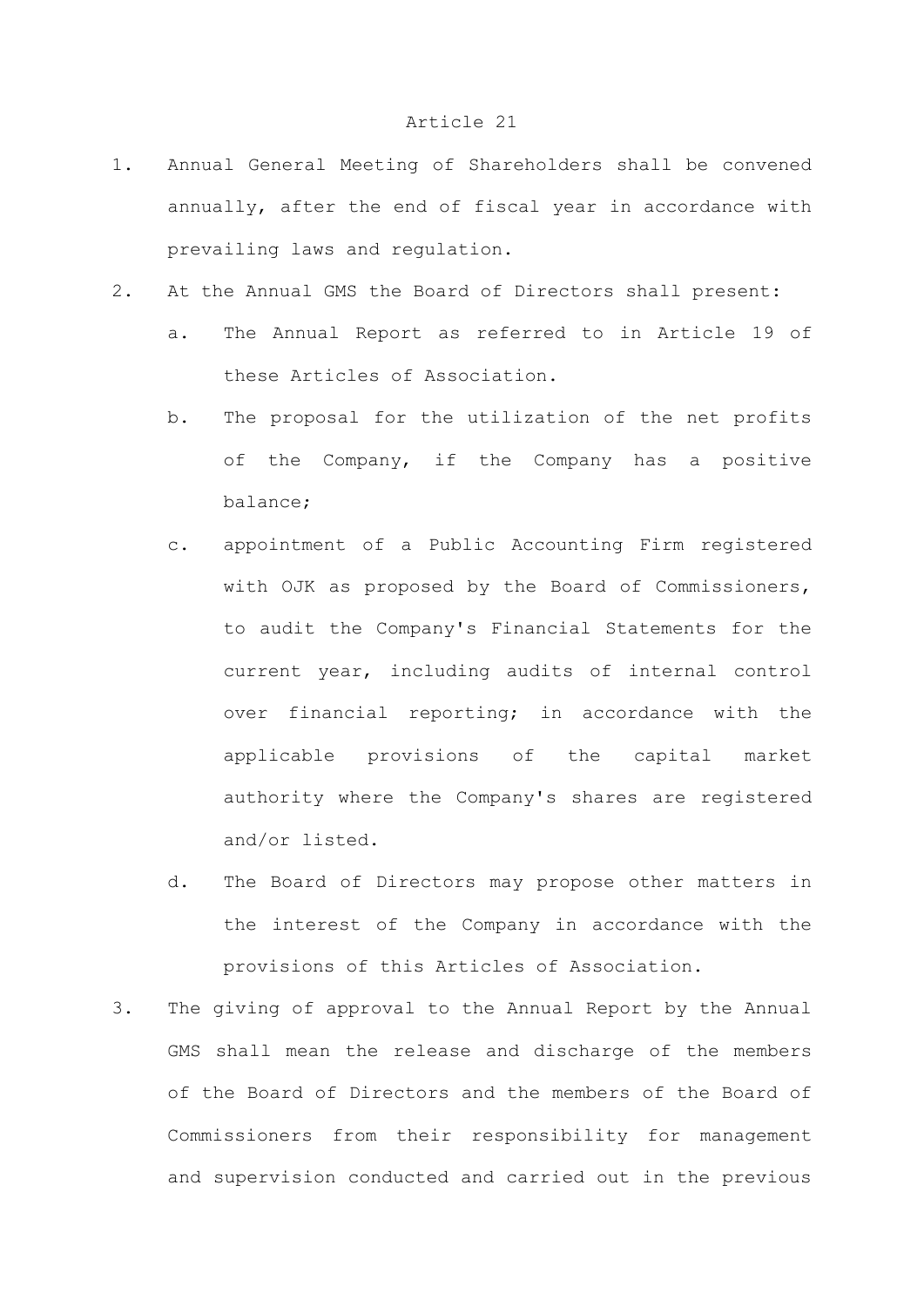# Article 21

1. Annual General Meeting of Shareholders shall be convened annually, after the end of fiscal year in accordance with prevailing laws and regulation.
2. At the Annual GMS the Board of Directors shall present:
   a. The Annual Report as referred to in Article 19 of these Articles of Association.
   b. The proposal for the utilization of the net profits of the Company, if the Company has a positive balance;
   c. appointment of a Public Accounting Firm registered with OJK as proposed by the Board of Commissioners, to audit the Company's Financial Statements for the current year, including audits of internal control over financial reporting; in accordance with the applicable provisions of the capital market authority where the Company's shares are registered and/or listed.
   d. The Board of Directors may propose other matters in the interest of the Company in accordance with the provisions of this Articles of Association.
3. The giving of approval to the Annual Report by the Annual GMS shall mean the release and discharge of the members of the Board of Directors and the members of the Board of Commissioners from their responsibility for management and supervision conducted and carried out in the previous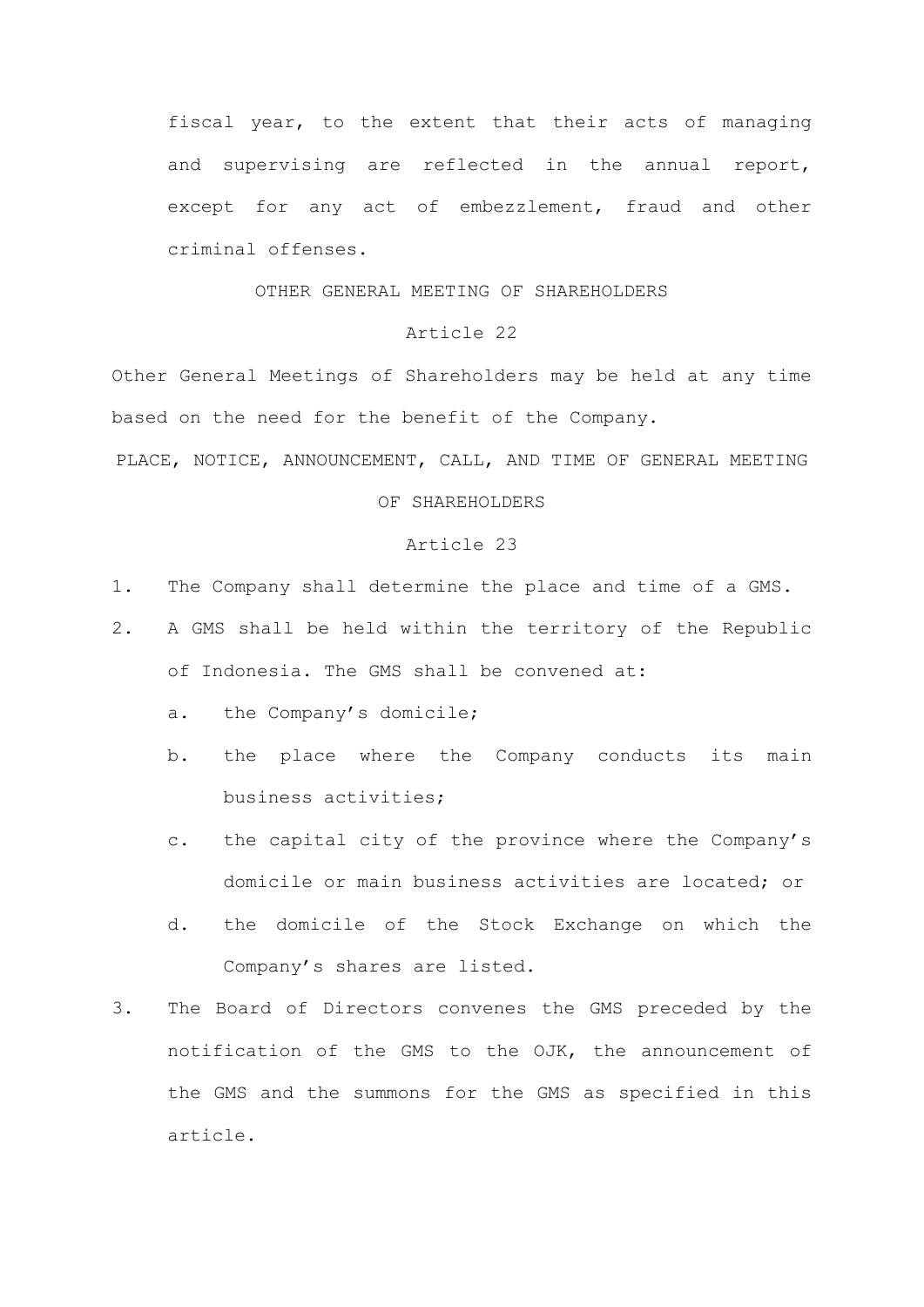fiscal year, to the extent that their acts of managing and supervising are reflected in the annual report, except for any act of embezzlement, fraud and other criminal offenses.

## OTHER GENERAL MEETING OF SHAREHOLDERS

### Article 22

Other General Meetings of Shareholders may be held at any time based on the need for the benefit of the Company.

## PLACE, NOTICE, ANNOUNCEMENT, CALL, AND TIME OF GENERAL MEETING OF SHAREHOLDERS

### Article 23

1. The Company shall determine the place and time of a GMS.
2. A GMS shall be held within the territory of the Republic of Indonesia. The GMS shall be convened at:
    a. the Company's domicile;
    b. the place where the Company conducts its main business activities;
    c. the capital city of the province where the Company's domicile or main business activities are located; or
    d. the domicile of the Stock Exchange on which the Company's shares are listed.
3. The Board of Directors convenes the GMS preceded by the notification of the GMS to the OJK, the announcement of the GMS and the summons for the GMS as specified in this article.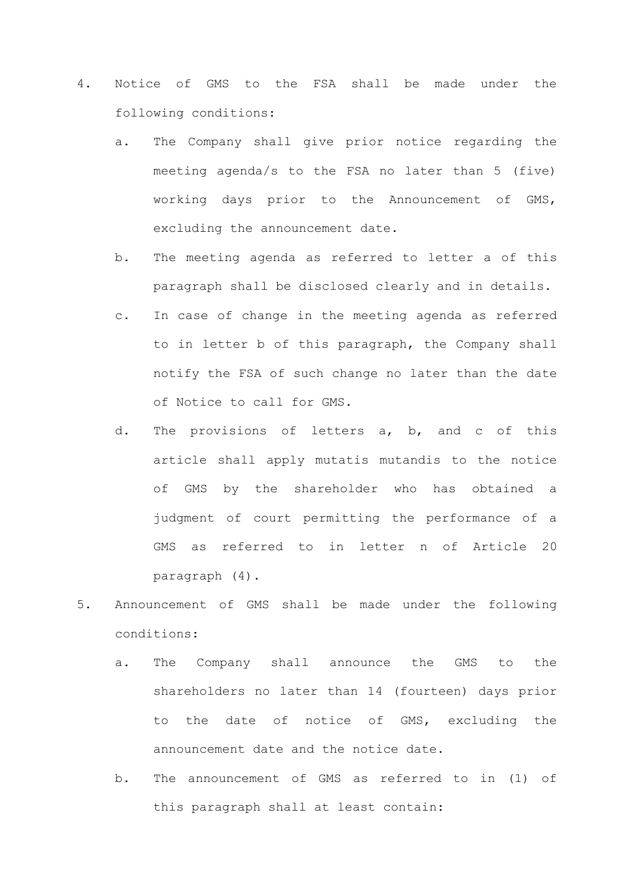4. Notice of GMS to the FSA shall be made under the following conditions:

   a. The Company shall give prior notice regarding the meeting agenda/s to the FSA no later than 5 (five) working days prior to the Announcement of GMS, excluding the announcement date.

   b. The meeting agenda as referred to letter a of this paragraph shall be disclosed clearly and in details.

   c. In case of change in the meeting agenda as referred to in letter b of this paragraph, the Company shall notify the FSA of such change no later than the date of Notice to call for GMS.

   d. The provisions of letters a, b, and c of this article shall apply mutatis mutandis to the notice of GMS by the shareholder who has obtained a judgment of court permitting the performance of a GMS as referred to in letter n of Article 20 paragraph (4).

5. Announcement of GMS shall be made under the following conditions:

   a. The Company shall announce the GMS to the shareholders no later than 14 (fourteen) days prior to the date of notice of GMS, excluding the announcement date and the notice date.

   b. The announcement of GMS as referred to in (1) of this paragraph shall at least contain: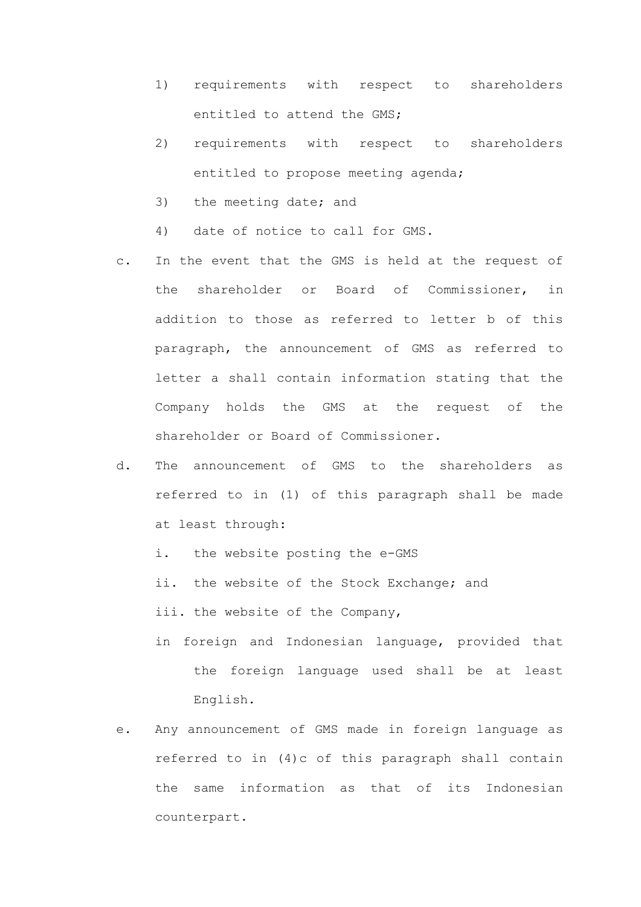1) requirements with respect to shareholders entitled to attend the GMS;
2) requirements with respect to shareholders entitled to propose meeting agenda;
3) the meeting date; and
4) date of notice to call for GMS.

c. In the event that the GMS is held at the request of the shareholder or Board of Commissioner, in addition to those as referred to letter b of this paragraph, the announcement of GMS as referred to letter a shall contain information stating that the Company holds the GMS at the request of the shareholder or Board of Commissioner.

d. The announcement of GMS to the shareholders as referred to in (1) of this paragraph shall be made at least through:

   i. the website posting the e-GMS
   ii. the website of the Stock Exchange; and
   iii. the website of the Company,

   in foreign and Indonesian language, provided that the foreign language used shall be at least English.

e. Any announcement of GMS made in foreign language as referred to in (4)c of this paragraph shall contain the same information as that of its Indonesian counterpart.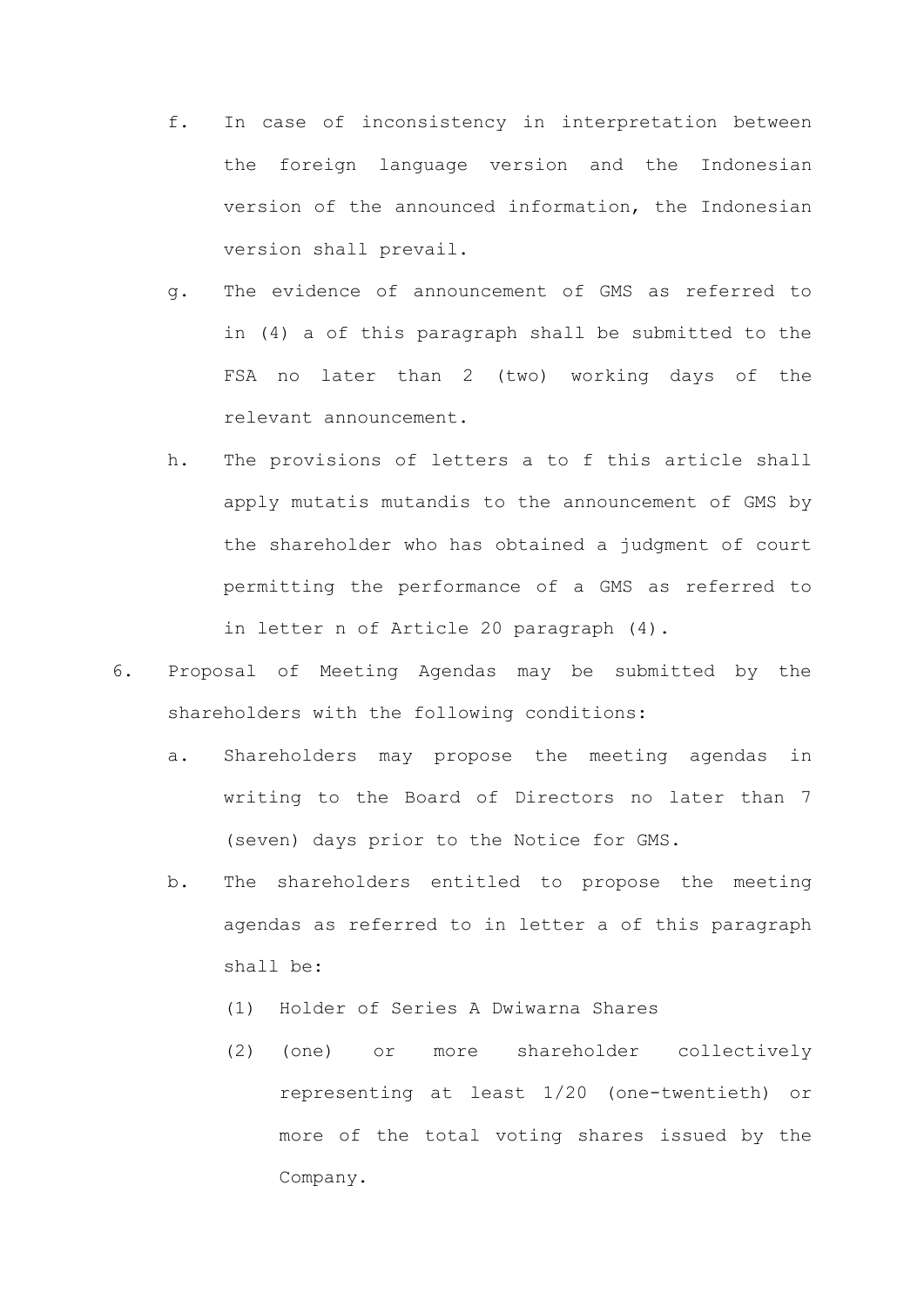f. In case of inconsistency in interpretation between the foreign language version and the Indonesian version of the announced information, the Indonesian version shall prevail.

g. The evidence of announcement of GMS as referred to in (4) a of this paragraph shall be submitted to the FSA no later than 2 (two) working days of the relevant announcement.

h. The provisions of letters a to f this article shall apply mutatis mutandis to the announcement of GMS by the shareholder who has obtained a judgment of court permitting the performance of a GMS as referred to in letter n of Article 20 paragraph (4).

6. Proposal of Meeting Agendas may be submitted by the shareholders with the following conditions:

   a. Shareholders may propose the meeting agendas in writing to the Board of Directors no later than 7 (seven) days prior to the Notice for GMS.

   b. The shareholders entitled to propose the meeting agendas as referred to in letter a of this paragraph shall be:

      (1) Holder of Series A Dwiwarna Shares

      (2) (one) or more shareholder collectively representing at least 1/20 (one-twentieth) or more of the total voting shares issued by the Company.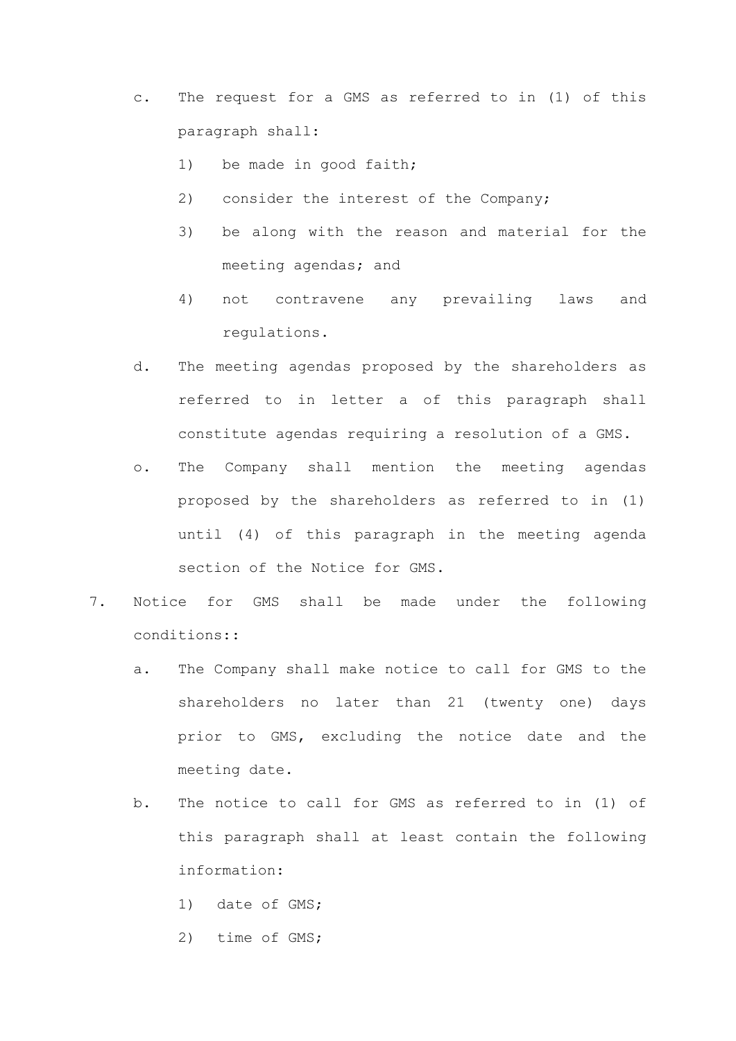c. The request for a GMS as referred to in (1) of this paragraph shall:

   1) be made in good faith;

   2) consider the interest of the Company;

   3) be along with the reason and material for the meeting agendas; and

   4) not contravene any prevailing laws and regulations.

d. The meeting agendas proposed by the shareholders as referred to in letter a of this paragraph shall constitute agendas requiring a resolution of a GMS.

o. The Company shall mention the meeting agendas proposed by the shareholders as referred to in (1) until (4) of this paragraph in the meeting agenda section of the Notice for GMS.

7. Notice for GMS shall be made under the following conditions::

   a. The Company shall make notice to call for GMS to the shareholders no later than 21 (twenty one) days prior to GMS, excluding the notice date and the meeting date.

   b. The notice to call for GMS as referred to in (1) of this paragraph shall at least contain the following information:

      1) date of GMS;

      2) time of GMS;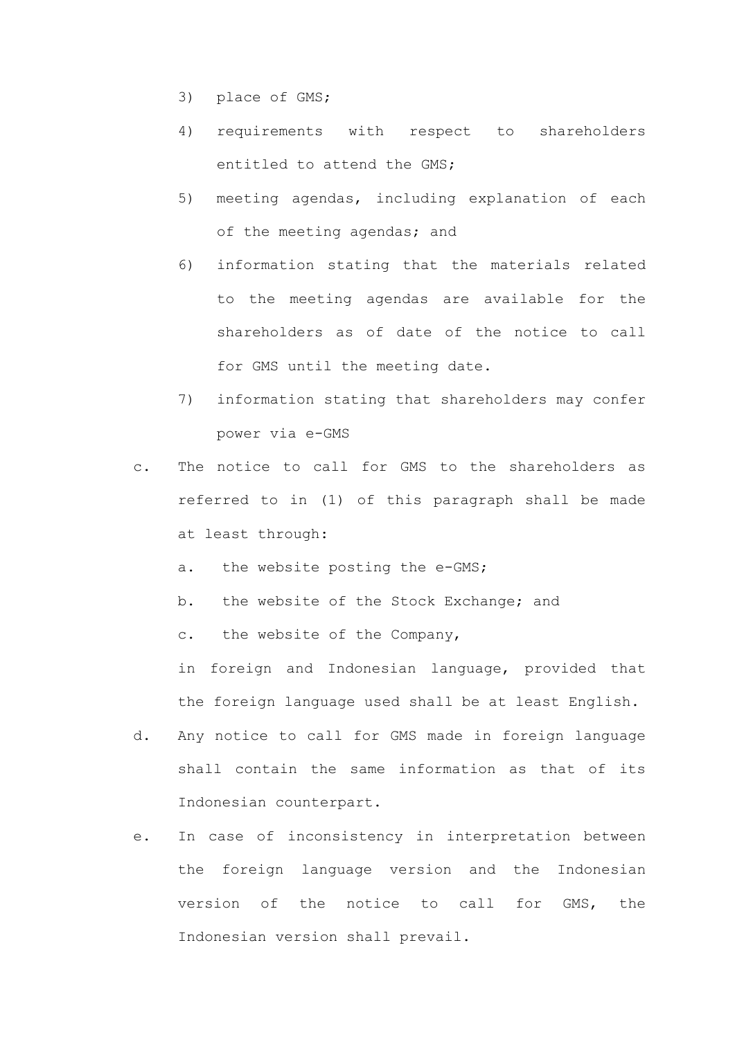3) place of GMS;

4) requirements with respect to shareholders entitled to attend the GMS;

5) meeting agendas, including explanation of each of the meeting agendas; and

6) information stating that the materials related to the meeting agendas are available for the shareholders as of date of the notice to call for GMS until the meeting date.

7) information stating that shareholders may confer power via e-GMS

c. The notice to call for GMS to the shareholders as referred to in (1) of this paragraph shall be made at least through:

   a. the website posting the e-GMS;

   b. the website of the Stock Exchange; and

   c. the website of the Company,

   in foreign and Indonesian language, provided that the foreign language used shall be at least English.

d. Any notice to call for GMS made in foreign language shall contain the same information as that of its Indonesian counterpart.

e. In case of inconsistency in interpretation between the foreign language version and the Indonesian version of the notice to call for GMS, the Indonesian version shall prevail.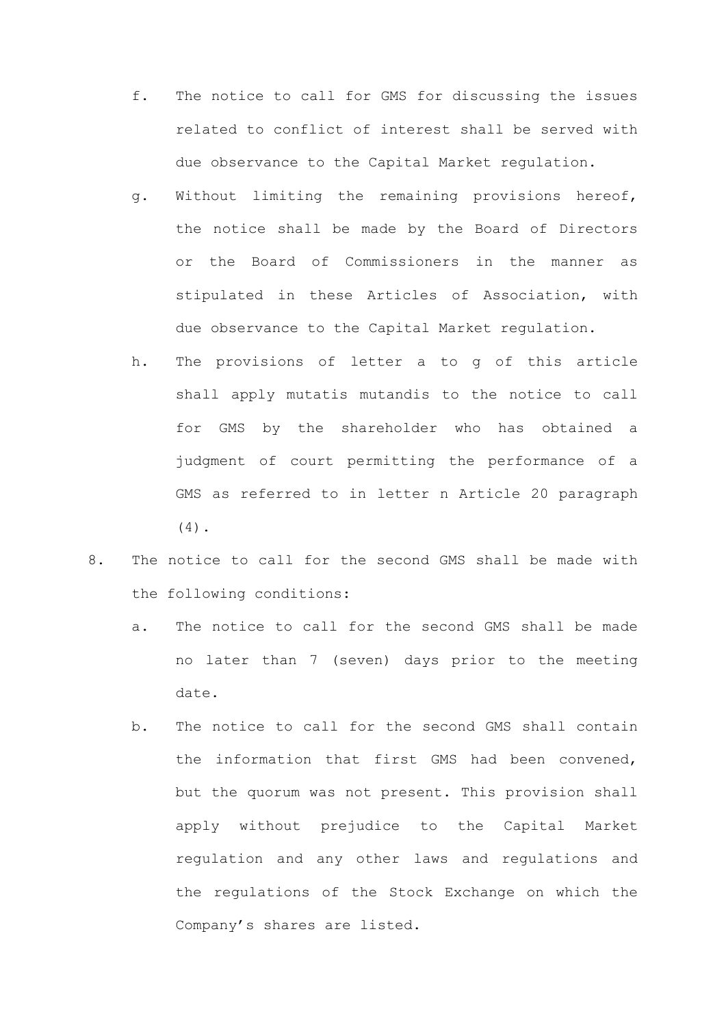f. The notice to call for GMS for discussing the issues related to conflict of interest shall be served with due observance to the Capital Market regulation.

g. Without limiting the remaining provisions hereof, the notice shall be made by the Board of Directors or the Board of Commissioners in the manner as stipulated in these Articles of Association, with due observance to the Capital Market regulation.

h. The provisions of letter a to g of this article shall apply mutatis mutandis to the notice to call for GMS by the shareholder who has obtained a judgment of court permitting the performance of a GMS as referred to in letter n Article 20 paragraph (4).

8. The notice to call for the second GMS shall be made with the following conditions:

   a. The notice to call for the second GMS shall be made no later than 7 (seven) days prior to the meeting date.

   b. The notice to call for the second GMS shall contain the information that first GMS had been convened, but the quorum was not present. This provision shall apply without prejudice to the Capital Market regulation and any other laws and regulations and the regulations of the Stock Exchange on which the Company's shares are listed.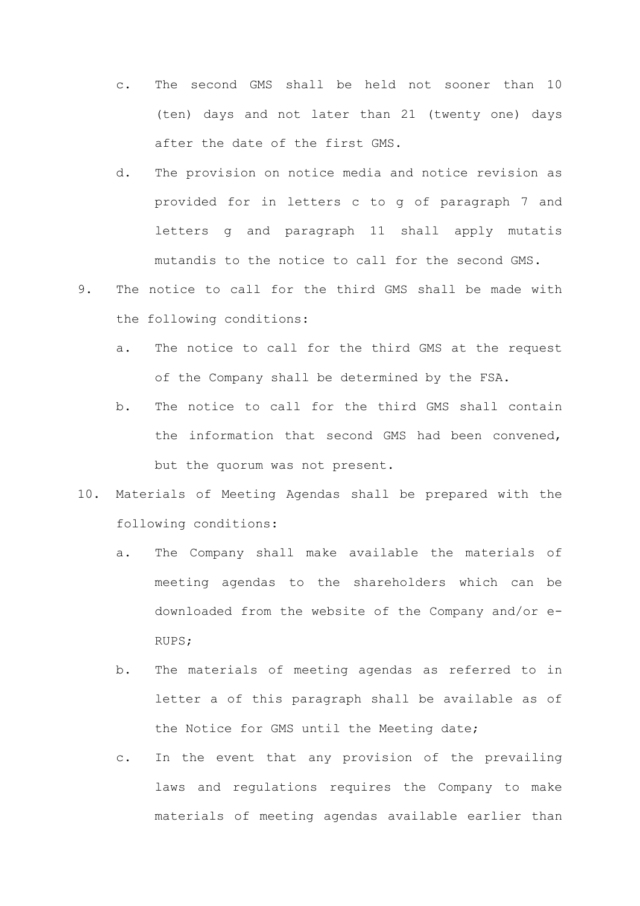c. The second GMS shall be held not sooner than 10 (ten) days and not later than 21 (twenty one) days after the date of the first GMS.

d. The provision on notice media and notice revision as provided for in letters c to g of paragraph 7 and letters g and paragraph 11 shall apply mutatis mutandis to the notice to call for the second GMS.

9. The notice to call for the third GMS shall be made with the following conditions:

   a. The notice to call for the third GMS at the request of the Company shall be determined by the FSA.

   b. The notice to call for the third GMS shall contain the information that second GMS had been convened, but the quorum was not present.

10. Materials of Meeting Agendas shall be prepared with the following conditions:

   a. The Company shall make available the materials of meeting agendas to the shareholders which can be downloaded from the website of the Company and/or e-RUPS;

   b. The materials of meeting agendas as referred to in letter a of this paragraph shall be available as of the Notice for GMS until the Meeting date;

   c. In the event that any provision of the prevailing laws and regulations requires the Company to make materials of meeting agendas available earlier than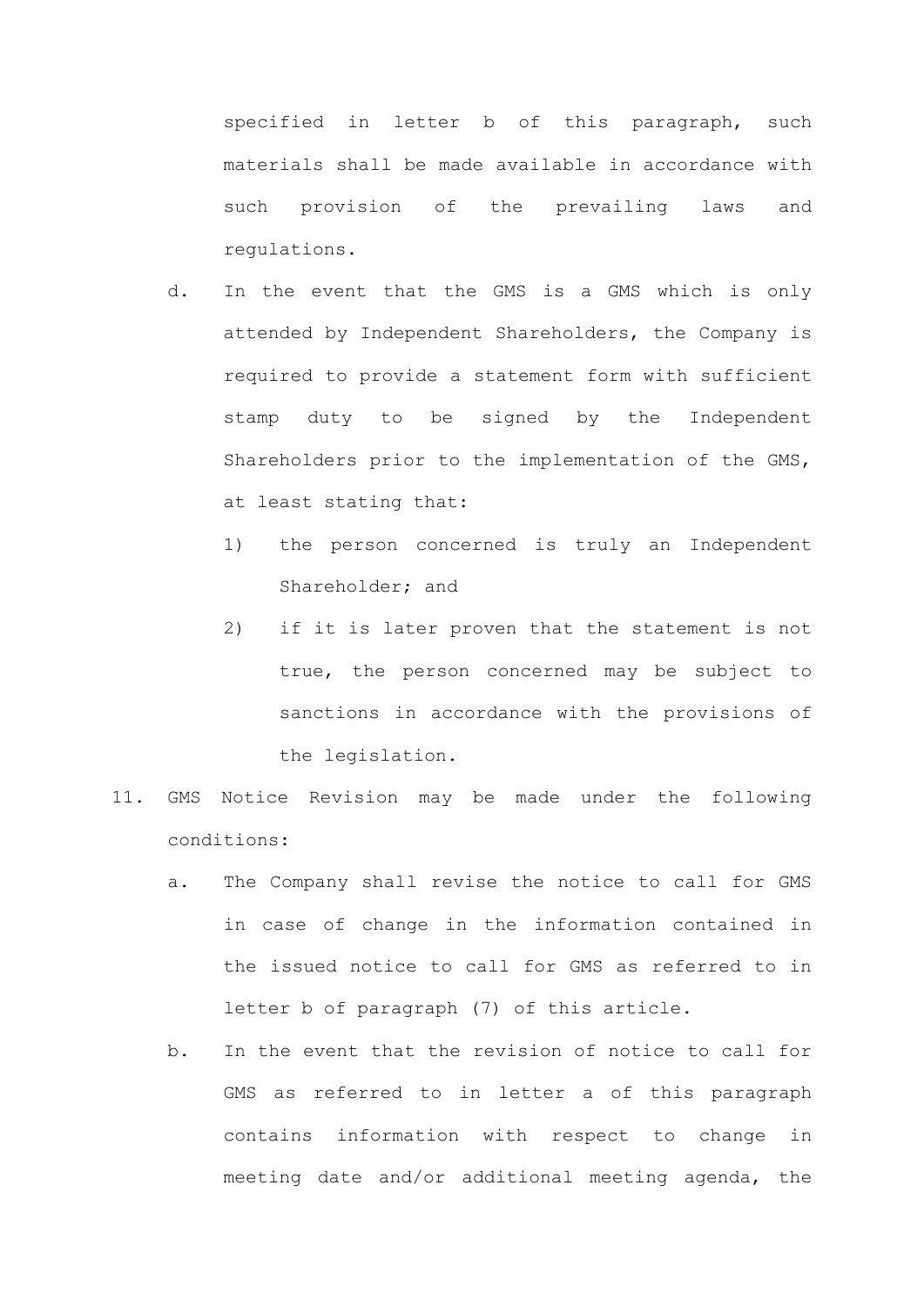specified in letter b of this paragraph, such materials shall be made available in accordance with such provision of the prevailing laws and regulations.

d. In the event that the GMS is a GMS which is only attended by Independent Shareholders, the Company is required to provide a statement form with sufficient stamp duty to be signed by the Independent Shareholders prior to the implementation of the GMS, at least stating that:

   1) the person concerned is truly an Independent Shareholder; and

   2) if it is later proven that the statement is not true, the person concerned may be subject to sanctions in accordance with the provisions of the legislation.

11. GMS Notice Revision may be made under the following conditions:

   a. The Company shall revise the notice to call for GMS in case of change in the information contained in the issued notice to call for GMS as referred to in letter b of paragraph (7) of this article.

   b. In the event that the revision of notice to call for GMS as referred to in letter a of this paragraph contains information with respect to change in meeting date and/or additional meeting agenda, the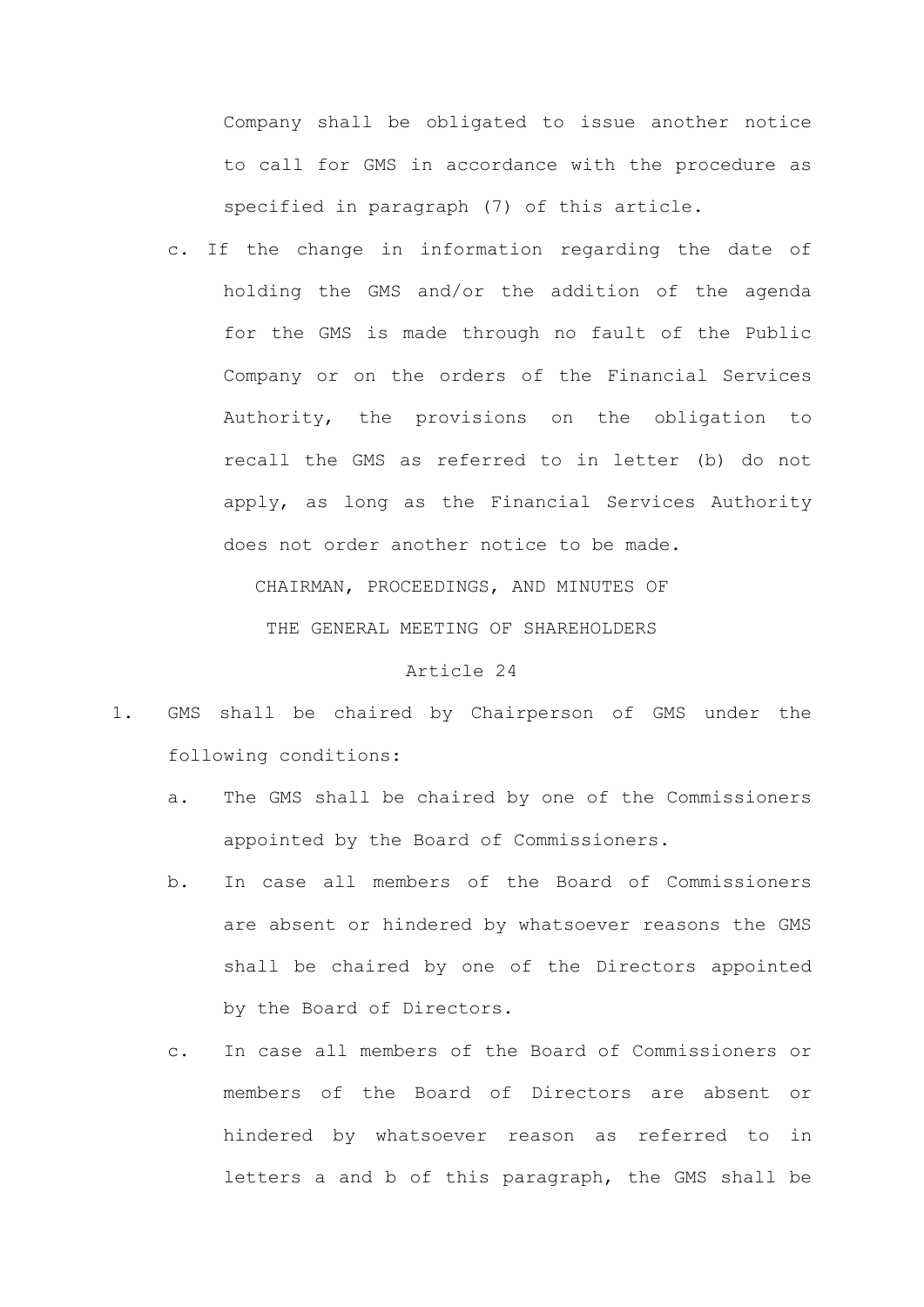Company shall be obligated to issue another notice to call for GMS in accordance with the procedure as specified in paragraph (7) of this article.

c. If the change in information regarding the date of holding the GMS and/or the addition of the agenda for the GMS is made through no fault of the Public Company or on the orders of the Financial Services Authority, the provisions on the obligation to recall the GMS as referred to in letter (b) do not apply, as long as the Financial Services Authority does not order another notice to be made.

## CHAIRMAN, PROCEEDINGS, AND MINUTES OF THE GENERAL MEETING OF SHAREHOLDERS

### Article 24

1. GMS shall be chaired by Chairperson of GMS under the following conditions:
   a. The GMS shall be chaired by one of the Commissioners appointed by the Board of Commissioners.
   b. In case all members of the Board of Commissioners are absent or hindered by whatsoever reasons the GMS shall be chaired by one of the Directors appointed by the Board of Directors.
   c. In case all members of the Board of Commissioners or members of the Board of Directors are absent or hindered by whatsoever reason as referred to in letters a and b of this paragraph, the GMS shall be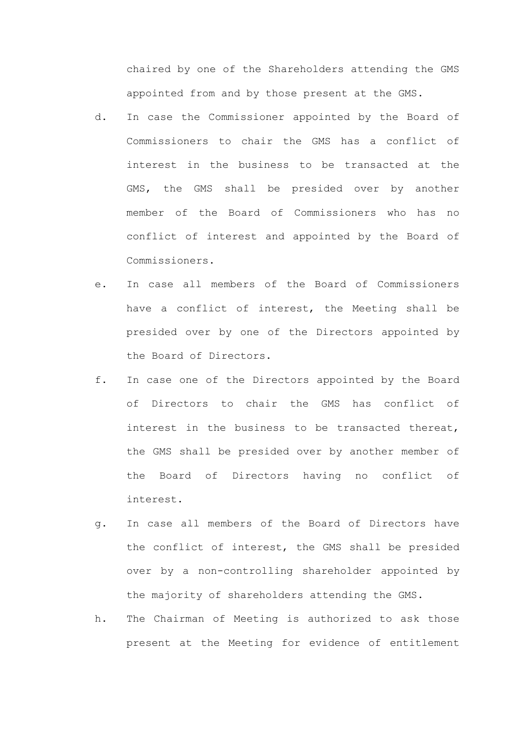chaired by one of the Shareholders attending the GMS appointed from and by those present at the GMS.

d. In case the Commissioner appointed by the Board of Commissioners to chair the GMS has a conflict of interest in the business to be transacted at the GMS, the GMS shall be presided over by another member of the Board of Commissioners who has no conflict of interest and appointed by the Board of Commissioners.

e. In case all members of the Board of Commissioners have a conflict of interest, the Meeting shall be presided over by one of the Directors appointed by the Board of Directors.

f. In case one of the Directors appointed by the Board of Directors to chair the GMS has conflict of interest in the business to be transacted thereat, the GMS shall be presided over by another member of the Board of Directors having no conflict of interest.

g. In case all members of the Board of Directors have the conflict of interest, the GMS shall be presided over by a non-controlling shareholder appointed by the majority of shareholders attending the GMS.

h. The Chairman of Meeting is authorized to ask those present at the Meeting for evidence of entitlement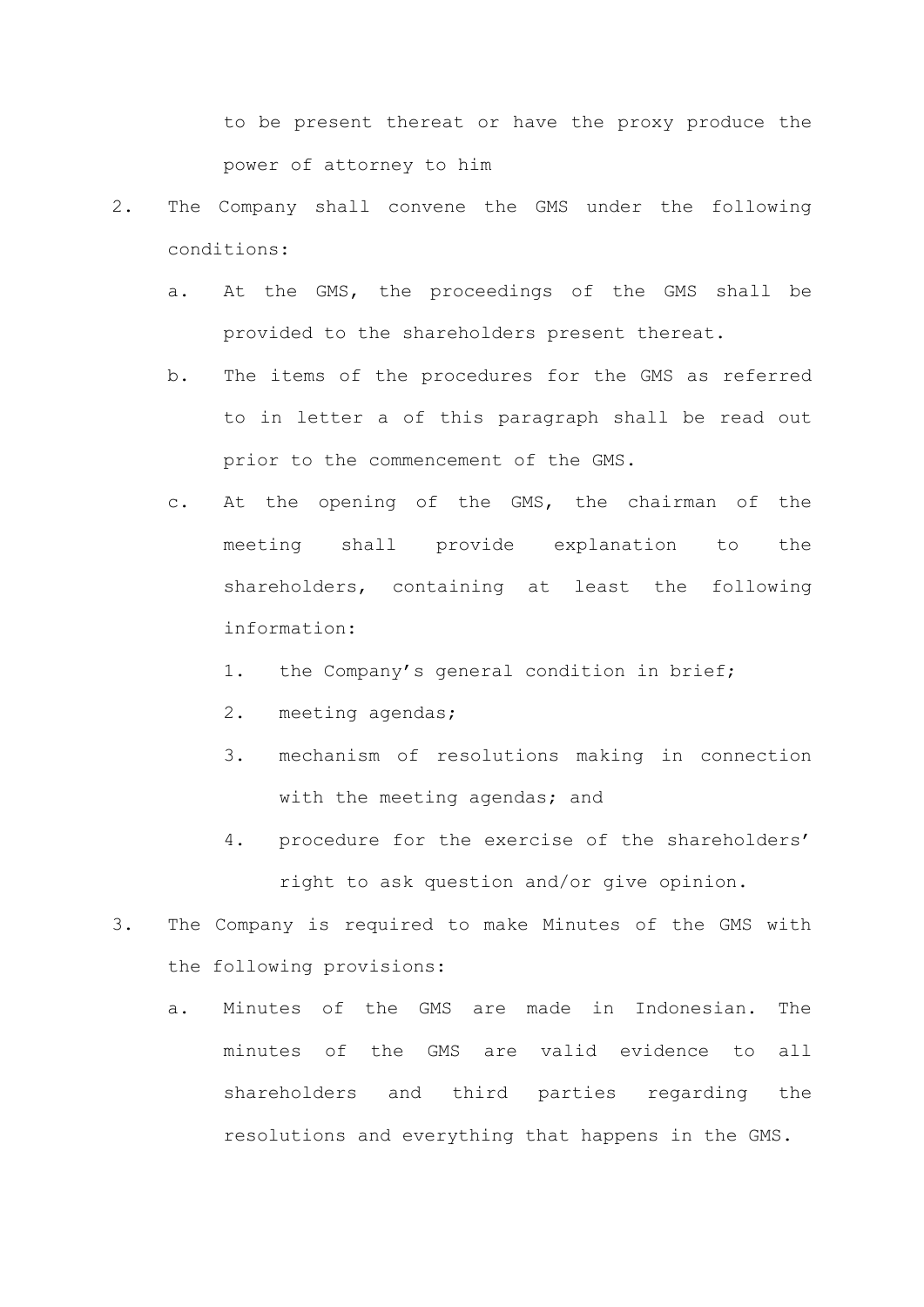to be present thereat or have the proxy produce the power of attorney to him

2. The Company shall convene the GMS under the following conditions:
   a. At the GMS, the proceedings of the GMS shall be provided to the shareholders present thereat.
   b. The items of the procedures for the GMS as referred to in letter a of this paragraph shall be read out prior to the commencement of the GMS.
   c. At the opening of the GMS, the chairman of the meeting shall provide explanation to the shareholders, containing at least the following information:
      1. the Company's general condition in brief;
      2. meeting agendas;
      3. mechanism of resolutions making in connection with the meeting agendas; and
      4. procedure for the exercise of the shareholders' right to ask question and/or give opinion.
3. The Company is required to make Minutes of the GMS with the following provisions:
   a. Minutes of the GMS are made in Indonesian. The minutes of the GMS are valid evidence to all shareholders and third parties regarding the resolutions and everything that happens in the GMS.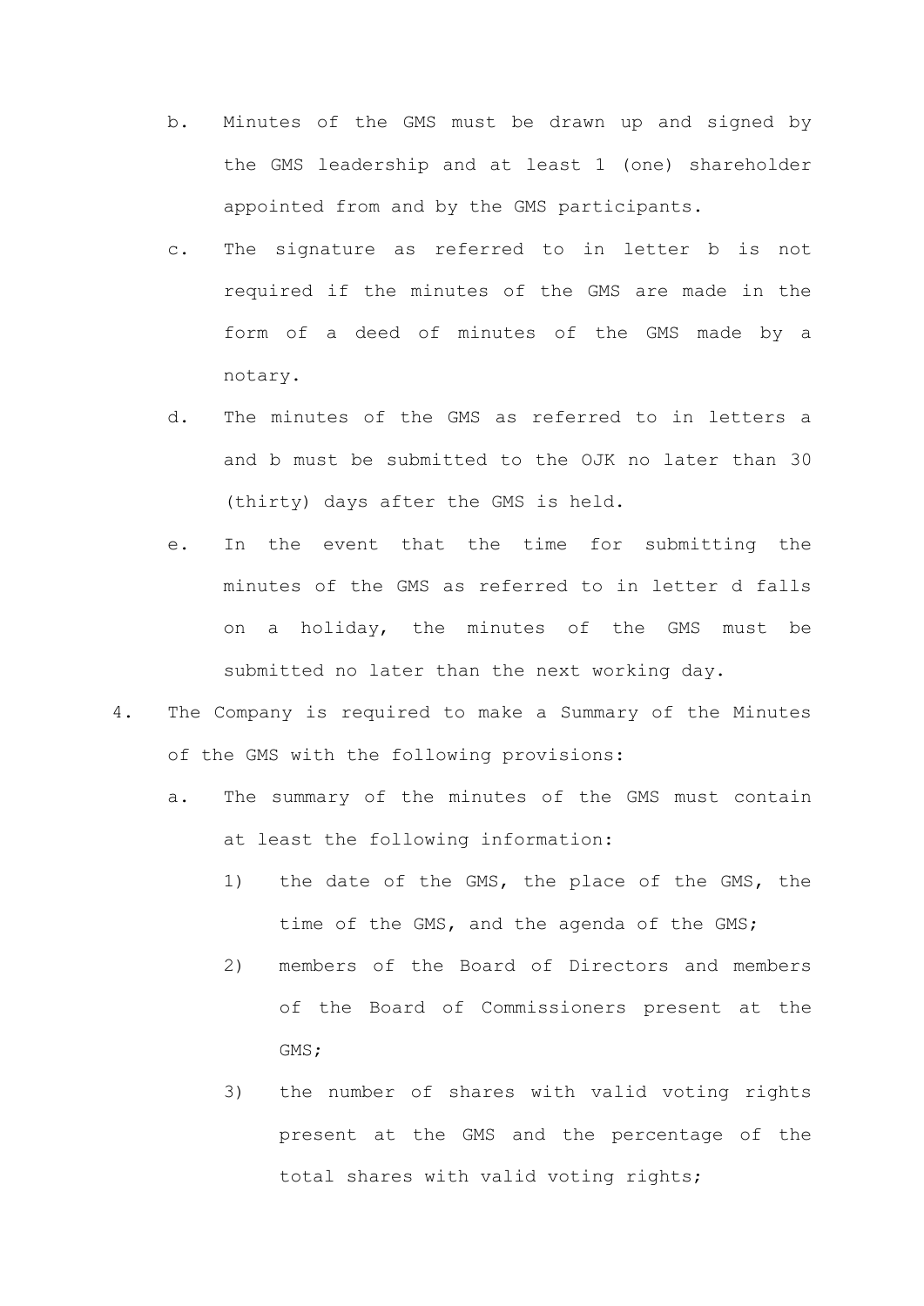b. Minutes of the GMS must be drawn up and signed by the GMS leadership and at least 1 (one) shareholder appointed from and by the GMS participants.

   c. The signature as referred to in letter b is not required if the minutes of the GMS are made in the form of a deed of minutes of the GMS made by a notary.

   d. The minutes of the GMS as referred to in letters a and b must be submitted to the OJK no later than 30 (thirty) days after the GMS is held.

   e. In the event that the time for submitting the minutes of the GMS as referred to in letter d falls on a holiday, the minutes of the GMS must be submitted no later than the next working day.

4. The Company is required to make a Summary of the Minutes of the GMS with the following provisions:

   a. The summary of the minutes of the GMS must contain at least the following information:

      1) the date of the GMS, the place of the GMS, the time of the GMS, and the agenda of the GMS;

      2) members of the Board of Directors and members of the Board of Commissioners present at the GMS;

      3) the number of shares with valid voting rights present at the GMS and the percentage of the total shares with valid voting rights;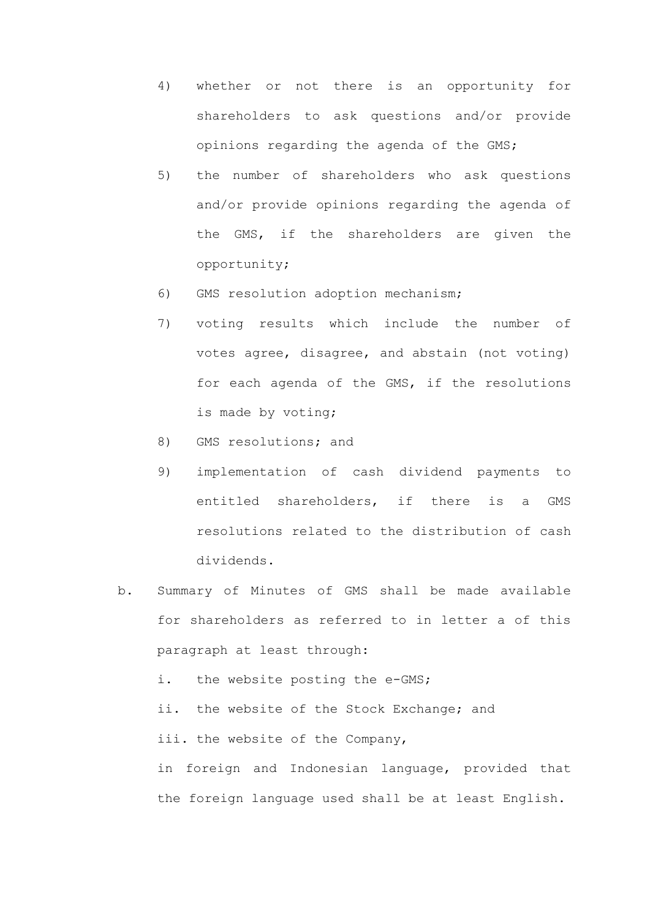4) whether or not there is an opportunity for shareholders to ask questions and/or provide opinions regarding the agenda of the GMS;

5) the number of shareholders who ask questions and/or provide opinions regarding the agenda of the GMS, if the shareholders are given the opportunity;

6) GMS resolution adoption mechanism;

7) voting results which include the number of votes agree, disagree, and abstain (not voting) for each agenda of the GMS, if the resolutions is made by voting;

8) GMS resolutions; and

9) implementation of cash dividend payments to entitled shareholders, if there is a GMS resolutions related to the distribution of cash dividends.

b. Summary of Minutes of GMS shall be made available for shareholders as referred to in letter a of this paragraph at least through:

   i. the website posting the e-GMS;

   ii. the website of the Stock Exchange; and

   iii. the website of the Company,

   in foreign and Indonesian language, provided that the foreign language used shall be at least English.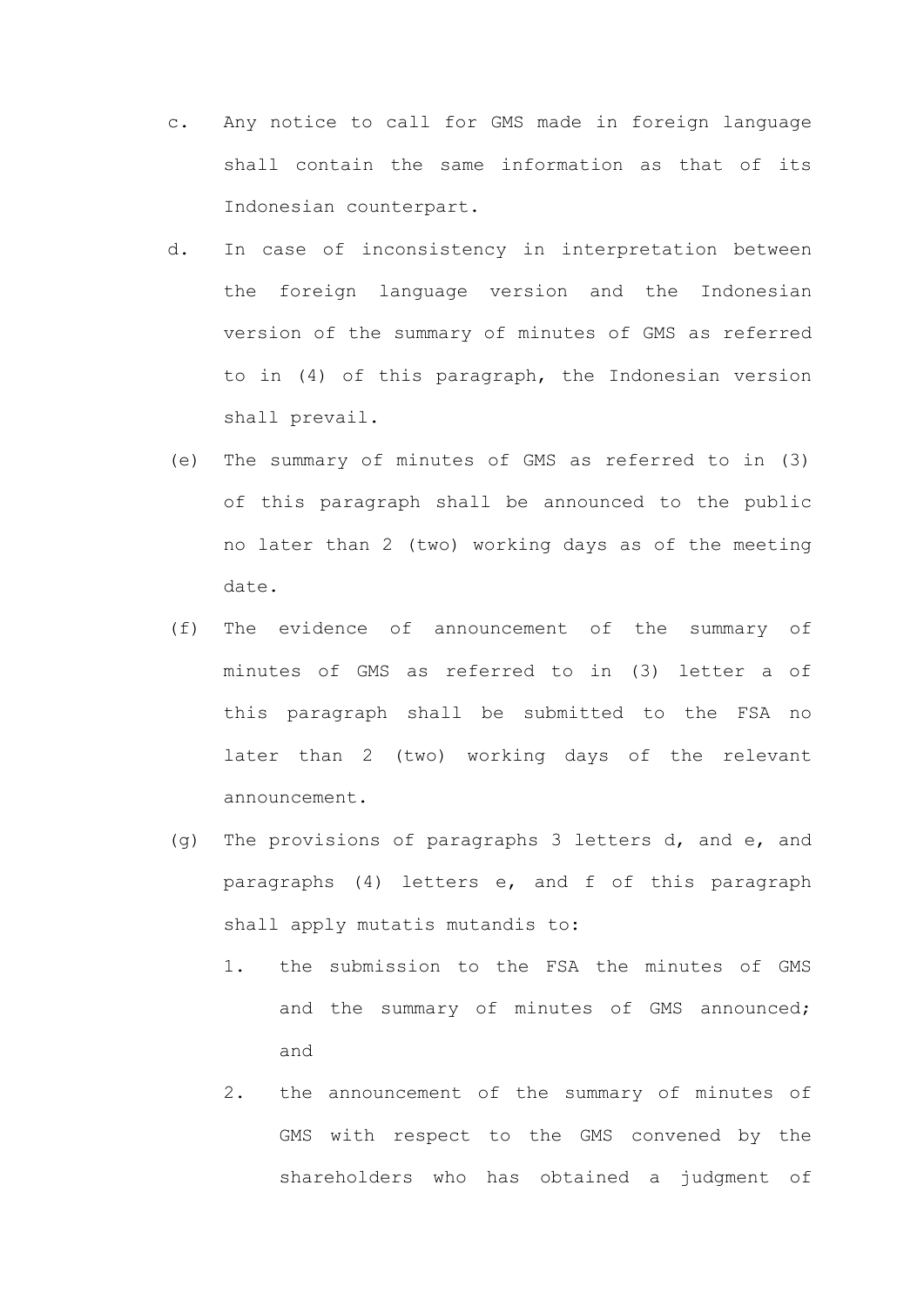c. Any notice to call for GMS made in foreign language shall contain the same information as that of its Indonesian counterpart.

d. In case of inconsistency in interpretation between the foreign language version and the Indonesian version of the summary of minutes of GMS as referred to in (4) of this paragraph, the Indonesian version shall prevail.

(e) The summary of minutes of GMS as referred to in (3) of this paragraph shall be announced to the public no later than 2 (two) working days as of the meeting date.

(f) The evidence of announcement of the summary of minutes of GMS as referred to in (3) letter a of this paragraph shall be submitted to the FSA no later than 2 (two) working days of the relevant announcement.

(g) The provisions of paragraphs 3 letters d, and e, and paragraphs (4) letters e, and f of this paragraph shall apply mutatis mutandis to:

   1. the submission to the FSA the minutes of GMS and the summary of minutes of GMS announced; and

   2. the announcement of the summary of minutes of GMS with respect to the GMS convened by the shareholders who has obtained a judgment of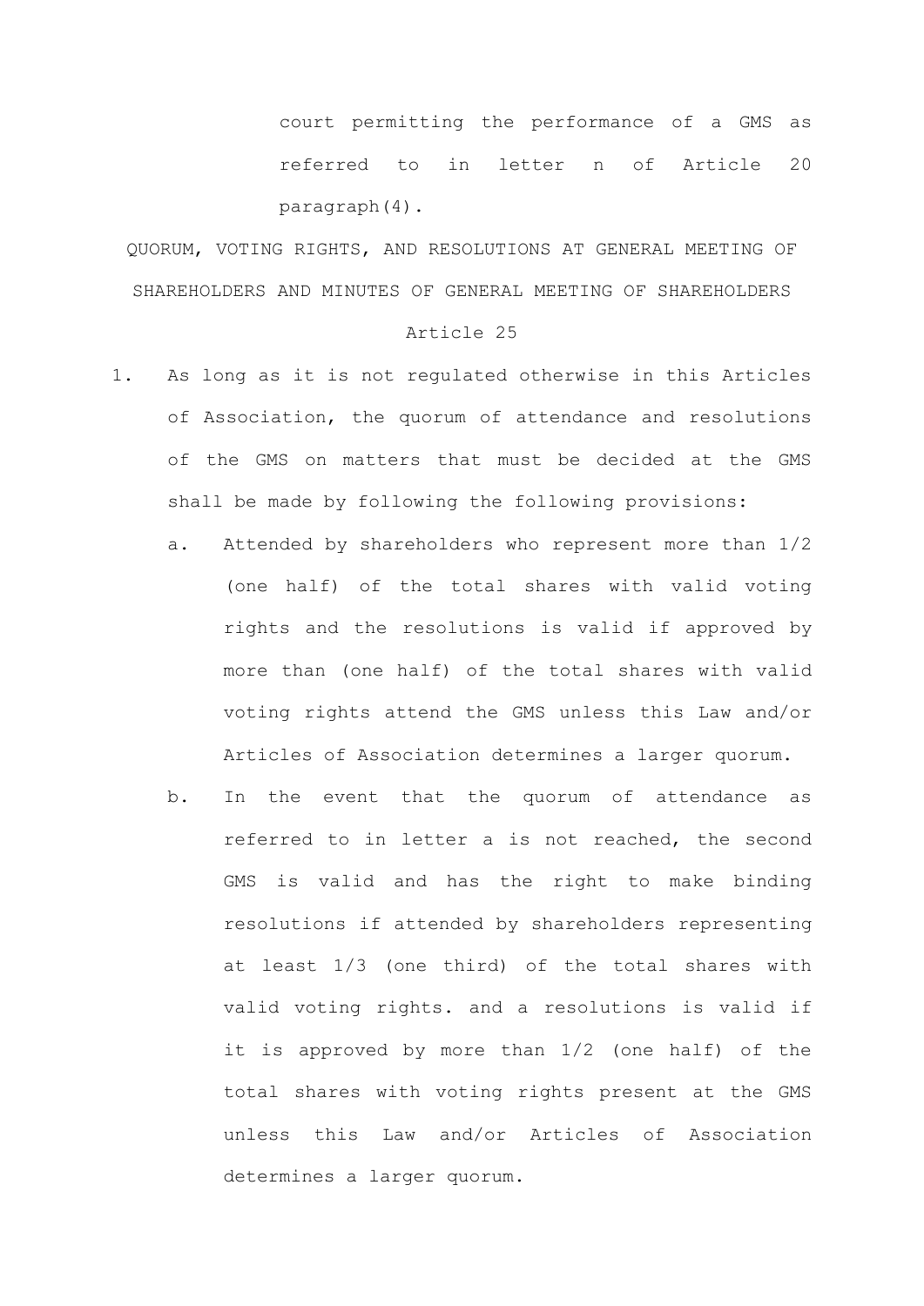court permitting the performance of a GMS as referred to in letter n of Article 20 paragraph(4).

## QUORUM, VOTING RIGHTS, AND RESOLUTIONS AT GENERAL MEETING OF SHAREHOLDERS AND MINUTES OF GENERAL MEETING OF SHAREHOLDERS

### Article 25

1. As long as it is not regulated otherwise in this Articles of Association, the quorum of attendance and resolutions of the GMS on matters that must be decided at the GMS shall be made by following the following provisions:
   a. Attended by shareholders who represent more than 1/2 (one half) of the total shares with valid voting rights and the resolutions is valid if approved by more than (one half) of the total shares with valid voting rights attend the GMS unless this Law and/or Articles of Association determines a larger quorum.
   b. In the event that the quorum of attendance as referred to in letter a is not reached, the second GMS is valid and has the right to make binding resolutions if attended by shareholders representing at least 1/3 (one third) of the total shares with valid voting rights. and a resolutions is valid if it is approved by more than 1/2 (one half) of the total shares with voting rights present at the GMS unless this Law and/or Articles of Association determines a larger quorum.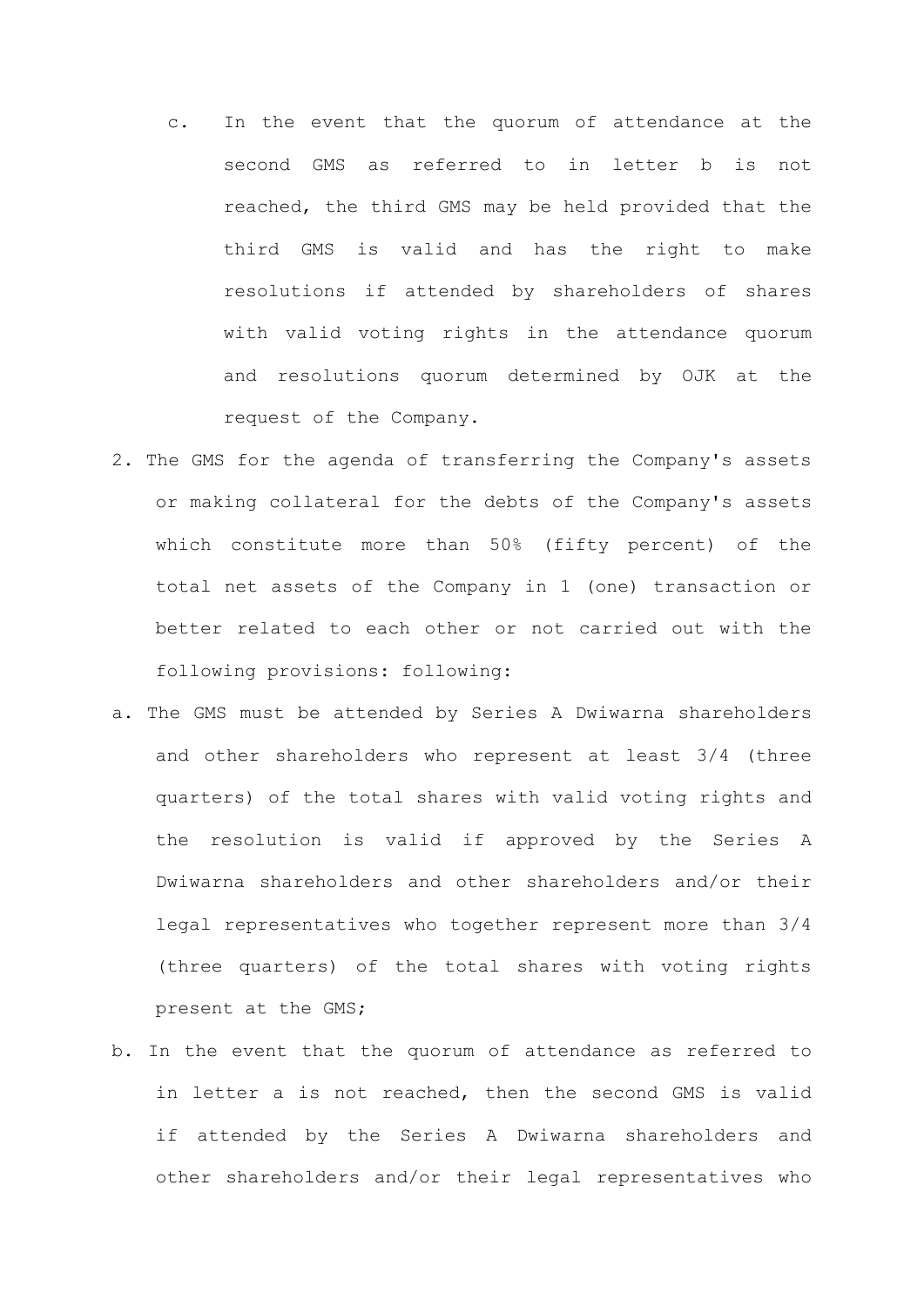c. In the event that the quorum of attendance at the second GMS as referred to in letter b is not reached, the third GMS may be held provided that the third GMS is valid and has the right to make resolutions if attended by shareholders of shares with valid voting rights in the attendance quorum and resolutions quorum determined by OJK at the request of the Company.

2. The GMS for the agenda of transferring the Company's assets or making collateral for the debts of the Company's assets which constitute more than 50% (fifty percent) of the total net assets of the Company in 1 (one) transaction or better related to each other or not carried out with the following provisions: following:

a. The GMS must be attended by Series A Dwiwarna shareholders and other shareholders who represent at least 3/4 (three quarters) of the total shares with valid voting rights and the resolution is valid if approved by the Series A Dwiwarna shareholders and other shareholders and/or their legal representatives who together represent more than 3/4 (three quarters) of the total shares with voting rights present at the GMS;

b. In the event that the quorum of attendance as referred to in letter a is not reached, then the second GMS is valid if attended by the Series A Dwiwarna shareholders and other shareholders and/or their legal representatives who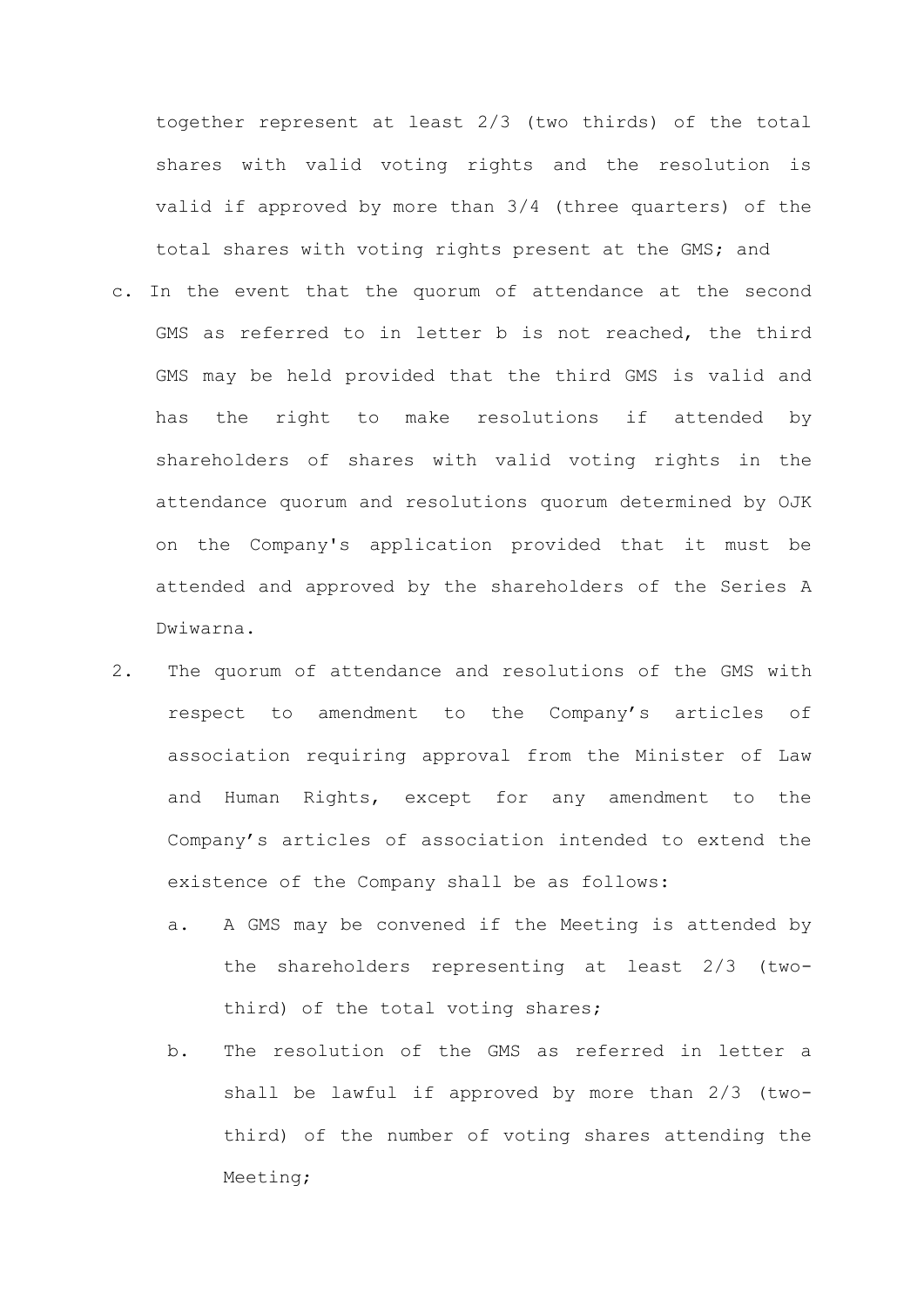together represent at least 2/3 (two thirds) of the total shares with valid voting rights and the resolution is valid if approved by more than 3/4 (three quarters) of the total shares with voting rights present at the GMS; and

c. In the event that the quorum of attendance at the second GMS as referred to in letter b is not reached, the third GMS may be held provided that the third GMS is valid and has the right to make resolutions if attended by shareholders of shares with valid voting rights in the attendance quorum and resolutions quorum determined by OJK on the Company's application provided that it must be attended and approved by the shareholders of the Series A Dwiwarna.

2. The quorum of attendance and resolutions of the GMS with respect to amendment to the Company's articles of association requiring approval from the Minister of Law and Human Rights, except for any amendment to the Company's articles of association intended to extend the existence of the Company shall be as follows:

   a. A GMS may be convened if the Meeting is attended by the shareholders representing at least 2/3 (two-third) of the total voting shares;

   b. The resolution of the GMS as referred in letter a shall be lawful if approved by more than 2/3 (two-third) of the number of voting shares attending the Meeting;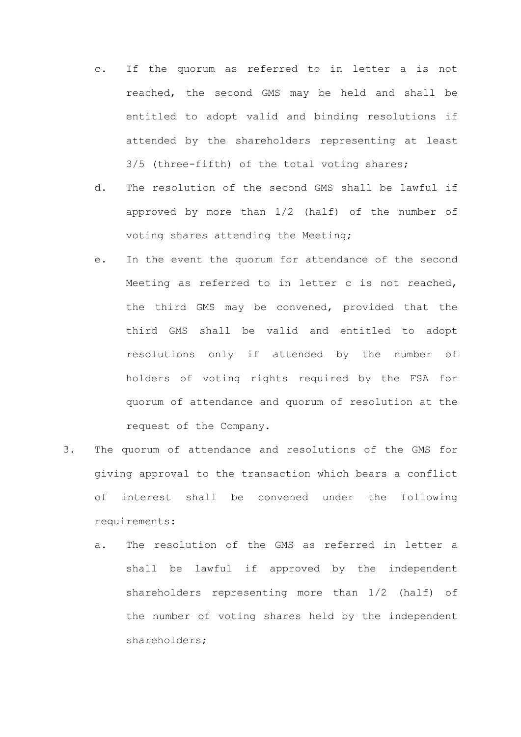c. If the quorum as referred to in letter a is not reached, the second GMS may be held and shall be entitled to adopt valid and binding resolutions if attended by the shareholders representing at least 3/5 (three-fifth) of the total voting shares;

d. The resolution of the second GMS shall be lawful if approved by more than 1/2 (half) of the number of voting shares attending the Meeting;

e. In the event the quorum for attendance of the second Meeting as referred to in letter c is not reached, the third GMS may be convened, provided that the third GMS shall be valid and entitled to adopt resolutions only if attended by the number of holders of voting rights required by the FSA for quorum of attendance and quorum of resolution at the request of the Company.

3. The quorum of attendance and resolutions of the GMS for giving approval to the transaction which bears a conflict of interest shall be convened under the following requirements:

   a. The resolution of the GMS as referred in letter a shall be lawful if approved by the independent shareholders representing more than 1/2 (half) of the number of voting shares held by the independent shareholders;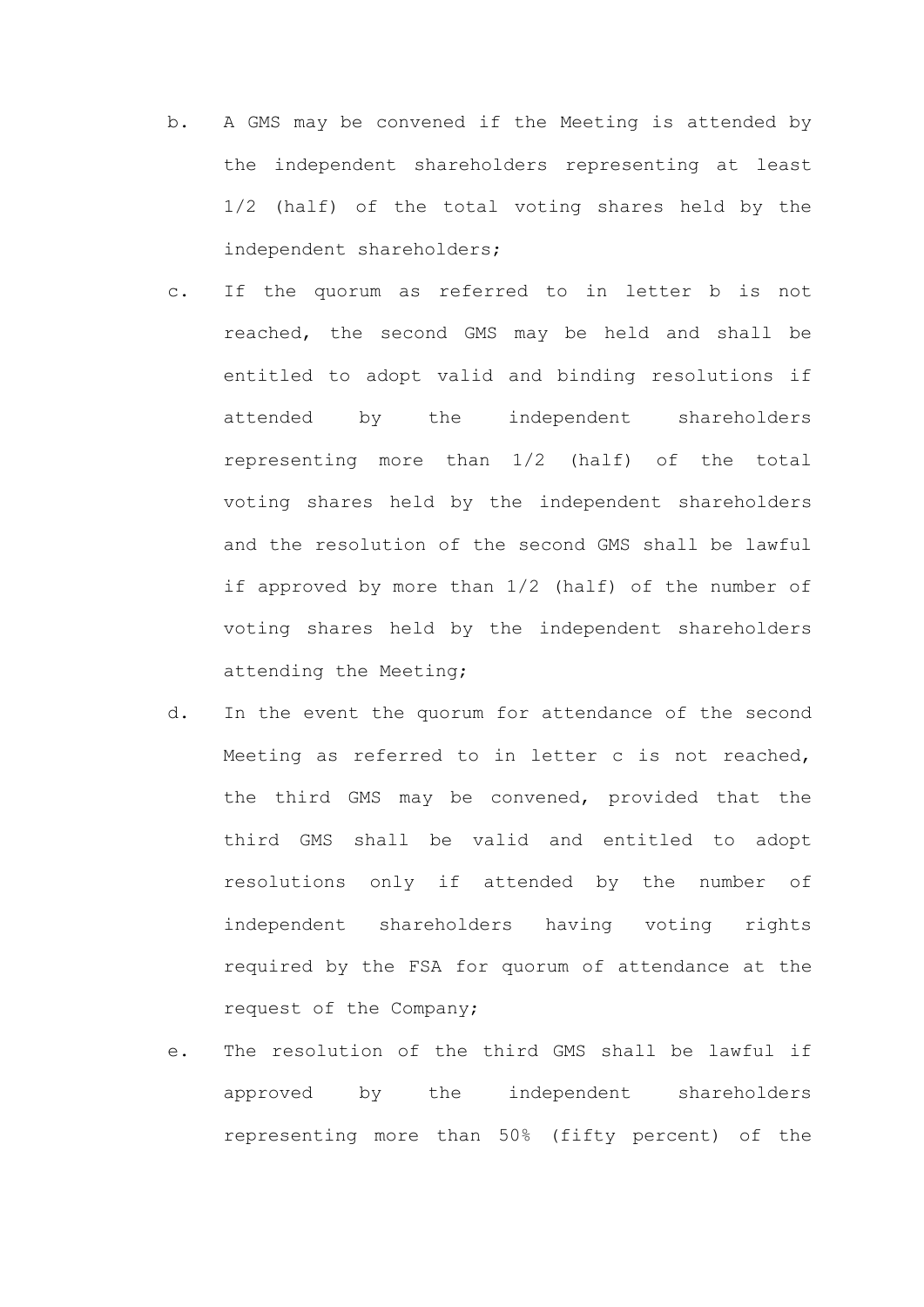b. A GMS may be convened if the Meeting is attended by the independent shareholders representing at least 1/2 (half) of the total voting shares held by the independent shareholders;

c. If the quorum as referred to in letter b is not reached, the second GMS may be held and shall be entitled to adopt valid and binding resolutions if attended by the independent shareholders representing more than 1/2 (half) of the total voting shares held by the independent shareholders and the resolution of the second GMS shall be lawful if approved by more than 1/2 (half) of the number of voting shares held by the independent shareholders attending the Meeting;

d. In the event the quorum for attendance of the second Meeting as referred to in letter c is not reached, the third GMS may be convened, provided that the third GMS shall be valid and entitled to adopt resolutions only if attended by the number of independent shareholders having voting rights required by the FSA for quorum of attendance at the request of the Company;

e. The resolution of the third GMS shall be lawful if approved by the independent shareholders representing more than 50% (fifty percent) of the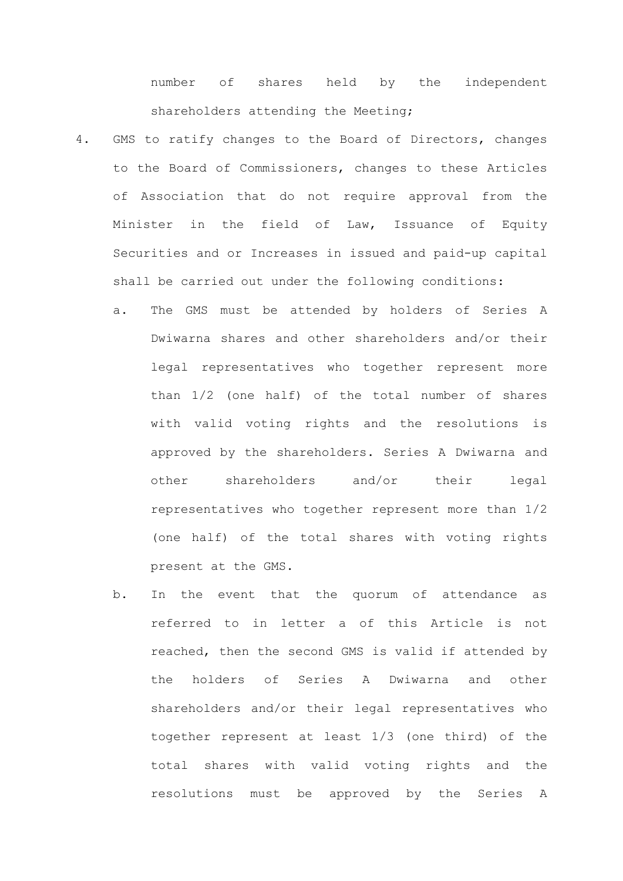number of shares held by the independent shareholders attending the Meeting;

4. GMS to ratify changes to the Board of Directors, changes to the Board of Commissioners, changes to these Articles of Association that do not require approval from the Minister in the field of Law, Issuance of Equity Securities and or Increases in issued and paid-up capital shall be carried out under the following conditions:

   a. The GMS must be attended by holders of Series A Dwiwarna shares and other shareholders and/or their legal representatives who together represent more than 1/2 (one half) of the total number of shares with valid voting rights and the resolutions is approved by the shareholders. Series A Dwiwarna and other shareholders and/or their legal representatives who together represent more than 1/2 (one half) of the total shares with voting rights present at the GMS.

   b. In the event that the quorum of attendance as referred to in letter a of this Article is not reached, then the second GMS is valid if attended by the holders of Series A Dwiwarna and other shareholders and/or their legal representatives who together represent at least 1/3 (one third) of the total shares with valid voting rights and the resolutions must be approved by the Series A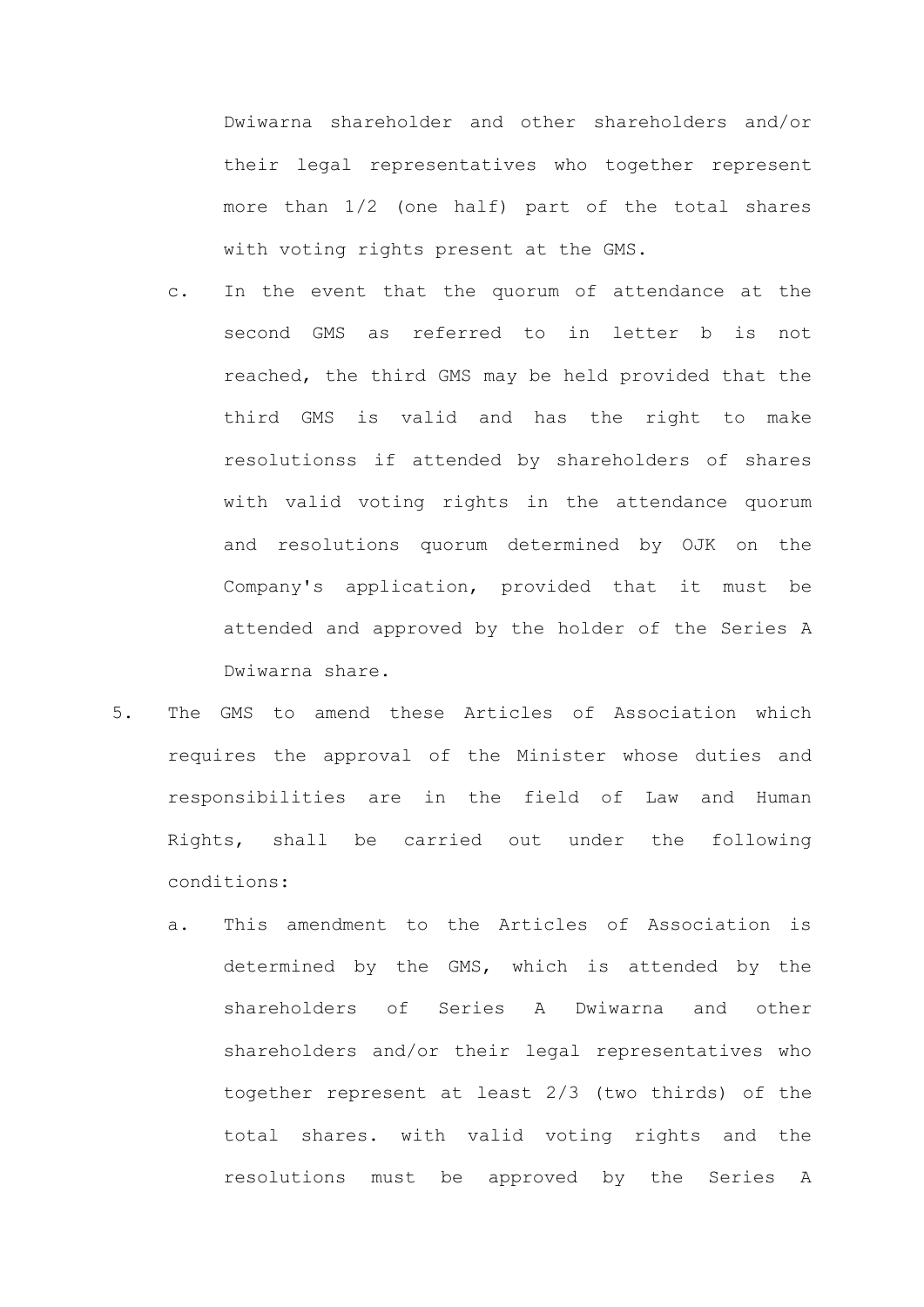Dwiwarna shareholder and other shareholders and/or their legal representatives who together represent more than 1/2 (one half) part of the total shares with voting rights present at the GMS.

   c. In the event that the quorum of attendance at the second GMS as referred to in letter b is not reached, the third GMS may be held provided that the third GMS is valid and has the right to make resolutionss if attended by shareholders of shares with valid voting rights in the attendance quorum and resolutions quorum determined by OJK on the Company's application, provided that it must be attended and approved by the holder of the Series A Dwiwarna share.

5. The GMS to amend these Articles of Association which requires the approval of the Minister whose duties and responsibilities are in the field of Law and Human Rights, shall be carried out under the following conditions:

   a. This amendment to the Articles of Association is determined by the GMS, which is attended by the shareholders of Series A Dwiwarna and other shareholders and/or their legal representatives who together represent at least 2/3 (two thirds) of the total shares. with valid voting rights and the resolutions must be approved by the Series A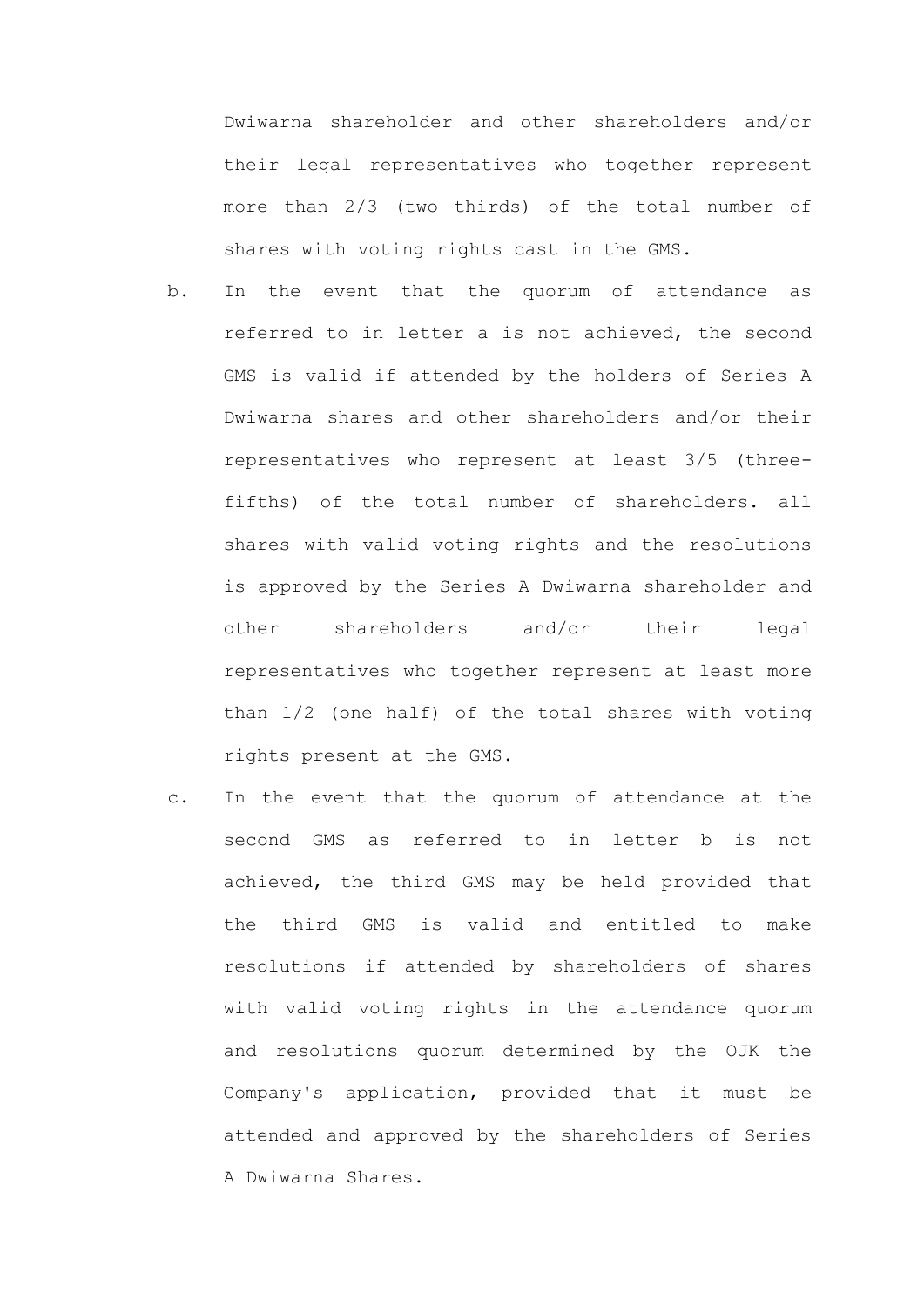Dwiwarna shareholder and other shareholders and/or their legal representatives who together represent more than 2/3 (two thirds) of the total number of shares with voting rights cast in the GMS.

b. In the event that the quorum of attendance as referred to in letter a is not achieved, the second GMS is valid if attended by the holders of Series A Dwiwarna shares and other shareholders and/or their representatives who represent at least 3/5 (three-fifths) of the total number of shareholders. all shares with valid voting rights and the resolutions is approved by the Series A Dwiwarna shareholder and other shareholders and/or their legal representatives who together represent at least more than 1/2 (one half) of the total shares with voting rights present at the GMS.

c. In the event that the quorum of attendance at the second GMS as referred to in letter b is not achieved, the third GMS may be held provided that the third GMS is valid and entitled to make resolutions if attended by shareholders of shares with valid voting rights in the attendance quorum and resolutions quorum determined by the OJK the Company's application, provided that it must be attended and approved by the shareholders of Series A Dwiwarna Shares.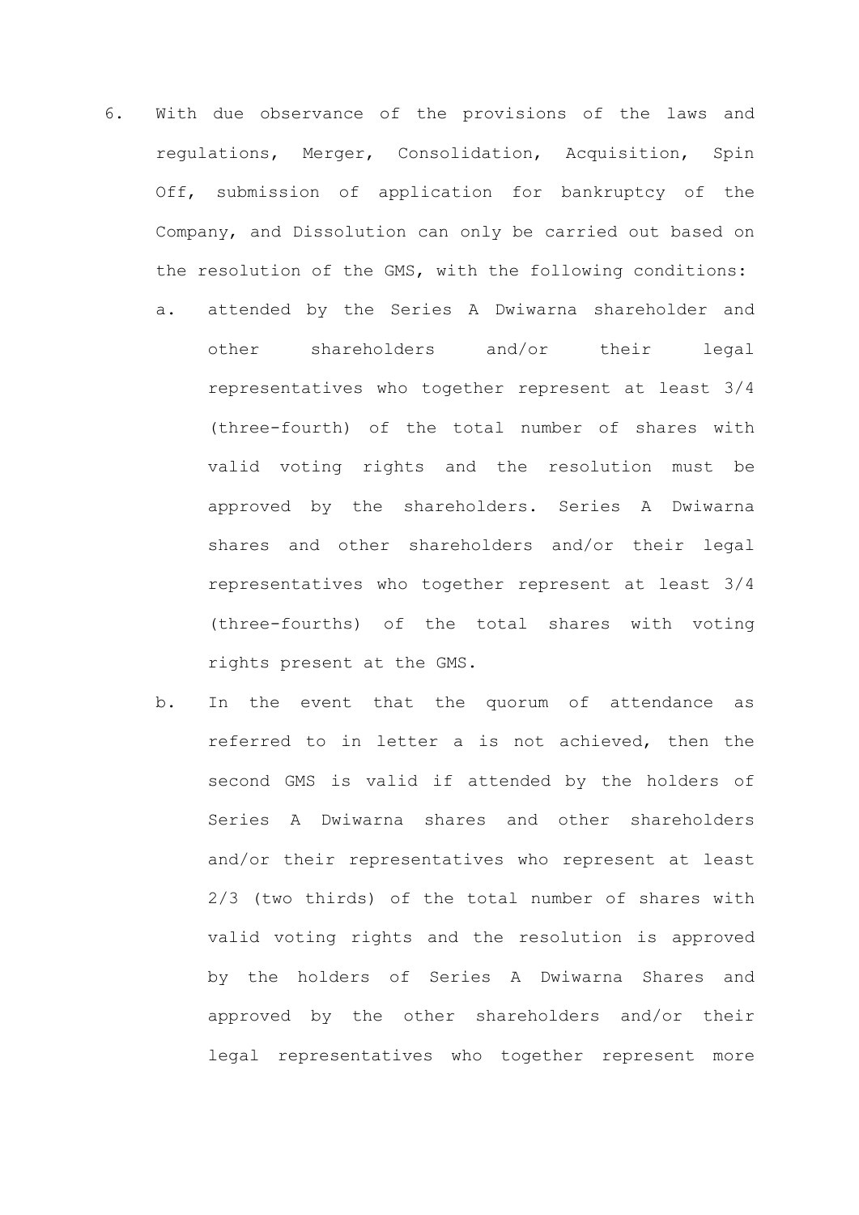6. With due observance of the provisions of the laws and regulations, Merger, Consolidation, Acquisition, Spin Off, submission of application for bankruptcy of the Company, and Dissolution can only be carried out based on the resolution of the GMS, with the following conditions:
   a. attended by the Series A Dwiwarna shareholder and other shareholders and/or their legal representatives who together represent at least 3/4 (three-fourth) of the total number of shares with valid voting rights and the resolution must be approved by the shareholders. Series A Dwiwarna shares and other shareholders and/or their legal representatives who together represent at least 3/4 (three-fourths) of the total shares with voting rights present at the GMS.
   b. In the event that the quorum of attendance as referred to in letter a is not achieved, then the second GMS is valid if attended by the holders of Series A Dwiwarna shares and other shareholders and/or their representatives who represent at least 2/3 (two thirds) of the total number of shares with valid voting rights and the resolution is approved by the holders of Series A Dwiwarna Shares and approved by the other shareholders and/or their legal representatives who together represent more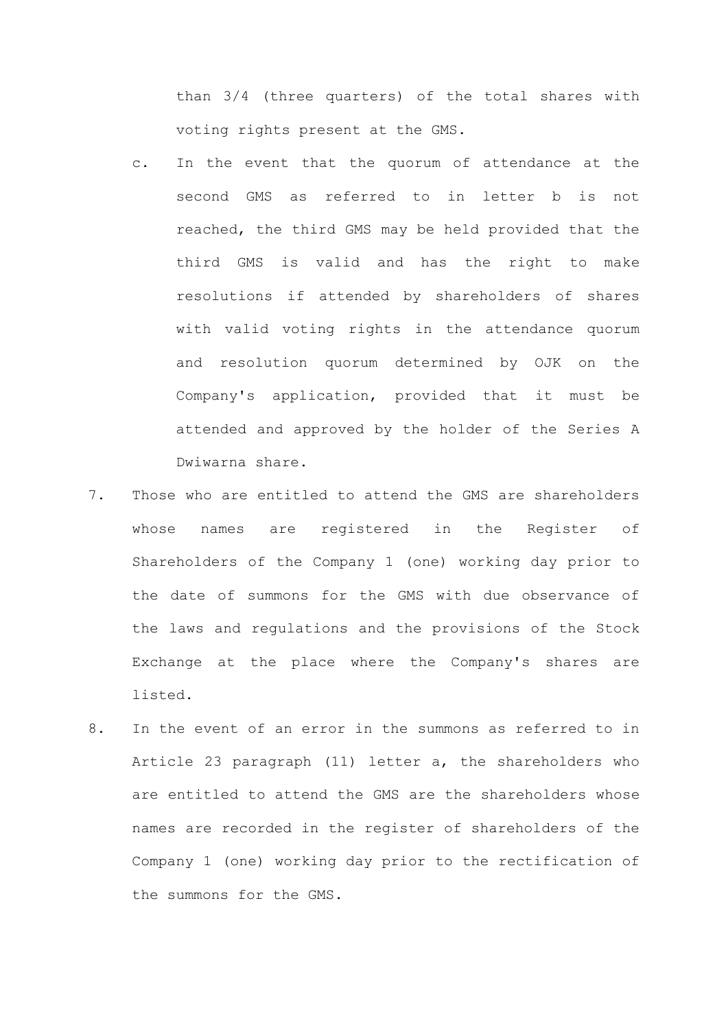than 3/4 (three quarters) of the total shares with voting rights present at the GMS.

c. In the event that the quorum of attendance at the second GMS as referred to in letter b is not reached, the third GMS may be held provided that the third GMS is valid and has the right to make resolutions if attended by shareholders of shares with valid voting rights in the attendance quorum and resolution quorum determined by OJK on the Company's application, provided that it must be attended and approved by the holder of the Series A Dwiwarna share.

7. Those who are entitled to attend the GMS are shareholders whose names are registered in the Register of Shareholders of the Company 1 (one) working day prior to the date of summons for the GMS with due observance of the laws and regulations and the provisions of the Stock Exchange at the place where the Company's shares are listed.

8. In the event of an error in the summons as referred to in Article 23 paragraph (11) letter a, the shareholders who are entitled to attend the GMS are the shareholders whose names are recorded in the register of shareholders of the Company 1 (one) working day prior to the rectification of the summons for the GMS.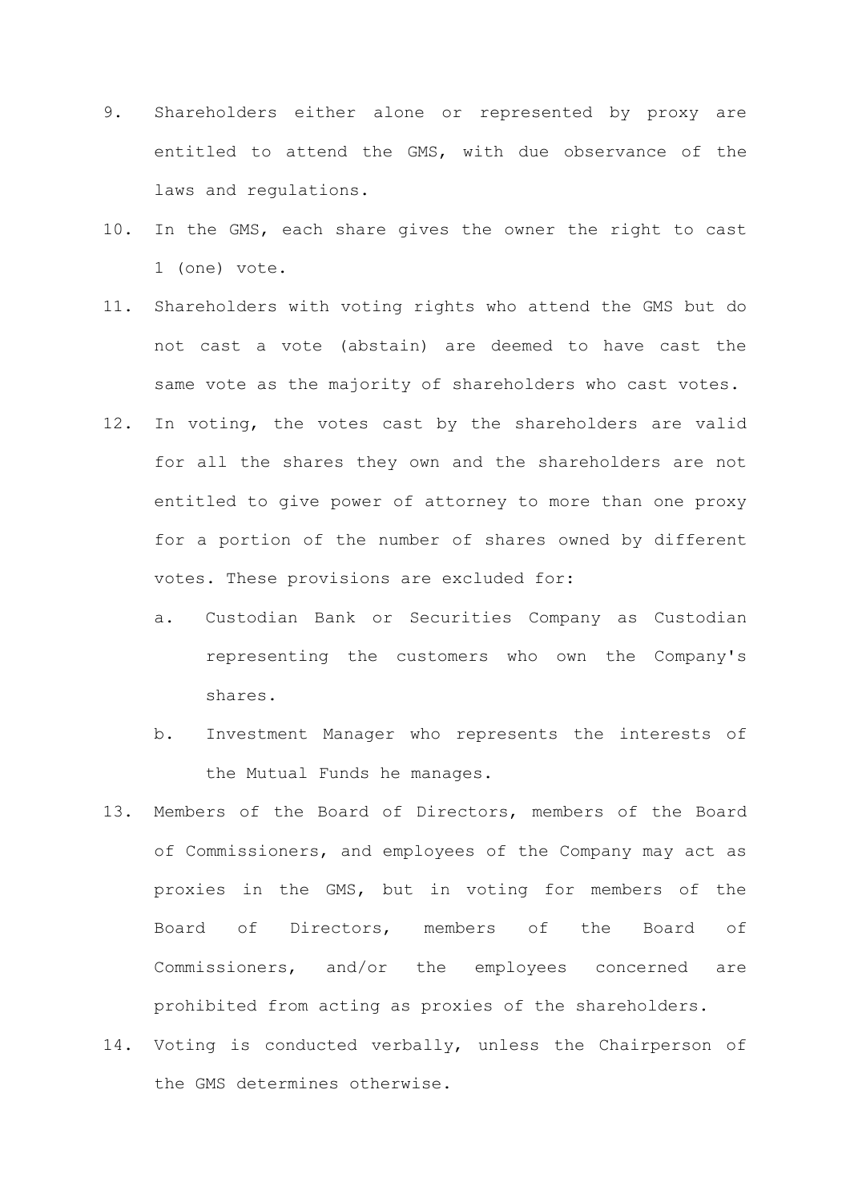9. Shareholders either alone or represented by proxy are entitled to attend the GMS, with due observance of the laws and regulations.
10. In the GMS, each share gives the owner the right to cast 1 (one) vote.
11. Shareholders with voting rights who attend the GMS but do not cast a vote (abstain) are deemed to have cast the same vote as the majority of shareholders who cast votes.
12. In voting, the votes cast by the shareholders are valid for all the shares they own and the shareholders are not entitled to give power of attorney to more than one proxy for a portion of the number of shares owned by different votes. These provisions are excluded for:
    a. Custodian Bank or Securities Company as Custodian representing the customers who own the Company's shares.
    b. Investment Manager who represents the interests of the Mutual Funds he manages.
13. Members of the Board of Directors, members of the Board of Commissioners, and employees of the Company may act as proxies in the GMS, but in voting for members of the Board of Directors, members of the Board of Commissioners, and/or the employees concerned are prohibited from acting as proxies of the shareholders.
14. Voting is conducted verbally, unless the Chairperson of the GMS determines otherwise.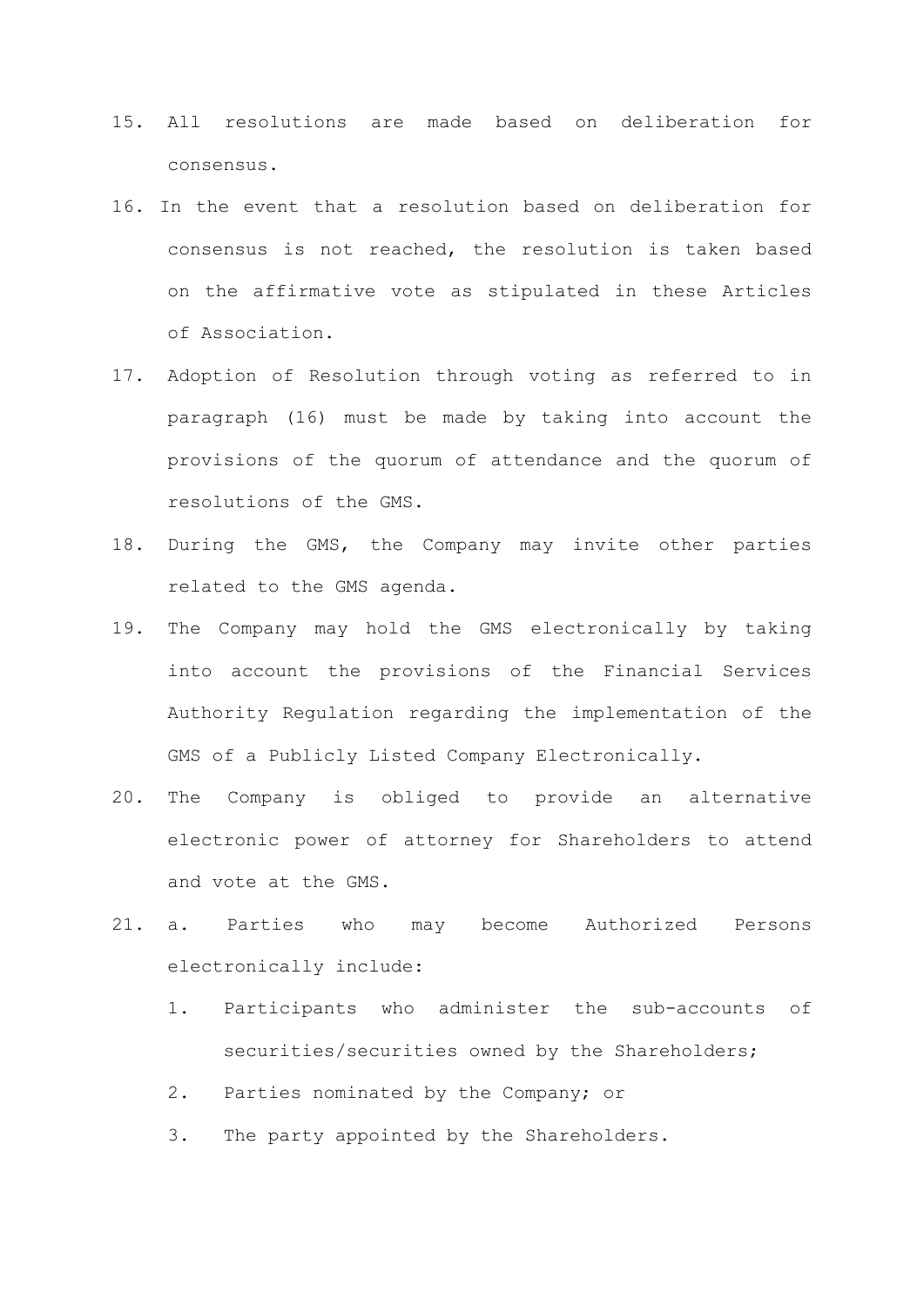15. All resolutions are made based on deliberation for consensus.
16. In the event that a resolution based on deliberation for consensus is not reached, the resolution is taken based on the affirmative vote as stipulated in these Articles of Association.
17. Adoption of Resolution through voting as referred to in paragraph (16) must be made by taking into account the provisions of the quorum of attendance and the quorum of resolutions of the GMS.
18. During the GMS, the Company may invite other parties related to the GMS agenda.
19. The Company may hold the GMS electronically by taking into account the provisions of the Financial Services Authority Regulation regarding the implementation of the GMS of a Publicly Listed Company Electronically.
20. The Company is obliged to provide an alternative electronic power of attorney for Shareholders to attend and vote at the GMS.
21. a. Parties who may become Authorized Persons electronically include:
    1. Participants who administer the sub-accounts of securities/securities owned by the Shareholders;
    2. Parties nominated by the Company; or
    3. The party appointed by the Shareholders.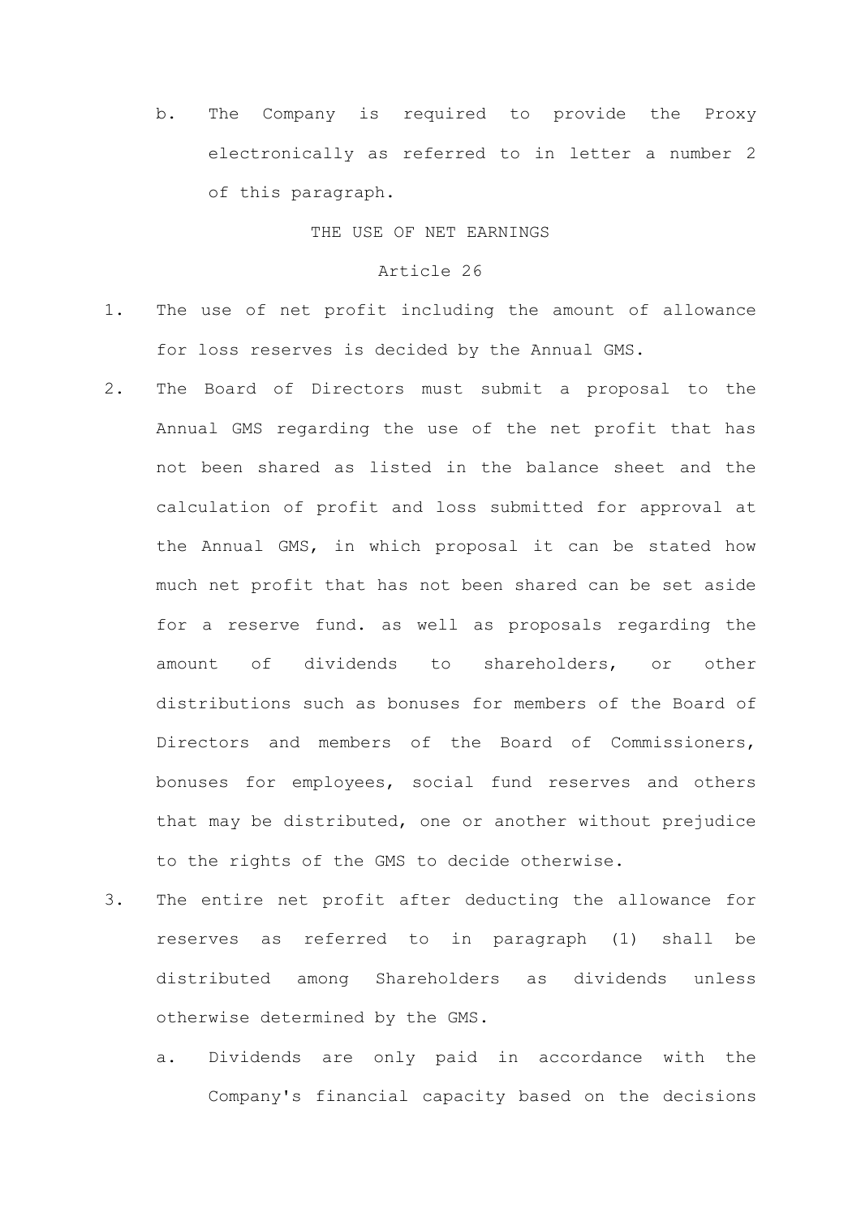b. The Company is required to provide the Proxy electronically as referred to in letter a number 2 of this paragraph.

## THE USE OF NET EARNINGS

### Article 26

1. The use of net profit including the amount of allowance for loss reserves is decided by the Annual GMS.
2. The Board of Directors must submit a proposal to the Annual GMS regarding the use of the net profit that has not been shared as listed in the balance sheet and the calculation of profit and loss submitted for approval at the Annual GMS, in which proposal it can be stated how much net profit that has not been shared can be set aside for a reserve fund. as well as proposals regarding the amount of dividends to shareholders, or other distributions such as bonuses for members of the Board of Directors and members of the Board of Commissioners, bonuses for employees, social fund reserves and others that may be distributed, one or another without prejudice to the rights of the GMS to decide otherwise.
3. The entire net profit after deducting the allowance for reserves as referred to in paragraph (1) shall be distributed among Shareholders as dividends unless otherwise determined by the GMS.
   a. Dividends are only paid in accordance with the Company's financial capacity based on the decisions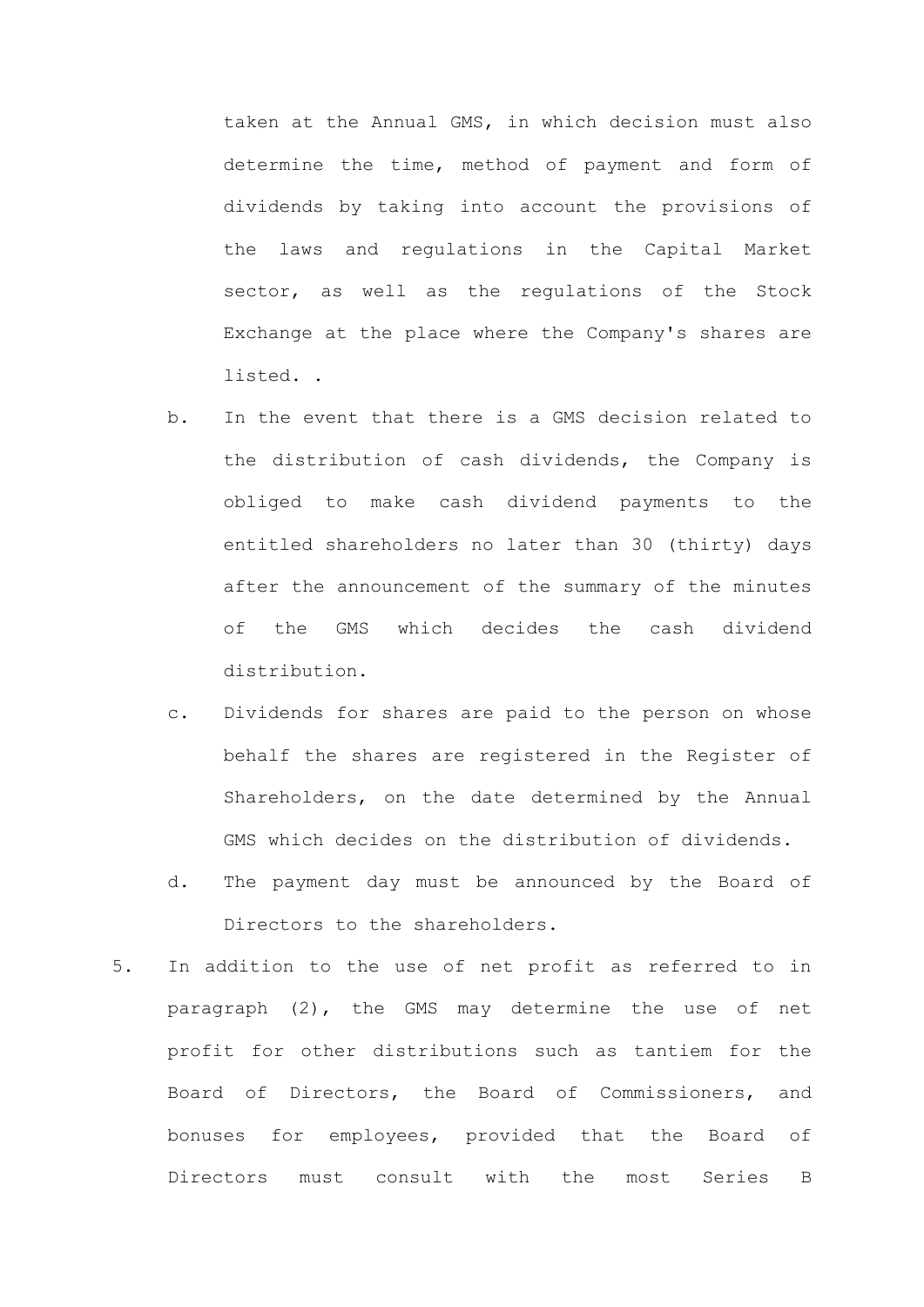taken at the Annual GMS, in which decision must also determine the time, method of payment and form of dividends by taking into account the provisions of the laws and regulations in the Capital Market sector, as well as the regulations of the Stock Exchange at the place where the Company's shares are listed. .

b. In the event that there is a GMS decision related to the distribution of cash dividends, the Company is obliged to make cash dividend payments to the entitled shareholders no later than 30 (thirty) days after the announcement of the summary of the minutes of the GMS which decides the cash dividend distribution.

c. Dividends for shares are paid to the person on whose behalf the shares are registered in the Register of Shareholders, on the date determined by the Annual GMS which decides on the distribution of dividends.

d. The payment day must be announced by the Board of Directors to the shareholders.

5. In addition to the use of net profit as referred to in paragraph (2), the GMS may determine the use of net profit for other distributions such as tantiem for the Board of Directors, the Board of Commissioners, and bonuses for employees, provided that the Board of Directors must consult with the most Series B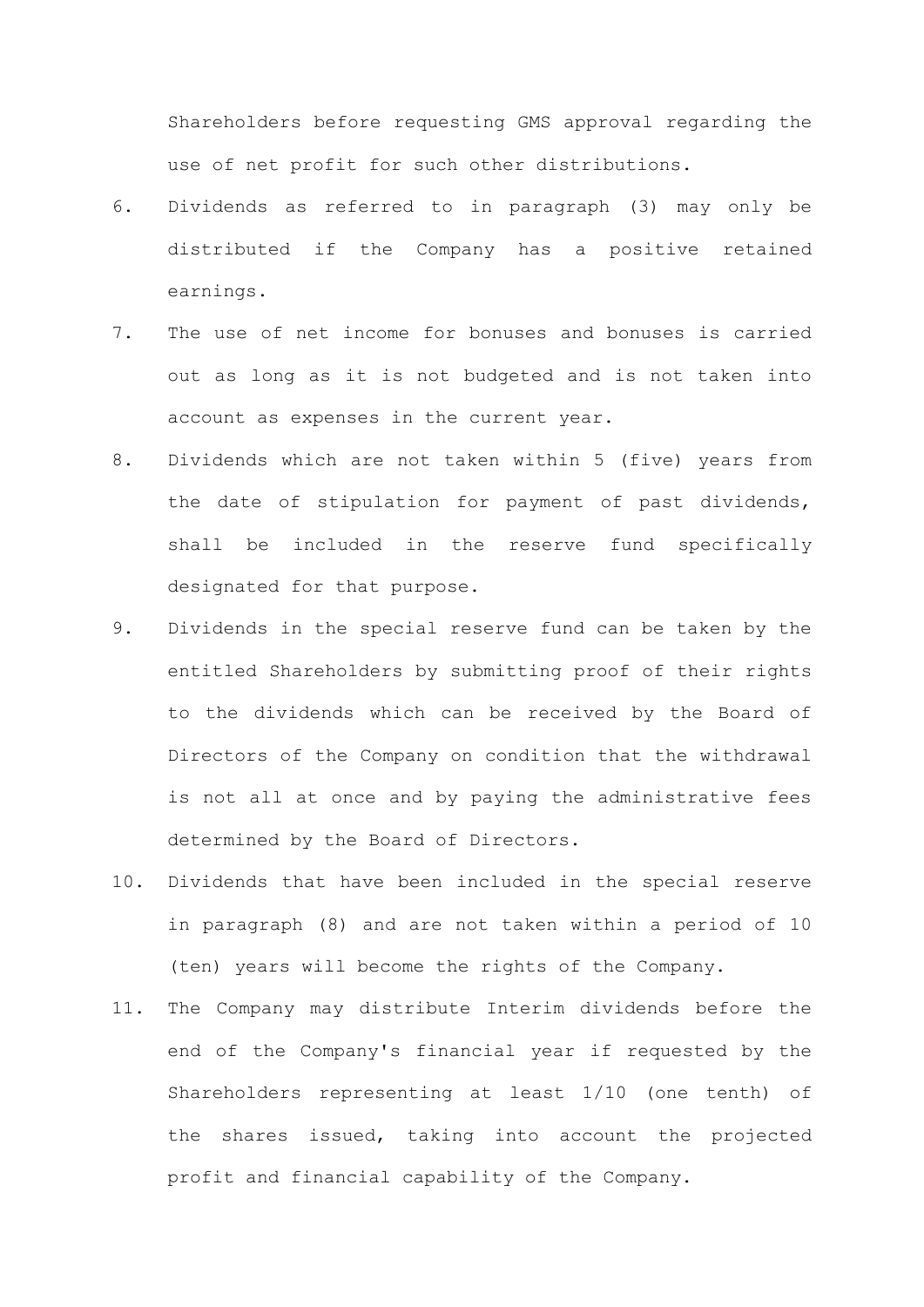Shareholders before requesting GMS approval regarding the use of net profit for such other distributions.

6. Dividends as referred to in paragraph (3) may only be distributed if the Company has a positive retained earnings.
7. The use of net income for bonuses and bonuses is carried out as long as it is not budgeted and is not taken into account as expenses in the current year.
8. Dividends which are not taken within 5 (five) years from the date of stipulation for payment of past dividends, shall be included in the reserve fund specifically designated for that purpose.
9. Dividends in the special reserve fund can be taken by the entitled Shareholders by submitting proof of their rights to the dividends which can be received by the Board of Directors of the Company on condition that the withdrawal is not all at once and by paying the administrative fees determined by the Board of Directors.
10. Dividends that have been included in the special reserve in paragraph (8) and are not taken within a period of 10 (ten) years will become the rights of the Company.
11. The Company may distribute Interim dividends before the end of the Company's financial year if requested by the Shareholders representing at least 1/10 (one tenth) of the shares issued, taking into account the projected profit and financial capability of the Company.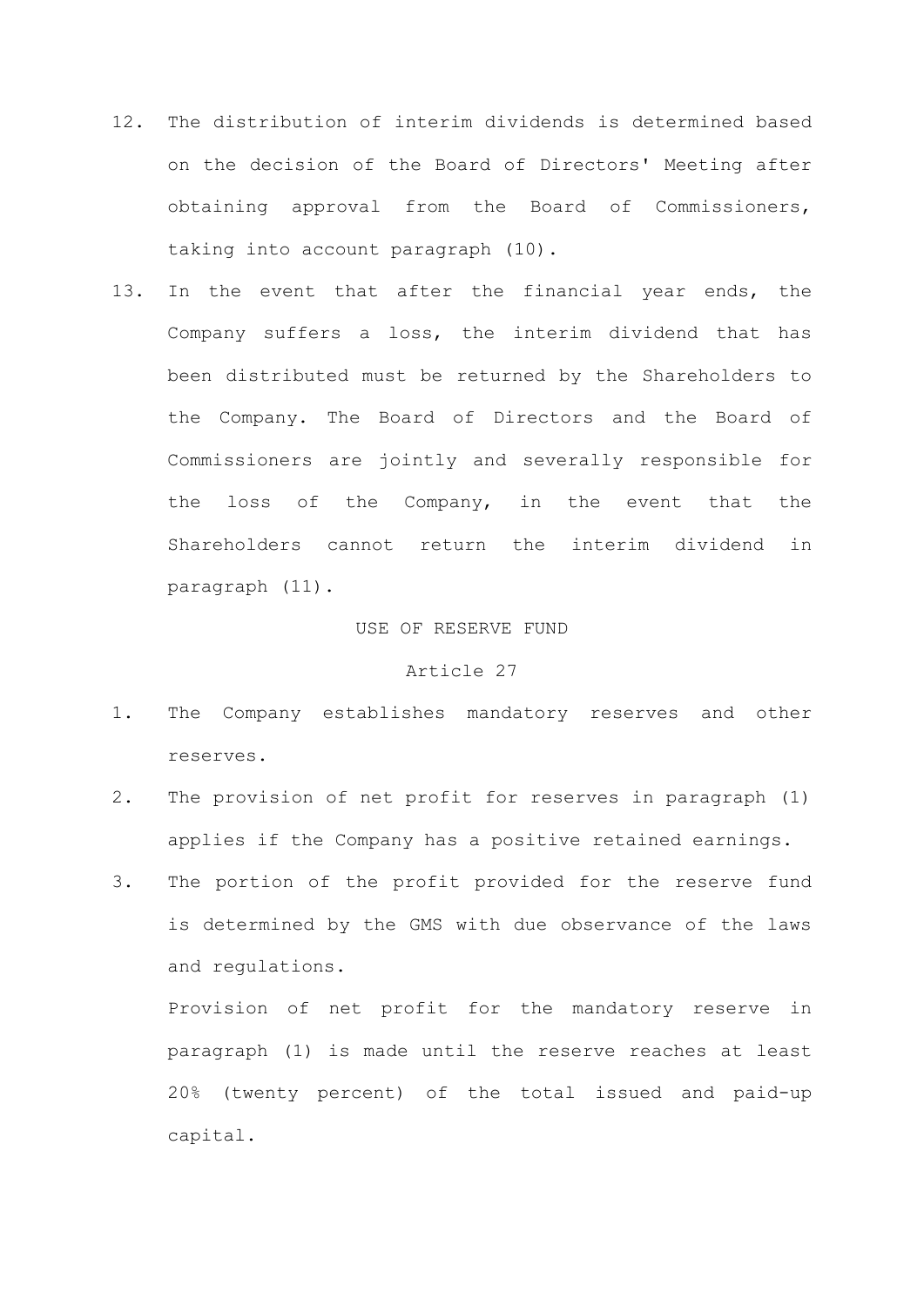12. The distribution of interim dividends is determined based on the decision of the Board of Directors' Meeting after obtaining approval from the Board of Commissioners, taking into account paragraph (10).
13. In the event that after the financial year ends, the Company suffers a loss, the interim dividend that has been distributed must be returned by the Shareholders to the Company. The Board of Directors and the Board of Commissioners are jointly and severally responsible for the loss of the Company, in the event that the Shareholders cannot return the interim dividend in paragraph (11).

USE OF RESERVE FUND

Article 27

1. The Company establishes mandatory reserves and other reserves.
2. The provision of net profit for reserves in paragraph (1) applies if the Company has a positive retained earnings.
3. The portion of the profit provided for the reserve fund is determined by the GMS with due observance of the laws and regulations.

   Provision of net profit for the mandatory reserve in paragraph (1) is made until the reserve reaches at least 20% (twenty percent) of the total issued and paid-up capital.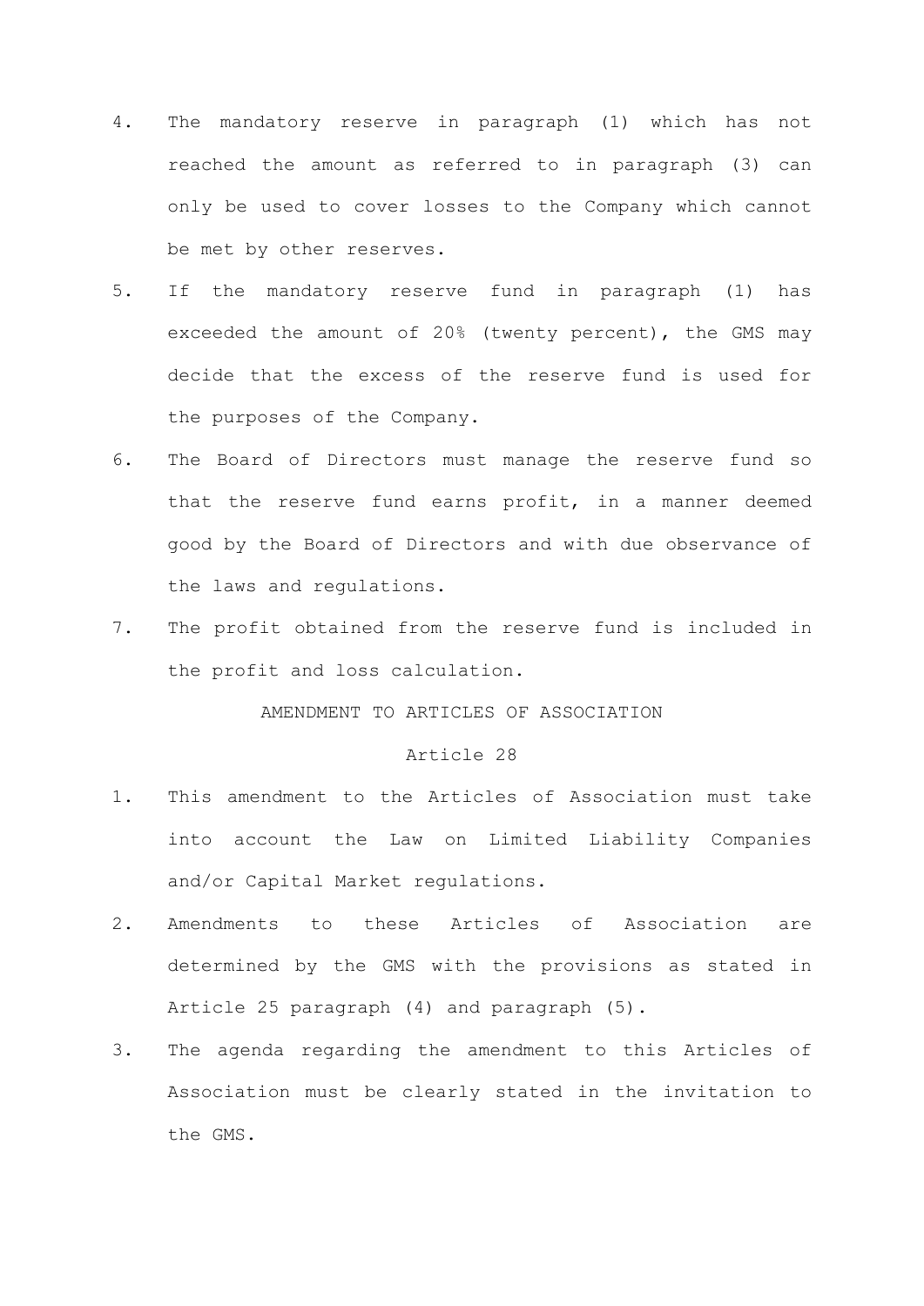4. The mandatory reserve in paragraph (1) which has not reached the amount as referred to in paragraph (3) can only be used to cover losses to the Company which cannot be met by other reserves.
5. If the mandatory reserve fund in paragraph (1) has exceeded the amount of 20% (twenty percent), the GMS may decide that the excess of the reserve fund is used for the purposes of the Company.
6. The Board of Directors must manage the reserve fund so that the reserve fund earns profit, in a manner deemed good by the Board of Directors and with due observance of the laws and regulations.
7. The profit obtained from the reserve fund is included in the profit and loss calculation.

## AMENDMENT TO ARTICLES OF ASSOCIATION

### Article 28

1. This amendment to the Articles of Association must take into account the Law on Limited Liability Companies and/or Capital Market regulations.
2. Amendments to these Articles of Association are determined by the GMS with the provisions as stated in Article 25 paragraph (4) and paragraph (5).
3. The agenda regarding the amendment to this Articles of Association must be clearly stated in the invitation to the GMS.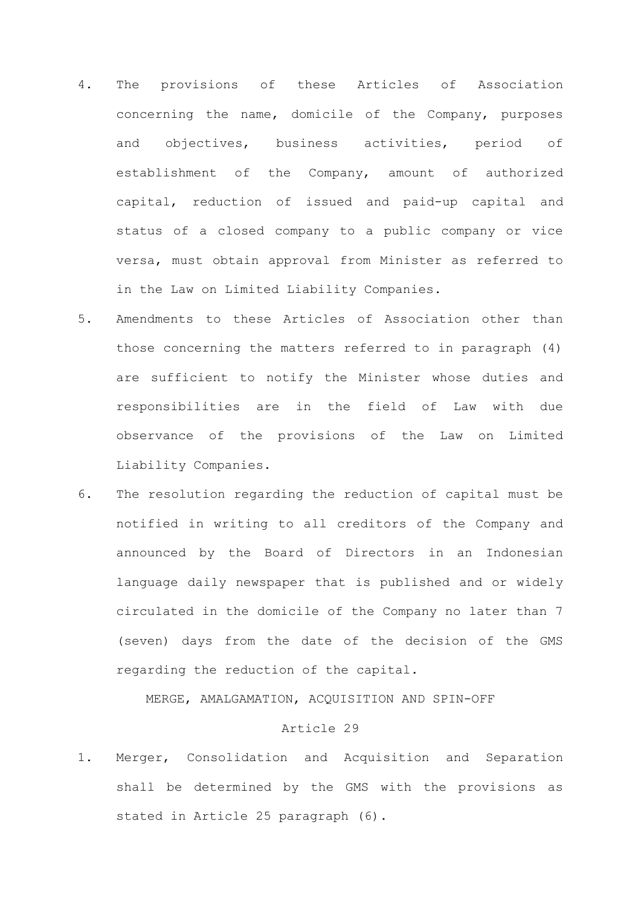4. The provisions of these Articles of Association concerning the name, domicile of the Company, purposes and objectives, business activities, period of establishment of the Company, amount of authorized capital, reduction of issued and paid-up capital and status of a closed company to a public company or vice versa, must obtain approval from Minister as referred to in the Law on Limited Liability Companies.
5. Amendments to these Articles of Association other than those concerning the matters referred to in paragraph (4) are sufficient to notify the Minister whose duties and responsibilities are in the field of Law with due observance of the provisions of the Law on Limited Liability Companies.
6. The resolution regarding the reduction of capital must be notified in writing to all creditors of the Company and announced by the Board of Directors in an Indonesian language daily newspaper that is published and or widely circulated in the domicile of the Company no later than 7 (seven) days from the date of the decision of the GMS regarding the reduction of the capital.

MERGE, AMALGAMATION, ACQUISITION AND SPIN-OFF

Article 29

1. Merger, Consolidation and Acquisition and Separation shall be determined by the GMS with the provisions as stated in Article 25 paragraph (6).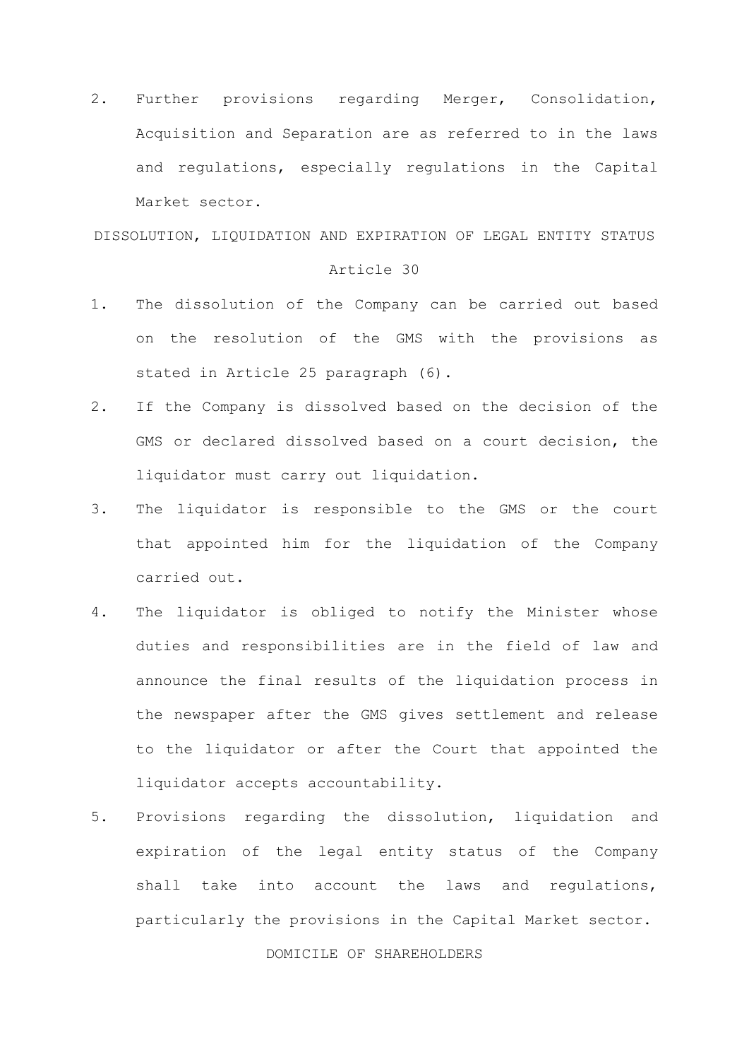2. Further provisions regarding Merger, Consolidation, Acquisition and Separation are as referred to in the laws and regulations, especially regulations in the Capital Market sector.

## DISSOLUTION, LIQUIDATION AND EXPIRATION OF LEGAL ENTITY STATUS

### Article 30

1. The dissolution of the Company can be carried out based on the resolution of the GMS with the provisions as stated in Article 25 paragraph (6).
2. If the Company is dissolved based on the decision of the GMS or declared dissolved based on a court decision, the liquidator must carry out liquidation.
3. The liquidator is responsible to the GMS or the court that appointed him for the liquidation of the Company carried out.
4. The liquidator is obliged to notify the Minister whose duties and responsibilities are in the field of law and announce the final results of the liquidation process in the newspaper after the GMS gives settlement and release to the liquidator or after the Court that appointed the liquidator accepts accountability.
5. Provisions regarding the dissolution, liquidation and expiration of the legal entity status of the Company shall take into account the laws and regulations, particularly the provisions in the Capital Market sector.

## DOMICILE OF SHAREHOLDERS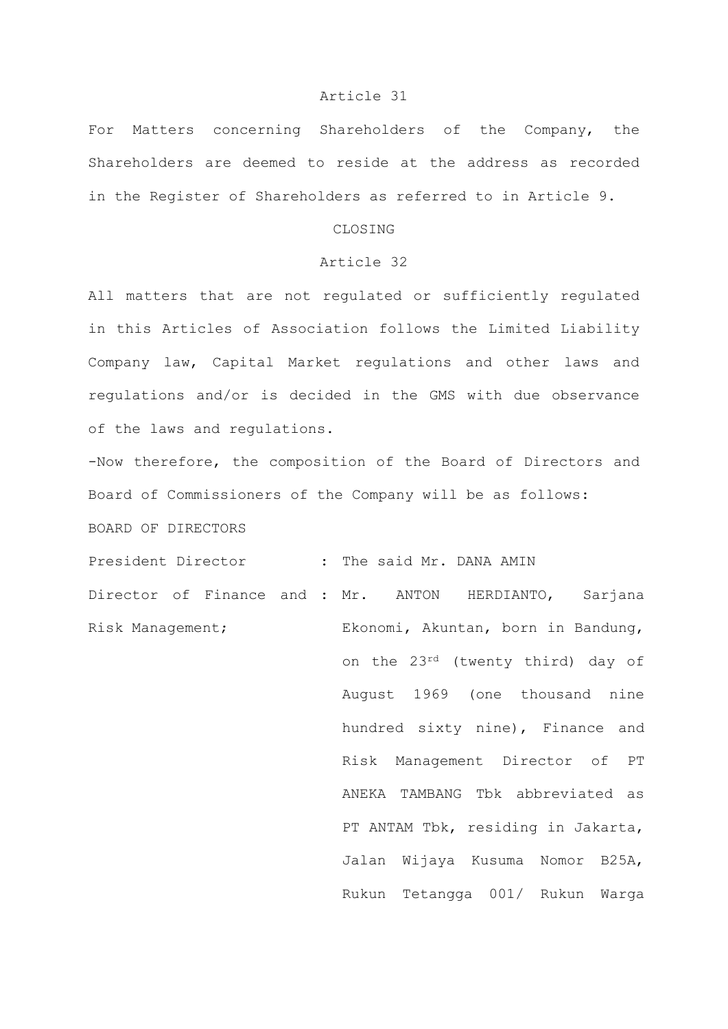Article 31

For Matters concerning Shareholders of the Company, the Shareholders are deemed to reside at the address as recorded in the Register of Shareholders as referred to in Article 9.

CLOSING

Article 32

All matters that are not regulated or sufficiently regulated in this Articles of Association follows the Limited Liability Company law, Capital Market regulations and other laws and regulations and/or is decided in the GMS with due observance of the laws and regulations.

-Now therefore, the composition of the Board of Directors and Board of Commissioners of the Company will be as follows:

BOARD OF DIRECTORS

| | | |
|---|---|---|
| President Director | : | The said Mr. DANA AMIN |
| Director of Finance and Risk Management; | : | Mr. ANTON HERDIANTO, Sarjana Ekonomi, Akuntan, born in Bandung, on the 23rd (twenty third) day of August 1969 (one thousand nine hundred sixty nine), Finance and Risk Management Director of PT ANEKA TAMBANG Tbk abbreviated as PT ANTAM Tbk, residing in Jakarta, Jalan Wijaya Kusuma Nomor B25A, Rukun Tetangga 001/ Rukun Warga |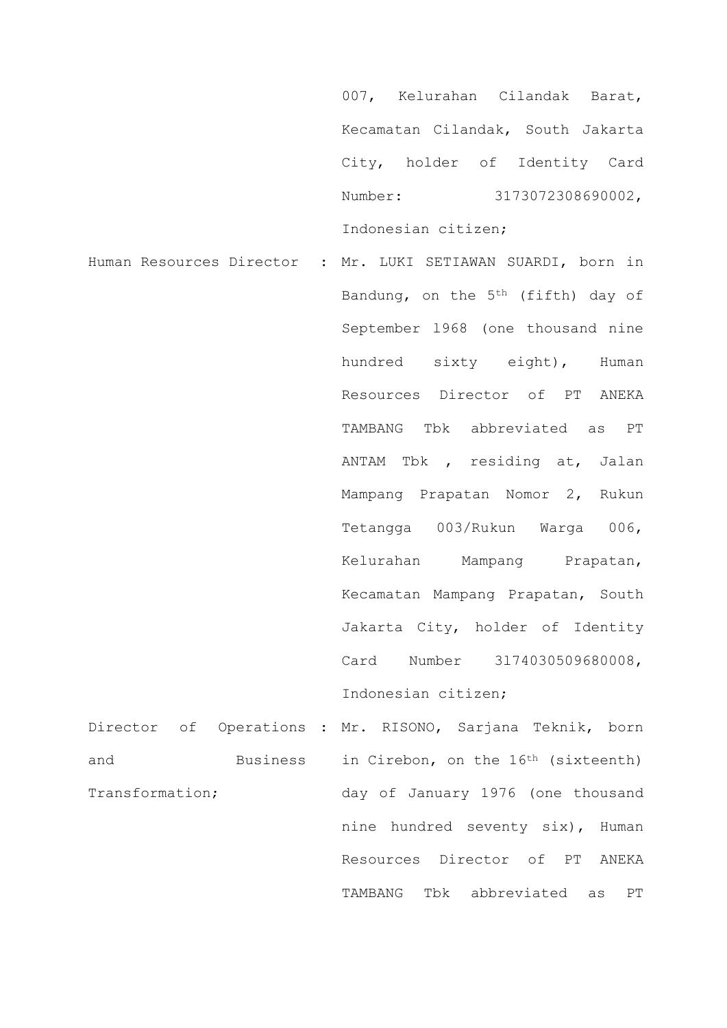007, Kelurahan Cilandak Barat, Kecamatan Cilandak, South Jakarta City, holder of Identity Card Number: 3173072308690002, Indonesian citizen;

| | | |
|---|---|---|
| Human Resources Director | : | Mr. LUKI SETIAWAN SUARDI, born in Bandung, on the 5th (fifth) day of September 1968 (one thousand nine hundred sixty eight), Human Resources Director of PT ANEKA TAMBANG Tbk abbreviated as PT ANTAM Tbk , residing at, Jalan Mampang Prapatan Nomor 2, Rukun Tetangga 003/Rukun Warga 006, Kelurahan Mampang Prapatan, Kecamatan Mampang Prapatan, South Jakarta City, holder of Identity Card Number 3174030509680008, Indonesian citizen; |
| Director of Operations and Business Transformation; | : | Mr. RISONO, Sarjana Teknik, born in Cirebon, on the 16th (sixteenth) day of January 1976 (one thousand nine hundred seventy six), Human Resources Director of PT ANEKA TAMBANG Tbk abbreviated as PT |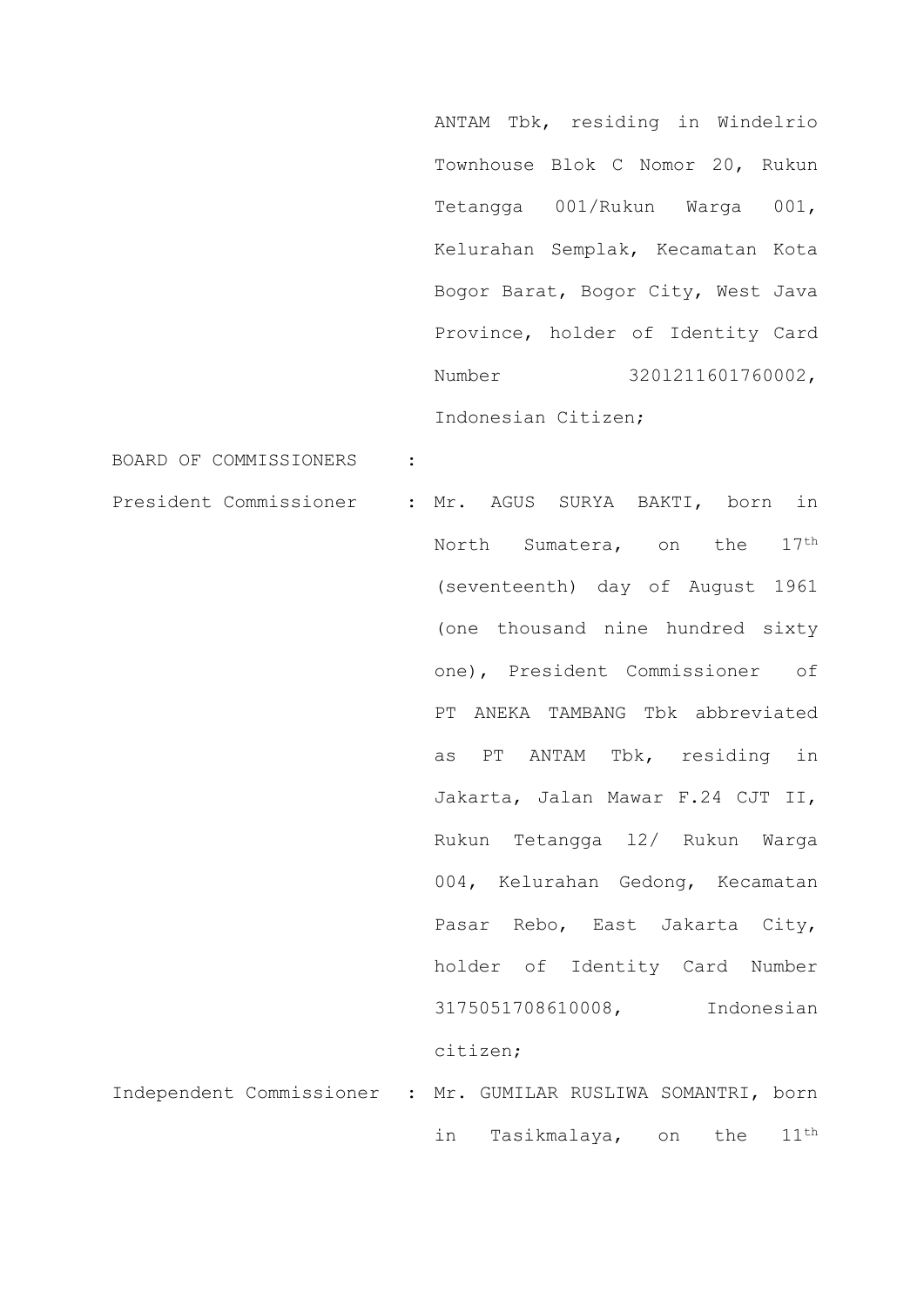ANTAM Tbk, residing in Windelrio Townhouse Blok C Nomor 20, Rukun Tetangga 001/Rukun Warga 001, Kelurahan Semplak, Kecamatan Kota Bogor Barat, Bogor City, West Java Province, holder of Identity Card Number 3201211601760002, Indonesian Citizen;

BOARD OF COMMISSIONERS :

President Commissioner : Mr. AGUS SURYA BAKTI, born in North Sumatera, on the 17th (seventeenth) day of August 1961 (one thousand nine hundred sixty one), President Commissioner of PT ANEKA TAMBANG Tbk abbreviated as PT ANTAM Tbk, residing in Jakarta, Jalan Mawar F.24 CJT II, Rukun Tetangga 12/ Rukun Warga 004, Kelurahan Gedong, Kecamatan Pasar Rebo, East Jakarta City, holder of Identity Card Number 3175051708610008, Indonesian citizen;

Independent Commissioner : Mr. GUMILAR RUSLIWA SOMANTRI, born in Tasikmalaya, on the 11th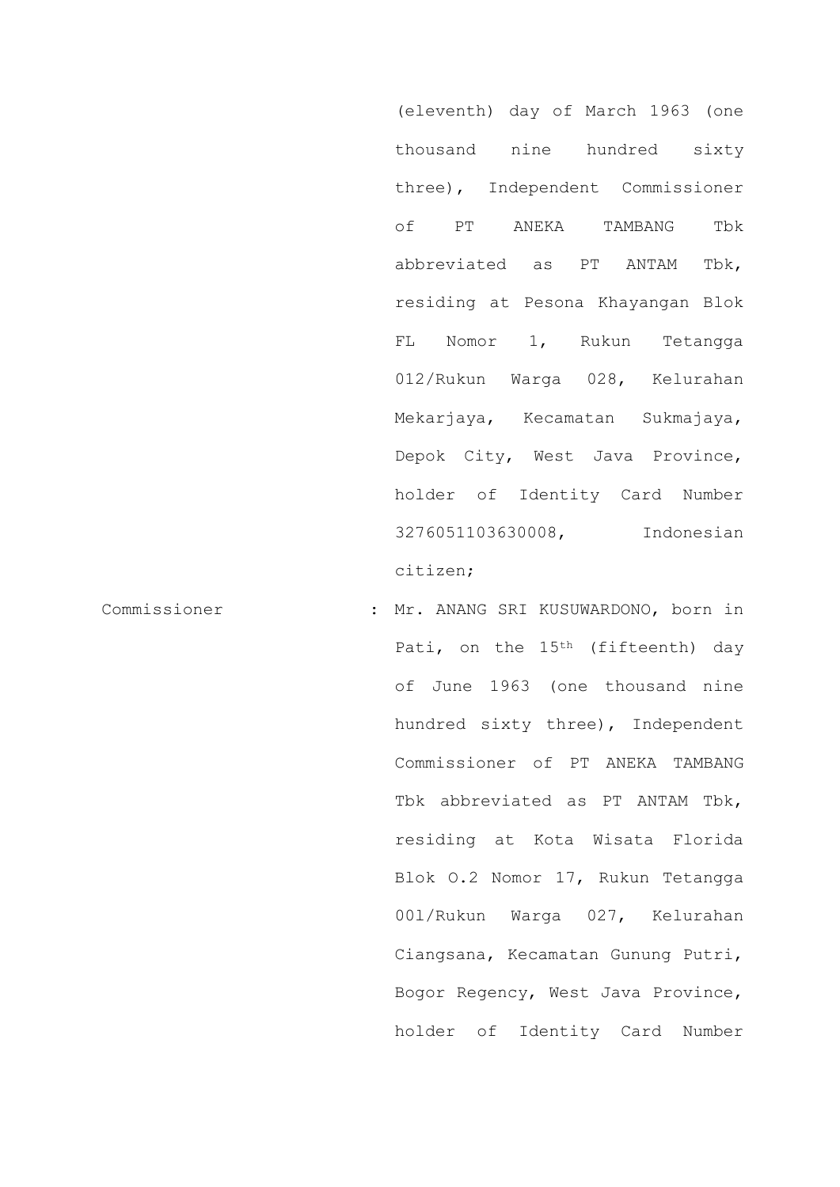(eleventh) day of March 1963 (one thousand nine hundred sixty three), Independent Commissioner of PT ANEKA TAMBANG Tbk abbreviated as PT ANTAM Tbk, residing at Pesona Khayangan Blok FL Nomor 1, Rukun Tetangga 012/Rukun Warga 028, Kelurahan Mekarjaya, Kecamatan Sukmajaya, Depok City, West Java Province, holder of Identity Card Number 3276051103630008, Indonesian citizen;

Commissioner : Mr. ANANG SRI KUSUWARDONO, born in Pati, on the 15th (fifteenth) day of June 1963 (one thousand nine hundred sixty three), Independent Commissioner of PT ANEKA TAMBANG Tbk abbreviated as PT ANTAM Tbk, residing at Kota Wisata Florida Blok O.2 Nomor 17, Rukun Tetangga 001/Rukun Warga 027, Kelurahan Ciangsana, Kecamatan Gunung Putri, Bogor Regency, West Java Province, holder of Identity Card Number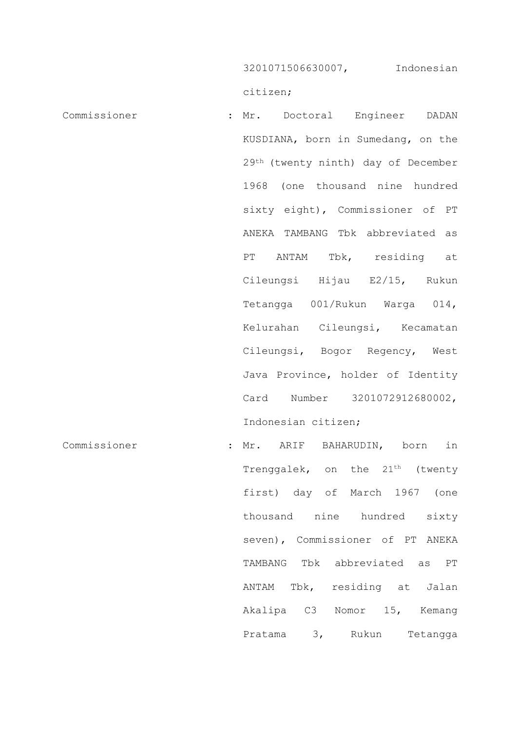3201071506630007, Indonesian citizen;

| | | |
|---|---|---|
| Commissioner | : | Mr. Doctoral Engineer DADAN KUSDIANA, born in Sumedang, on the 29th (twenty ninth) day of December 1968 (one thousand nine hundred sixty eight), Commissioner of PT ANEKA TAMBANG Tbk abbreviated as PT ANTAM Tbk, residing at Cileungsi Hijau E2/15, Rukun Tetangga 001/Rukun Warga 014, Kelurahan Cileungsi, Kecamatan Cileungsi, Bogor Regency, West Java Province, holder of Identity Card Number 3201072912680002, Indonesian citizen; |
| Commissioner | : | Mr. ARIF BAHARUDIN, born in Trenggalek, on the 21th (twenty first) day of March 1967 (one thousand nine hundred sixty seven), Commissioner of PT ANEKA TAMBANG Tbk abbreviated as PT ANTAM Tbk, residing at Jalan Akalipa C3 Nomor 15, Kemang Pratama 3, Rukun Tetangga |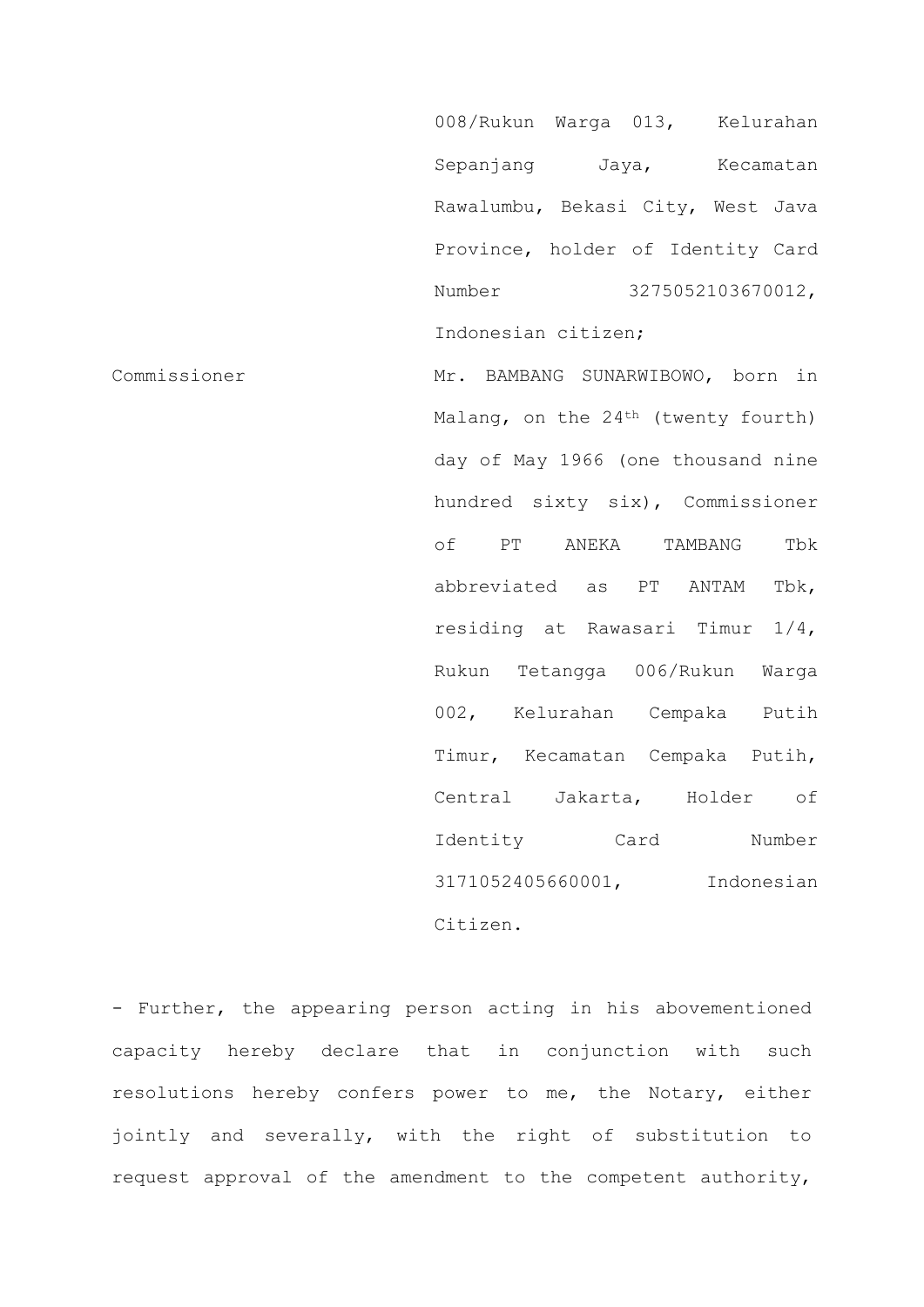| | |
|---|---|
| | 008/Rukun Warga 013, Kelurahan Sepanjang Jaya, Kecamatan Rawalumbu, Bekasi City, West Java Province, holder of Identity Card Number 3275052103670012, Indonesian citizen; |
| Commissioner | Mr. BAMBANG SUNARWIBOWO, born in Malang, on the 24th (twenty fourth) day of May 1966 (one thousand nine hundred sixty six), Commissioner of PT ANEKA TAMBANG Tbk abbreviated as PT ANTAM Tbk, residing at Rawasari Timur 1/4, Rukun Tetangga 006/Rukun Warga 002, Kelurahan Cempaka Putih Timur, Kecamatan Cempaka Putih, Central Jakarta, Holder of Identity Card Number 3171052405660001, Indonesian Citizen. |

- Further, the appearing person acting in his abovementioned capacity hereby declare that in conjunction with such resolutions hereby confers power to me, the Notary, either jointly and severally, with the right of substitution to request approval of the amendment to the competent authority,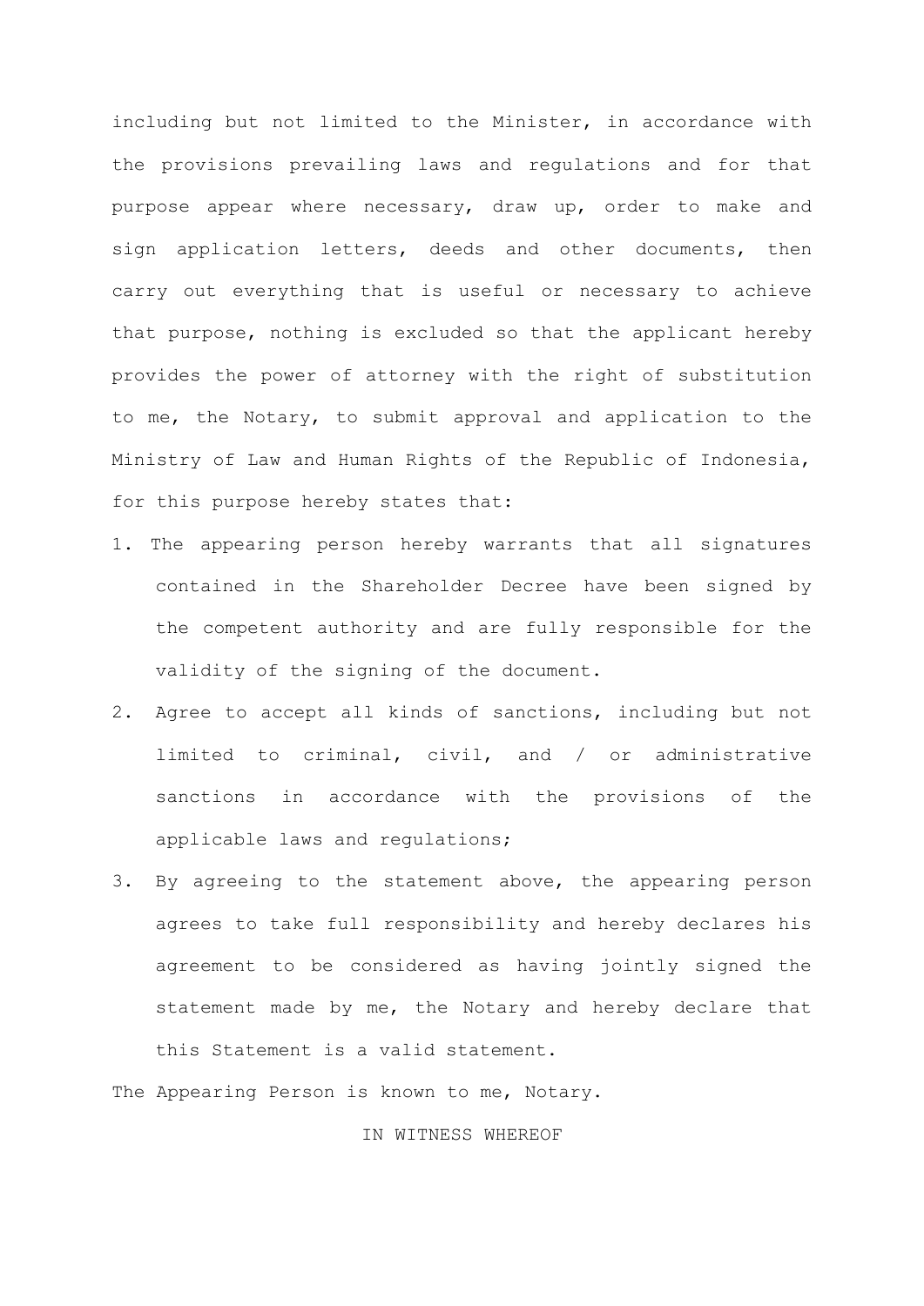including but not limited to the Minister, in accordance with the provisions prevailing laws and regulations and for that purpose appear where necessary, draw up, order to make and sign application letters, deeds and other documents, then carry out everything that is useful or necessary to achieve that purpose, nothing is excluded so that the applicant hereby provides the power of attorney with the right of substitution to me, the Notary, to submit approval and application to the Ministry of Law and Human Rights of the Republic of Indonesia, for this purpose hereby states that:

1. The appearing person hereby warrants that all signatures contained in the Shareholder Decree have been signed by the competent authority and are fully responsible for the validity of the signing of the document.
2. Agree to accept all kinds of sanctions, including but not limited to criminal, civil, and / or administrative sanctions in accordance with the provisions of the applicable laws and regulations;
3. By agreeing to the statement above, the appearing person agrees to take full responsibility and hereby declares his agreement to be considered as having jointly signed the statement made by me, the Notary and hereby declare that this Statement is a valid statement.

The Appearing Person is known to me, Notary.

IN WITNESS WHEREOF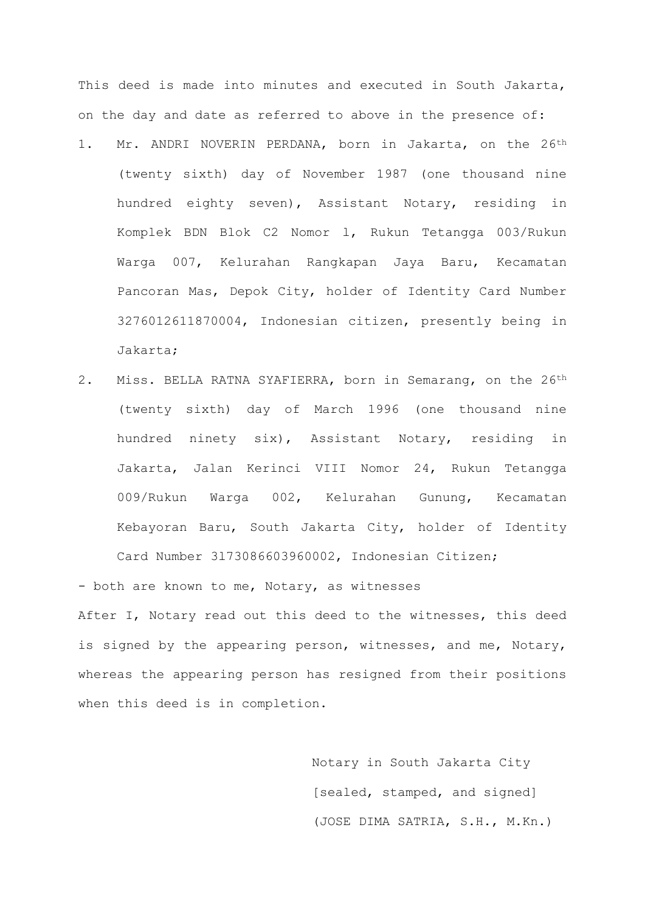This deed is made into minutes and executed in South Jakarta, on the day and date as referred to above in the presence of:

1. Mr. ANDRI NOVERIN PERDANA, born in Jakarta, on the 26th (twenty sixth) day of November 1987 (one thousand nine hundred eighty seven), Assistant Notary, residing in Komplek BDN Blok C2 Nomor l, Rukun Tetangga 003/Rukun Warga 007, Kelurahan Rangkapan Jaya Baru, Kecamatan Pancoran Mas, Depok City, holder of Identity Card Number 3276012611870004, Indonesian citizen, presently being in Jakarta;
2. Miss. BELLA RATNA SYAFIERRA, born in Semarang, on the 26th (twenty sixth) day of March 1996 (one thousand nine hundred ninety six), Assistant Notary, residing in Jakarta, Jalan Kerinci VIII Nomor 24, Rukun Tetangga 009/Rukun Warga 002, Kelurahan Gunung, Kecamatan Kebayoran Baru, South Jakarta City, holder of Identity Card Number 3l73086603960002, Indonesian Citizen;

- both are known to me, Notary, as witnesses

After I, Notary read out this deed to the witnesses, this deed is signed by the appearing person, witnesses, and me, Notary, whereas the appearing person has resigned from their positions when this deed is in completion.

Notary in South Jakarta City

[sealed, stamped, and signed]

(JOSE DIMA SATRIA, S.H., M.Kn.)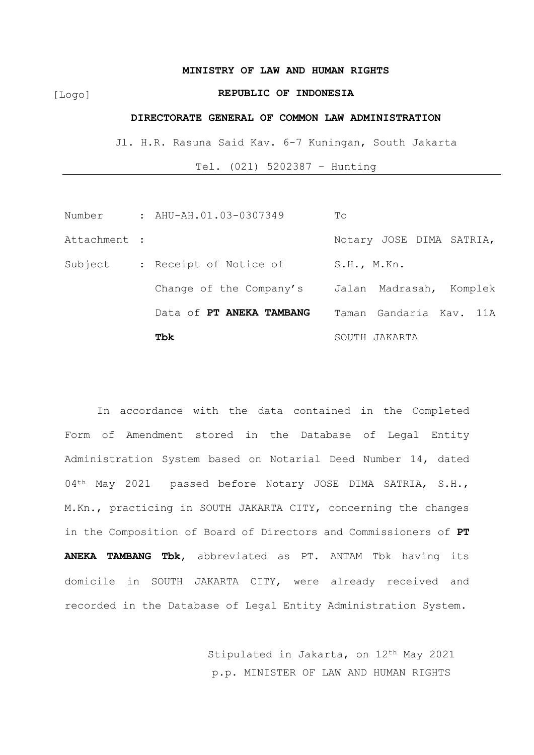[Logo]

**MINISTRY OF LAW AND HUMAN RIGHTS**

**REPUBLIC OF INDONESIA**

**DIRECTORATE GENERAL OF COMMON LAW ADMINISTRATION**

Jl. H.R. Rasuna Said Kav. 6-7 Kuningan, South Jakarta

Tel. (021) 5202387 – Hunting

---

| | | |
|---|---|---|
| Number | : AHU-AH.01.03-0307349 | To |
| Attachment | : | Notary JOSE DIMA SATRIA, S.H., M.Kn. |
| Subject | : Receipt of Notice of Change of the Company's Data of **PT ANEKA TAMBANG Tbk** | Jalan Madrasah, Komplek Taman Gandaria Kav. 11A SOUTH JAKARTA |

In accordance with the data contained in the Completed Form of Amendment stored in the Database of Legal Entity Administration System based on Notarial Deed Number 14, dated 04th May 2021 passed before Notary JOSE DIMA SATRIA, S.H., M.Kn., practicing in SOUTH JAKARTA CITY, concerning the changes in the Composition of Board of Directors and Commissioners of **PT ANEKA TAMBANG Tbk**, abbreviated as PT. ANTAM Tbk having its domicile in SOUTH JAKARTA CITY, were already received and recorded in the Database of Legal Entity Administration System.

Stipulated in Jakarta, on 12th May 2021

p.p. MINISTER OF LAW AND HUMAN RIGHTS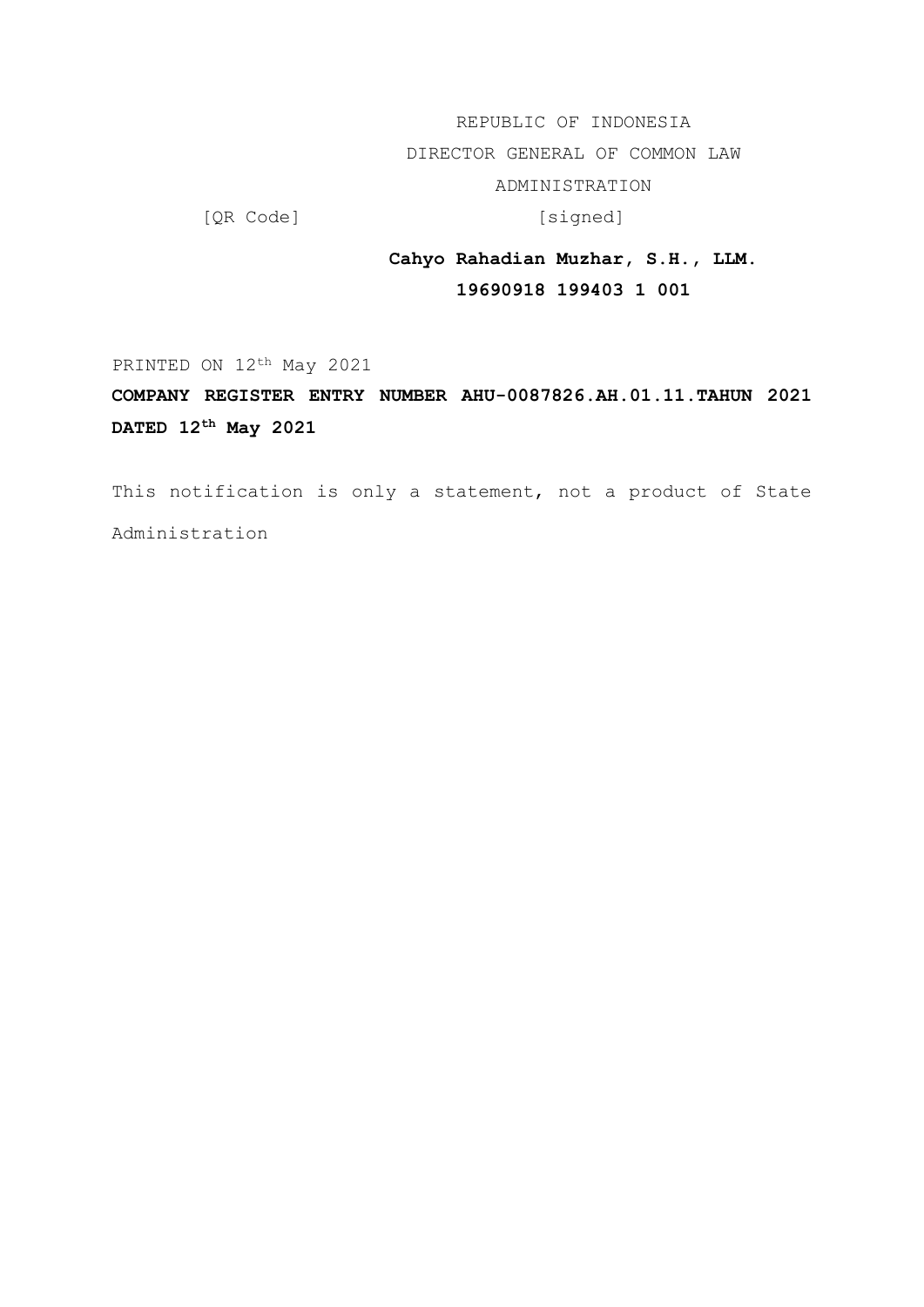REPUBLIC OF INDONESIA

DIRECTOR GENERAL OF COMMON LAW

ADMINISTRATION

[QR Code] [signed]

**Cahyo Rahadian Muzhar, S.H., LLM.**

**19690918 199403 1 001**

PRINTED ON 12th May 2021

**COMPANY REGISTER ENTRY NUMBER AHU-0087826.AH.01.11.TAHUN 2021 DATED 12th May 2021**

This notification is only a statement, not a product of State Administration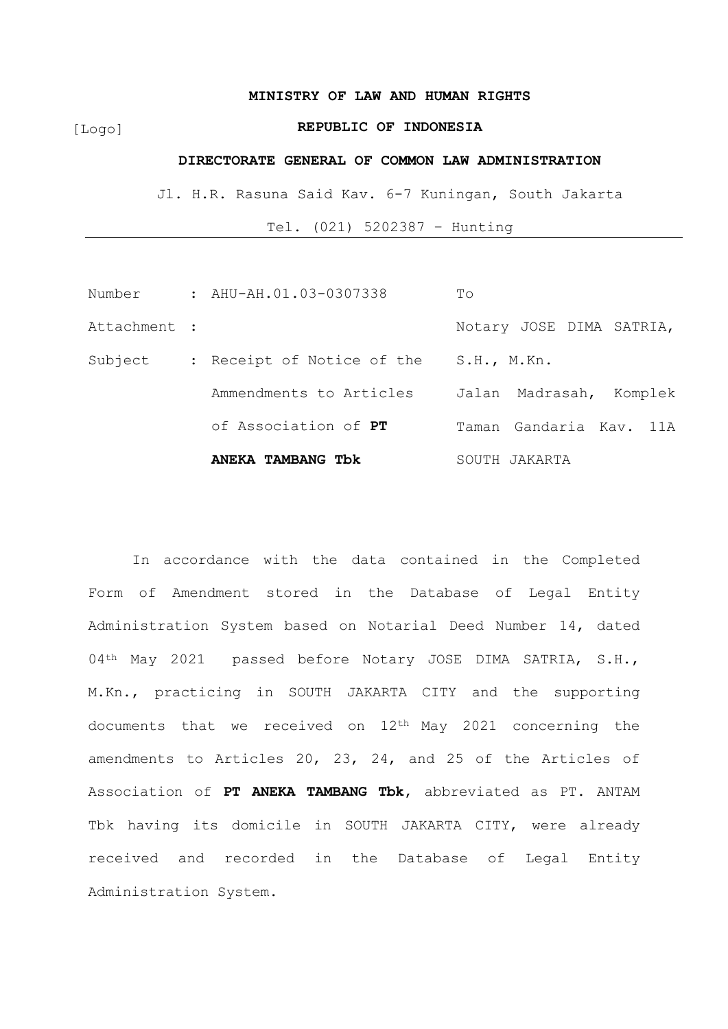**MINISTRY OF LAW AND HUMAN RIGHTS**

[Logo] **REPUBLIC OF INDONESIA**

**DIRECTORATE GENERAL OF COMMON LAW ADMINISTRATION**

Jl. H.R. Rasuna Said Kav. 6-7 Kuningan, South Jakarta

Tel. (021) 5202387 – Hunting

---

| | | |
|---|---|---|
| Number | : AHU-AH.01.03-0307338 | To |
| Attachment | : | Notary JOSE DIMA SATRIA, S.H., M.Kn. |
| Subject | : Receipt of Notice of the Ammendments to Articles of Association of **PT ANEKA TAMBANG Tbk** | Jalan Madrasah, Komplek Taman Gandaria Kav. 11A SOUTH JAKARTA |

In accordance with the data contained in the Completed Form of Amendment stored in the Database of Legal Entity Administration System based on Notarial Deed Number 14, dated 04th May 2021 passed before Notary JOSE DIMA SATRIA, S.H., M.Kn., practicing in SOUTH JAKARTA CITY and the supporting documents that we received on 12th May 2021 concerning the amendments to Articles 20, 23, 24, and 25 of the Articles of Association of **PT ANEKA TAMBANG Tbk**, abbreviated as PT. ANTAM Tbk having its domicile in SOUTH JAKARTA CITY, were already received and recorded in the Database of Legal Entity Administration System.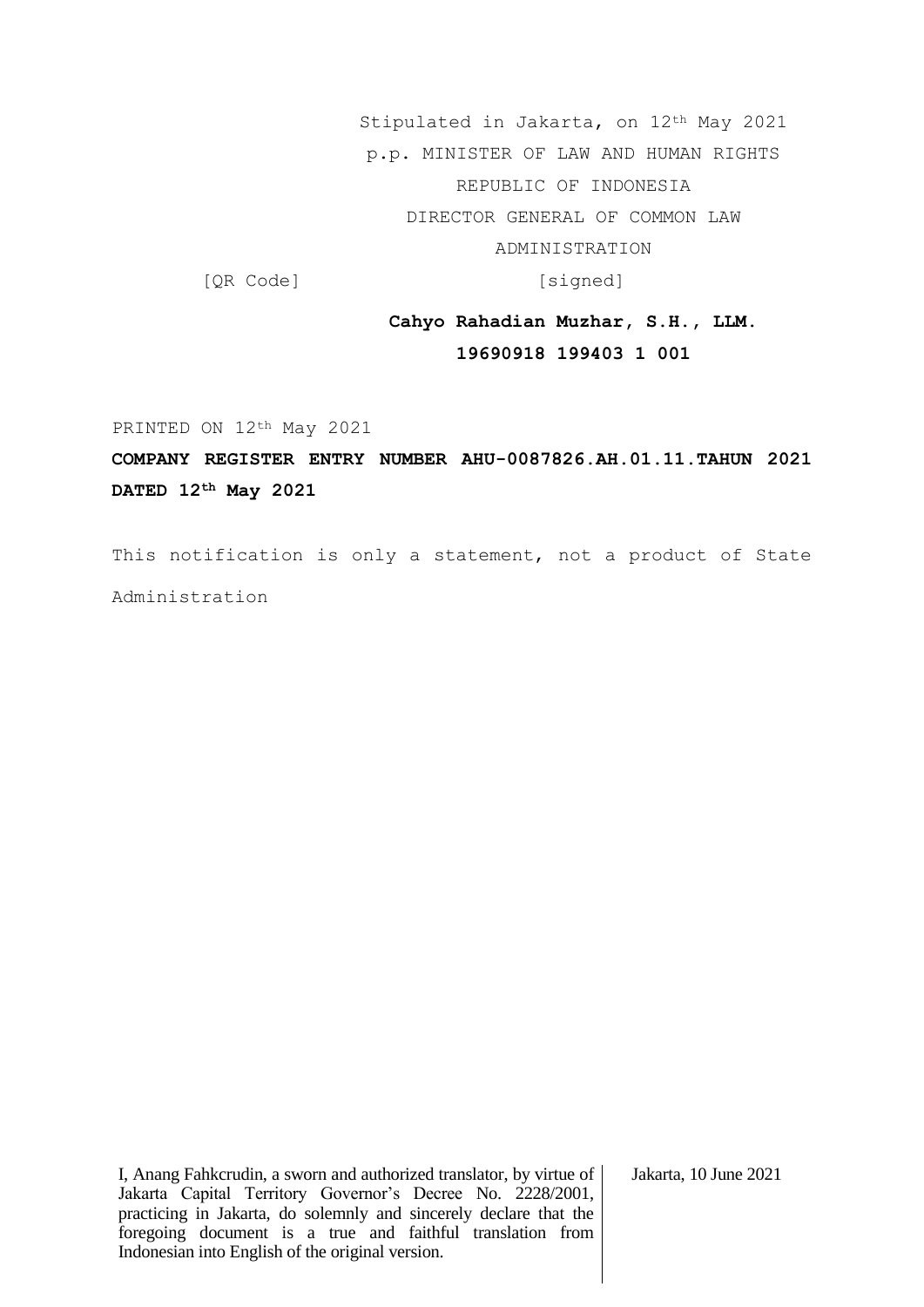Stipulated in Jakarta, on 12th May 2021

p.p. MINISTER OF LAW AND HUMAN RIGHTS

REPUBLIC OF INDONESIA

DIRECTOR GENERAL OF COMMON LAW

ADMINISTRATION

[QR Code] [signed]

**Cahyo Rahadian Muzhar, S.H., LLM.**

**19690918 199403 1 001**

PRINTED ON 12th May 2021

**COMPANY REGISTER ENTRY NUMBER AHU-0087826.AH.01.11.TAHUN 2021 DATED 12th May 2021**

This notification is only a statement, not a product of State Administration

I, Anang Fahkcrudin, a sworn and authorized translator, by virtue of Jakarta Capital Territory Governor's Decree No. 2228/2001, practicing in Jakarta, do solemnly and sincerely declare that the foregoing document is a true and faithful translation from Indonesian into English of the original version.

Jakarta, 10 June 2021